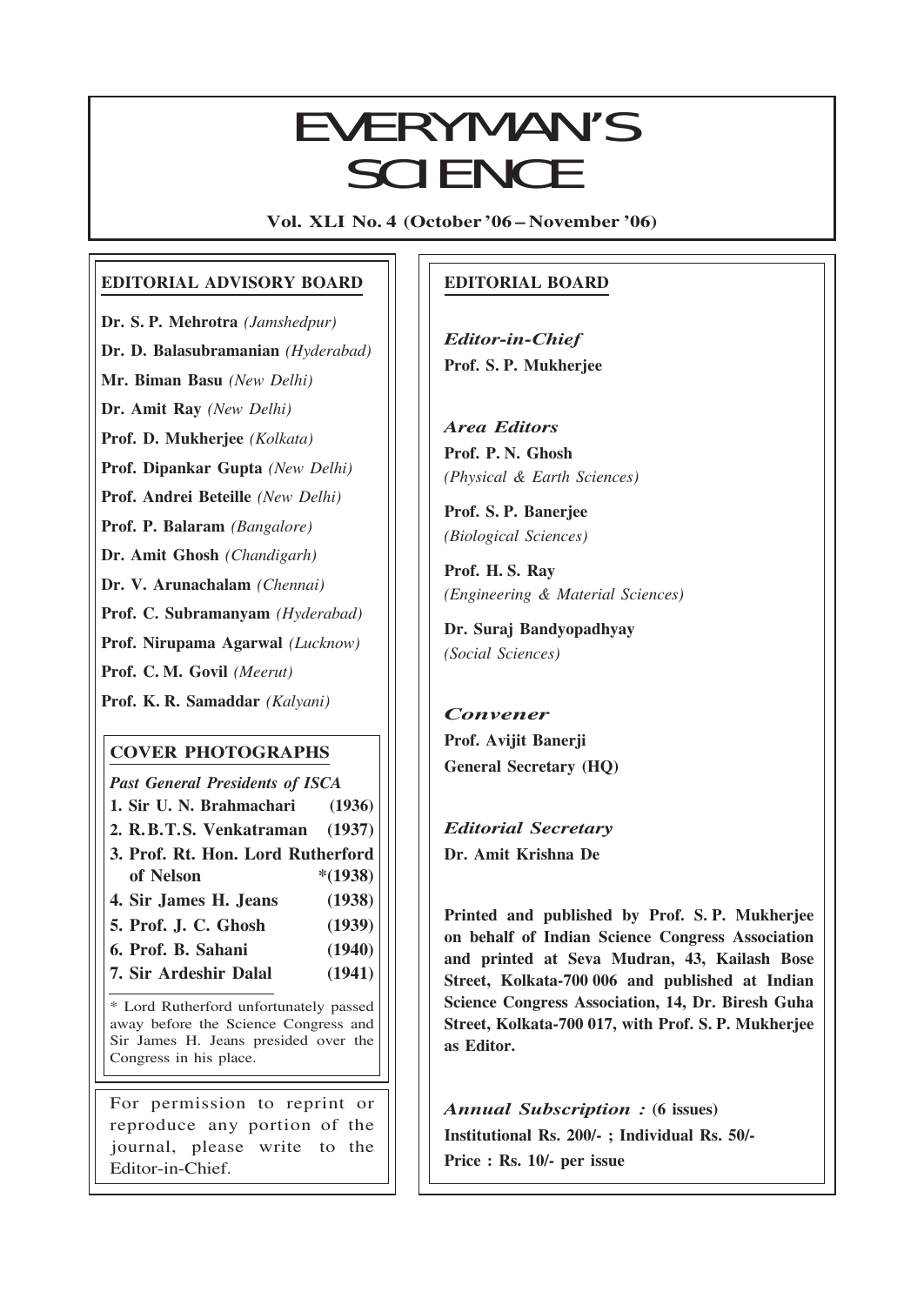# EVERYMAN'S SCIENCE

**Vol. XLI No. 4 (October '06 – November '06)**

## EDITORIAL ADVISORY BOARD

**Dr. S. P. Mehrotra** *(Jamshedpur)*

**Dr. D. Balasubramanian** *(Hyderabad)*

**Mr. Biman Basu** *(New Delhi)*

**Dr. Amit Ray** *(New Delhi)*

**Prof. D. Mukherjee** *(Kolkata)*

**Prof. Dipankar Gupta** *(New Delhi)*

**Prof. Andrei Beteille** *(New Delhi)*

**Prof. P. Balaram** *(Bangalore)*

**Dr. Amit Ghosh** *(Chandigarh)*

**Dr. V. Arunachalam** *(Chennai)*

**Prof. C. Subramanyam** *(Hyderabad)*

**Prof. Nirupama Agarwal** *(Lucknow)*

**Prof. C. M. Govil** *(Meerut)*

**Prof. K. R. Samaddar** *(Kalyani)*

## COVER PHOTOGRAPHS

***Past General Presidents of ISCA***

1. **Sir U. N. Brahmachari (1936)**
2. **R.B.T.S. Venkatraman (1937)**
3. **Prof. Rt. Hon. Lord Rutherford of Nelson *(1938)**
4. **Sir James H. Jeans (1938)**
5. **Prof. J. C. Ghosh (1939)**
6. **Prof. B. Sahani (1940)**
7. **Sir Ardeshir Dalal (1941)**

* Lord Rutherford unfortunately passed away before the Science Congress and Sir James H. Jeans presided over the Congress in his place.

For permission to reprint or reproduce any portion of the journal, please write to the Editor-in-Chief.

## EDITORIAL BOARD

***Editor-in-Chief***

**Prof. S. P. Mukherjee**

***Area Editors***

**Prof. P. N. Ghosh**
*(Physical & Earth Sciences)*

**Prof. S. P. Banerjee**
*(Biological Sciences)*

**Prof. H. S. Ray**
*(Engineering & Material Sciences)*

**Dr. Suraj Bandyopadhyay**
*(Social Sciences)*

***Convener***

**Prof. Avijit Banerji**
**General Secretary (HQ)**

***Editorial Secretary***

**Dr. Amit Krishna De**

**Printed and published by Prof. S. P. Mukherjee on behalf of Indian Science Congress Association and printed at Seva Mudran, 43, Kailash Bose Street, Kolkata-700 006 and published at Indian Science Congress Association, 14, Dr. Biresh Guha Street, Kolkata-700 017, with Prof. S. P. Mukherjee as Editor.**

***Annual Subscription :*** **(6 issues)**
**Institutional Rs. 200/- ; Individual Rs. 50/-**
**Price : Rs. 10/- per issue**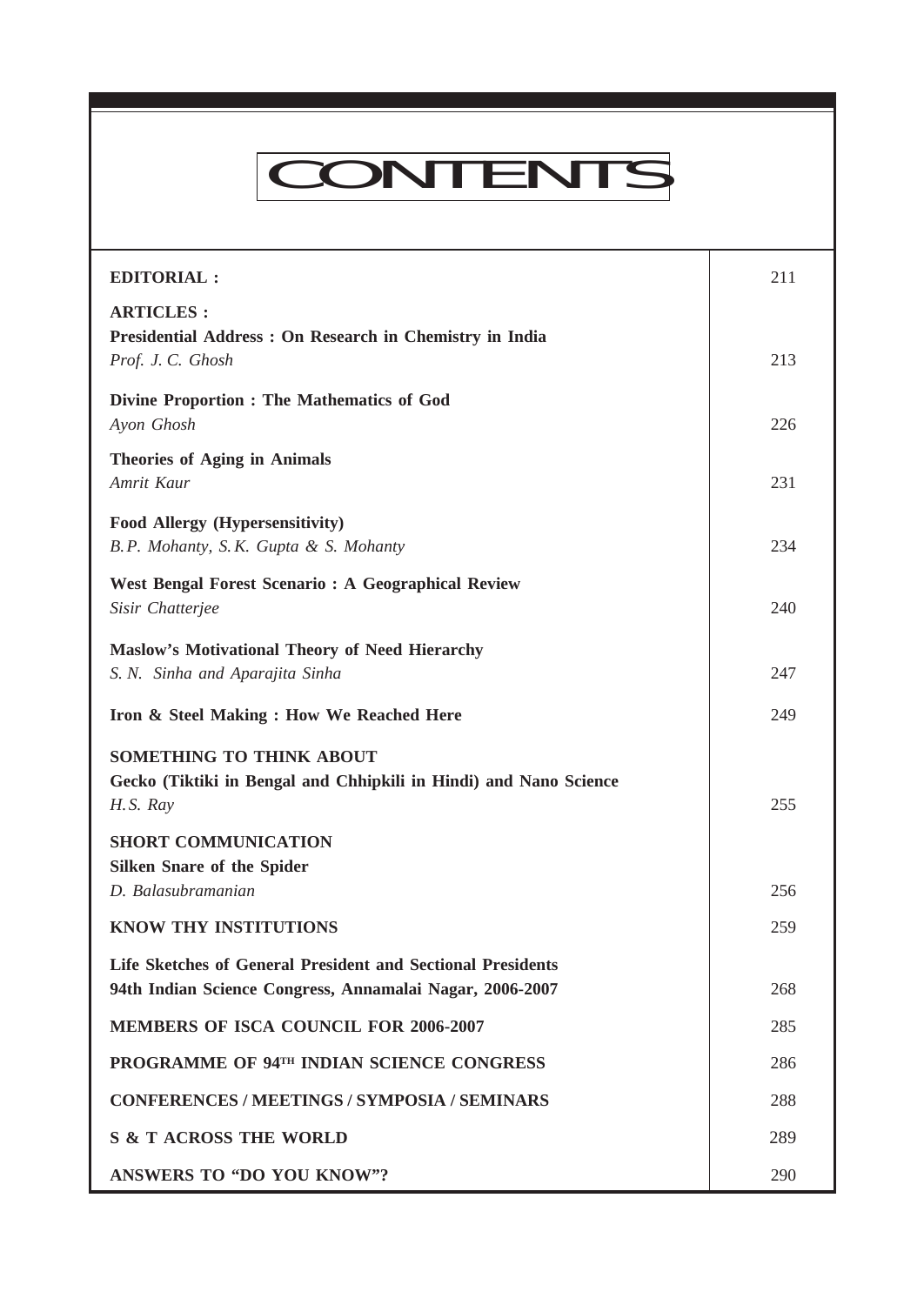# CONTENTS

| | |
|---|---|
| **EDITORIAL :** | 211 |
| **ARTICLES :**<br>**Presidential Address : On Research in Chemistry in India**<br>*Prof. J. C. Ghosh* | 213 |
| **Divine Proportion : The Mathematics of God**<br>*Ayon Ghosh* | 226 |
| **Theories of Aging in Animals**<br>*Amrit Kaur* | 231 |
| **Food Allergy (Hypersensitivity)**<br>*B.P. Mohanty, S.K. Gupta & S. Mohanty* | 234 |
| **West Bengal Forest Scenario : A Geographical Review**<br>*Sisir Chatterjee* | 240 |
| **Maslow's Motivational Theory of Need Hierarchy**<br>*S. N. Sinha and Aparajita Sinha* | 247 |
| **Iron & Steel Making : How We Reached Here** | 249 |
| **SOMETHING TO THINK ABOUT**<br>**Gecko (Tiktiki in Bengal and Chhipkili in Hindi) and Nano Science**<br>*H.S. Ray* | 255 |
| **SHORT COMMUNICATION**<br>**Silken Snare of the Spider**<br>*D. Balasubramanian* | 256 |
| **KNOW THY INSTITUTIONS** | 259 |
| **Life Sketches of General President and Sectional Presidents**<br>**94th Indian Science Congress, Annamalai Nagar, 2006-2007** | 268 |
| **MEMBERS OF ISCA COUNCIL FOR 2006-2007** | 285 |
| **PROGRAMME OF 94TH INDIAN SCIENCE CONGRESS** | 286 |
| **CONFERENCES / MEETINGS / SYMPOSIA / SEMINARS** | 288 |
| **S & T ACROSS THE WORLD** | 289 |
| **ANSWERS TO "DO YOU KNOW"?** | 290 |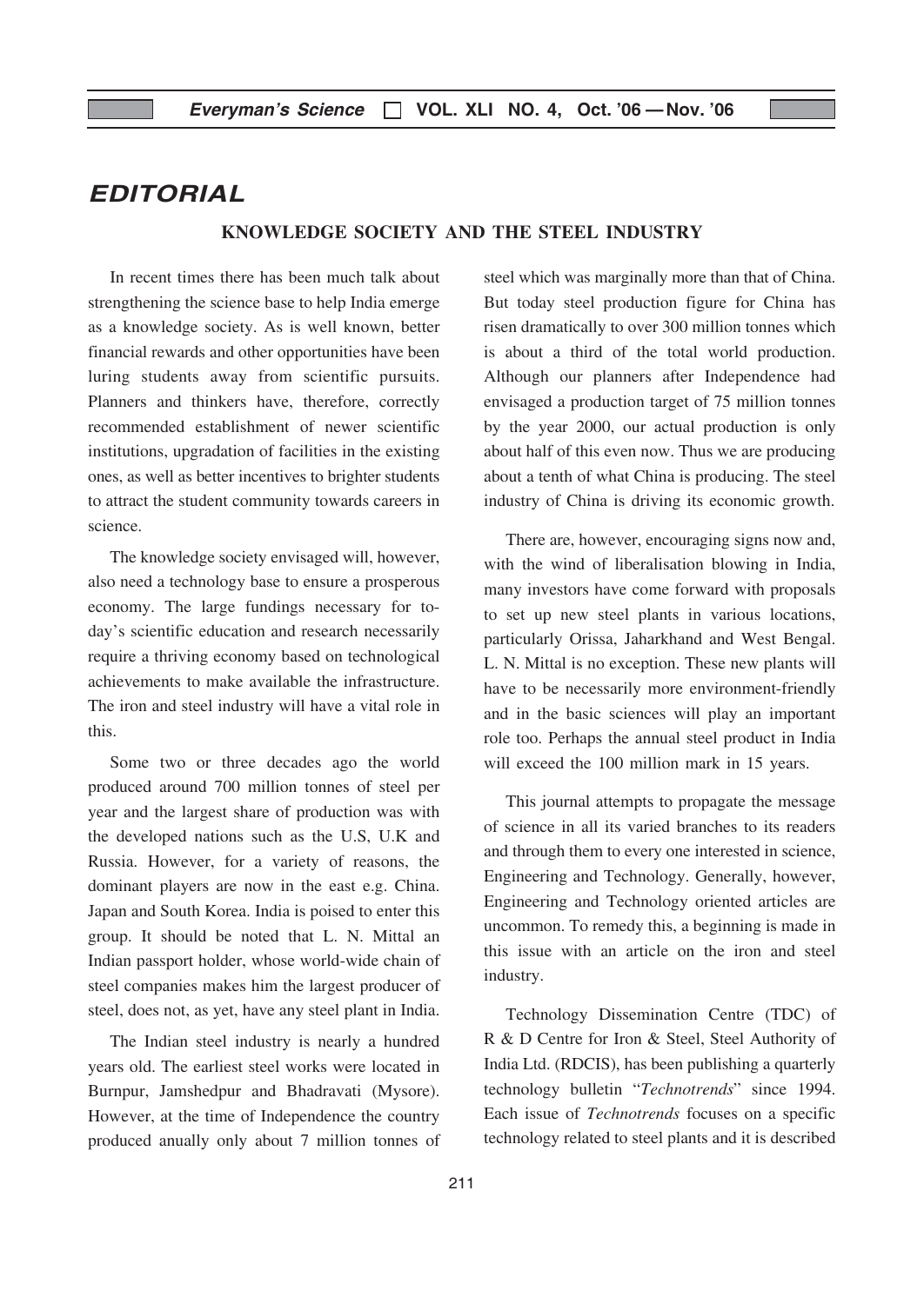# EDITORIAL

## KNOWLEDGE SOCIETY AND THE STEEL INDUSTRY

In recent times there has been much talk about strengthening the science base to help India emerge as a knowledge society. As is well known, better financial rewards and other opportunities have been luring students away from scientific pursuits. Planners and thinkers have, therefore, correctly recommended establishment of newer scientific institutions, upgradation of facilities in the existing ones, as well as better incentives to brighter students to attract the student community towards careers in science.

The knowledge society envisaged will, however, also need a technology base to ensure a prosperous economy. The large fundings necessary for today's scientific education and research necessarily require a thriving economy based on technological achievements to make available the infrastructure. The iron and steel industry will have a vital role in this.

Some two or three decades ago the world produced around 700 million tonnes of steel per year and the largest share of production was with the developed nations such as the U.S, U.K and Russia. However, for a variety of reasons, the dominant players are now in the east e.g. China. Japan and South Korea. India is poised to enter this group. It should be noted that L. N. Mittal an Indian passport holder, whose world-wide chain of steel companies makes him the largest producer of steel, does not, as yet, have any steel plant in India.

The Indian steel industry is nearly a hundred years old. The earliest steel works were located in Burnpur, Jamshedpur and Bhadravati (Mysore). However, at the time of Independence the country produced anually only about 7 million tonnes of steel which was marginally more than that of China. But today steel production figure for China has risen dramatically to over 300 million tonnes which is about a third of the total world production. Although our planners after Independence had envisaged a production target of 75 million tonnes by the year 2000, our actual production is only about half of this even now. Thus we are producing about a tenth of what China is producing. The steel industry of China is driving its economic growth.

There are, however, encouraging signs now and, with the wind of liberalisation blowing in India, many investors have come forward with proposals to set up new steel plants in various locations, particularly Orissa, Jaharkhand and West Bengal. L. N. Mittal is no exception. These new plants will have to be necessarily more environment-friendly and in the basic sciences will play an important role too. Perhaps the annual steel product in India will exceed the 100 million mark in 15 years.

This journal attempts to propagate the message of science in all its varied branches to its readers and through them to every one interested in science, Engineering and Technology. Generally, however, Engineering and Technology oriented articles are uncommon. To remedy this, a beginning is made in this issue with an article on the iron and steel industry.

Technology Dissemination Centre (TDC) of R & D Centre for Iron & Steel, Steel Authority of India Ltd. (RDCIS), has been publishing a quarterly technology bulletin "*Technotrends*" since 1994. Each issue of *Technotrends* focuses on a specific technology related to steel plants and it is described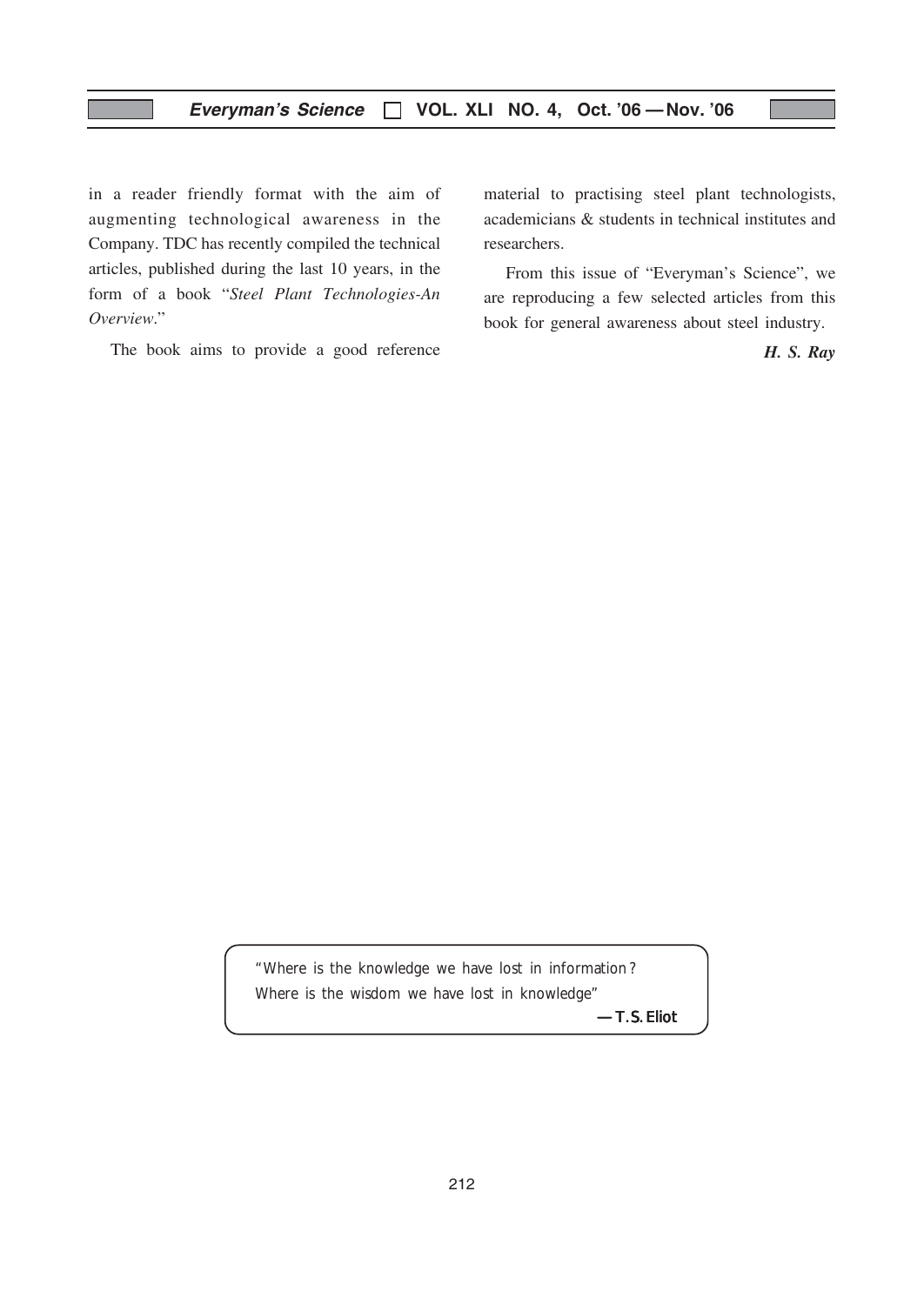in a reader friendly format with the aim of augmenting technological awareness in the Company. TDC has recently compiled the technical articles, published during the last 10 years, in the form of a book "*Steel Plant Technologies-An Overview.*"

The book aims to provide a good reference material to practising steel plant technologists, academicians & students in technical institutes and researchers.

From this issue of "Everyman's Science", we are reproducing a few selected articles from this book for general awareness about steel industry.

***H. S. Ray***

> "Where is the knowledge we have lost in information?
> Where is the wisdom we have lost in knowledge"
>
> **— T. S. Eliot**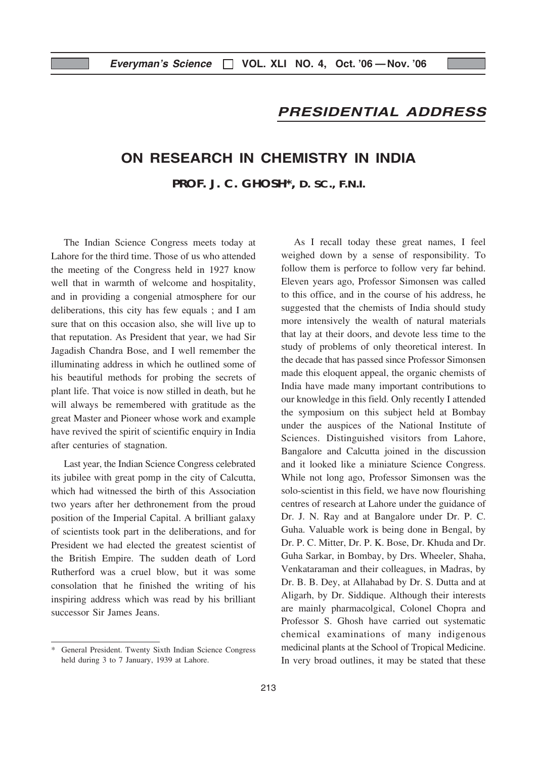## PRESIDENTIAL ADDRESS

# ON RESEARCH IN CHEMISTRY IN INDIA

**PROF. J. C. GHOSH*, D. SC., F.N.I.**

The Indian Science Congress meets today at Lahore for the third time. Those of us who attended the meeting of the Congress held in 1927 know well that in warmth of welcome and hospitality, and in providing a congenial atmosphere for our deliberations, this city has few equals ; and I am sure that on this occasion also, she will live up to that reputation. As President that year, we had Sir Jagadish Chandra Bose, and I well remember the illuminating address in which he outlined some of his beautiful methods for probing the secrets of plant life. That voice is now stilled in death, but he will always be remembered with gratitude as the great Master and Pioneer whose work and example have revived the spirit of scientific enquiry in India after centuries of stagnation.

Last year, the Indian Science Congress celebrated its jubilee with great pomp in the city of Calcutta, which had witnessed the birth of this Association two years after her dethronement from the proud position of the Imperial Capital. A brilliant galaxy of scientists took part in the deliberations, and for President we had elected the greatest scientist of the British Empire. The sudden death of Lord Rutherford was a cruel blow, but it was some consolation that he finished the writing of his inspiring address which was read by his brilliant successor Sir James Jeans.

As I recall today these great names, I feel weighed down by a sense of responsibility. To follow them is perforce to follow very far behind. Eleven years ago, Professor Simonsen was called to this office, and in the course of his address, he suggested that the chemists of India should study more intensively the wealth of natural materials that lay at their doors, and devote less time to the study of problems of only theoretical interest. In the decade that has passed since Professor Simonsen made this eloquent appeal, the organic chemists of India have made many important contributions to our knowledge in this field. Only recently I attended the symposium on this subject held at Bombay under the auspices of the National Institute of Sciences. Distinguished visitors from Lahore, Bangalore and Calcutta joined in the discussion and it looked like a miniature Science Congress. While not long ago, Professor Simonsen was the solo-scientist in this field, we have now flourishing centres of research at Lahore under the guidance of Dr. J. N. Ray and at Bangalore under Dr. P. C. Guha. Valuable work is being done in Bengal, by Dr. P. C. Mitter, Dr. P. K. Bose, Dr. Khuda and Dr. Guha Sarkar, in Bombay, by Drs. Wheeler, Shaha, Venkataraman and their colleagues, in Madras, by Dr. B. B. Dey, at Allahabad by Dr. S. Dutta and at Aligarh, by Dr. Siddique. Although their interests are mainly pharmacolgical, Colonel Chopra and Professor S. Ghosh have carried out systematic chemical examinations of many indigenous medicinal plants at the School of Tropical Medicine. In very broad outlines, it may be stated that these

---

\* General President. Twenty Sixth Indian Science Congress held during 3 to 7 January, 1939 at Lahore.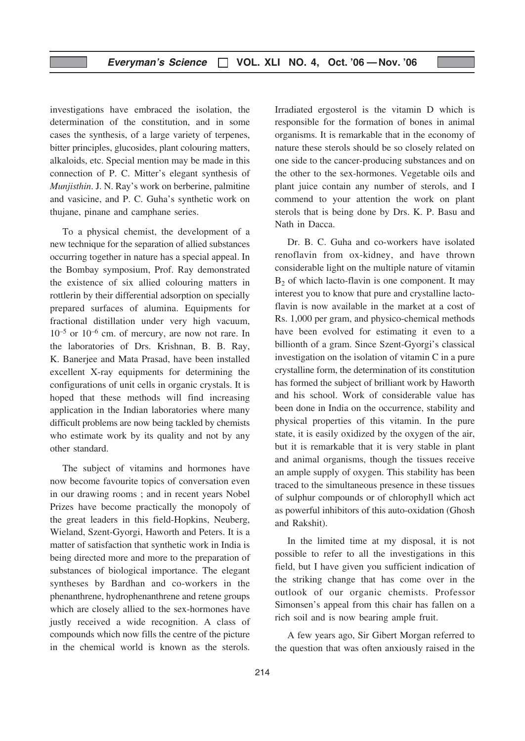investigations have embraced the isolation, the determination of the constitution, and in some cases the synthesis, of a large variety of terpenes, bitter principles, glucosides, plant colouring matters, alkaloids, etc. Special mention may be made in this connection of P. C. Mitter's elegant synthesis of *Munjisthin*. J. N. Ray's work on berberine, palmitine and vasicine, and P. C. Guha's synthetic work on thujane, pinane and camphane series.

To a physical chemist, the development of a new technique for the separation of allied substances occurring together in nature has a special appeal. In the Bombay symposium, Prof. Ray demonstrated the existence of six allied colouring matters in rottlerin by their differential adsorption on specially prepared surfaces of alumina. Equipments for fractional distillation under very high vacuum, $10^{-5}$ or $10^{-6}$ cm. of mercury, are now not rare. In the laboratories of Drs. Krishnan, B. B. Ray, K. Banerjee and Mata Prasad, have been installed excellent X-ray equipments for determining the configurations of unit cells in organic crystals. It is hoped that these methods will find increasing application in the Indian laboratories where many difficult problems are now being tackled by chemists who estimate work by its quality and not by any other standard.

The subject of vitamins and hormones have now become favourite topics of conversation even in our drawing rooms ; and in recent years Nobel Prizes have become practically the monopoly of the great leaders in this field-Hopkins, Neuberg, Wieland, Szent-Gyorgi, Haworth and Peters. It is a matter of satisfaction that synthetic work in India is being directed more and more to the preparation of substances of biological importance. The elegant syntheses by Bardhan and co-workers in the phenanthrene, hydrophenanthrene and retene groups which are closely allied to the sex-hormones have justly received a wide recognition. A class of compounds which now fills the centre of the picture in the chemical world is known as the sterols. Irradiated ergosterol is the vitamin D which is responsible for the formation of bones in animal organisms. It is remarkable that in the economy of nature these sterols should be so closely related on one side to the cancer-producing substances and on the other to the sex-hormones. Vegetable oils and plant juice contain any number of sterols, and I commend to your attention the work on plant sterols that is being done by Drs. K. P. Basu and Nath in Dacca.

Dr. B. C. Guha and co-workers have isolated renoflavin from ox-kidney, and have thrown considerable light on the multiple nature of vitamin $B_2$ of which lacto-flavin is one component. It may interest you to know that pure and crystalline lacto-flavin is now available in the market at a cost of Rs. 1,000 per gram, and physico-chemical methods have been evolved for estimating it even to a billionth of a gram. Since Szent-Gyorgi's classical investigation on the isolation of vitamin C in a pure crystalline form, the determination of its constitution has formed the subject of brilliant work by Haworth and his school. Work of considerable value has been done in India on the occurrence, stability and physical properties of this vitamin. In the pure state, it is easily oxidized by the oxygen of the air, but it is remarkable that it is very stable in plant and animal organisms, though the tissues receive an ample supply of oxygen. This stability has been traced to the simultaneous presence in these tissues of sulphur compounds or of chlorophyll which act as powerful inhibitors of this auto-oxidation (Ghosh and Rakshit).

In the limited time at my disposal, it is not possible to refer to all the investigations in this field, but I have given you sufficient indication of the striking change that has come over in the outlook of our organic chemists. Professor Simonsen's appeal from this chair has fallen on a rich soil and is now bearing ample fruit.

A few years ago, Sir Gibert Morgan referred to the question that was often anxiously raised in the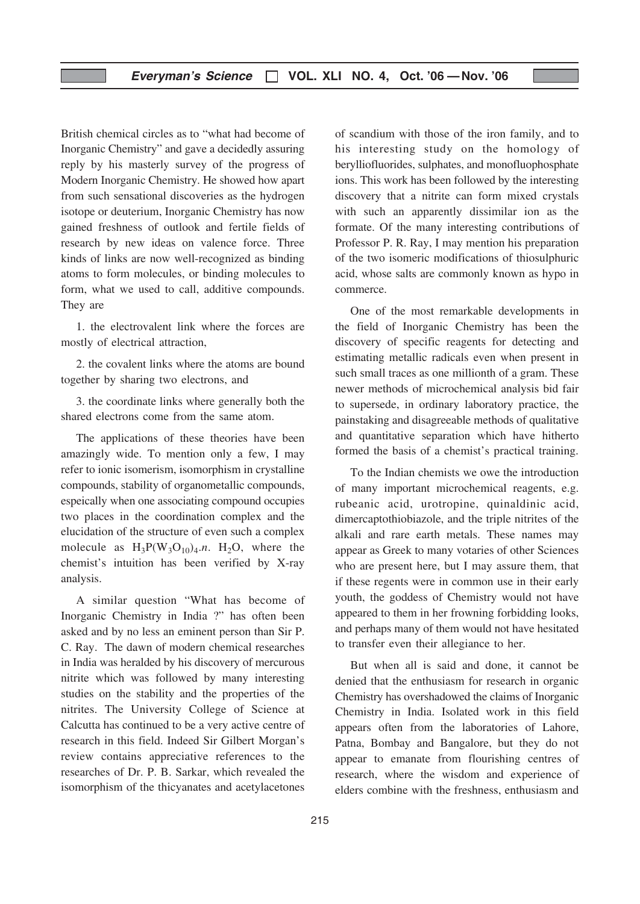British chemical circles as to "what had become of Inorganic Chemistry" and gave a decidedly assuring reply by his masterly survey of the progress of Modern Inorganic Chemistry. He showed how apart from such sensational discoveries as the hydrogen isotope or deuterium, Inorganic Chemistry has now gained freshness of outlook and fertile fields of research by new ideas on valence force. Three kinds of links are now well-recognized as binding atoms to form molecules, or binding molecules to form, what we used to call, additive compounds. They are

1. the electrovalent link where the forces are mostly of electrical attraction,

2. the covalent links where the atoms are bound together by sharing two electrons, and

3. the coordinate links where generally both the shared electrons come from the same atom.

The applications of these theories have been amazingly wide. To mention only a few, I may refer to ionic isomerism, isomorphism in crystalline compounds, stability of organometallic compounds, espeically when one associating compound occupies two places in the coordination complex and the elucidation of the structure of even such a complex molecule as $H_3P(W_3O_{10})_4.n.\ H_2O$, where the chemist's intuition has been verified by X-ray analysis.

A similar question "What has become of Inorganic Chemistry in India ?" has often been asked and by no less an eminent person than Sir P. C. Ray. The dawn of modern chemical researches in India was heralded by his discovery of mercurous nitrite which was followed by many interesting studies on the stability and the properties of the nitrites. The University College of Science at Calcutta has continued to be a very active centre of research in this field. Indeed Sir Gilbert Morgan's review contains appreciative references to the researches of Dr. P. B. Sarkar, which revealed the isomorphism of the thicyanates and acetylacetones of scandium with those of the iron family, and to his interesting study on the homology of berylliofluorides, sulphates, and monofluophosphate ions. This work has been followed by the interesting discovery that a nitrite can form mixed crystals with such an apparently dissimilar ion as the formate. Of the many interesting contributions of Professor P. R. Ray, I may mention his preparation of the two isomeric modifications of thiosulphuric acid, whose salts are commonly known as hypo in commerce.

One of the most remarkable developments in the field of Inorganic Chemistry has been the discovery of specific reagents for detecting and estimating metallic radicals even when present in such small traces as one millionth of a gram. These newer methods of microchemical analysis bid fair to supersede, in ordinary laboratory practice, the painstaking and disagreeable methods of qualitative and quantitative separation which have hitherto formed the basis of a chemist's practical training.

To the Indian chemists we owe the introduction of many important microchemical reagents, e.g. rubeanic acid, urotropine, quinaldinic acid, dimercaptothiobiazole, and the triple nitrites of the alkali and rare earth metals. These names may appear as Greek to many votaries of other Sciences who are present here, but I may assure them, that if these regents were in common use in their early youth, the goddess of Chemistry would not have appeared to them in her frowning forbidding looks, and perhaps many of them would not have hesitated to transfer even their allegiance to her.

But when all is said and done, it cannot be denied that the enthusiasm for research in organic Chemistry has overshadowed the claims of Inorganic Chemistry in India. Isolated work in this field appears often from the laboratories of Lahore, Patna, Bombay and Bangalore, but they do not appear to emanate from flourishing centres of research, where the wisdom and experience of elders combine with the freshness, enthusiasm and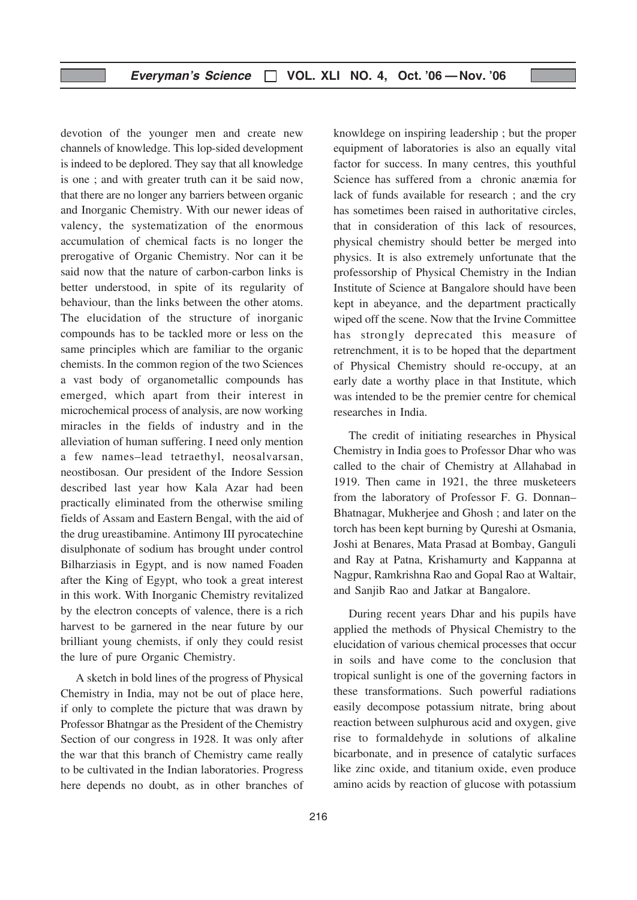devotion of the younger men and create new channels of knowledge. This lop-sided development is indeed to be deplored. They say that all knowledge is one ; and with greater truth can it be said now, that there are no longer any barriers between organic and Inorganic Chemistry. With our newer ideas of valency, the systematization of the enormous accumulation of chemical facts is no longer the prerogative of Organic Chemistry. Nor can it be said now that the nature of carbon-carbon links is better understood, in spite of its regularity of behaviour, than the links between the other atoms. The elucidation of the structure of inorganic compounds has to be tackled more or less on the same principles which are familiar to the organic chemists. In the common region of the two Sciences a vast body of organometallic compounds has emerged, which apart from their interest in microchemical process of analysis, are now working miracles in the fields of industry and in the alleviation of human suffering. I need only mention a few names–lead tetraethyl, neosalvarsan, neostibosan. Our president of the Indore Session described last year how Kala Azar had been practically eliminated from the otherwise smiling fields of Assam and Eastern Bengal, with the aid of the drug ureastibamine. Antimony III pyrocatechine disulphonate of sodium has brought under control Bilharziasis in Egypt, and is now named Foaden after the King of Egypt, who took a great interest in this work. With Inorganic Chemistry revitalized by the electron concepts of valence, there is a rich harvest to be garnered in the near future by our brilliant young chemists, if only they could resist the lure of pure Organic Chemistry.

A sketch in bold lines of the progress of Physical Chemistry in India, may not be out of place here, if only to complete the picture that was drawn by Professor Bhatngar as the President of the Chemistry Section of our congress in 1928. It was only after the war that this branch of Chemistry came really to be cultivated in the Indian laboratories. Progress here depends no doubt, as in other branches of knowldege on inspiring leadership ; but the proper equipment of laboratories is also an equally vital factor for success. In many centres, this youthful Science has suffered from a chronic anæmia for lack of funds available for research ; and the cry has sometimes been raised in authoritative circles, that in consideration of this lack of resources, physical chemistry should better be merged into physics. It is also extremely unfortunate that the professorship of Physical Chemistry in the Indian Institute of Science at Bangalore should have been kept in abeyance, and the department practically wiped off the scene. Now that the Irvine Committee has strongly deprecated this measure of retrenchment, it is to be hoped that the department of Physical Chemistry should re-occupy, at an early date a worthy place in that Institute, which was intended to be the premier centre for chemical researches in India.

The credit of initiating researches in Physical Chemistry in India goes to Professor Dhar who was called to the chair of Chemistry at Allahabad in 1919. Then came in 1921, the three musketeers from the laboratory of Professor F. G. Donnan–Bhatnagar, Mukherjee and Ghosh ; and later on the torch has been kept burning by Qureshi at Osmania, Joshi at Benares, Mata Prasad at Bombay, Ganguli and Ray at Patna, Krishamurty and Kappanna at Nagpur, Ramkrishna Rao and Gopal Rao at Waltair, and Sanjib Rao and Jatkar at Bangalore.

During recent years Dhar and his pupils have applied the methods of Physical Chemistry to the elucidation of various chemical processes that occur in soils and have come to the conclusion that tropical sunlight is one of the governing factors in these transformations. Such powerful radiations easily decompose potassium nitrate, bring about reaction between sulphurous acid and oxygen, give rise to formaldehyde in solutions of alkaline bicarbonate, and in presence of catalytic surfaces like zinc oxide, and titanium oxide, even produce amino acids by reaction of glucose with potassium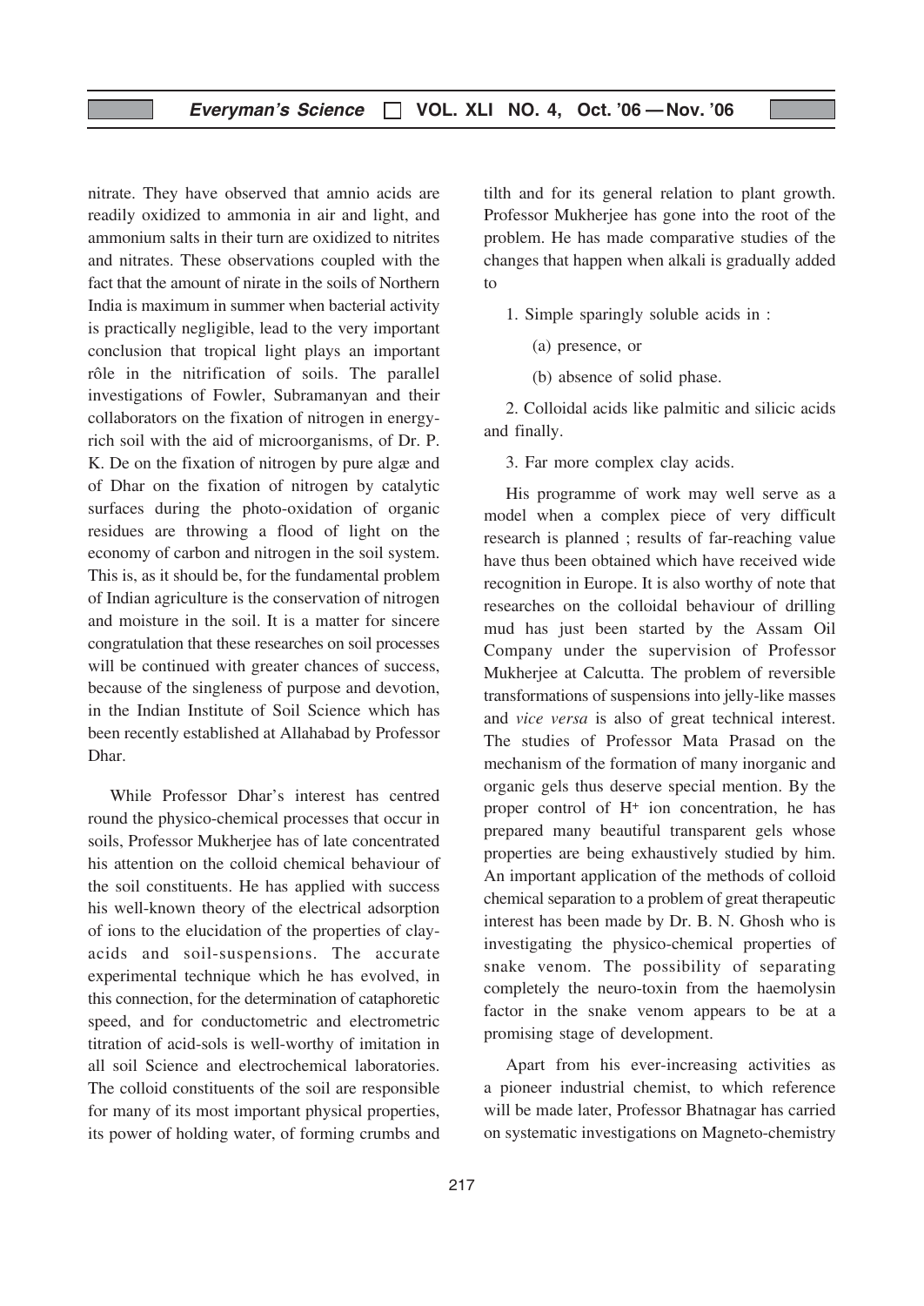nitrate. They have observed that amnio acids are readily oxidized to ammonia in air and light, and ammonium salts in their turn are oxidized to nitrites and nitrates. These observations coupled with the fact that the amount of nirate in the soils of Northern India is maximum in summer when bacterial activity is practically negligible, lead to the very important conclusion that tropical light plays an important rôle in the nitrification of soils. The parallel investigations of Fowler, Subramanyan and their collaborators on the fixation of nitrogen in energy-rich soil with the aid of microorganisms, of Dr. P. K. De on the fixation of nitrogen by pure algæ and of Dhar on the fixation of nitrogen by catalytic surfaces during the photo-oxidation of organic residues are throwing a flood of light on the economy of carbon and nitrogen in the soil system. This is, as it should be, for the fundamental problem of Indian agriculture is the conservation of nitrogen and moisture in the soil. It is a matter for sincere congratulation that these researches on soil processes will be continued with greater chances of success, because of the singleness of purpose and devotion, in the Indian Institute of Soil Science which has been recently established at Allahabad by Professor Dhar.

While Professor Dhar's interest has centred round the physico-chemical processes that occur in soils, Professor Mukherjee has of late concentrated his attention on the colloid chemical behaviour of the soil constituents. He has applied with success his well-known theory of the electrical adsorption of ions to the elucidation of the properties of clay-acids and soil-suspensions. The accurate experimental technique which he has evolved, in this connection, for the determination of cataphoretic speed, and for conductometric and electrometric titration of acid-sols is well-worthy of imitation in all soil Science and electrochemical laboratories. The colloid constituents of the soil are responsible for many of its most important physical properties, its power of holding water, of forming crumbs and tilth and for its general relation to plant growth. Professor Mukherjee has gone into the root of the problem. He has made comparative studies of the changes that happen when alkali is gradually added to

1. Simple sparingly soluble acids in :

   (a) presence, or

   (b) absence of solid phase.

2. Colloidal acids like palmitic and silicic acids and finally.

3. Far more complex clay acids.

His programme of work may well serve as a model when a complex piece of very difficult research is planned ; results of far-reaching value have thus been obtained which have received wide recognition in Europe. It is also worthy of note that researches on the colloidal behaviour of drilling mud has just been started by the Assam Oil Company under the supervision of Professor Mukherjee at Calcutta. The problem of reversible transformations of suspensions into jelly-like masses and *vice versa* is also of great technical interest. The studies of Professor Mata Prasad on the mechanism of the formation of many inorganic and organic gels thus deserve special mention. By the proper control of $H^+$ ion concentration, he has prepared many beautiful transparent gels whose properties are being exhaustively studied by him. An important application of the methods of colloid chemical separation to a problem of great therapeutic interest has been made by Dr. B. N. Ghosh who is investigating the physico-chemical properties of snake venom. The possibility of separating completely the neuro-toxin from the haemolysin factor in the snake venom appears to be at a promising stage of development.

Apart from his ever-increasing activities as a pioneer industrial chemist, to which reference will be made later, Professor Bhatnagar has carried on systematic investigations on Magneto-chemistry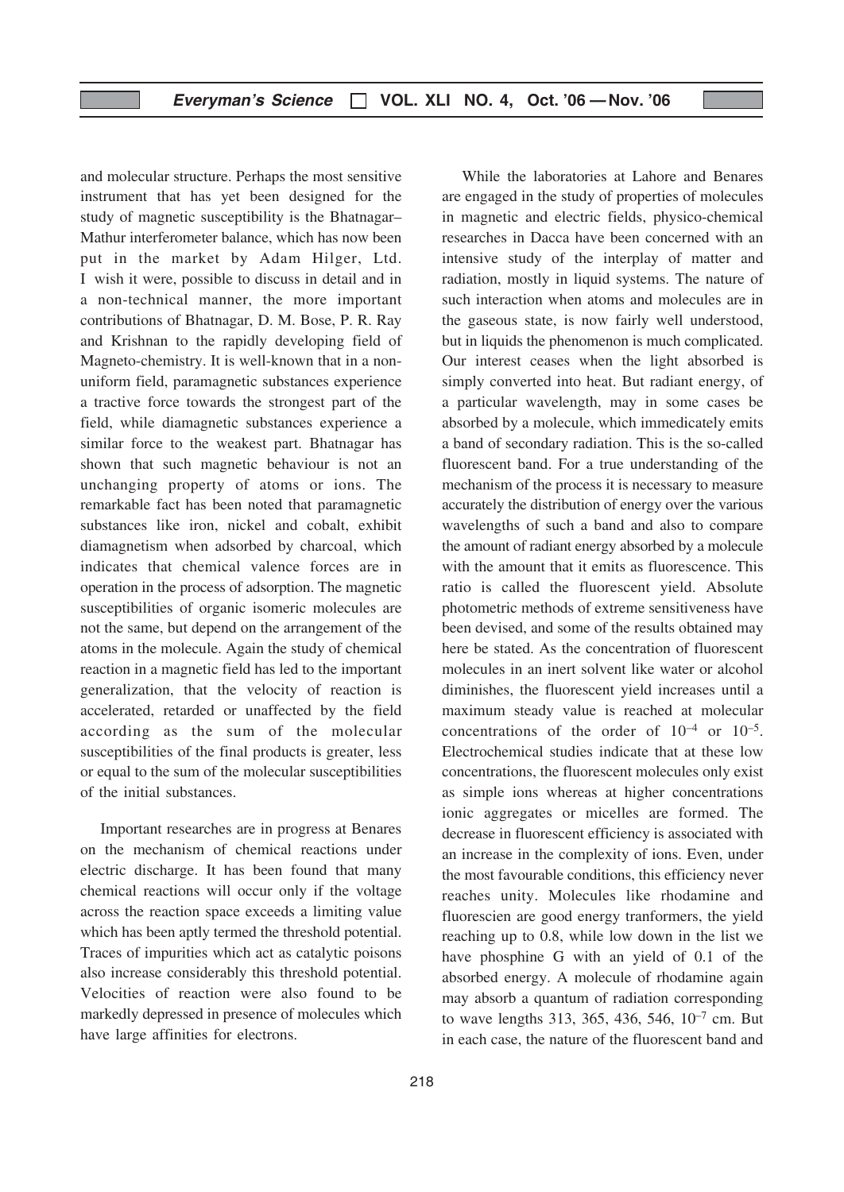and molecular structure. Perhaps the most sensitive instrument that has yet been designed for the study of magnetic susceptibility is the Bhatnagar–Mathur interferometer balance, which has now been put in the market by Adam Hilger, Ltd. I wish it were, possible to discuss in detail and in a non-technical manner, the more important contributions of Bhatnagar, D. M. Bose, P. R. Ray and Krishnan to the rapidly developing field of Magneto-chemistry. It is well-known that in a non-uniform field, paramagnetic substances experience a tractive force towards the strongest part of the field, while diamagnetic substances experience a similar force to the weakest part. Bhatnagar has shown that such magnetic behaviour is not an unchanging property of atoms or ions. The remarkable fact has been noted that paramagnetic substances like iron, nickel and cobalt, exhibit diamagnetism when adsorbed by charcoal, which indicates that chemical valence forces are in operation in the process of adsorption. The magnetic susceptibilities of organic isomeric molecules are not the same, but depend on the arrangement of the atoms in the molecule. Again the study of chemical reaction in a magnetic field has led to the important generalization, that the velocity of reaction is accelerated, retarded or unaffected by the field according as the sum of the molecular susceptibilities of the final products is greater, less or equal to the sum of the molecular susceptibilities of the initial substances.

Important researches are in progress at Benares on the mechanism of chemical reactions under electric discharge. It has been found that many chemical reactions will occur only if the voltage across the reaction space exceeds a limiting value which has been aptly termed the threshold potential. Traces of impurities which act as catalytic poisons also increase considerably this threshold potential. Velocities of reaction were also found to be markedly depressed in presence of molecules which have large affinities for electrons.

While the laboratories at Lahore and Benares are engaged in the study of properties of molecules in magnetic and electric fields, physico-chemical researches in Dacca have been concerned with an intensive study of the interplay of matter and radiation, mostly in liquid systems. The nature of such interaction when atoms and molecules are in the gaseous state, is now fairly well understood, but in liquids the phenomenon is much complicated. Our interest ceases when the light absorbed is simply converted into heat. But radiant energy, of a particular wavelength, may in some cases be absorbed by a molecule, which immedicately emits a band of secondary radiation. This is the so-called fluorescent band. For a true understanding of the mechanism of the process it is necessary to measure accurately the distribution of energy over the various wavelengths of such a band and also to compare the amount of radiant energy absorbed by a molecule with the amount that it emits as fluorescence. This ratio is called the fluorescent yield. Absolute photometric methods of extreme sensitiveness have been devised, and some of the results obtained may here be stated. As the concentration of fluorescent molecules in an inert solvent like water or alcohol diminishes, the fluorescent yield increases until a maximum steady value is reached at molecular concentrations of the order of $10^{-4}$ or $10^{-5}$. Electrochemical studies indicate that at these low concentrations, the fluorescent molecules only exist as simple ions whereas at higher concentrations ionic aggregates or micelles are formed. The decrease in fluorescent efficiency is associated with an increase in the complexity of ions. Even, under the most favourable conditions, this efficiency never reaches unity. Molecules like rhodamine and fluorescien are good energy tranformers, the yield reaching up to 0.8, while low down in the list we have phosphine G with an yield of 0.1 of the absorbed energy. A molecule of rhodamine again may absorb a quantum of radiation corresponding to wave lengths 313, 365, 436, 546, $10^{-7}$ cm. But in each case, the nature of the fluorescent band and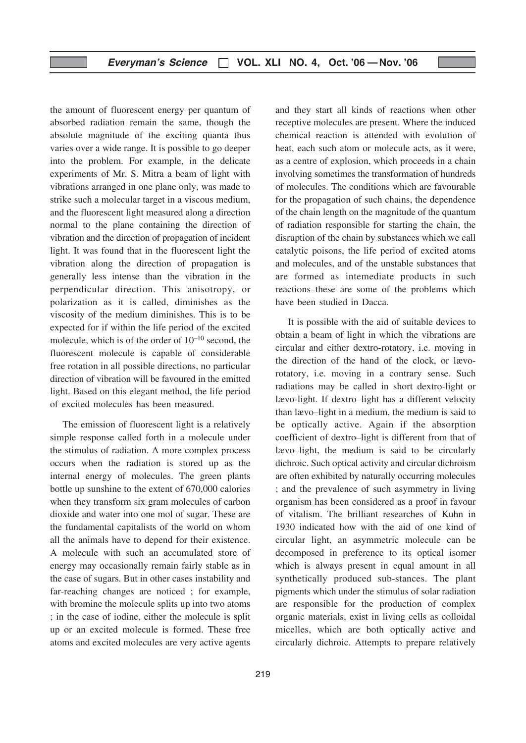the amount of fluorescent energy per quantum of absorbed radiation remain the same, though the absolute magnitude of the exciting quanta thus varies over a wide range. It is possible to go deeper into the problem. For example, in the delicate experiments of Mr. S. Mitra a beam of light with vibrations arranged in one plane only, was made to strike such a molecular target in a viscous medium, and the fluorescent light measured along a direction normal to the plane containing the direction of vibration and the direction of propagation of incident light. It was found that in the fluorescent light the vibration along the direction of propagation is generally less intense than the vibration in the perpendicular direction. This anisotropy, or polarization as it is called, diminishes as the viscosity of the medium diminishes. This is to be expected for if within the life period of the excited molecule, which is of the order of $10^{-10}$ second, the fluorescent molecule is capable of considerable free rotation in all possible directions, no particular direction of vibration will be favoured in the emitted light. Based on this elegant method, the life period of excited molecules has been measured.

The emission of fluorescent light is a relatively simple response called forth in a molecule under the stimulus of radiation. A more complex process occurs when the radiation is stored up as the internal energy of molecules. The green plants bottle up sunshine to the extent of 670,000 calories when they transform six gram molecules of carbon dioxide and water into one mol of sugar. These are the fundamental capitalists of the world on whom all the animals have to depend for their existence. A molecule with such an accumulated store of energy may occasionally remain fairly stable as in the case of sugars. But in other cases instability and far-reaching changes are noticed ; for example, with bromine the molecule splits up into two atoms ; in the case of iodine, either the molecule is split up or an excited molecule is formed. These free atoms and excited molecules are very active agents and they start all kinds of reactions when other receptive molecules are present. Where the induced chemical reaction is attended with evolution of heat, each such atom or molecule acts, as it were, as a centre of explosion, which proceeds in a chain involving sometimes the transformation of hundreds of molecules. The conditions which are favourable for the propagation of such chains, the dependence of the chain length on the magnitude of the quantum of radiation responsible for starting the chain, the disruption of the chain by substances which we call catalytic poisons, the life period of excited atoms and molecules, and of the unstable substances that are formed as intemediate products in such reactions–these are some of the problems which have been studied in Dacca.

It is possible with the aid of suitable devices to obtain a beam of light in which the vibrations are circular and either dextro-rotatory, i.e. moving in the direction of the hand of the clock, or lævo-rotatory, i.e. moving in a contrary sense. Such radiations may be called in short dextro-light or lævo-light. If dextro–light has a different velocity than lævo–light in a medium, the medium is said to be optically active. Again if the absorption coefficient of dextro–light is different from that of lævo–light, the medium is said to be circularly dichroic. Such optical activity and circular dichroism are often exhibited by naturally occurring molecules ; and the prevalence of such asymmetry in living organism has been considered as a proof in favour of vitalism. The brilliant researches of Kuhn in 1930 indicated how with the aid of one kind of circular light, an asymmetric molecule can be decomposed in preference to its optical isomer which is always present in equal amount in all synthetically produced sub-stances. The plant pigments which under the stimulus of solar radiation are responsible for the production of complex organic materials, exist in living cells as colloidal micelles, which are both optically active and circularly dichroic. Attempts to prepare relatively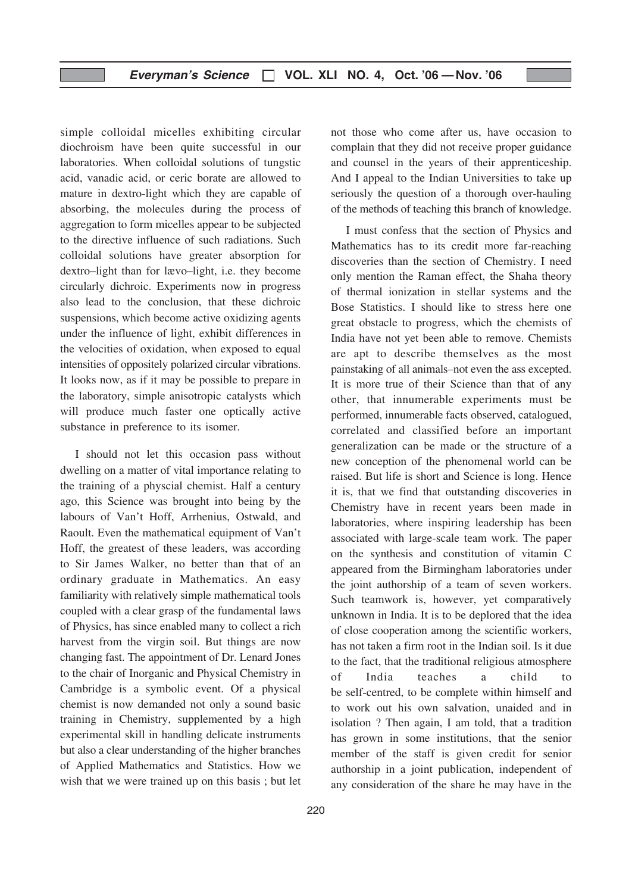simple colloidal micelles exhibiting circular diochroism have been quite successful in our laboratories. When colloidal solutions of tungstic acid, vanadic acid, or ceric borate are allowed to mature in dextro-light which they are capable of absorbing, the molecules during the process of aggregation to form micelles appear to be subjected to the directive influence of such radiations. Such colloidal solutions have greater absorption for dextro–light than for lævo–light, i.e. they become circularly dichroic. Experiments now in progress also lead to the conclusion, that these dichroic suspensions, which become active oxidizing agents under the influence of light, exhibit differences in the velocities of oxidation, when exposed to equal intensities of oppositely polarized circular vibrations. It looks now, as if it may be possible to prepare in the laboratory, simple anisotropic catalysts which will produce much faster one optically active substance in preference to its isomer.

I should not let this occasion pass without dwelling on a matter of vital importance relating to the training of a physcial chemist. Half a century ago, this Science was brought into being by the labours of Van't Hoff, Arrhenius, Ostwald, and Raoult. Even the mathematical equipment of Van't Hoff, the greatest of these leaders, was according to Sir James Walker, no better than that of an ordinary graduate in Mathematics. An easy familiarity with relatively simple mathematical tools coupled with a clear grasp of the fundamental laws of Physics, has since enabled many to collect a rich harvest from the virgin soil. But things are now changing fast. The appointment of Dr. Lenard Jones to the chair of Inorganic and Physical Chemistry in Cambridge is a symbolic event. Of a physical chemist is now demanded not only a sound basic training in Chemistry, supplemented by a high experimental skill in handling delicate instruments but also a clear understanding of the higher branches of Applied Mathematics and Statistics. How we wish that we were trained up on this basis ; but let not those who come after us, have occasion to complain that they did not receive proper guidance and counsel in the years of their apprenticeship. And I appeal to the Indian Universities to take up seriously the question of a thorough over-hauling of the methods of teaching this branch of knowledge.

I must confess that the section of Physics and Mathematics has to its credit more far-reaching discoveries than the section of Chemistry. I need only mention the Raman effect, the Shaha theory of thermal ionization in stellar systems and the Bose Statistics. I should like to stress here one great obstacle to progress, which the chemists of India have not yet been able to remove. Chemists are apt to describe themselves as the most painstaking of all animals–not even the ass excepted. It is more true of their Science than that of any other, that innumerable experiments must be performed, innumerable facts observed, catalogued, correlated and classified before an important generalization can be made or the structure of a new conception of the phenomenal world can be raised. But life is short and Science is long. Hence it is, that we find that outstanding discoveries in Chemistry have in recent years been made in laboratories, where inspiring leadership has been associated with large-scale team work. The paper on the synthesis and constitution of vitamin C appeared from the Birmingham laboratories under the joint authorship of a team of seven workers. Such teamwork is, however, yet comparatively unknown in India. It is to be deplored that the idea of close cooperation among the scientific workers, has not taken a firm root in the Indian soil. Is it due to the fact, that the traditional religious atmosphere of India teaches a child to be self-centred, to be complete within himself and to work out his own salvation, unaided and in isolation ? Then again, I am told, that a tradition has grown in some institutions, that the senior member of the staff is given credit for senior authorship in a joint publication, independent of any consideration of the share he may have in the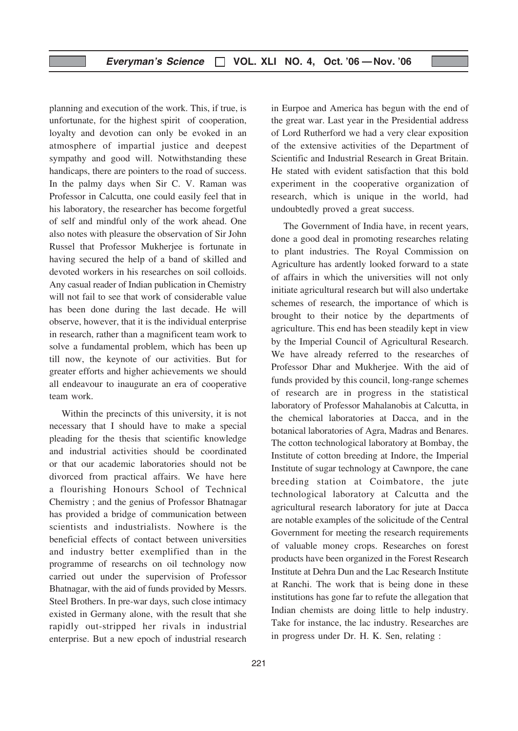planning and execution of the work. This, if true, is unfortunate, for the highest spirit of cooperation, loyalty and devotion can only be evoked in an atmosphere of impartial justice and deepest sympathy and good will. Notwithstanding these handicaps, there are pointers to the road of success. In the palmy days when Sir C. V. Raman was Professor in Calcutta, one could easily feel that in his laboratory, the researcher has become forgetful of self and mindful only of the work ahead. One also notes with pleasure the observation of Sir John Russel that Professor Mukherjee is fortunate in having secured the help of a band of skilled and devoted workers in his researches on soil colloids. Any casual reader of Indian publication in Chemistry will not fail to see that work of considerable value has been done during the last decade. He will observe, however, that it is the individual enterprise in research, rather than a magnificent team work to solve a fundamental problem, which has been up till now, the keynote of our activities. But for greater efforts and higher achievements we should all endeavour to inaugurate an era of cooperative team work.

Within the precincts of this university, it is not necessary that I should have to make a special pleading for the thesis that scientific knowledge and industrial activities should be coordinated or that our academic laboratories should not be divorced from practical affairs. We have here a flourishing Honours School of Technical Chemistry ; and the genius of Professor Bhatnagar has provided a bridge of communication between scientists and industrialists. Nowhere is the beneficial effects of contact between universities and industry better exemplified than in the programme of researchs on oil technology now carried out under the supervision of Professor Bhatnagar, with the aid of funds provided by Messrs. Steel Brothers. In pre-war days, such close intimacy existed in Germany alone, with the result that she rapidly out-stripped her rivals in industrial enterprise. But a new epoch of industrial research in Eurpoe and America has begun with the end of the great war. Last year in the Presidential address of Lord Rutherford we had a very clear exposition of the extensive activities of the Department of Scientific and Industrial Research in Great Britain. He stated with evident satisfaction that this bold experiment in the cooperative organization of research, which is unique in the world, had undoubtedly proved a great success.

The Government of India have, in recent years, done a good deal in promoting researches relating to plant industries. The Royal Commission on Agriculture has ardently looked forward to a state of affairs in which the universities will not only initiate agricultural research but will also undertake schemes of research, the importance of which is brought to their notice by the departments of agriculture. This end has been steadily kept in view by the Imperial Council of Agricultural Research. We have already referred to the researches of Professor Dhar and Mukherjee. With the aid of funds provided by this council, long-range schemes of research are in progress in the statistical laboratory of Professor Mahalanobis at Calcutta, in the chemical laboratories at Dacca, and in the botanical laboratories of Agra, Madras and Benares. The cotton technological laboratory at Bombay, the Institute of cotton breeding at Indore, the Imperial Institute of sugar technology at Cawnpore, the cane breeding station at Coimbatore, the jute technological laboratory at Calcutta and the agricultural research laboratory for jute at Dacca are notable examples of the solicitude of the Central Government for meeting the research requirements of valuable money crops. Researches on forest products have been organized in the Forest Research Institute at Dehra Dun and the Lac Research Institute at Ranchi. The work that is being done in these institutions has gone far to refute the allegation that Indian chemists are doing little to help industry. Take for instance, the lac industry. Researches are in progress under Dr. H. K. Sen, relating :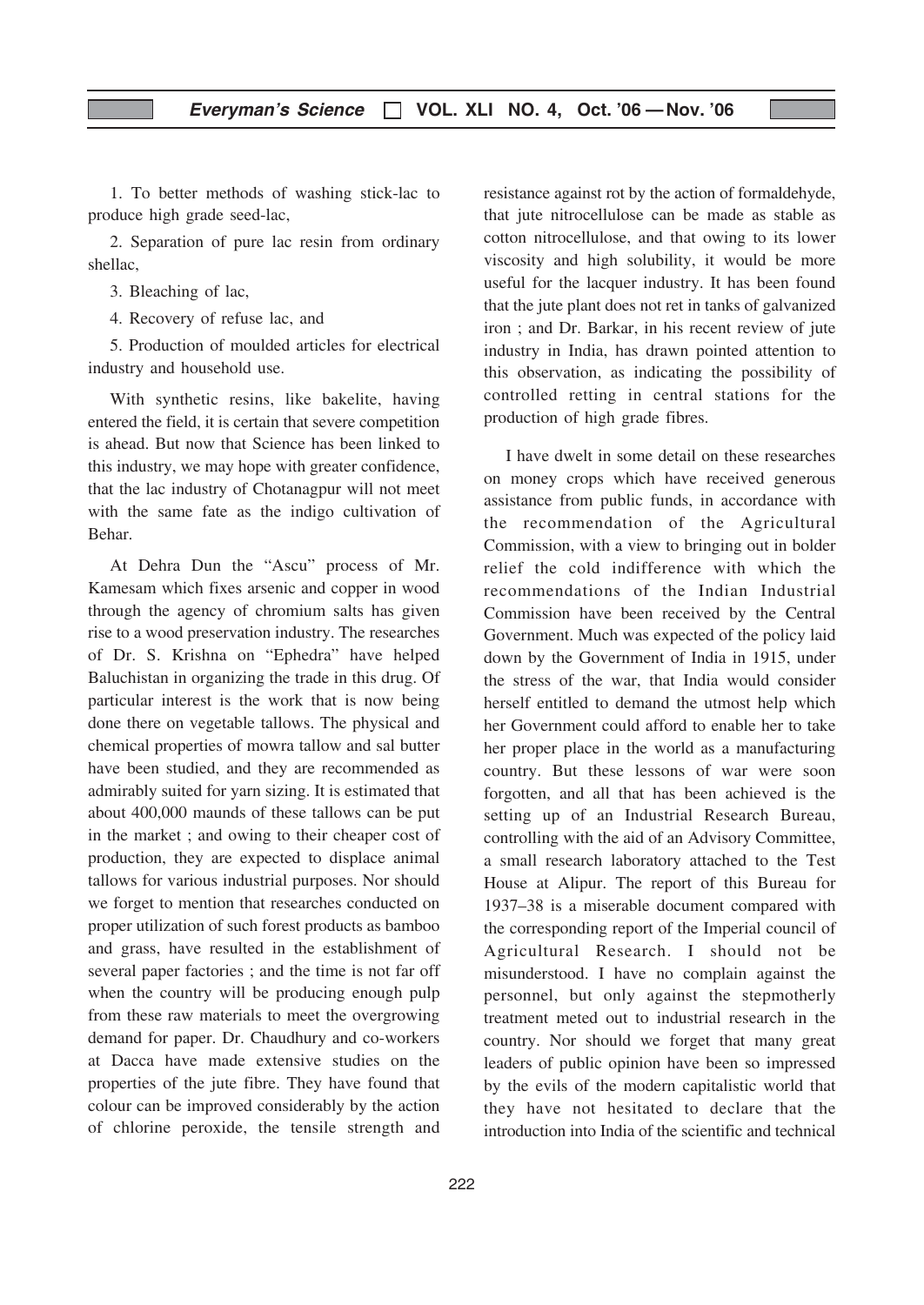1. To better methods of washing stick-lac to produce high grade seed-lac,

2. Separation of pure lac resin from ordinary shellac,

3. Bleaching of lac,

4. Recovery of refuse lac, and

5. Production of moulded articles for electrical industry and household use.

With synthetic resins, like bakelite, having entered the field, it is certain that severe competition is ahead. But now that Science has been linked to this industry, we may hope with greater confidence, that the lac industry of Chotanagpur will not meet with the same fate as the indigo cultivation of Behar.

At Dehra Dun the "Ascu" process of Mr. Kamesam which fixes arsenic and copper in wood through the agency of chromium salts has given rise to a wood preservation industry. The researches of Dr. S. Krishna on "Ephedra" have helped Baluchistan in organizing the trade in this drug. Of particular interest is the work that is now being done there on vegetable tallows. The physical and chemical properties of mowra tallow and sal butter have been studied, and they are recommended as admirably suited for yarn sizing. It is estimated that about 400,000 maunds of these tallows can be put in the market ; and owing to their cheaper cost of production, they are expected to displace animal tallows for various industrial purposes. Nor should we forget to mention that researches conducted on proper utilization of such forest products as bamboo and grass, have resulted in the establishment of several paper factories ; and the time is not far off when the country will be producing enough pulp from these raw materials to meet the overgrowing demand for paper. Dr. Chaudhury and co-workers at Dacca have made extensive studies on the properties of the jute fibre. They have found that colour can be improved considerably by the action of chlorine peroxide, the tensile strength and resistance against rot by the action of formaldehyde, that jute nitrocellulose can be made as stable as cotton nitrocellulose, and that owing to its lower viscosity and high solubility, it would be more useful for the lacquer industry. It has been found that the jute plant does not ret in tanks of galvanized iron ; and Dr. Barkar, in his recent review of jute industry in India, has drawn pointed attention to this observation, as indicating the possibility of controlled retting in central stations for the production of high grade fibres.

I have dwelt in some detail on these researches on money crops which have received generous assistance from public funds, in accordance with the recommendation of the Agricultural Commission, with a view to bringing out in bolder relief the cold indifference with which the recommendations of the Indian Industrial Commission have been received by the Central Government. Much was expected of the policy laid down by the Government of India in 1915, under the stress of the war, that India would consider herself entitled to demand the utmost help which her Government could afford to enable her to take her proper place in the world as a manufacturing country. But these lessons of war were soon forgotten, and all that has been achieved is the setting up of an Industrial Research Bureau, controlling with the aid of an Advisory Committee, a small research laboratory attached to the Test House at Alipur. The report of this Bureau for 1937–38 is a miserable document compared with the corresponding report of the Imperial council of Agricultural Research. I should not be misunderstood. I have no complain against the personnel, but only against the stepmotherly treatment meted out to industrial research in the country. Nor should we forget that many great leaders of public opinion have been so impressed by the evils of the modern capitalistic world that they have not hesitated to declare that the introduction into India of the scientific and technical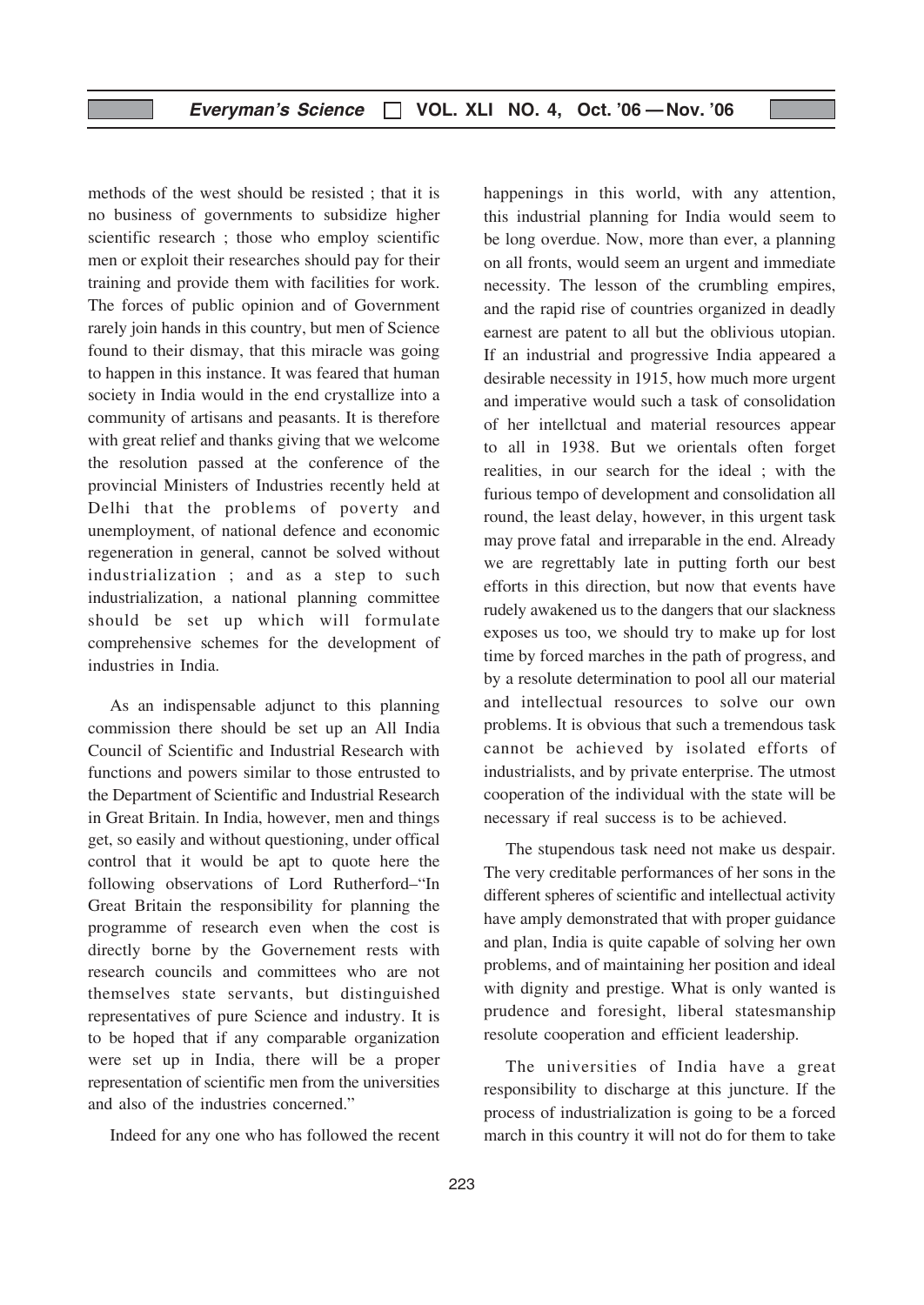methods of the west should be resisted ; that it is no business of governments to subsidize higher scientific research ; those who employ scientific men or exploit their researches should pay for their training and provide them with facilities for work. The forces of public opinion and of Government rarely join hands in this country, but men of Science found to their dismay, that this miracle was going to happen in this instance. It was feared that human society in India would in the end crystallize into a community of artisans and peasants. It is therefore with great relief and thanks giving that we welcome the resolution passed at the conference of the provincial Ministers of Industries recently held at Delhi that the problems of poverty and unemployment, of national defence and economic regeneration in general, cannot be solved without industrialization ; and as a step to such industrialization, a national planning committee should be set up which will formulate comprehensive schemes for the development of industries in India.

As an indispensable adjunct to this planning commission there should be set up an All India Council of Scientific and Industrial Research with functions and powers similar to those entrusted to the Department of Scientific and Industrial Research in Great Britain. In India, however, men and things get, so easily and without questioning, under offical control that it would be apt to quote here the following observations of Lord Rutherford–"In Great Britain the responsibility for planning the programme of research even when the cost is directly borne by the Governement rests with research councils and committees who are not themselves state servants, but distinguished representatives of pure Science and industry. It is to be hoped that if any comparable organization were set up in India, there will be a proper representation of scientific men from the universities and also of the industries concerned."

Indeed for any one who has followed the recent happenings in this world, with any attention, this industrial planning for India would seem to be long overdue. Now, more than ever, a planning on all fronts, would seem an urgent and immediate necessity. The lesson of the crumbling empires, and the rapid rise of countries organized in deadly earnest are patent to all but the oblivious utopian. If an industrial and progressive India appeared a desirable necessity in 1915, how much more urgent and imperative would such a task of consolidation of her intellctual and material resources appear to all in 1938. But we orientals often forget realities, in our search for the ideal ; with the furious tempo of development and consolidation all round, the least delay, however, in this urgent task may prove fatal and irreparable in the end. Already we are regrettably late in putting forth our best efforts in this direction, but now that events have rudely awakened us to the dangers that our slackness exposes us too, we should try to make up for lost time by forced marches in the path of progress, and by a resolute determination to pool all our material and intellectual resources to solve our own problems. It is obvious that such a tremendous task cannot be achieved by isolated efforts of industrialists, and by private enterprise. The utmost cooperation of the individual with the state will be necessary if real success is to be achieved.

The stupendous task need not make us despair. The very creditable performances of her sons in the different spheres of scientific and intellectual activity have amply demonstrated that with proper guidance and plan, India is quite capable of solving her own problems, and of maintaining her position and ideal with dignity and prestige. What is only wanted is prudence and foresight, liberal statesmanship resolute cooperation and efficient leadership.

The universities of India have a great responsibility to discharge at this juncture. If the process of industrialization is going to be a forced march in this country it will not do for them to take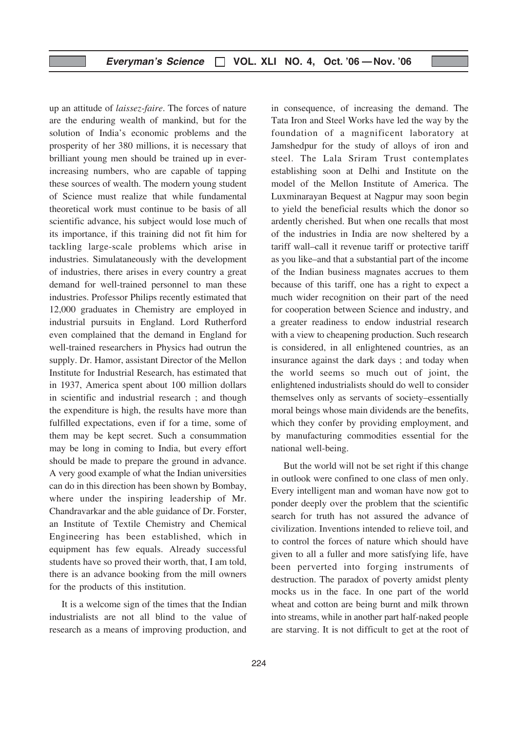up an attitude of *laissez-faire*. The forces of nature are the enduring wealth of mankind, but for the solution of India's economic problems and the prosperity of her 380 millions, it is necessary that brilliant young men should be trained up in ever-increasing numbers, who are capable of tapping these sources of wealth. The modern young student of Science must realize that while fundamental theoretical work must continue to be basis of all scientific advance, his subject would lose much of its importance, if this training did not fit him for tackling large-scale problems which arise in industries. Simulataneously with the development of industries, there arises in every country a great demand for well-trained personnel to man these industries. Professor Philips recently estimated that 12,000 graduates in Chemistry are employed in industrial pursuits in England. Lord Rutherford even complained that the demand in England for well-trained researchers in Physics had outrun the supply. Dr. Hamor, assistant Director of the Mellon Institute for Industrial Research, has estimated that in 1937, America spent about 100 million dollars in scientific and industrial research ; and though the expenditure is high, the results have more than fulfilled expectations, even if for a time, some of them may be kept secret. Such a consummation may be long in coming to India, but every effort should be made to prepare the ground in advance. A very good example of what the Indian universities can do in this direction has been shown by Bombay, where under the inspiring leadership of Mr. Chandravarkar and the able guidance of Dr. Forster, an Institute of Textile Chemistry and Chemical Engineering has been established, which in equipment has few equals. Already successful students have so proved their worth, that, I am told, there is an advance booking from the mill owners for the products of this institution.

It is a welcome sign of the times that the Indian industrialists are not all blind to the value of research as a means of improving production, and in consequence, of increasing the demand. The Tata Iron and Steel Works have led the way by the foundation of a magnificent laboratory at Jamshedpur for the study of alloys of iron and steel. The Lala Sriram Trust contemplates establishing soon at Delhi and Institute on the model of the Mellon Institute of America. The Luxminarayan Bequest at Nagpur may soon begin to yield the beneficial results which the donor so ardently cherished. But when one recalls that most of the industries in India are now sheltered by a tariff wall–call it revenue tariff or protective tariff as you like–and that a substantial part of the income of the Indian business magnates accrues to them because of this tariff, one has a right to expect a much wider recognition on their part of the need for cooperation between Science and industry, and a greater readiness to endow industrial research with a view to cheapening production. Such research is considered, in all enlightened countries, as an insurance against the dark days ; and today when the world seems so much out of joint, the enlightened industrialists should do well to consider themselves only as servants of society–essentially moral beings whose main dividends are the benefits, which they confer by providing employment, and by manufacturing commodities essential for the national well-being.

But the world will not be set right if this change in outlook were confined to one class of men only. Every intelligent man and woman have now got to ponder deeply over the problem that the scientific search for truth has not assured the advance of civilization. Inventions intended to relieve toil, and to control the forces of nature which should have given to all a fuller and more satisfying life, have been perverted into forging instruments of destruction. The paradox of poverty amidst plenty mocks us in the face. In one part of the world wheat and cotton are being burnt and milk thrown into streams, while in another part half-naked people are starving. It is not difficult to get at the root of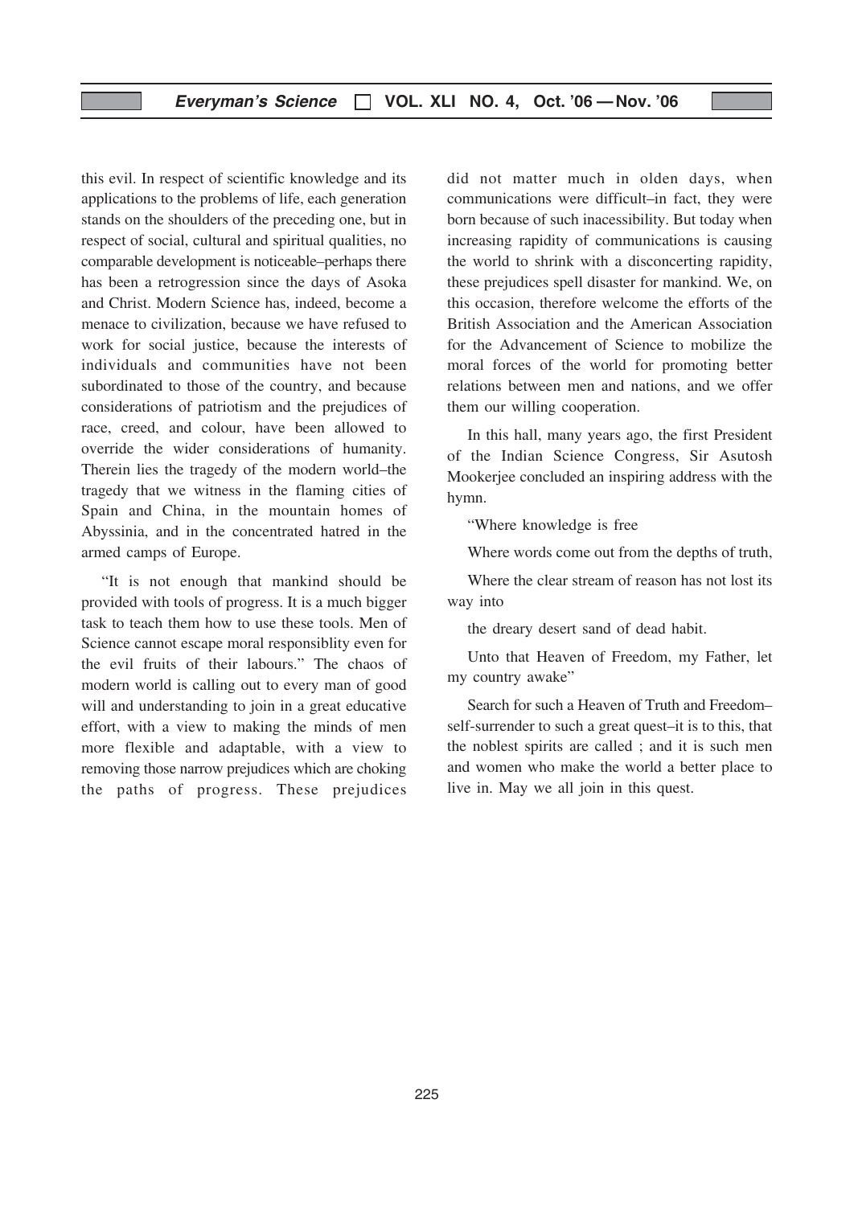this evil. In respect of scientific knowledge and its applications to the problems of life, each generation stands on the shoulders of the preceding one, but in respect of social, cultural and spiritual qualities, no comparable development is noticeable–perhaps there has been a retrogression since the days of Asoka and Christ. Modern Science has, indeed, become a menace to civilization, because we have refused to work for social justice, because the interests of individuals and communities have not been subordinated to those of the country, and because considerations of patriotism and the prejudices of race, creed, and colour, have been allowed to override the wider considerations of humanity. Therein lies the tragedy of the modern world–the tragedy that we witness in the flaming cities of Spain and China, in the mountain homes of Abyssinia, and in the concentrated hatred in the armed camps of Europe.

"It is not enough that mankind should be provided with tools of progress. It is a much bigger task to teach them how to use these tools. Men of Science cannot escape moral responsiblity even for the evil fruits of their labours." The chaos of modern world is calling out to every man of good will and understanding to join in a great educative effort, with a view to making the minds of men more flexible and adaptable, with a view to removing those narrow prejudices which are choking the paths of progress. These prejudices did not matter much in olden days, when communications were difficult–in fact, they were born because of such inacessibility. But today when increasing rapidity of communications is causing the world to shrink with a disconcerting rapidity, these prejudices spell disaster for mankind. We, on this occasion, therefore welcome the efforts of the British Association and the American Association for the Advancement of Science to mobilize the moral forces of the world for promoting better relations between men and nations, and we offer them our willing cooperation.

In this hall, many years ago, the first President of the Indian Science Congress, Sir Asutosh Mookerjee concluded an inspiring address with the hymn.

"Where knowledge is free

Where words come out from the depths of truth,

Where the clear stream of reason has not lost its way into

the dreary desert sand of dead habit.

Unto that Heaven of Freedom, my Father, let my country awake"

Search for such a Heaven of Truth and Freedom–self-surrender to such a great quest–it is to this, that the noblest spirits are called ; and it is such men and women who make the world a better place to live in. May we all join in this quest.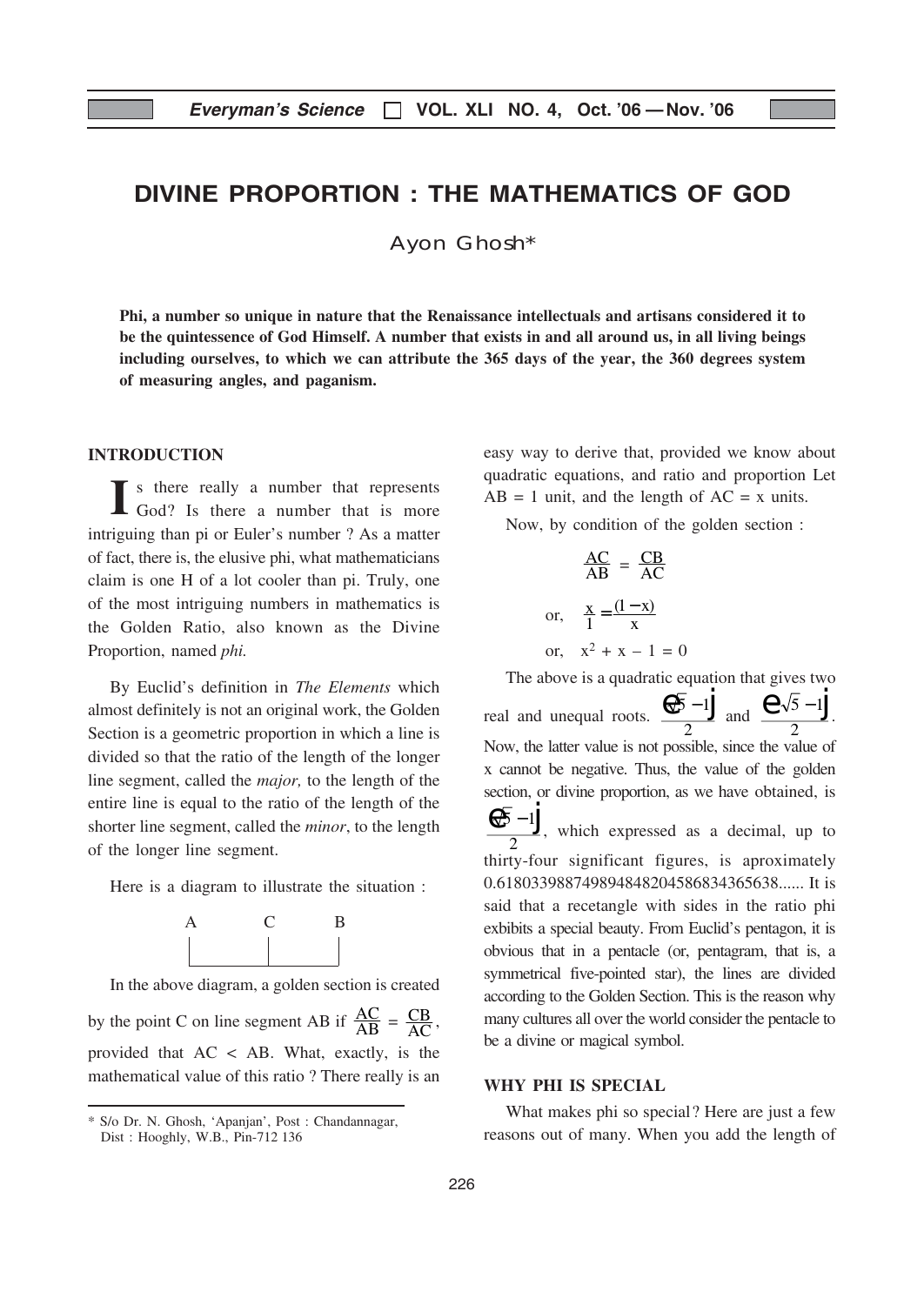# DIVINE PROPORTION : THE MATHEMATICS OF GOD

Ayon Ghosh*

**Phi, a number so unique in nature that the Renaissance intellectuals and artisans considered it to be the quintessence of God Himself. A number that exists in and all around us, in all living beings including ourselves, to which we can attribute the 365 days of the year, the 360 degrees system of measuring angles, and paganism.**

## INTRODUCTION

Is there really a number that represents God? Is there a number that is more intriguing than pi or Euler's number ? As a matter of fact, there is, the elusive phi, what mathematicians claim is one H of a lot cooler than pi. Truly, one of the most intriguing numbers in mathematics is the Golden Ratio, also known as the Divine Proportion, named *phi.*

By Euclid's definition in *The Elements* which almost definitely is not an original work, the Golden Section is a geometric proportion in which a line is divided so that the ratio of the length of the longer line segment, called the *major,* to the length of the entire line is equal to the ratio of the length of the shorter line segment, called the *minor*, to the length of the longer line segment.

Here is a diagram to illustrate the situation :

```
A         C         B
|_________|_________|
```

In the above diagram, a golden section is created by the point C on line segment AB if $\frac{AC}{AB} = \frac{CB}{AC}$, provided that AC < AB. What, exactly, is the mathematical value of this ratio ? There really is an easy way to derive that, provided we know about quadratic equations, and ratio and proportion Let AB = 1 unit, and the length of AC = x units.

Now, by condition of the golden section :

$$\frac{AC}{AB} = \frac{CB}{AC}$$

$$\text{or,} \quad \frac{x}{1} = \frac{(1-x)}{x}$$

$$\text{or,} \quad x^2 + x - 1 = 0$$

The above is a quadratic equation that gives two real and unequal roots. $\frac{\left(\sqrt{5}-1\right)}{2}$ and $\frac{\left(\sqrt{5}-1\right)}{2}$. Now, the latter value is not possible, since the value of x cannot be negative. Thus, the value of the golden section, or divine proportion, as we have obtained, is $\frac{\left(\sqrt{5}-1\right)}{2}$, which expressed as a decimal, up to thirty-four significant figures, is aproximately 0.6180339887498948482045868343656388...... It is said that a recetangle with sides in the ratio phi exbibits a special beauty. From Euclid's pentagon, it is obvious that in a pentacle (or, pentagram, that is, a symmetrical five-pointed star), the lines are divided according to the Golden Section. This is the reason why many cultures all over the world consider the pentacle to be a divine or magical symbol.

## WHY PHI IS SPECIAL

What makes phi so special? Here are just a few reasons out of many. When you add the length of

---

\* S/o Dr. N. Ghosh, 'Apanjan', Post : Chandannagar, Dist : Hooghly, W.B., Pin-712 136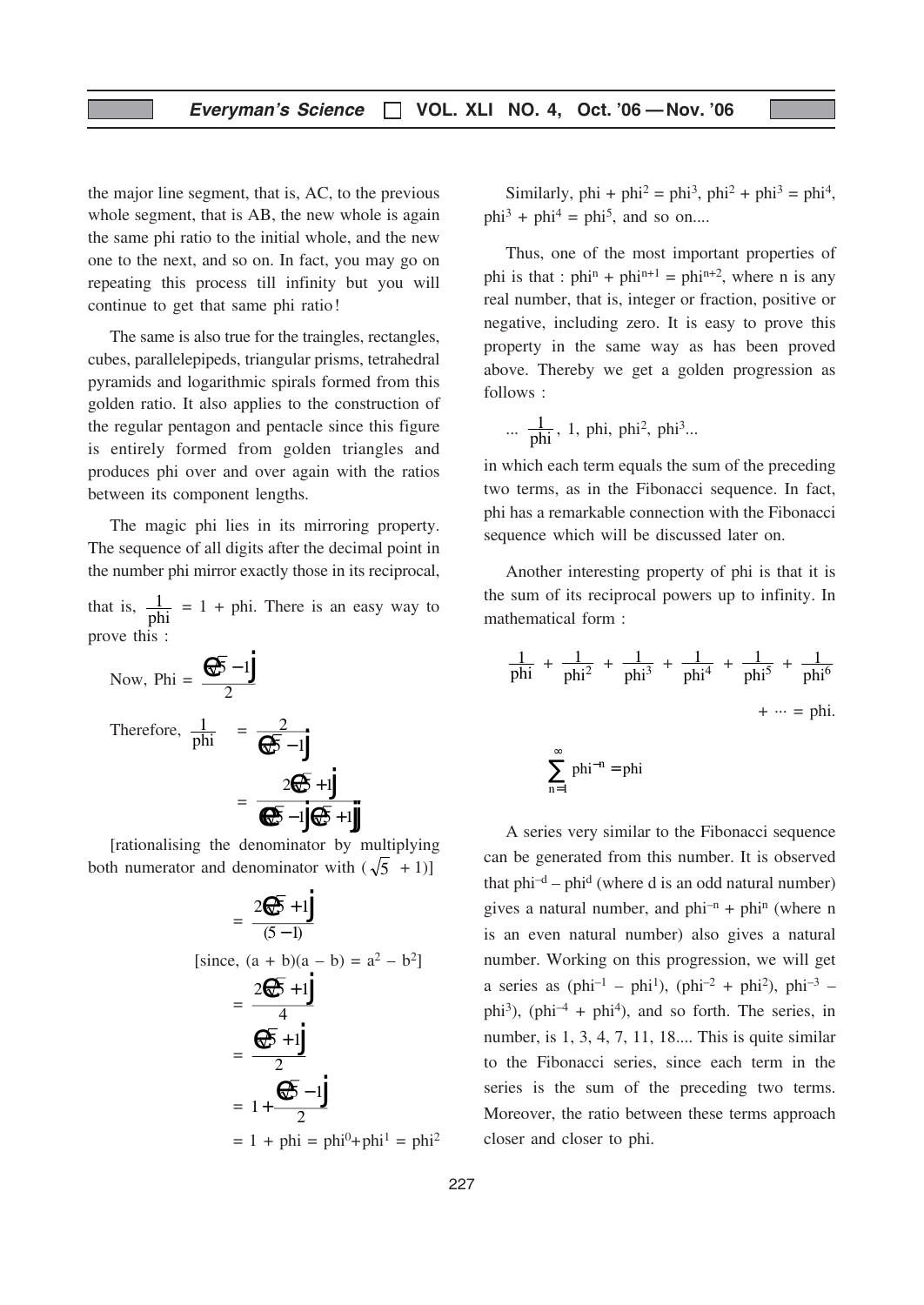the major line segment, that is, AC, to the previous whole segment, that is AB, the new whole is again the same phi ratio to the initial whole, and the new one to the next, and so on. In fact, you may go on repeating this process till infinity but you will continue to get that same phi ratio!

The same is also true for the traingles, rectangles, cubes, parallelepipeds, triangular prisms, tetrahedral pyramids and logarithmic spirals formed from this golden ratio. It also applies to the construction of the regular pentagon and pentacle since this figure is entirely formed from golden triangles and produces phi over and over again with the ratios between its component lengths.

The magic phi lies in its mirroring property. The sequence of all digits after the decimal point in the number phi mirror exactly those in its reciprocal, that is, $\frac{1}{\text{phi}}$ = 1 + phi. There is an easy way to prove this :

Now, Phi $= \frac{(\sqrt{5}-1)}{2}$

Therefore, $\frac{1}{\text{phi}} = \frac{2}{(\sqrt{5}-1)}$

$$= \frac{2(\sqrt{5}+1)}{(\sqrt{5}-1)(\sqrt{5}+1)}$$

[rationalising the denominator by multiplying both numerator and denominator with $(\sqrt{5}+1)$]

$$= \frac{2(\sqrt{5}+1)}{(5-1)}$$

[since, $(a + b)(a - b) = a^2 - b^2$]

$$= \frac{2(\sqrt{5}+1)}{4}$$

$$= \frac{(\sqrt{5}+1)}{2}$$

$$= 1 + \frac{(\sqrt{5}-1)}{2}$$

$$= 1 + \text{phi} = \text{phi}^0 + \text{phi}^1 = \text{phi}^2$$

Similarly, $\text{phi} + \text{phi}^2 = \text{phi}^3$, $\text{phi}^2 + \text{phi}^3 = \text{phi}^4$, $\text{phi}^3 + \text{phi}^4 = \text{phi}^5$, and so on....

Thus, one of the most important properties of phi is that : $\text{phi}^n + \text{phi}^{n+1} = \text{phi}^{n+2}$, where n is any real number, that is, integer or fraction, positive or negative, including zero. It is easy to prove this property in the same way as has been proved above. Thereby we get a golden progression as follows :

$$\ldots \frac{1}{\text{phi}}, 1, \text{phi}, \text{phi}^2, \text{phi}^3 \ldots$$

in which each term equals the sum of the preceding two terms, as in the Fibonacci sequence. In fact, phi has a remarkable connection with the Fibonacci sequence which will be discussed later on.

Another interesting property of phi is that it is the sum of its reciprocal powers up to infinity. In mathematical form :

$$\frac{1}{\text{phi}} + \frac{1}{\text{phi}^2} + \frac{1}{\text{phi}^3} + \frac{1}{\text{phi}^4} + \frac{1}{\text{phi}^5} + \frac{1}{\text{phi}^6} + \cdots = \text{phi}.$$

$$\sum_{n=1}^{\infty} \text{phi}^{-n} = \text{phi}$$

A series very similar to the Fibonacci sequence can be generated from this number. It is observed that $\text{phi}^{-d} - \text{phi}^d$ (where d is an odd natural number) gives a natural number, and $\text{phi}^{-n} + \text{phi}^n$ (where n is an even natural number) also gives a natural number. Working on this progression, we will get a series as $(\text{phi}^{-1} - \text{phi}^1)$, $(\text{phi}^{-2} + \text{phi}^2)$, $\text{phi}^{-3} - \text{phi}^3)$, $(\text{phi}^{-4} + \text{phi}^4)$, and so forth. The series, in number, is 1, 3, 4, 7, 11, 18.... This is quite similar to the Fibonacci series, since each term in the series is the sum of the preceding two terms. Moreover, the ratio between these terms approach closer and closer to phi.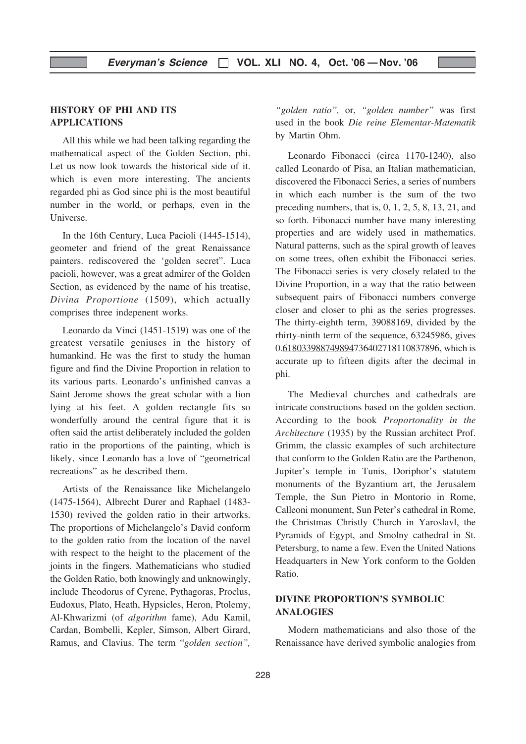## HISTORY OF PHI AND ITS APPLICATIONS

All this while we had been talking regarding the mathematical aspect of the Golden Section, phi. Let us now look towards the historical side of it. which is even more interesting. The ancients regarded phi as God since phi is the most beautiful number in the world, or perhaps, even in the Universe.

In the 16th Century, Luca Pacioli (1445-1514), geometer and friend of the great Renaissance painters. rediscovered the 'golden secret". Luca pacioli, however, was a great admirer of the Golden Section, as evidenced by the name of his treatise, *Divina Proportione* (1509), which actually comprises three indepenent works.

Leonardo da Vinci (1451-1519) was one of the greatest versatile geniuses in the history of humankind. He was the first to study the human figure and find the Divine Proportion in relation to its various parts. Leonardo's unfinished canvas a Saint Jerome shows the great scholar with a lion lying at his feet. A golden rectangle fits so wonderfully around the central figure that it is often said the artist deliberately included the golden ratio in the proportions of the painting, which is likely, since Leonardo has a love of "geometrical recreations" as he described them.

Artists of the Renaissance like Michelangelo (1475-1564), Albrecht Durer and Raphael (1483-1530) revived the golden ratio in their artworks. The proportions of Michelangelo's David conform to the golden ratio from the location of the navel with respect to the height to the placement of the joints in the fingers. Mathematicians who studied the Golden Ratio, both knowingly and unknowingly, include Theodorus of Cyrene, Pythagoras, Proclus, Eudoxus, Plato, Heath, Hypsicles, Heron, Ptolemy, Al-Khwarizmi (of *algorithm* fame), Adu Kamil, Cardan, Bombelli, Kepler, Simson, Albert Girard, Ramus, and Clavius. The term "*golden section", "golden ratio",* or, *"golden number"* was first used in the book *Die reine Elementar-Matematik* by Martin Ohm.

Leonardo Fibonacci (circa 1170-1240), also called Leonardo of Pisa, an Italian mathematician, discovered the Fibonacci Series, a series of numbers in which each number is the sum of the two preceding numbers, that is, 0, 1, 2, 5, 8, 13, 21, and so forth. Fibonacci number have many interesting properties and are widely used in mathematics. Natural patterns, such as the spiral growth of leaves on some trees, often exhibit the Fibonacci series. The Fibonacci series is very closely related to the Divine Proportion, in a way that the ratio between subsequent pairs of Fibonacci numbers converge closer and closer to phi as the series progresses. The thirty-eighth term, 39088169, divided by the rhirty-ninth term of the sequence, 63245986, gives 0.<u>618033988749894</u>736402718110837896, which is accurate up to fifteen digits after the decimal in phi.

The Medieval churches and cathedrals are intricate constructions based on the golden section. According to the book *Proportonality in the Architecture* (1935) by the Russian architect Prof. Grimm, the classic examples of such architecture that conform to the Golden Ratio are the Parthenon, Jupiter's temple in Tunis, Doriphor's statutem monuments of the Byzantium art, the Jerusalem Temple, the Sun Pietro in Montorio in Rome, Calleoni monument, Sun Peter's cathedral in Rome, the Christmas Christly Church in Yaroslavl, the Pyramids of Egypt, and Smolny cathedral in St. Petersburg, to name a few. Even the United Nations Headquarters in New York conform to the Golden Ratio.

## DIVINE PROPORTION'S SYMBOLIC ANALOGIES

Modern mathematicians and also those of the Renaissance have derived symbolic analogies from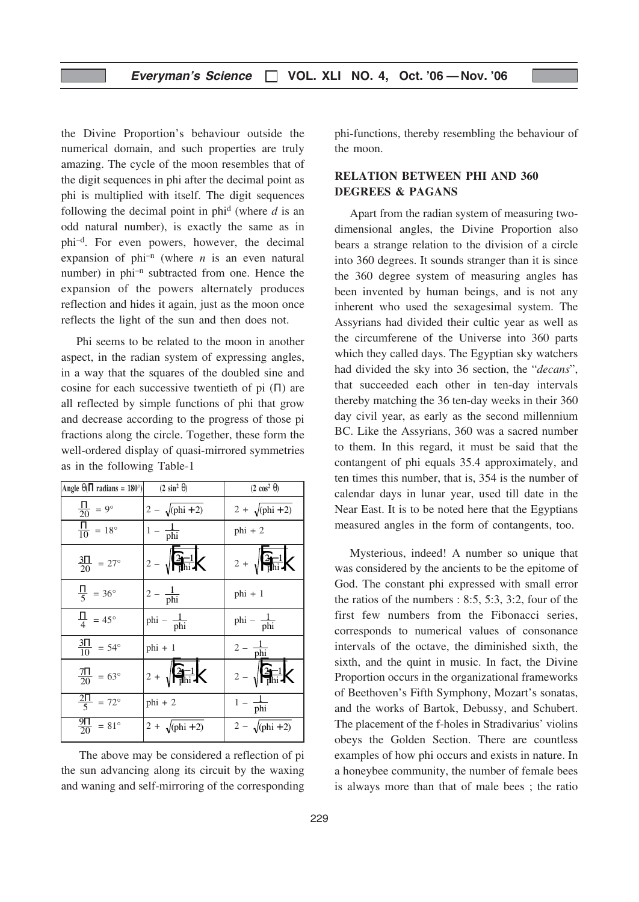the Divine Proportion's behaviour outside the numerical domain, and such properties are truly amazing. The cycle of the moon resembles that of the digit sequences in phi after the decimal point as phi is multiplied with itself. The digit sequences following the decimal point in $phi^d$ (where $d$ is an odd natural number), is exactly the same as in $phi^{-d}$. For even powers, however, the decimal expansion of $phi^{-n}$ (where $n$ is an even natural number) in $phi^{-n}$ subtracted from one. Hence the expansion of the powers alternately produces reflection and hides it again, just as the moon once reflects the light of the sun and then does not.

Phi seems to be related to the moon in another aspect, in the radian system of expressing angles, in a way that the squares of the doubled sine and cosine for each successive twentieth of pi ($\pi$) are all reflected by simple functions of phi that grow and decrease according to the progress of those pi fractions along the circle. Together, these form the well-ordered display of quasi-mirrored symmetries as in the following Table-1

| Angle $\theta$($\pi$ radians = 180°) | ($2 \sin^2 \theta$) | ($2 \cos^2 \theta$) |
|---|---|---|
| $\frac{\pi}{20} = 9°$ | $2 - \sqrt{(phi + 2)}$ | $2 + \sqrt{(phi + 2)}$ |
| $\frac{\pi}{10} = 18°$ | $1 - \frac{1}{phi}$ | $phi + 2$ |
| $\frac{3\pi}{20} = 27°$ | $2 - \sqrt{\left(2 - \frac{1}{phi}\right)}$ | $2 + \sqrt{\left(2 - \frac{1}{phi}\right)}$ |
| $\frac{\pi}{5} = 36°$ | $2 - \frac{1}{phi}$ | $phi + 1$ |
| $\frac{\pi}{4} = 45°$ | $phi - \frac{1}{phi}$ | $phi - \frac{1}{phi}$ |
| $\frac{3\pi}{10} = 54°$ | $phi + 1$ | $2 - \frac{1}{phi}$ |
| $\frac{7\pi}{20} = 63°$ | $2 + \sqrt{\left(2 - \frac{1}{phi}\right)}$ | $2 - \sqrt{\left(2 - \frac{1}{phi}\right)}$ |
| $\frac{2\pi}{5} = 72°$ | $phi + 2$ | $1 - \frac{1}{phi}$ |
| $\frac{9\pi}{20} = 81°$ | $2 + \sqrt{(phi + 2)}$ | $2 - \sqrt{(phi + 2)}$ |

The above may be considered a reflection of pi the sun advancing along its circuit by the waxing and waning and self-mirroring of the corresponding phi-functions, thereby resembling the behaviour of the moon.

## RELATION BETWEEN PHI AND 360 DEGREES & PAGANS

Apart from the radian system of measuring two-dimensional angles, the Divine Proportion also bears a strange relation to the division of a circle into 360 degrees. It sounds stranger than it is since the 360 degree system of measuring angles has been invented by human beings, and is not any inherent who used the sexagesimal system. The Assyrians had divided their cultic year as well as the circumferene of the Universe into 360 parts which they called days. The Egyptian sky watchers had divided the sky into 36 section, the "*decans*", that succeeded each other in ten-day intervals thereby matching the 36 ten-day weeks in their 360 day civil year, as early as the second millennium BC. Like the Assyrians, 360 was a sacred number to them. In this regard, it must be said that the contangent of phi equals 35.4 approximately, and ten times this number, that is, 354 is the number of calendar days in lunar year, used till date in the Near East. It is to be noted here that the Egyptians measured angles in the form of contangents, too.

Mysterious, indeed! A number so unique that was considered by the ancients to be the epitome of God. The constant phi expressed with small error the ratios of the numbers : 8:5, 5:3, 3:2, four of the first few numbers from the Fibonacci series, corresponds to numerical values of consonance intervals of the octave, the diminished sixth, the sixth, and the quint in music. In fact, the Divine Proportion occurs in the organizational frameworks of Beethoven's Fifth Symphony, Mozart's sonatas, and the works of Bartok, Debussy, and Schubert. The placement of the f-holes in Stradivarius' violins obeys the Golden Section. There are countless examples of how phi occurs and exists in nature. In a honeybee community, the number of female bees is always more than that of male bees ; the ratio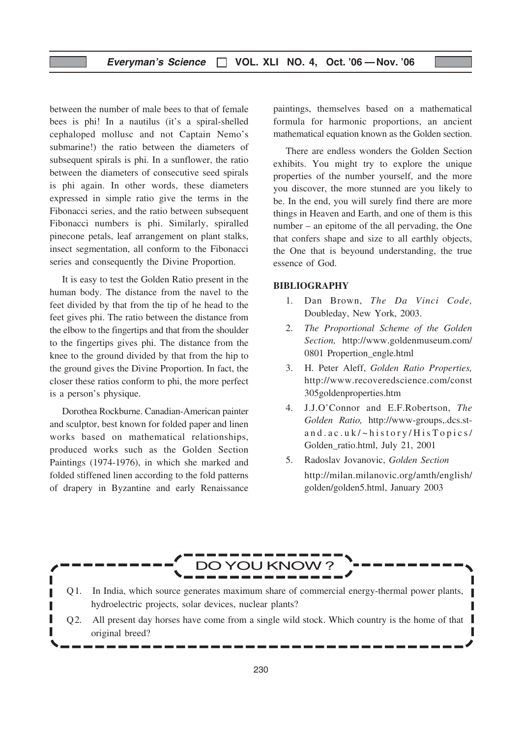between the number of male bees to that of female bees is phi! In a nautilus (it's a spiral-shelled cephaloped mollusc and not Captain Nemo's submarine!) the ratio between the diameters of subsequent spirals is phi. In a sunflower, the ratio between the diameters of consecutive seed spirals is phi again. In other words, these diameters expressed in simple ratio give the terms in the Fibonacci series, and the ratio between subsequent Fibonacci numbers is phi. Similarly, spiralled pinecone petals, leaf arrangement on plant stalks, insect segmentation, all conform to the Fibonacci series and consequently the Divine Proportion.

It is easy to test the Golden Ratio present in the human body. The distance from the navel to the feet divided by that from the tip of he head to the feet gives phi. The ratio between the distance from the elbow to the fingertips and that from the shoulder to the fingertips gives phi. The distance from the knee to the ground divided by that from the hip to the ground gives the Divine Proportion. In fact, the closer these ratios conform to phi, the more perfect is a person's physique.

Dorothea Rockburne. Canadian-American painter and sculptor, best known for folded paper and linen works based on mathematical relationships, produced works such as the Golden Section Paintings (1974-1976), in which she marked and folded stiffened linen according to the fold patterns of drapery in Byzantine and early Renaissance paintings, themselves based on a mathematical formula for harmonic proportions, an ancient mathematical equation known as the Golden section.

There are endless wonders the Golden Section exhibits. You might try to explore the unique properties of the number yourself, and the more you discover, the more stunned are you likely to be. In the end, you will surely find there are more things in Heaven and Earth, and one of them is this number – an epitome of the all pervading, the One that confers shape and size to all earthly objects, the One that is beyound understanding, the true essence of God.

## BIBLIOGRAPHY

1. Dan Brown, *The Da Vinci Code,* Doubleday, New York, 2003.
2. *The Proportional Scheme of the Golden Section,* http://www.goldenmuseum.com/0801 Propertion_engle.html
3. H. Peter Aleff, *Golden Ratio Properties,* http://www.recoveredscience.com/const305goldenproperties.htm
4. J.J.O'Connor and E.F.Robertson, *The Golden Ratio,* http://www-groups,.dcs.st-and.ac.uk/~history/HisTopics/Golden_ratio.html, July 21, 2001
5. Radoslav Jovanovic, *Golden Section* http://milan.milanovic.org/amth/english/golden/golden5.html, January 2003

## DO YOU KNOW ?

Q1. In India, which source generates maximum share of commercial energy-thermal power plants, hydroelectric projects, solar devices, nuclear plants?

Q2. All present day horses have come from a single wild stock. Which country is the home of that original breed?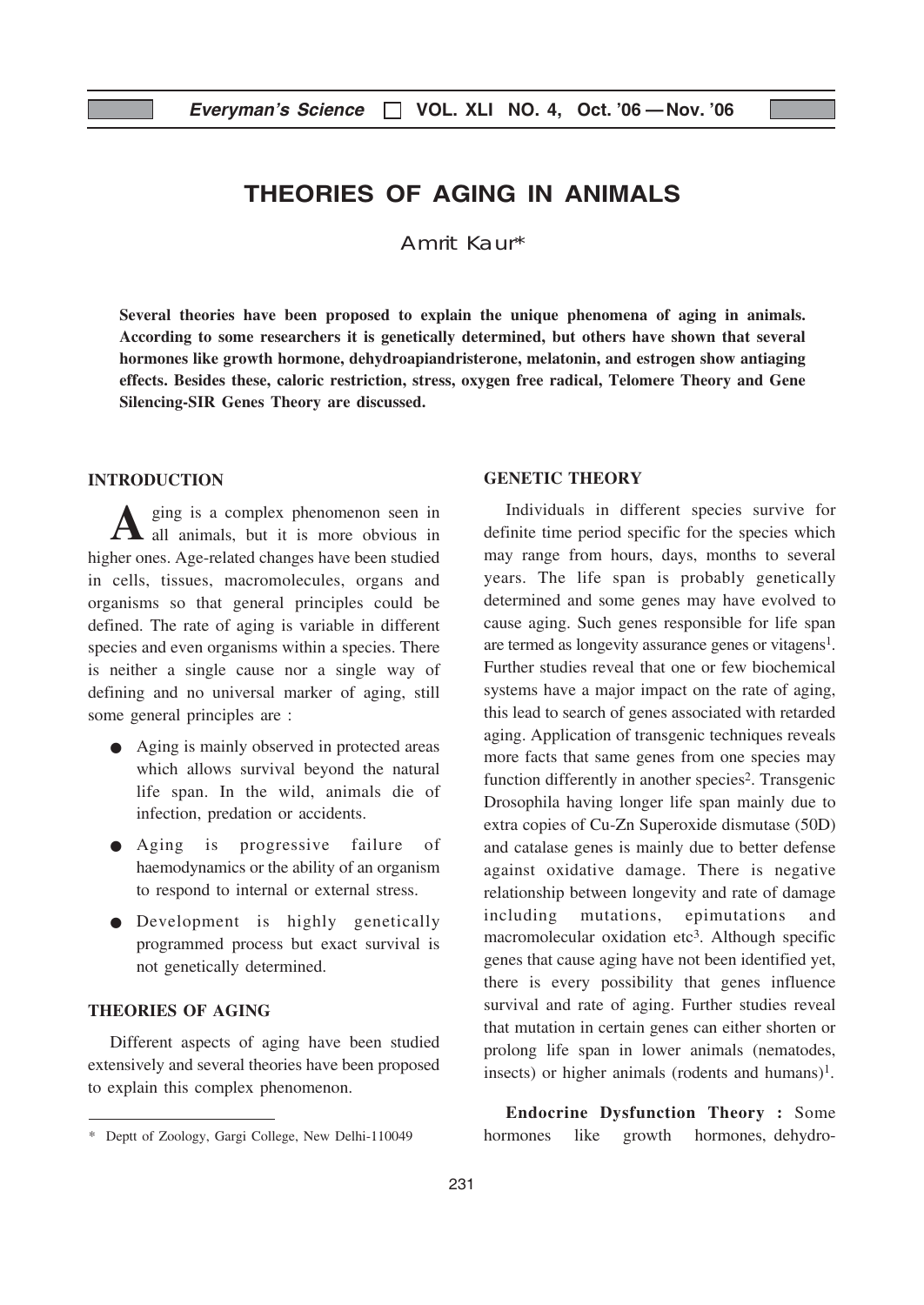# THEORIES OF AGING IN ANIMALS

Amrit Kaur*

**Several theories have been proposed to explain the unique phenomena of aging in animals. According to some researchers it is genetically determined, but others have shown that several hormones like growth hormone, dehydroapiandristerone, melatonin, and estrogen show antiaging effects. Besides these, caloric restriction, stress, oxygen free radical, Telomere Theory and Gene Silencing-SIR Genes Theory are discussed.**

## INTRODUCTION

Aging is a complex phenomenon seen in all animals, but it is more obvious in higher ones. Age-related changes have been studied in cells, tissues, macromolecules, organs and organisms so that general principles could be defined. The rate of aging is variable in different species and even organisms within a species. There is neither a single cause nor a single way of defining and no universal marker of aging, still some general principles are :

- Aging is mainly observed in protected areas which allows survival beyond the natural life span. In the wild, animals die of infection, predation or accidents.
- Aging is progressive failure of haemodynamics or the ability of an organism to respond to internal or external stress.
- Development is highly genetically programmed process but exact survival is not genetically determined.

## THEORIES OF AGING

Different aspects of aging have been studied extensively and several theories have been proposed to explain this complex phenomenon.

## GENETIC THEORY

Individuals in different species survive for definite time period specific for the species which may range from hours, days, months to several years. The life span is probably genetically determined and some genes may have evolved to cause aging. Such genes responsible for life span are termed as longevity assurance genes or vitagens[1]. Further studies reveal that one or few biochemical systems have a major impact on the rate of aging, this lead to search of genes associated with retarded aging. Application of transgenic techniques reveals more facts that same genes from one species may function differently in another species[2]. Transgenic Drosophila having longer life span mainly due to extra copies of Cu-Zn Superoxide dismutase (50D) and catalase genes is mainly due to better defense against oxidative damage. There is negative relationship between longevity and rate of damage including mutations, epimutations and macromolecular oxidation etc[3]. Although specific genes that cause aging have not been identified yet, there is every possibility that genes influence survival and rate of aging. Further studies reveal that mutation in certain genes can either shorten or prolong life span in lower animals (nematodes, insects) or higher animals (rodents and humans)[1].

**Endocrine Dysfunction Theory :** Some hormones like growth hormones, dehydro-

---

\* Deptt of Zoology, Gargi College, New Delhi-110049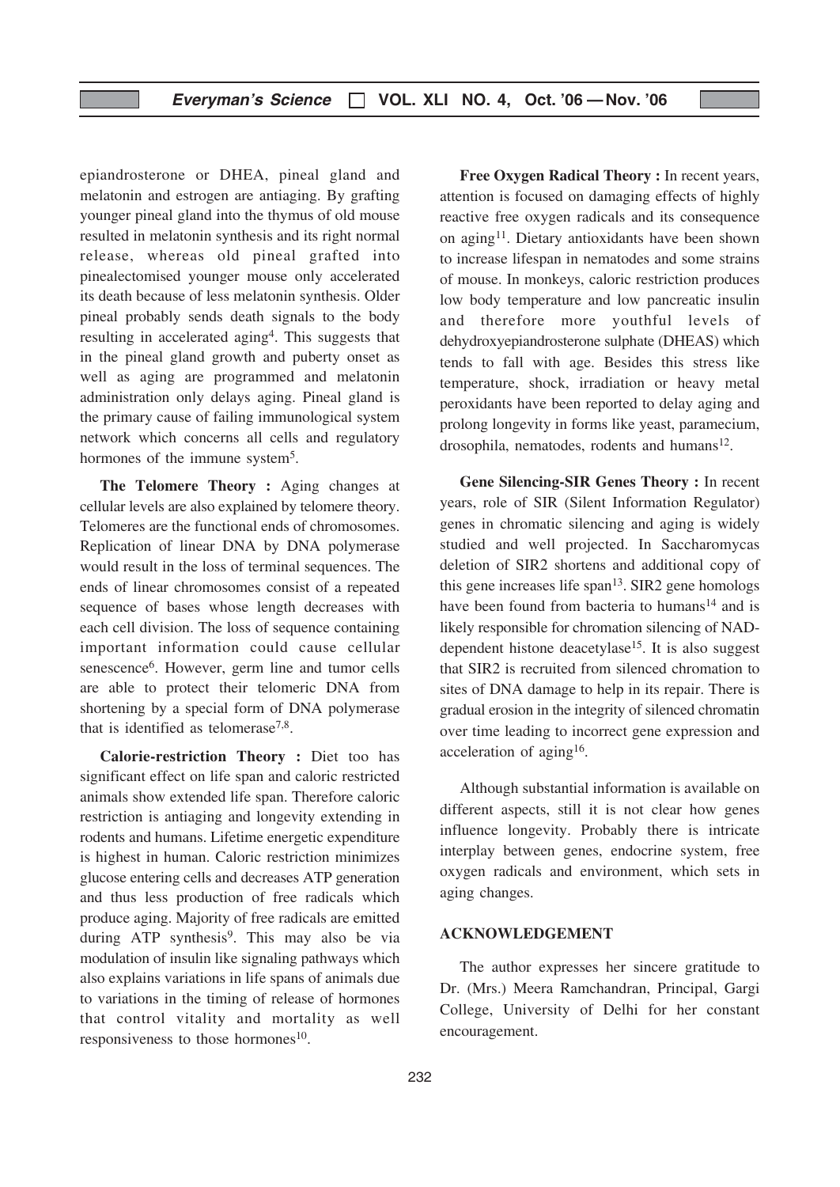epiandrosterone or DHEA, pineal gland and melatonin and estrogen are antiaging. By grafting younger pineal gland into the thymus of old mouse resulted in melatonin synthesis and its right normal release, whereas old pineal grafted into pinealectomised younger mouse only accelerated its death because of less melatonin synthesis. Older pineal probably sends death signals to the body resulting in accelerated aging[4]. This suggests that in the pineal gland growth and puberty onset as well as aging are programmed and melatonin administration only delays aging. Pineal gland is the primary cause of failing immunological system network which concerns all cells and regulatory hormones of the immune system[5].

**The Telomere Theory :** Aging changes at cellular levels are also explained by telomere theory. Telomeres are the functional ends of chromosomes. Replication of linear DNA by DNA polymerase would result in the loss of terminal sequences. The ends of linear chromosomes consist of a repeated sequence of bases whose length decreases with each cell division. The loss of sequence containing important information could cause cellular senescence[6]. However, germ line and tumor cells are able to protect their telomeric DNA from shortening by a special form of DNA polymerase that is identified as telomerase[7,8].

**Calorie-restriction Theory :** Diet too has significant effect on life span and caloric restricted animals show extended life span. Therefore caloric restriction is antiaging and longevity extending in rodents and humans. Lifetime energetic expenditure is highest in human. Caloric restriction minimizes glucose entering cells and decreases ATP generation and thus less production of free radicals which produce aging. Majority of free radicals are emitted during ATP synthesis[9]. This may also be via modulation of insulin like signaling pathways which also explains variations in life spans of animals due to variations in the timing of release of hormones that control vitality and mortality as well responsiveness to those hormones[10].

**Free Oxygen Radical Theory :** In recent years, attention is focused on damaging effects of highly reactive free oxygen radicals and its consequence on aging[11]. Dietary antioxidants have been shown to increase lifespan in nematodes and some strains of mouse. In monkeys, caloric restriction produces low body temperature and low pancreatic insulin and therefore more youthful levels of dehydroxyepiandrosterone sulphate (DHEAS) which tends to fall with age. Besides this stress like temperature, shock, irradiation or heavy metal peroxidants have been reported to delay aging and prolong longevity in forms like yeast, paramecium, drosophila, nematodes, rodents and humans[12].

**Gene Silencing-SIR Genes Theory :** In recent years, role of SIR (Silent Information Regulator) genes in chromatic silencing and aging is widely studied and well projected. In Saccharomycas deletion of SIR2 shortens and additional copy of this gene increases life span[13]. SIR2 gene homologs have been found from bacteria to humans[14] and is likely responsible for chromation silencing of NAD-dependent histone deacetylase[15]. It is also suggest that SIR2 is recruited from silenced chromation to sites of DNA damage to help in its repair. There is gradual erosion in the integrity of silenced chromatin over time leading to incorrect gene expression and acceleration of aging[16].

Although substantial information is available on different aspects, still it is not clear how genes influence longevity. Probably there is intricate interplay between genes, endocrine system, free oxygen radicals and environment, which sets in aging changes.

## ACKNOWLEDGEMENT

The author expresses her sincere gratitude to Dr. (Mrs.) Meera Ramchandran, Principal, Gargi College, University of Delhi for her constant encouragement.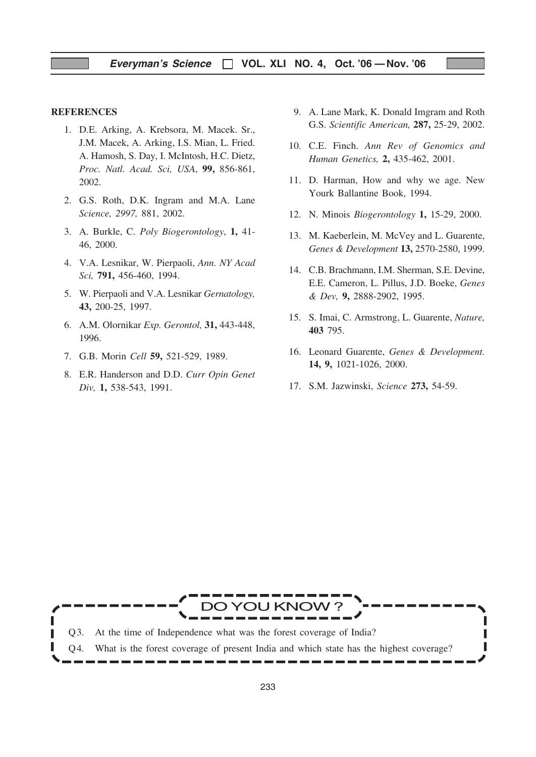**REFERENCES**

1. D.E. Arking, A. Krebsora, M. Macek. Sr., J.M. Macek, A. Arking, I.S. Mian, L. Fried. A. Hamosh, S. Day, I. McIntosh, H.C. Dietz, *Proc. Natl. Acad. Sci, USA*, **99,** 856-861, 2002.
2. G.S. Roth, D.K. Ingram and M.A. Lane *Science, 2997,* 881, 2002.
3. A. Burkle, C. *Poly Biogerontology*, **1,** 41-46, 2000.
4. V.A. Lesnikar, W. Pierpaoli, *Ann. NY Acad Sci,* **791,** 456-460, 1994.
5. W. Pierpaoli and V.A. Lesnikar *Gernatology,* **43,** 200-25, 1997.
6. A.M. Olornikar *Exp. Gerontol,* **31,** 443-448, 1996.
7. G.B. Morin *Cell* **59,** 521-529, 1989.
8. E.R. Handerson and D.D. *Curr Opin Genet Div,* **1,** 538-543, 1991.
9. A. Lane Mark, K. Donald Imgram and Roth G.S. *Scientific American,* **287,** 25-29, 2002.
10. C.E. Finch. *Ann Rev of Genomics and Human Genetics,* **2,** 435-462, 2001.
11. D. Harman, How and why we age. New Yourk Ballantine Book, 1994.
12. N. Minois *Biogerontology* **1,** 15-29, 2000.
13. M. Kaeberlein, M. McVey and L. Guarente, *Genes & Development* **13,** 2570-2580, 1999.
14. C.B. Brachmann, I.M. Sherman, S.E. Devine, E.E. Cameron, L. Pillus, J.D. Boeke, *Genes & Dev,* **9,** 2888-2902, 1995.
15. S. Imai, C. Armstrong, L. Guarente, *Nature,* **403** 795.
16. Leonard Guarente, *Genes & Development.* **14, 9,** 1021-1026, 2000.
17. S.M. Jazwinski, *Science* **273,** 54-59.

**DO YOU KNOW ?**

Q3. At the time of Independence what was the forest coverage of India?

Q4. What is the forest coverage of present India and which state has the highest coverage?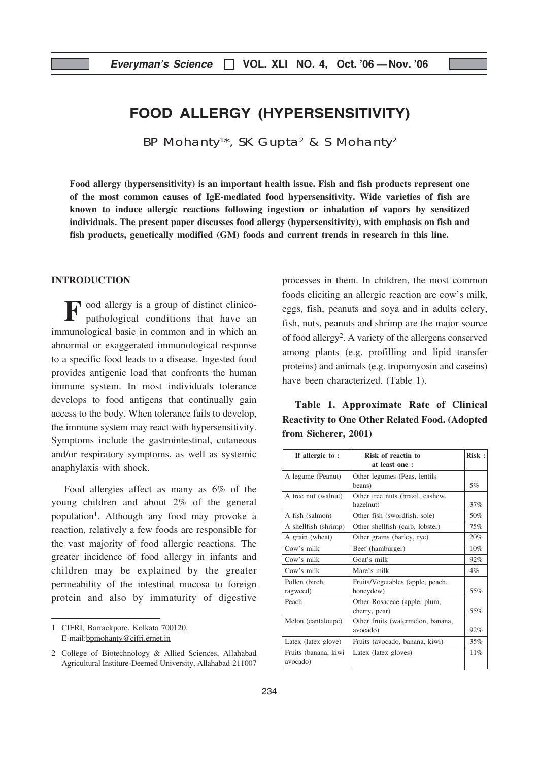# FOOD ALLERGY (HYPERSENSITIVITY)

BP Mohanty[1]*, SK Gupta[2] & S Mohanty[2]

**Food allergy (hypersensitivity) is an important health issue. Fish and fish products represent one of the most common causes of IgE-mediated food hypersensitivity. Wide varieties of fish are known to induce allergic reactions following ingestion or inhalation of vapors by sensitized individuals. The present paper discusses food allergy (hypersensitivity), with emphasis on fish and fish products, genetically modified (GM) foods and current trends in research in this line.**

## INTRODUCTION

Food allergy is a group of distinct clinico-pathological conditions that have an immunological basic in common and in which an abnormal or exaggerated immunological response to a specific food leads to a disease. Ingested food provides antigenic load that confronts the human immune system. In most individuals tolerance develops to food antigens that continually gain access to the body. When tolerance fails to develop, the immune system may react with hypersensitivity. Symptoms include the gastrointestinal, cutaneous and/or respiratory symptoms, as well as systemic anaphylaxis with shock.

Food allergies affect as many as 6% of the young children and about 2% of the general population[1]. Although any food may provoke a reaction, relatively a few foods are responsible for the vast majority of food allergic reactions. The greater incidence of food allergy in infants and children may be explained by the greater permeability of the intestinal mucosa to foreign protein and also by immaturity of digestive processes in them. In children, the most common foods eliciting an allergic reaction are cow's milk, eggs, fish, peanuts and soya and in adults celery, fish, nuts, peanuts and shrimp are the major source of food allergy[2]. A variety of the allergens conserved among plants (e.g. profilling and lipid transfer proteins) and animals (e.g. tropomyosin and caseins) have been characterized. (Table 1).

**Table 1. Approximate Rate of Clinical Reactivity to One Other Related Food. (Adopted from Sicherer, 2001)**

| If allergic to : | Risk of reactin to at least one : | Risk : |
|---|---|---|
| A legume (Peanut) | Other legumes (Peas, lentils beans) | 5% |
| A tree nut (walnut) | Other tree nuts (brazil, cashew, hazelnut) | 37% |
| A fish (salmon) | Other fish (swordfish, sole) | 50% |
| A shellfish (shrimp) | Other shellfish (carb, lobster) | 75% |
| A grain (wheat) | Other grains (barley, rye) | 20% |
| Cow's milk | Beef (hamburger) | 10% |
| Cow's milk | Goat's milk | 92% |
| Cow's milk | Mare's milk | 4% |
| Pollen (birch, ragweed) | Fruits/Vegetables (apple, peach, honeydew) | 55% |
| Peach | Other Rosaceae (apple, plum, cherry, pear) | 55% |
| Melon (cantaloupe) | Other fruits (watermelon, banana, avocado) | 92% |
| Latex (latex glove) | Fruits (avocado, banana, kiwi) | 35% |
| Fruits (banana, kiwi avocado) | Latex (latex gloves) | 11% |

1 CIFRI, Barrackpore, Kolkata 700120. E-mail:bpmohanty@cifri.ernet.in

2 College of Biotechnology & Allied Sciences, Allahabad Agricultural Institure-Deemed University, Allahabad-211007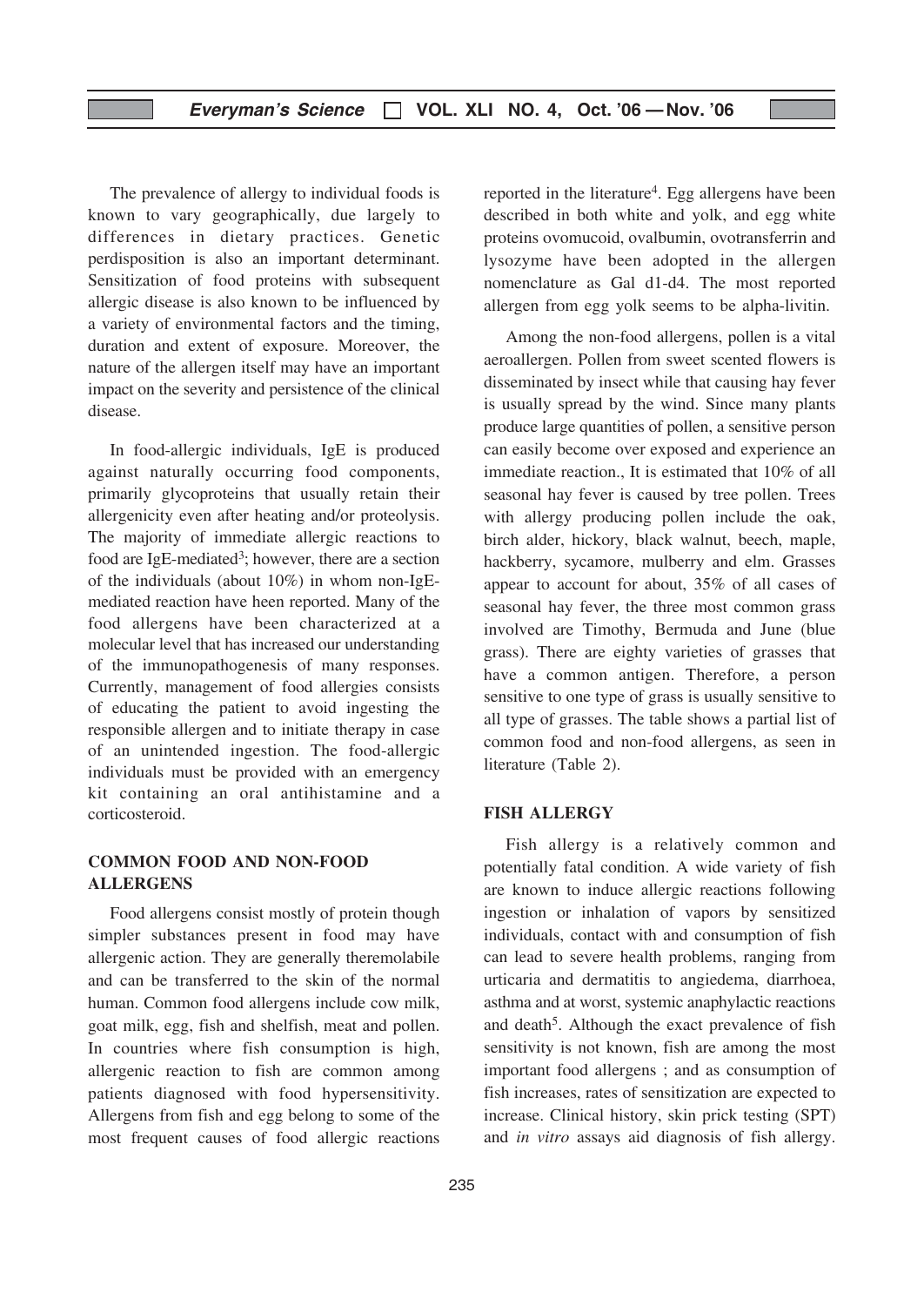The prevalence of allergy to individual foods is known to vary geographically, due largely to differences in dietary practices. Genetic perdisposition is also an important determinant. Sensitization of food proteins with subsequent allergic disease is also known to be influenced by a variety of environmental factors and the timing, duration and extent of exposure. Moreover, the nature of the allergen itself may have an important impact on the severity and persistence of the clinical disease.

In food-allergic individuals, IgE is produced against naturally occurring food components, primarily glycoproteins that usually retain their allergenicity even after heating and/or proteolysis. The majority of immediate allergic reactions to food are IgE-mediated[3]; however, there are a section of the individuals (about 10%) in whom non-IgE-mediated reaction have heen reported. Many of the food allergens have been characterized at a molecular level that has increased our understanding of the immunopathogenesis of many responses. Currently, management of food allergies consists of educating the patient to avoid ingesting the responsible allergen and to initiate therapy in case of an unintended ingestion. The food-allergic individuals must be provided with an emergency kit containing an oral antihistamine and a corticosteroid.

## COMMON FOOD AND NON-FOOD ALLERGENS

Food allergens consist mostly of protein though simpler substances present in food may have allergenic action. They are generally theremolabile and can be transferred to the skin of the normal human. Common food allergens include cow milk, goat milk, egg, fish and shelfish, meat and pollen. In countries where fish consumption is high, allergenic reaction to fish are common among patients diagnosed with food hypersensitivity. Allergens from fish and egg belong to some of the most frequent causes of food allergic reactions reported in the literature[4]. Egg allergens have been described in both white and yolk, and egg white proteins ovomucoid, ovalbumin, ovotransferrin and lysozyme have been adopted in the allergen nomenclature as Gal d1-d4. The most reported allergen from egg yolk seems to be alpha-livitin.

Among the non-food allergens, pollen is a vital aeroallergen. Pollen from sweet scented flowers is disseminated by insect while that causing hay fever is usually spread by the wind. Since many plants produce large quantities of pollen, a sensitive person can easily become over exposed and experience an immediate reaction., It is estimated that 10% of all seasonal hay fever is caused by tree pollen. Trees with allergy producing pollen include the oak, birch alder, hickory, black walnut, beech, maple, hackberry, sycamore, mulberry and elm. Grasses appear to account for about, 35% of all cases of seasonal hay fever, the three most common grass involved are Timothy, Bermuda and June (blue grass). There are eighty varieties of grasses that have a common antigen. Therefore, a person sensitive to one type of grass is usually sensitive to all type of grasses. The table shows a partial list of common food and non-food allergens, as seen in literature (Table 2).

## FISH ALLERGY

Fish allergy is a relatively common and potentially fatal condition. A wide variety of fish are known to induce allergic reactions following ingestion or inhalation of vapors by sensitized individuals, contact with and consumption of fish can lead to severe health problems, ranging from urticaria and dermatitis to angiedema, diarrhoea, asthma and at worst, systemic anaphylactic reactions and death[5]. Although the exact prevalence of fish sensitivity is not known, fish are among the most important food allergens ; and as consumption of fish increases, rates of sensitization are expected to increase. Clinical history, skin prick testing (SPT) and *in vitro* assays aid diagnosis of fish allergy.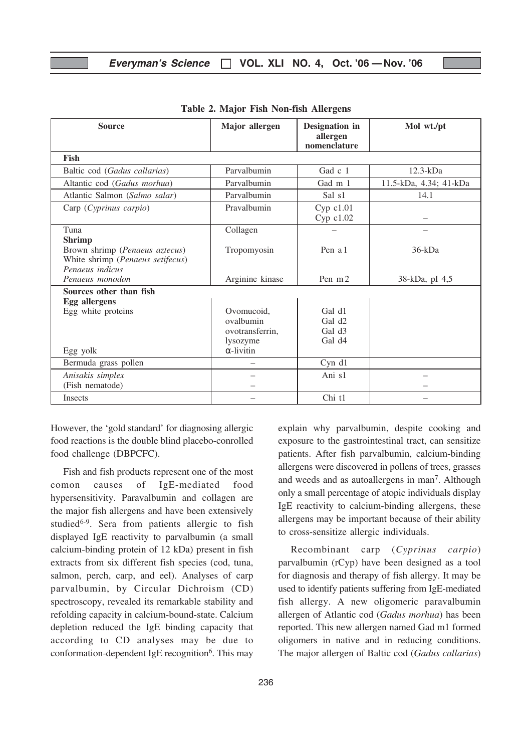**Table 2. Major Fish Non-fish Allergens**

| Source | Major allergen | Designation in allergen nomenclature | Mol wt./pt |
|---|---|---|---|
| **Fish** | | | |
| Baltic cod (*Gadus callarias*) | Parvalbumin | Gad c 1 | 12.3-kDa |
| Altantic cod (*Gadus morhua*) | Parvalbumin | Gad m 1 | 11.5-kDa, 4.34; 41-kDa |
| Atlantic Salmon (*Salmo salar*) | Parvalbumin | Sal s1 | 14.1 |
| Carp (*Cyprinus carpio*) | Pravalbumin | Cyp c1.01<br>Cyp c1.02 | – |
| Tuna | Collagen | – | – |
| **Shrimp** | | | |
| Brown shrimp (*Penaeus aztecus*)<br>White shrimp (*Penaeus setifecus*)<br>*Penaeus indicus* | Tropomyosin | Pen a 1 | 36-kDa |
| *Penaeus monodon* | Arginine kinase | Pen m 2 | 38-kDa, pI 4,5 |
| **Sources other than fish** | | | |
| **Egg allergens** | | | |
| Egg white proteins | Ovomucoid,<br>ovalbumin<br>ovotransferrin,<br>lysozyme | Gal d1<br>Gal d2<br>Gal d3<br>Gal d4 | |
| Egg yolk | α-livitin | | |
| Bermuda grass pollen | – | Cyn d1 | |
| *Anisakis simplex*<br>(Fish nematode) | –<br>– | Ani s1 | –<br>– |
| Insects | – | Chi t1 | – |

However, the 'gold standard' for diagnosing allergic food reactions is the double blind placebo-conrolled food challenge (DBPCFC).

Fish and fish products represent one of the most comon causes of IgE-mediated food hypersensitivity. Paravalbumin and collagen are the major fish allergens and have been extensively studied[6-9]. Sera from patients allergic to fish displayed IgE reactivity to parvalbumin (a small calcium-binding protein of 12 kDa) present in fish extracts from six different fish species (cod, tuna, salmon, perch, carp, and eel). Analyses of carp parvalbumin, by Circular Dichroism (CD) spectroscopy, revealed its remarkable stability and refolding capacity in calcium-bound-state. Calcium depletion reduced the IgE binding capacity that according to CD analyses may be due to conformation-dependent IgE recognition[6]. This may explain why parvalbumin, despite cooking and exposure to the gastrointestinal tract, can sensitize patients. After fish parvalbumin, calcium-binding allergens were discovered in pollens of trees, grasses and weeds and as autoallergens in man[7]. Although only a small percentage of atopic individuals display IgE reactivity to calcium-binding allergens, these allergens may be important because of their ability to cross-sensitize allergic individuals.

Recombinant carp (*Cyprinus carpio*) parvalbumin (rCyp) have been designed as a tool for diagnosis and therapy of fish allergy. It may be used to identify patients suffering from IgE-mediated fish allergy. A new oligomeric paravalbumin allergen of Atlantic cod (*Gadus morhua*) has been reported. This new allergen named Gad m1 formed oligomers in native and in reducing conditions. The major allergen of Baltic cod (*Gadus callarias*)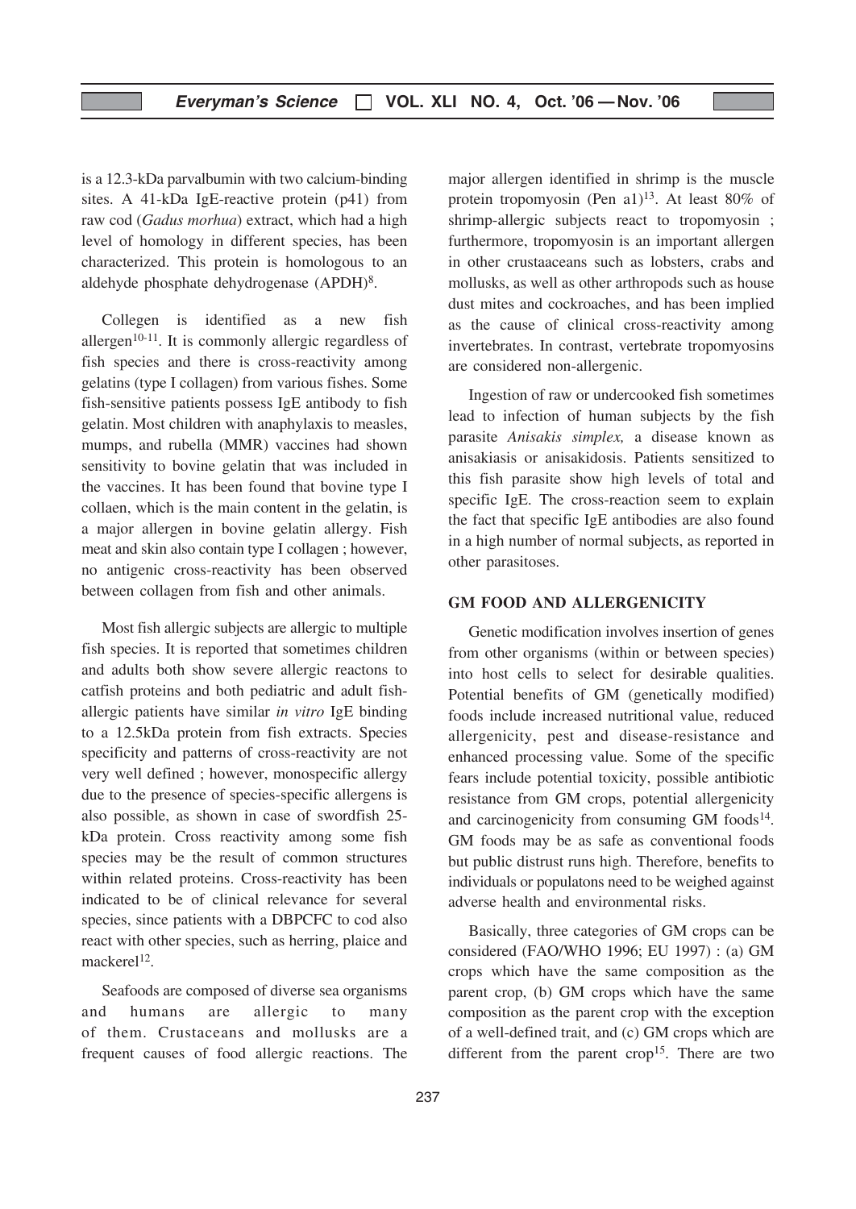is a 12.3-kDa parvalbumin with two calcium-binding sites. A 41-kDa IgE-reactive protein (p41) from raw cod (*Gadus morhua*) extract, which had a high level of homology in different species, has been characterized. This protein is homologous to an aldehyde phosphate dehydrogenase (APDH)[8].

Collegen is identified as a new fish allergen[10-11]. It is commonly allergic regardless of fish species and there is cross-reactivity among gelatins (type I collagen) from various fishes. Some fish-sensitive patients possess IgE antibody to fish gelatin. Most children with anaphylaxis to measles, mumps, and rubella (MMR) vaccines had shown sensitivity to bovine gelatin that was included in the vaccines. It has been found that bovine type I collaen, which is the main content in the gelatin, is a major allergen in bovine gelatin allergy. Fish meat and skin also contain type I collagen ; however, no antigenic cross-reactivity has been observed between collagen from fish and other animals.

Most fish allergic subjects are allergic to multiple fish species. It is reported that sometimes children and adults both show severe allergic reactons to catfish proteins and both pediatric and adult fish-allergic patients have similar *in vitro* IgE binding to a 12.5kDa protein from fish extracts. Species specificity and patterns of cross-reactivity are not very well defined ; however, monospecific allergy due to the presence of species-specific allergens is also possible, as shown in case of swordfish 25-kDa protein. Cross reactivity among some fish species may be the result of common structures within related proteins. Cross-reactivity has been indicated to be of clinical relevance for several species, since patients with a DBPCFC to cod also react with other species, such as herring, plaice and mackerel[12].

Seafoods are composed of diverse sea organisms and humans are allergic to many of them. Crustaceans and mollusks are a frequent causes of food allergic reactions. The major allergen identified in shrimp is the muscle protein tropomyosin (Pen a1)[13]. At least 80% of shrimp-allergic subjects react to tropomyosin ; furthermore, tropomyosin is an important allergen in other crustaaceans such as lobsters, crabs and mollusks, as well as other arthropods such as house dust mites and cockroaches, and has been implied as the cause of clinical cross-reactivity among invertebrates. In contrast, vertebrate tropomyosins are considered non-allergenic.

Ingestion of raw or undercooked fish sometimes lead to infection of human subjects by the fish parasite *Anisakis simplex,* a disease known as anisakiasis or anisakidosis. Patients sensitized to this fish parasite show high levels of total and specific IgE. The cross-reaction seem to explain the fact that specific IgE antibodies are also found in a high number of normal subjects, as reported in other parasitoses.

## GM FOOD AND ALLERGENICITY

Genetic modification involves insertion of genes from other organisms (within or between species) into host cells to select for desirable qualities. Potential benefits of GM (genetically modified) foods include increased nutritional value, reduced allergenicity, pest and disease-resistance and enhanced processing value. Some of the specific fears include potential toxicity, possible antibiotic resistance from GM crops, potential allergenicity and carcinogenicity from consuming GM foods[14]. GM foods may be as safe as conventional foods but public distrust runs high. Therefore, benefits to individuals or populatons need to be weighed against adverse health and environmental risks.

Basically, three categories of GM crops can be considered (FAO/WHO 1996; EU 1997) : (a) GM crops which have the same composition as the parent crop, (b) GM crops which have the same composition as the parent crop with the exception of a well-defined trait, and (c) GM crops which are different from the parent crop[15]. There are two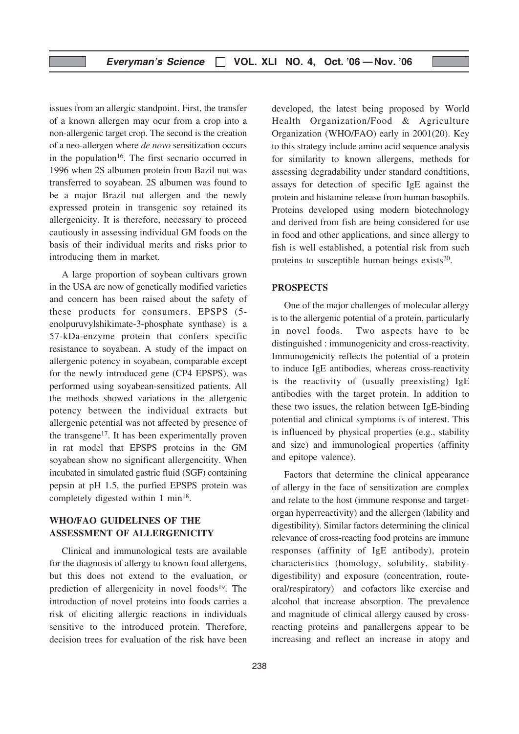issues from an allergic standpoint. First, the transfer of a known allergen may ocur from a crop into a non-allergenic target crop. The second is the creation of a neo-allergen where *de novo* sensitization occurs in the population[16]. The first secnario occurred in 1996 when 2S albumen protein from Bazil nut was transferred to soyabean. 2S albumen was found to be a major Brazil nut allergen and the newly expressed protein in transgenic soy retained its allergenicity. It is therefore, necessary to proceed cautiously in assessing individual GM foods on the basis of their individual merits and risks prior to introducing them in market.

A large proportion of soybean cultivars grown in the USA are now of genetically modified varieties and concern has been raised about the safety of these products for consumers. EPSPS (5-enolpuruvylshikimate-3-phosphate synthase) is a 57-kDa-enzyme protein that confers specific resistance to soyabean. A study of the impact on allergenic potency in soyabean, comparable except for the newly introduced gene (CP4 EPSPS), was performed using soyabean-sensitized patients. All the methods showed variations in the allergenic potency between the individual extracts but allergenic potential was not affected by presence of the transgene[17]. It has been experimentally proven in rat model that EPSPS proteins in the GM soyabean show no significant allergencitity. When incubated in simulated gastric fluid (SGF) containing pepsin at pH 1.5, the purfied EPSPS protein was completely digested within 1 min[18].

## WHO/FAO GUIDELINES OF THE ASSESSMENT OF ALLERGENICITY

Clinical and immunological tests are available for the diagnosis of allergy to known food allergens, but this does not extend to the evaluation, or prediction of allergenicity in novel foods[19]. The introduction of novel proteins into foods carries a risk of eliciting allergic reactions in individuals sensitive to the introduced protein. Therefore, decision trees for evaluation of the risk have been developed, the latest being proposed by World Health Organization/Food & Agriculture Organization (WHO/FAO) early in 2001(20). Key to this strategy include amino acid sequence analysis for similarity to known allergens, methods for assessing degradability under standard condtitions, assays for detection of specific IgE against the protein and histamine release from human basophils. Proteins developed using modern biotechnology and derived from fish are being considered for use in food and other applications, and since allergy to fish is well established, a potential risk from such proteins to susceptible human beings exists[20].

## PROSPECTS

One of the major challenges of molecular allergy is to the allergenic potential of a protein, particularly in novel foods. Two aspects have to be distinguished : immunogenicity and cross-reactivity. Immunogenicity reflects the potential of a protein to induce IgE antibodies, whereas cross-reactivity is the reactivity of (usually preexisting) IgE antibodies with the target protein. In addition to these two issues, the relation between IgE-binding potential and clinical symptoms is of interest. This is influenced by physical properties (e.g., stability and size) and immunological properties (affinity and epitope valence).

Factors that determine the clinical appearance of allergy in the face of sensitization are complex and relate to the host (immune response and target-organ hyperreactivity) and the allergen (lability and digestibility). Similar factors determining the clinical relevance of cross-reacting food proteins are immune responses (affinity of IgE antibody), protein characteristics (homology, solubility, stability-digestibility) and exposure (concentration, route-oral/respiratory) and cofactors like exercise and alcohol that increase absorption. The prevalence and magnitude of clinical allergy caused by cross-reacting proteins and panallergens appear to be increasing and reflect an increase in atopy and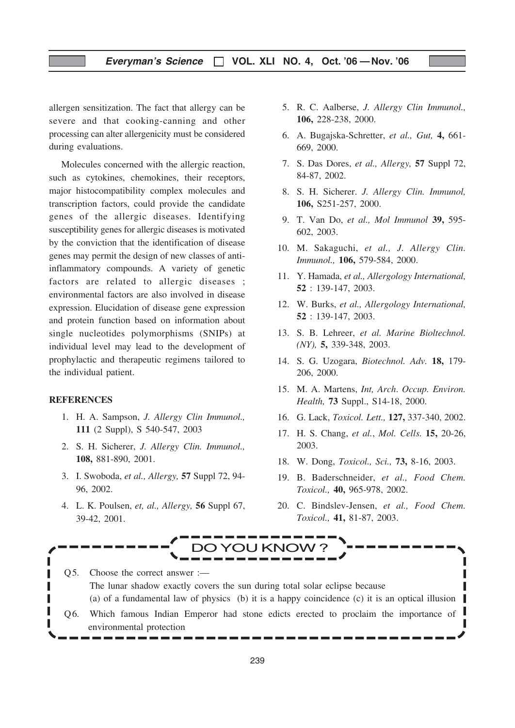allergen sensitization. The fact that allergy can be severe and that cooking-canning and other processing can alter allergenicity must be considered during evaluations.

Molecules concerned with the allergic reaction, such as cytokines, chemokines, their receptors, major histocompatibility complex molecules and transcription factors, could provide the candidate genes of the allergic diseases. Identifying susceptibility genes for allergic diseases is motivated by the conviction that the identification of disease genes may permit the design of new classes of anti-inflammatory compounds. A variety of genetic factors are related to allergic diseases ; environmental factors are also involved in disease expression. Elucidation of disease gene expression and protein function based on information about single nucleotides polymorphisms (SNIPs) at individual level may lead to the development of prophylactic and therapeutic regimens tailored to the individual patient.

**REFERENCES**

1. H. A. Sampson, *J. Allergy Clin Immunol.,* **111** (2 Suppl), S 540-547, 2003
2. S. H. Sicherer, *J. Allergy Clin. Immunol.,* **108,** 881-890, 2001.
3. I. Swoboda, *et al., Allergy,* **57** Suppl 72, 94-96, 2002.
4. L. K. Poulsen, *et, al., Allergy,* **56** Suppl 67, 39-42, 2001.
5. R. C. Aalberse, *J. Allergy Clin Immunol.,* **106,** 228-238, 2000.
6. A. Bugajska-Schretter, *et al., Gut,* **4,** 661-669, 2000.
7. S. Das Dores, *et al., Allergy,* **57** Suppl 72, 84-87, 2002.
8. S. H. Sicherer. *J. Allergy Clin. Immunol,* **106,** S251-257, 2000.
9. T. Van Do, *et al., Mol Immunol* **39,** 595-602, 2003.
10. M. Sakaguchi, *et al., J. Allergy Clin. Immunol.,* **106,** 579-584, 2000.
11. Y. Hamada, *et al., Allergology International,* **52** : 139-147, 2003.
12. W. Burks, *et al., Allergology International,* **52** : 139-147, 2003.
13. S. B. Lehreer, *et al. Marine Bioltechnol. (NY),* **5,** 339-348, 2003.
14. S. G. Uzogara, *Biotechnol. Adv.* **18,** 179-206, 2000.
15. M. A. Martens, *Int, Arch. Occup. Environ. Health,* **73** Suppl., S14-18, 2000.
16. G. Lack, *Toxicol. Lett.,* **127,** 337-340, 2002.
17. H. S. Chang, *et al.*, *Mol. Cells.* **15,** 20-26, 2003.
18. W. Dong, *Toxicol., Sci.,* **73,** 8-16, 2003.
19. B. Baderschneider, *et al., Food Chem. Toxicol.,* **40,** 965-978, 2002.
20. C. Bindslev-Jensen, *et al., Food Chem. Toxicol.,* **41,** 81-87, 2003.

**DO YOU KNOW ?**

Q5. Choose the correct answer :—
The lunar shadow exactly covers the sun during total solar eclipse because
(a) of a fundamental law of physics (b) it is a happy coincidence (c) it is an optical illusion

Q6. Which famous Indian Emperor had stone edicts erected to proclaim the importance of environmental protection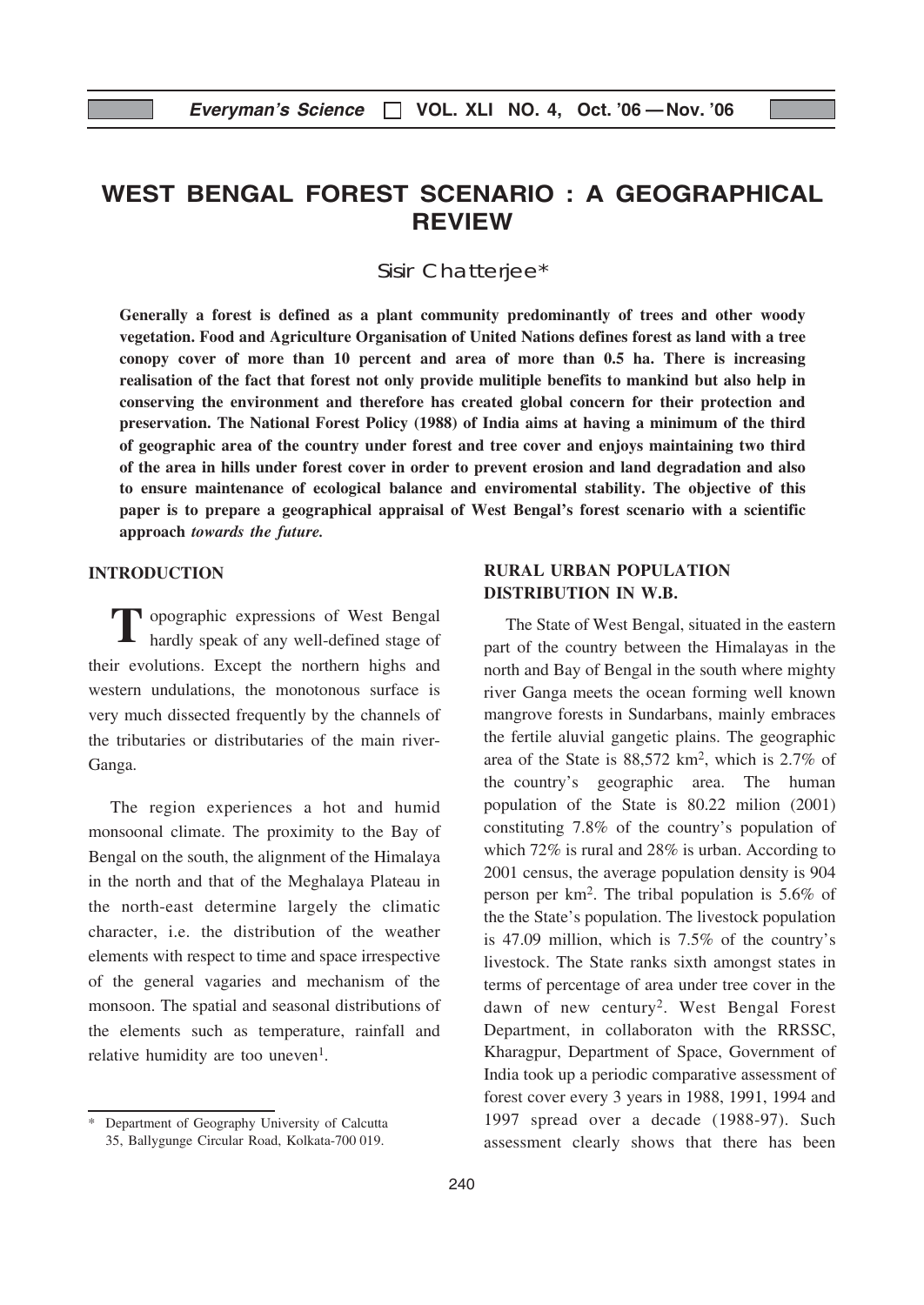# WEST BENGAL FOREST SCENARIO : A GEOGRAPHICAL REVIEW

Sisir Chatterjee*

**Generally a forest is defined as a plant community predominantly of trees and other woody vegetation. Food and Agriculture Organisation of United Nations defines forest as land with a tree conopy cover of more than 10 percent and area of more than 0.5 ha. There is increasing realisation of the fact that forest not only provide mulitiple benefits to mankind but also help in conserving the environment and therefore has created global concern for their protection and preservation. The National Forest Policy (1988) of India aims at having a minimum of the third of geographic area of the country under forest and tree cover and enjoys maintaining two third of the area in hills under forest cover in order to prevent erosion and land degradation and also to ensure maintenance of ecological balance and enviromental stability. The objective of this paper is to prepare a geographical appraisal of West Bengal's forest scenario with a scientific approach *towards the future.***

## INTRODUCTION

Topographic expressions of West Bengal hardly speak of any well-defined stage of their evolutions. Except the northern highs and western undulations, the monotonous surface is very much dissected frequently by the channels of the tributaries or distributaries of the main river-Ganga.

The region experiences a hot and humid monsoonal climate. The proximity to the Bay of Bengal on the south, the alignment of the Himalaya in the north and that of the Meghalaya Plateau in the north-east determine largely the climatic character, i.e. the distribution of the weather elements with respect to time and space irrespective of the general vagaries and mechanism of the monsoon. The spatial and seasonal distributions of the elements such as temperature, rainfall and relative humidity are too uneven[1].

## RURAL URBAN POPULATION DISTRIBUTION IN W.B.

The State of West Bengal, situated in the eastern part of the country between the Himalayas in the north and Bay of Bengal in the south where mighty river Ganga meets the ocean forming well known mangrove forests in Sundarbans, mainly embraces the fertile aluvial gangetic plains. The geographic area of the State is 88,572 km$^2$, which is 2.7% of the country's geographic area. The human population of the State is 80.22 milion (2001) constituting 7.8% of the country's population of which 72% is rural and 28% is urban. According to 2001 census, the average population density is 904 person per km$^2$. The tribal population is 5.6% of the the State's population. The livestock population is 47.09 million, which is 7.5% of the country's livestock. The State ranks sixth amongst states in terms of percentage of area under tree cover in the dawn of new century[2]. West Bengal Forest Department, in collaboraton with the RRSSC, Kharagpur, Department of Space, Government of India took up a periodic comparative assessment of forest cover every 3 years in 1988, 1991, 1994 and 1997 spread over a decade (1988-97). Such assessment clearly shows that there has been

---

\* Department of Geography University of Calcutta 35, Ballygunge Circular Road, Kolkata-700 019.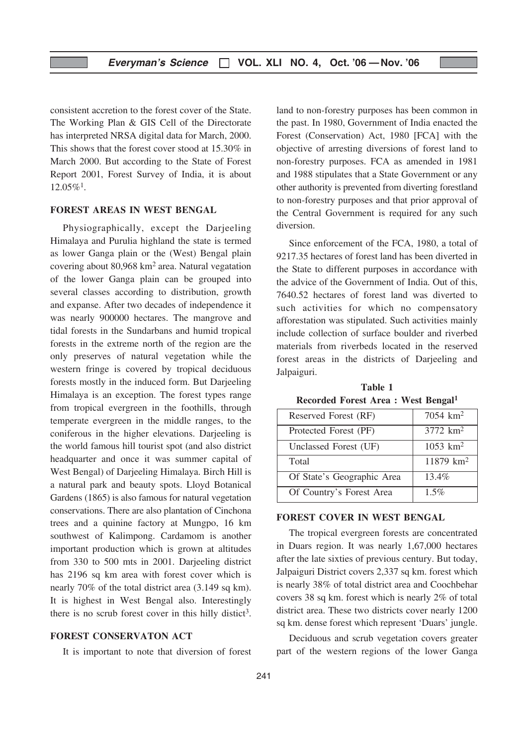consistent accretion to the forest cover of the State. The Working Plan & GIS Cell of the Directorate has interpreted NRSA digital data for March, 2000. This shows that the forest cover stood at 15.30% in March 2000. But according to the State of Forest Report 2001, Forest Survey of India, it is about 12.05%[1].

## FOREST AREAS IN WEST BENGAL

Physiographically, except the Darjeeling Himalaya and Purulia highland the state is termed as lower Ganga plain or the (West) Bengal plain covering about 80,968 km$^2$ area. Natural vegatation of the lower Ganga plain can be grouped into several classes according to distribution, growth and expanse. After two decades of independence it was nearly 900000 hectares. The mangrove and tidal forests in the Sundarbans and humid tropical forests in the extreme north of the region are the only preserves of natural vegetation while the western fringe is covered by tropical deciduous forests mostly in the induced form. But Darjeeling Himalaya is an exception. The forest types range from tropical evergreen in the foothills, through temperate evergreen in the middle ranges, to the coniferous in the higher elevations. Darjeeling is the world famous hill tourist spot (and also district headquarter and once it was summer capital of West Bengal) of Darjeeling Himalaya. Birch Hill is a natural park and beauty spots. Lloyd Botanical Gardens (1865) is also famous for natural vegetation conservations. There are also plantation of Cinchona trees and a quinine factory at Mungpo, 16 km southwest of Kalimpong. Cardamom is another important production which is grown at altitudes from 330 to 500 mts in 2001. Darjeeling district has 2196 sq km area with forest cover which is nearly 70% of the total district area (3.149 sq km). It is highest in West Bengal also. Interestingly there is no scrub forest cover in this hilly distict[3].

## FOREST CONSERVATON ACT

It is important to note that diversion of forest land to non-forestry purposes has been common in the past. In 1980, Government of India enacted the Forest (Conservation) Act, 1980 [FCA] with the objective of arresting diversions of forest land to non-forestry purposes. FCA as amended in 1981 and 1988 stipulates that a State Government or any other authority is prevented from diverting forestland to non-forestry purposes and that prior approval of the Central Government is required for any such diversion.

Since enforcement of the FCA, 1980, a total of 9217.35 hectares of forest land has been diverted in the State to different purposes in accordance with the advice of the Government of India. Out of this, 7640.52 hectares of forest land was diverted to such activities for which no compensatory afforestation was stipulated. Such activities mainly include collection of surface boulder and riverbed materials from riverbeds located in the reserved forest areas in the districts of Darjeeling and Jalpaiguri.

**Table 1**
**Recorded Forest Area : West Bengal[1]**

| | |
|---|---|
| Reserved Forest (RF) | 7054 km$^2$ |
| Protected Forest (PF) | 3772 km$^2$ |
| Unclassed Forest (UF) | 1053 km$^2$ |
| Total | 11879 km$^2$ |
| Of State's Geographic Area | 13.4% |
| Of Country's Forest Area | 1.5% |

## FOREST COVER IN WEST BENGAL

The tropical evergreen forests are concentrated in Duars region. It was nearly 1,67,000 hectares after the late sixties of previous century. But today, Jalpaiguri District covers 2,337 sq km. forest which is nearly 38% of total district area and Coochbehar covers 38 sq km. forest which is nearly 2% of total district area. These two districts cover nearly 1200 sq km. dense forest which represent 'Duars' jungle.

Deciduous and scrub vegetation covers greater part of the western regions of the lower Ganga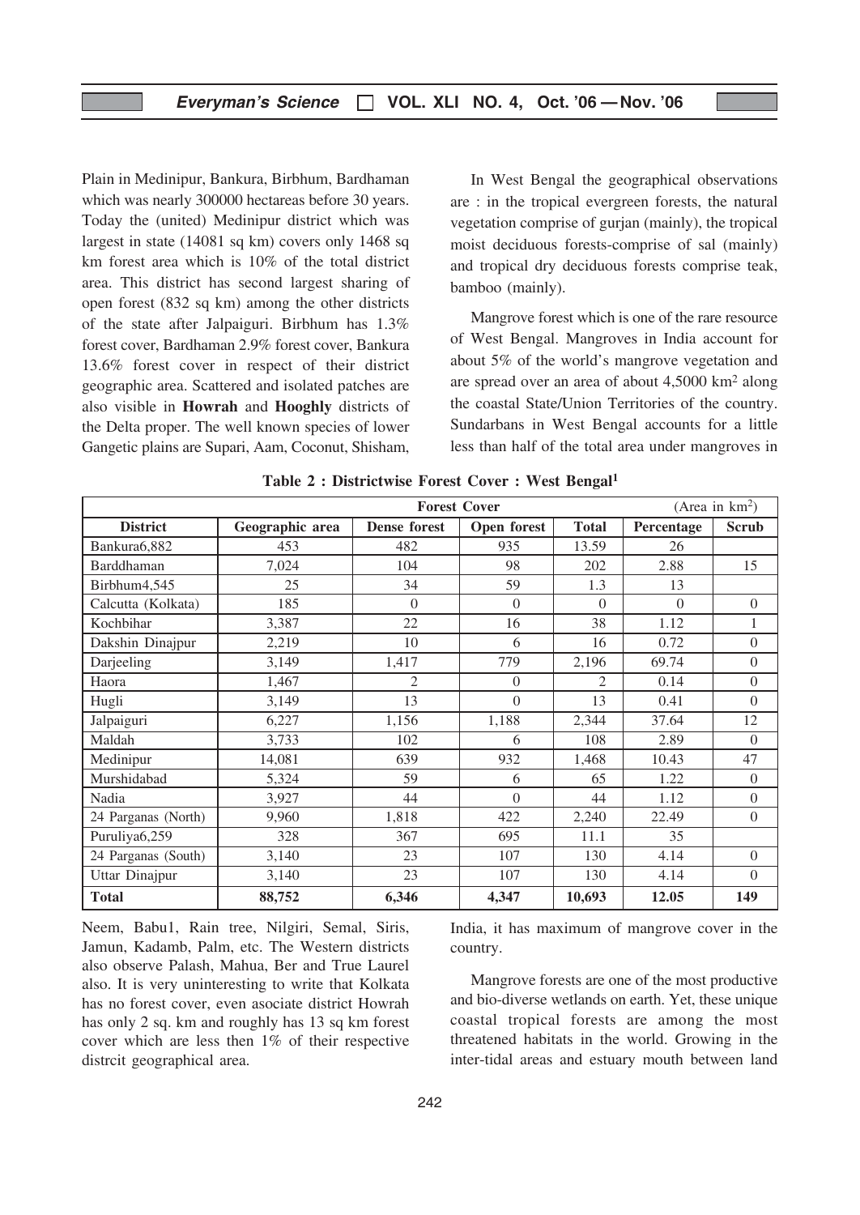Plain in Medinipur, Bankura, Birbhum, Bardhaman which was nearly 300000 hectareas before 30 years. Today the (united) Medinipur district which was largest in state (14081 sq km) covers only 1468 sq km forest area which is 10% of the total district area. This district has second largest sharing of open forest (832 sq km) among the other districts of the state after Jalpaiguri. Birbhum has 1.3% forest cover, Bardhaman 2.9% forest cover, Bankura 13.6% forest cover in respect of their district geographic area. Scattered and isolated patches are also visible in **Howrah** and **Hooghly** districts of the Delta proper. The well known species of lower Gangetic plains are Supari, Aam, Coconut, Shisham, Neem, Babu1, Rain tree, Nilgiri, Semal, Siris, Jamun, Kadamb, Palm, etc. The Western districts also observe Palash, Mahua, Ber and True Laurel also. It is very uninteresting to write that Kolkata has no forest cover, even asociate district Howrah has only 2 sq. km and roughly has 13 sq km forest cover which are less then 1% of their respective distrcit geographical area.

In West Bengal the geographical observations are : in the tropical evergreen forests, the natural vegetation comprise of gurjan (mainly), the tropical moist deciduous forests-comprise of sal (mainly) and tropical dry deciduous forests comprise teak, bamboo (mainly).

Mangrove forest which is one of the rare resource of West Bengal. Mangroves in India account for about 5% of the world's mangrove vegetation and are spread over an area of about 4,5000 km$^2$ along the coastal State/Union Territories of the country. Sundarbans in West Bengal accounts for a little less than half of the total area under mangroves in India, it has maximum of mangrove cover in the country.

**Table 2 : Districtwise Forest Cover : West Bengal[1]**

| | | Forest Cover | | | (Area in km$^2$) | |
|---|---|---|---|---|---|---|
| **District** | **Geographic area** | **Dense forest** | **Open forest** | **Total** | **Percentage** | **Scrub** |
| Bankura6,882 | 453 | 482 | 935 | 13.59 | 26 | |
| Barddhaman | 7,024 | 104 | 98 | 202 | 2.88 | 15 |
| Birbhum4,545 | 25 | 34 | 59 | 1.3 | 13 | |
| Calcutta (Kolkata) | 185 | 0 | 0 | 0 | 0 | 0 |
| Kochbihar | 3,387 | 22 | 16 | 38 | 1.12 | 1 |
| Dakshin Dinajpur | 2,219 | 10 | 6 | 16 | 0.72 | 0 |
| Darjeeling | 3,149 | 1,417 | 779 | 2,196 | 69.74 | 0 |
| Haora | 1,467 | 2 | 0 | 2 | 0.14 | 0 |
| Hugli | 3,149 | 13 | 0 | 13 | 0.41 | 0 |
| Jalpaiguri | 6,227 | 1,156 | 1,188 | 2,344 | 37.64 | 12 |
| Maldah | 3,733 | 102 | 6 | 108 | 2.89 | 0 |
| Medinipur | 14,081 | 639 | 932 | 1,468 | 10.43 | 47 |
| Murshidabad | 5,324 | 59 | 6 | 65 | 1.22 | 0 |
| Nadia | 3,927 | 44 | 0 | 44 | 1.12 | 0 |
| 24 Parganas (North) | 9,960 | 1,818 | 422 | 2,240 | 22.49 | 0 |
| Puruliya6,259 | 328 | 367 | 695 | 11.1 | 35 | |
| 24 Parganas (South) | 3,140 | 23 | 107 | 130 | 4.14 | 0 |
| Uttar Dinajpur | 3,140 | 23 | 107 | 130 | 4.14 | 0 |
| **Total** | **88,752** | **6,346** | **4,347** | **10,693** | **12.05** | **149** |

Mangrove forests are one of the most productive and bio-diverse wetlands on earth. Yet, these unique coastal tropical forests are among the most threatened habitats in the world. Growing in the inter-tidal areas and estuary mouth between land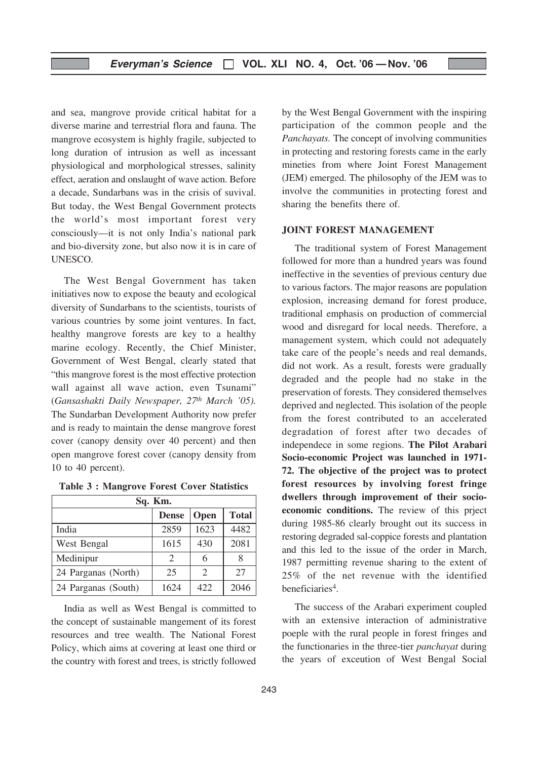and sea, mangrove provide critical habitat for a diverse marine and terrestrial flora and fauna. The mangrove ecosystem is highly fragile, subjected to long duration of intrusion as well as incessant physiological and morphological stresses, salinity effect, aeration and onslaught of wave action. Before a decade, Sundarbans was in the crisis of suvival. But today, the West Bengal Government protects the world's most important forest very consciously—it is not only India's national park and bio-diversity zone, but also now it is in care of UNESCO.

The West Bengal Government has taken initiatives now to expose the beauty and ecological diversity of Sundarbans to the scientists, tourists of various countries by some joint ventures. In fact, healthy mangrove forests are key to a healthy marine ecology. Recently, the Chief Minister, Government of West Bengal, clearly stated that "this mangrove forest is the most effective protection wall against all wave action, even Tsunami" (*Gansashakti Daily Newspaper, 27th March '05).* The Sundarban Development Authority now prefer and is ready to maintain the dense mangrove forest cover (canopy density over 40 percent) and then open mangrove forest cover (canopy density from 10 to 40 percent).

**Table 3 : Mangrove Forest Cover Statistics**

| Sq. Km. | | | |
|---|---|---|---|
| | **Dense** | **Open** | **Total** |
| India | 2859 | 1623 | 4482 |
| West Bengal | 1615 | 430 | 2081 |
| Medinipur | 2 | 6 | 8 |
| 24 Parganas (North) | 25 | 2 | 27 |
| 24 Parganas (South) | 1624 | 422 | 2046 |

India as well as West Bengal is committed to the concept of sustainable mangement of its forest resources and tree wealth. The National Forest Policy, which aims at covering at least one third or the country with forest and trees, is strictly followed by the West Bengal Government with the inspiring participation of the common people and the *Panchayats.* The concept of involving communities in protecting and restoring forests came in the early mineties from where Joint Forest Management (JEM) emerged. The philosophy of the JEM was to involve the communities in protecting forest and sharing the benefits there of.

## JOINT FOREST MANAGEMENT

The traditional system of Forest Management followed for more than a hundred years was found ineffective in the seventies of previous century due to various factors. The major reasons are population explosion, increasing demand for forest produce, traditional emphasis on production of commercial wood and disregard for local needs. Therefore, a management system, which could not adequately take care of the people's needs and real demands, did not work. As a result, forests were gradually degraded and the people had no stake in the preservation of forests. They considered themselves deprived and neglected. This isolation of the people from the forest contributed to an accelerated degradation of forest after two decades of independece in some regions. **The Pilot Arabari Socio-economic Project was launched in 1971-72. The objective of the project was to protect forest resources by involving forest fringe dwellers through improvement of their socio-economic conditions.** The review of this prject during 1985-86 clearly brought out its success in restoring degraded sal-coppice forests and plantation and this led to the issue of the order in March, 1987 permitting revenue sharing to the extent of 25% of the net revenue with the identified beneficiaries[4].

The success of the Arabari experiment coupled with an extensive interaction of administrative poeple with the rural people in forest fringes and the functionaries in the three-tier *panchayat* during the years of exceution of West Bengal Social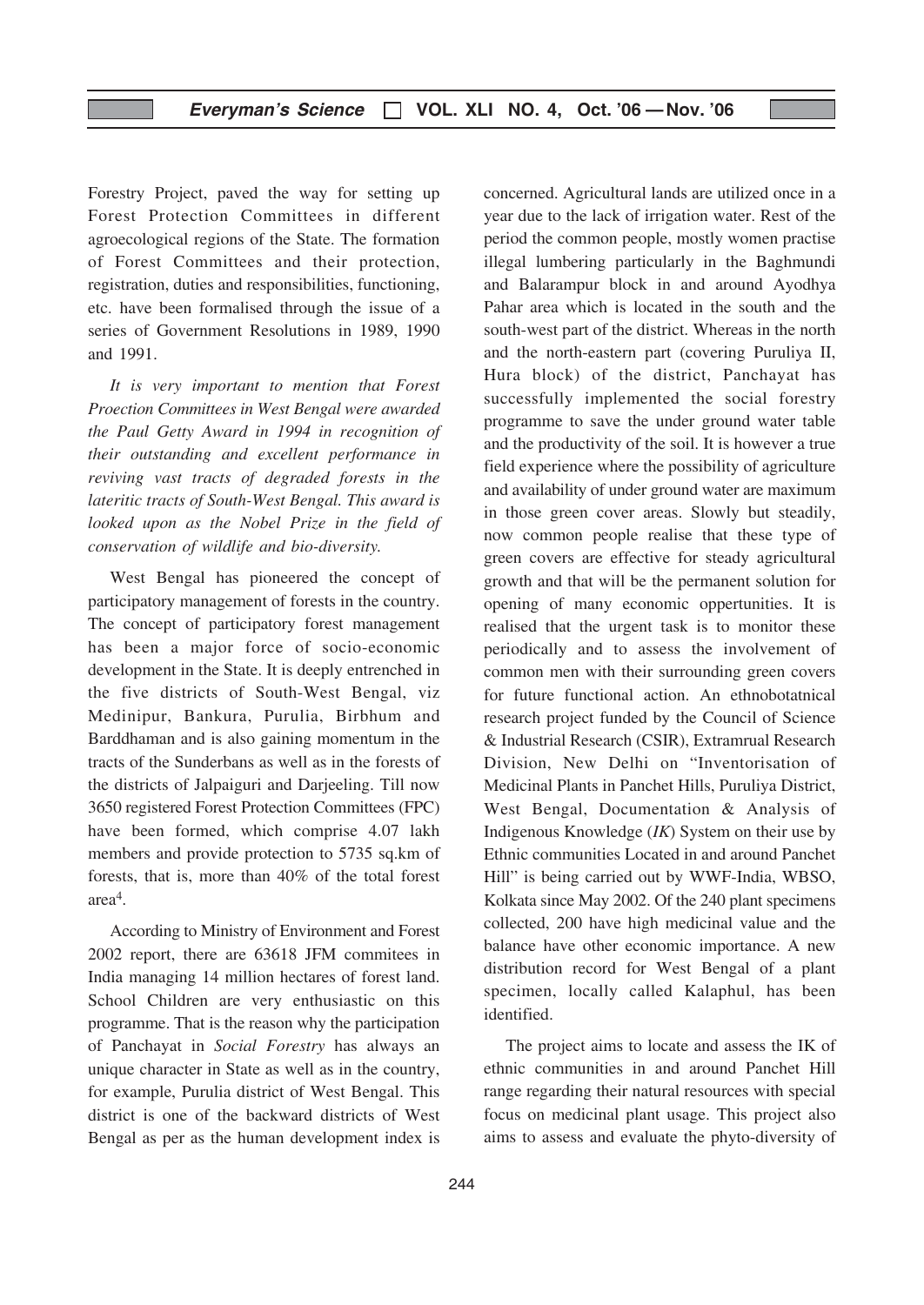Forestry Project, paved the way for setting up Forest Protection Committees in different agroecological regions of the State. The formation of Forest Committees and their protection, registration, duties and responsibilities, functioning, etc. have been formalised through the issue of a series of Government Resolutions in 1989, 1990 and 1991.

*It is very important to mention that Forest Proection Committees in West Bengal were awarded the Paul Getty Award in 1994 in recognition of their outstanding and excellent performance in reviving vast tracts of degraded forests in the lateritic tracts of South-West Bengal. This award is looked upon as the Nobel Prize in the field of conservation of wildlife and bio-diversity.*

West Bengal has pioneered the concept of participatory management of forests in the country. The concept of participatory forest management has been a major force of socio-economic development in the State. It is deeply entrenched in the five districts of South-West Bengal, viz Medinipur, Bankura, Purulia, Birbhum and Barddhaman and is also gaining momentum in the tracts of the Sunderbans as well as in the forests of the districts of Jalpaiguri and Darjeeling. Till now 3650 registered Forest Protection Committees (FPC) have been formed, which comprise 4.07 lakh members and provide protection to 5735 sq.km of forests, that is, more than 40% of the total forest area[4].

According to Ministry of Environment and Forest 2002 report, there are 63618 JFM commitees in India managing 14 million hectares of forest land. School Children are very enthusiastic on this programme. That is the reason why the participation of Panchayat in *Social Forestry* has always an unique character in State as well as in the country, for example, Purulia district of West Bengal. This district is one of the backward districts of West Bengal as per as the human development index is concerned. Agricultural lands are utilized once in a year due to the lack of irrigation water. Rest of the period the common people, mostly women practise illegal lumbering particularly in the Baghmundi and Balarampur block in and around Ayodhya Pahar area which is located in the south and the south-west part of the district. Whereas in the north and the north-eastern part (covering Puruliya II, Hura block) of the district, Panchayat has successfully implemented the social forestry programme to save the under ground water table and the productivity of the soil. It is however a true field experience where the possibility of agriculture and availability of under ground water are maximum in those green cover areas. Slowly but steadily, now common people realise that these type of green covers are effective for steady agricultural growth and that will be the permanent solution for opening of many economic oppertunities. It is realised that the urgent task is to monitor these periodically and to assess the involvement of common men with their surrounding green covers for future functional action. An ethnobotatnical research project funded by the Council of Science & Industrial Research (CSIR), Extramrual Research Division, New Delhi on "Inventorisation of Medicinal Plants in Panchet Hills, Puruliya District, West Bengal, Documentation & Analysis of Indigenous Knowledge (*IK*) System on their use by Ethnic communities Located in and around Panchet Hill" is being carried out by WWF-India, WBSO, Kolkata since May 2002. Of the 240 plant specimens collected, 200 have high medicinal value and the balance have other economic importance. A new distribution record for West Bengal of a plant specimen, locally called Kalaphul, has been identified.

The project aims to locate and assess the IK of ethnic communities in and around Panchet Hill range regarding their natural resources with special focus on medicinal plant usage. This project also aims to assess and evaluate the phyto-diversity of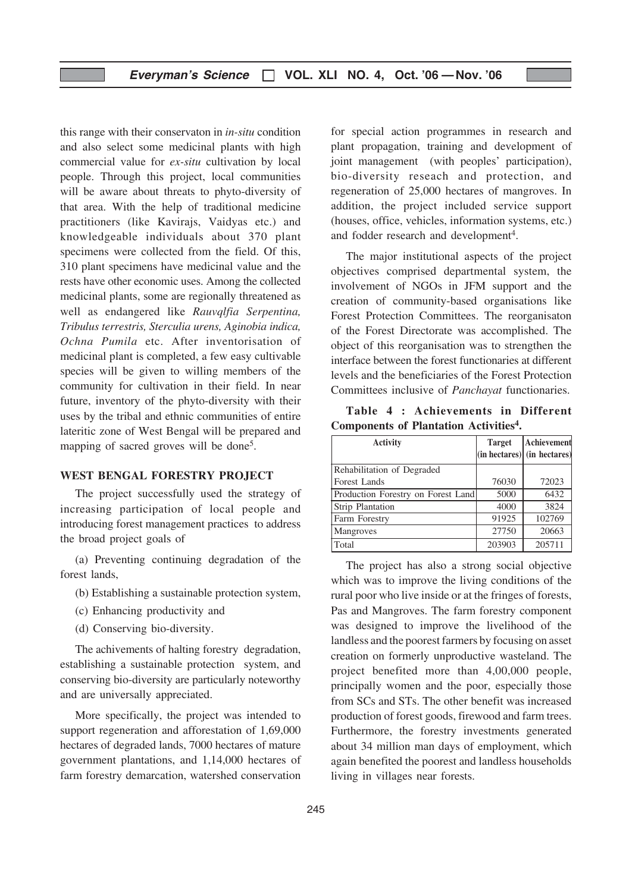this range with their conservaton in *in-situ* condition and also select some medicinal plants with high commercial value for *ex-situ* cultivation by local people. Through this project, local communities will be aware about threats to phyto-diversity of that area. With the help of traditional medicine practitioners (like Kavirajs, Vaidyas etc.) and knowledgeable individuals about 370 plant specimens were collected from the field. Of this, 310 plant specimens have medicinal value and the rests have other economic uses. Among the collected medicinal plants, some are regionally threatened as well as endangered like *Rauvqlfia Serpentina, Tribulus terrestris, Sterculia urens, Aginobia indica, Ochna Pumila* etc. After inventorisation of medicinal plant is completed, a few easy cultivable species will be given to willing members of the community for cultivation in their field. In near future, inventory of the phyto-diversity with their uses by the tribal and ethnic communities of entire lateritic zone of West Bengal will be prepared and mapping of sacred groves will be done[5].

## WEST BENGAL FORESTRY PROJECT

The project successfully used the strategy of increasing participation of local people and introducing forest management practices to address the broad project goals of

(a) Preventing continuing degradation of the forest lands,

(b) Establishing a sustainable protection system,

(c) Enhancing productivity and

(d) Conserving bio-diversity.

The achivements of halting forestry degradation, establishing a sustainable protection system, and conserving bio-diversity are particularly noteworthy and are universally appreciated.

More specifically, the project was intended to support regeneration and afforestation of 1,69,000 hectares of degraded lands, 7000 hectares of mature government plantations, and 1,14,000 hectares of farm forestry demarcation, watershed conservation for special action programmes in research and plant propagation, training and development of joint management (with peoples' participation), bio-diversity reseach and protection, and regeneration of 25,000 hectares of mangroves. In addition, the project included service support (houses, office, vehicles, information systems, etc.) and fodder research and development[4].

The major institutional aspects of the project objectives comprised departmental system, the involvement of NGOs in JFM support and the creation of community-based organisations like Forest Protection Committees. The reorganisaton of the Forest Directorate was accomplished. The object of this reorganisation was to strengthen the interface between the forest functionaries at different levels and the beneficiaries of the Forest Protection Committees inclusive of *Panchayat* functionaries.

**Table 4 : Achievements in Different Components of Plantation Activities[4].**

| Activity | Target (in hectares) | Achievement (in hectares) |
|---|---|---|
| Rehabilitation of Degraded Forest Lands | 76030 | 72023 |
| Production Forestry on Forest Land | 5000 | 6432 |
| Strip Plantation | 4000 | 3824 |
| Farm Forestry | 91925 | 102769 |
| Mangroves | 27750 | 20663 |
| Total | 203903 | 205711 |

The project has also a strong social objective which was to improve the living conditions of the rural poor who live inside or at the fringes of forests, Pas and Mangroves. The farm forestry component was designed to improve the livelihood of the landless and the poorest farmers by focusing on asset creation on formerly unproductive wasteland. The project benefited more than 4,00,000 people, principally women and the poor, especially those from SCs and STs. The other benefit was increased production of forest goods, firewood and farm trees. Furthermore, the forestry investments generated about 34 million man days of employment, which again benefited the poorest and landless households living in villages near forests.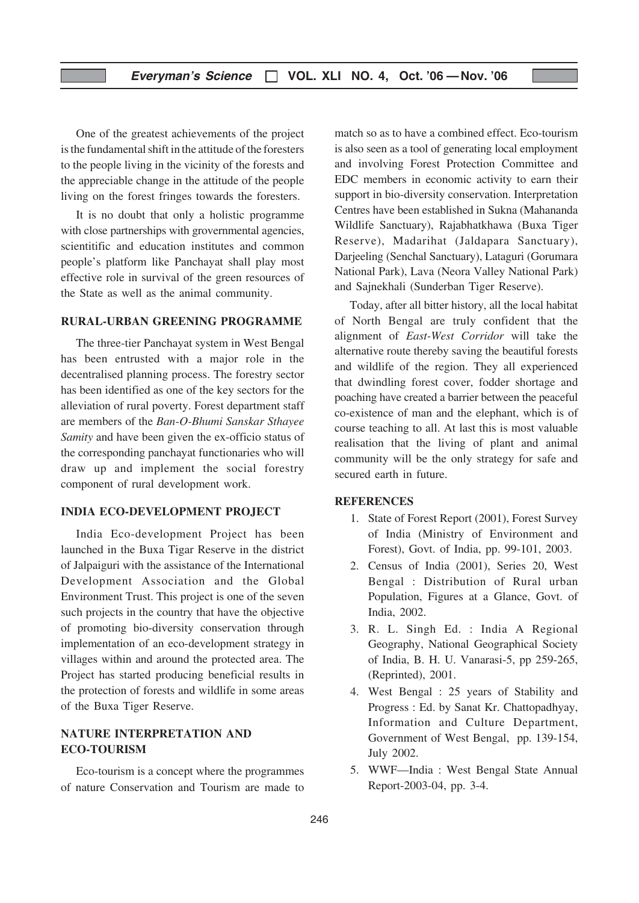One of the greatest achievements of the project is the fundamental shift in the attitude of the foresters to the people living in the vicinity of the forests and the appreciable change in the attitude of the people living on the forest fringes towards the foresters.

It is no doubt that only a holistic programme with close partnerships with grovernmental agencies, scientitific and education institutes and common people's platform like Panchayat shall play most effective role in survival of the green resources of the State as well as the animal community.

## RURAL-URBAN GREENING PROGRAMME

The three-tier Panchayat system in West Bengal has been entrusted with a major role in the decentralised planning process. The forestry sector has been identified as one of the key sectors for the alleviation of rural poverty. Forest department staff are members of the *Ban-O-Bhumi Sanskar Sthayee Samity* and have been given the ex-officio status of the corresponding panchayat functionaries who will draw up and implement the social forestry component of rural development work.

## INDIA ECO-DEVELOPMENT PROJECT

India Eco-development Project has been launched in the Buxa Tigar Reserve in the district of Jalpaiguri with the assistance of the International Development Association and the Global Environment Trust. This project is one of the seven such projects in the country that have the objective of promoting bio-diversity conservation through implementation of an eco-development strategy in villages within and around the protected area. The Project has started producing beneficial results in the protection of forests and wildlife in some areas of the Buxa Tiger Reserve.

## NATURE INTERPRETATION AND ECO-TOURISM

Eco-tourism is a concept where the programmes of nature Conservation and Tourism are made to match so as to have a combined effect. Eco-tourism is also seen as a tool of generating local employment and involving Forest Protection Committee and EDC members in economic activity to earn their support in bio-diversity conservation. Interpretation Centres have been established in Sukna (Mahananda Wildlife Sanctuary), Rajabhatkhawa (Buxa Tiger Reserve), Madarihat (Jaldapara Sanctuary), Darjeeling (Senchal Sanctuary), Lataguri (Gorumara National Park), Lava (Neora Valley National Park) and Sajnekhali (Sunderban Tiger Reserve).

Today, after all bitter history, all the local habitat of North Bengal are truly confident that the alignment of *East-West Corridor* will take the alternative route thereby saving the beautiful forests and wildlife of the region. They all experienced that dwindling forest cover, fodder shortage and poaching have created a barrier between the peaceful co-existence of man and the elephant, which is of course teaching to all. At last this is most valuable realisation that the living of plant and animal community will be the only strategy for safe and secured earth in future.

## REFERENCES

1. State of Forest Report (2001), Forest Survey of India (Ministry of Environment and Forest), Govt. of India, pp. 99-101, 2003.
2. Census of India (2001), Series 20, West Bengal : Distribution of Rural urban Population, Figures at a Glance, Govt. of India, 2002.
3. R. L. Singh Ed. : India A Regional Geography, National Geographical Society of India, B. H. U. Vanarasi-5, pp 259-265, (Reprinted), 2001.
4. West Bengal : 25 years of Stability and Progress : Ed. by Sanat Kr. Chattopadhyay, Information and Culture Department, Government of West Bengal, pp. 139-154, July 2002.
5. WWF—India : West Bengal State Annual Report-2003-04, pp. 3-4.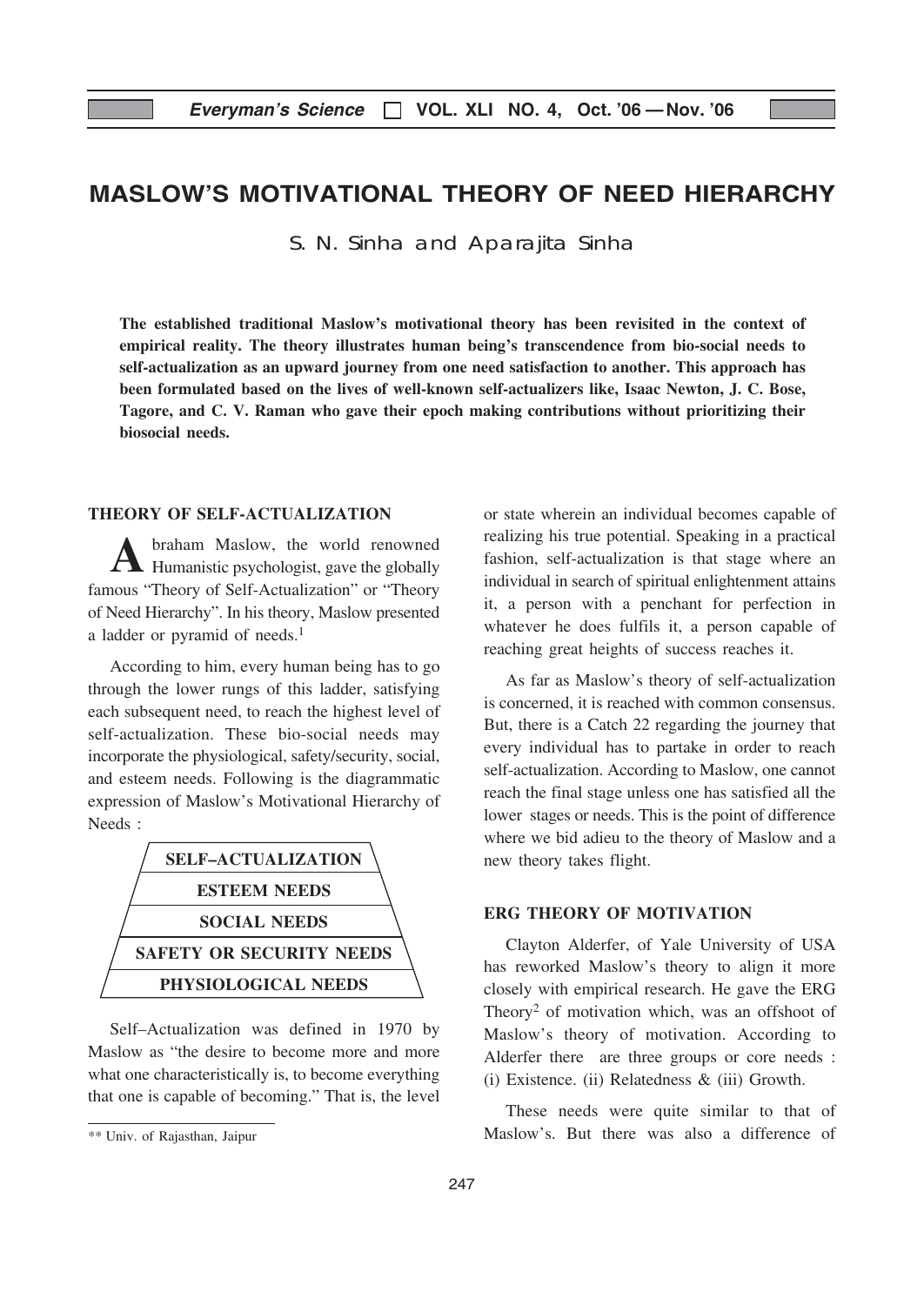# MASLOW'S MOTIVATIONAL THEORY OF NEED HIERARCHY

S. N. Sinha and Aparajita Sinha

**The established traditional Maslow's motivational theory has been revisited in the context of empirical reality. The theory illustrates human being's transcendence from bio-social needs to self-actualization as an upward journey from one need satisfaction to another. This approach has been formulated based on the lives of well-known self-actualizers like, Isaac Newton, J. C. Bose, Tagore, and C. V. Raman who gave their epoch making contributions without prioritizing their biosocial needs.**

## THEORY OF SELF-ACTUALIZATION

Abraham Maslow, the world renowned Humanistic psychologist, gave the globally famous "Theory of Self-Actualization" or "Theory of Need Hierarchy". In his theory, Maslow presented a ladder or pyramid of needs.[1]

According to him, every human being has to go through the lower rungs of this ladder, satisfying each subsequent need, to reach the highest level of self-actualization. These bio-social needs may incorporate the physiological, safety/security, social, and esteem needs. Following is the diagrammatic expression of Maslow's Motivational Hierarchy of Needs :

| |
|---|
| SELF–ACTUALIZATION |
| ESTEEM NEEDS |
| SOCIAL NEEDS |
| SAFETY OR SECURITY NEEDS |
| PHYSIOLOGICAL NEEDS |

Self–Actualization was defined in 1970 by Maslow as "the desire to become more and more what one characteristically is, to become everything that one is capable of becoming." That is, the level or state wherein an individual becomes capable of realizing his true potential. Speaking in a practical fashion, self-actualization is that stage where an individual in search of spiritual enlightenment attains it, a person with a penchant for perfection in whatever he does fulfils it, a person capable of reaching great heights of success reaches it.

As far as Maslow's theory of self-actualization is concerned, it is reached with common consensus. But, there is a Catch 22 regarding the journey that every individual has to partake in order to reach self-actualization. According to Maslow, one cannot reach the final stage unless one has satisfied all the lower stages or needs. This is the point of difference where we bid adieu to the theory of Maslow and a new theory takes flight.

## ERG THEORY OF MOTIVATION

Clayton Alderfer, of Yale University of USA has reworked Maslow's theory to align it more closely with empirical research. He gave the ERG Theory[2] of motivation which, was an offshoot of Maslow's theory of motivation. According to Alderfer there are three groups or core needs : (i) Existence. (ii) Relatedness & (iii) Growth.

These needs were quite similar to that of Maslow's. But there was also a difference of

** Univ. of Rajasthan, Jaipur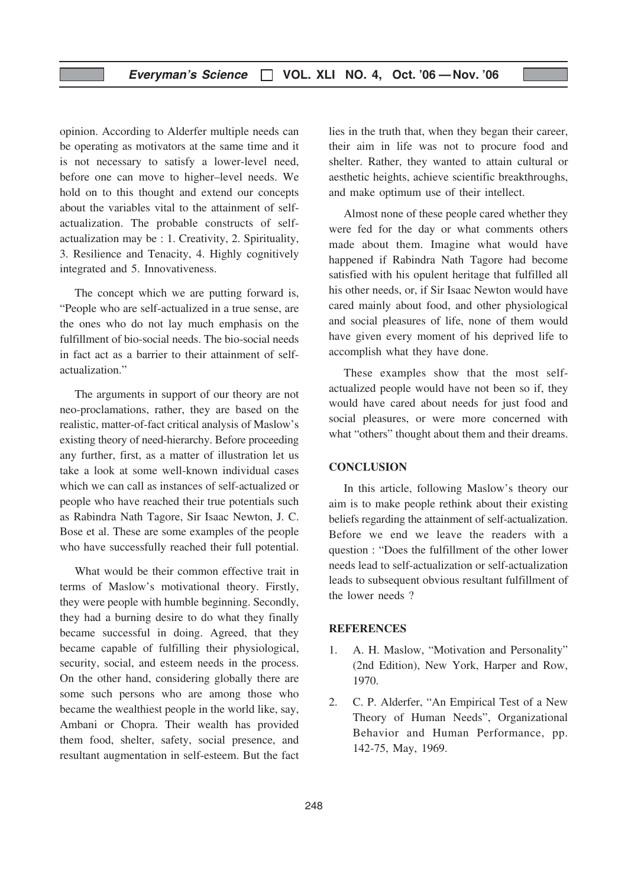opinion. According to Alderfer multiple needs can be operating as motivators at the same time and it is not necessary to satisfy a lower-level need, before one can move to higher–level needs. We hold on to this thought and extend our concepts about the variables vital to the attainment of self-actualization. The probable constructs of self-actualization may be : 1. Creativity, 2. Spirituality, 3. Resilience and Tenacity, 4. Highly cognitively integrated and 5. Innovativeness.

The concept which we are putting forward is, "People who are self-actualized in a true sense, are the ones who do not lay much emphasis on the fulfillment of bio-social needs. The bio-social needs in fact act as a barrier to their attainment of self-actualization."

The arguments in support of our theory are not neo-proclamations, rather, they are based on the realistic, matter-of-fact critical analysis of Maslow's existing theory of need-hierarchy. Before proceeding any further, first, as a matter of illustration let us take a look at some well-known individual cases which we can call as instances of self-actualized or people who have reached their true potentials such as Rabindra Nath Tagore, Sir Isaac Newton, J. C. Bose et al. These are some examples of the people who have successfully reached their full potential.

What would be their common effective trait in terms of Maslow's motivational theory. Firstly, they were people with humble beginning. Secondly, they had a burning desire to do what they finally became successful in doing. Agreed, that they became capable of fulfilling their physiological, security, social, and esteem needs in the process. On the other hand, considering globally there are some such persons who are among those who became the wealthiest people in the world like, say, Ambani or Chopra. Their wealth has provided them food, shelter, safety, social presence, and resultant augmentation in self-esteem. But the fact lies in the truth that, when they began their career, their aim in life was not to procure food and shelter. Rather, they wanted to attain cultural or aesthetic heights, achieve scientific breakthroughs, and make optimum use of their intellect.

Almost none of these people cared whether they were fed for the day or what comments others made about them. Imagine what would have happened if Rabindra Nath Tagore had become satisfied with his opulent heritage that fulfilled all his other needs, or, if Sir Isaac Newton would have cared mainly about food, and other physiological and social pleasures of life, none of them would have given every moment of his deprived life to accomplish what they have done.

These examples show that the most self-actualized people would have not been so if, they would have cared about needs for just food and social pleasures, or were more concerned with what "others" thought about them and their dreams.

## CONCLUSION

In this article, following Maslow's theory our aim is to make people rethink about their existing beliefs regarding the attainment of self-actualization. Before we end we leave the readers with a question : "Does the fulfillment of the other lower needs lead to self-actualization or self-actualization leads to subsequent obvious resultant fulfillment of the lower needs ?

## REFERENCES

1. A. H. Maslow, "Motivation and Personality" (2nd Edition), New York, Harper and Row, 1970.
2. C. P. Alderfer, "An Empirical Test of a New Theory of Human Needs", Organizational Behavior and Human Performance, pp. 142-75, May, 1969.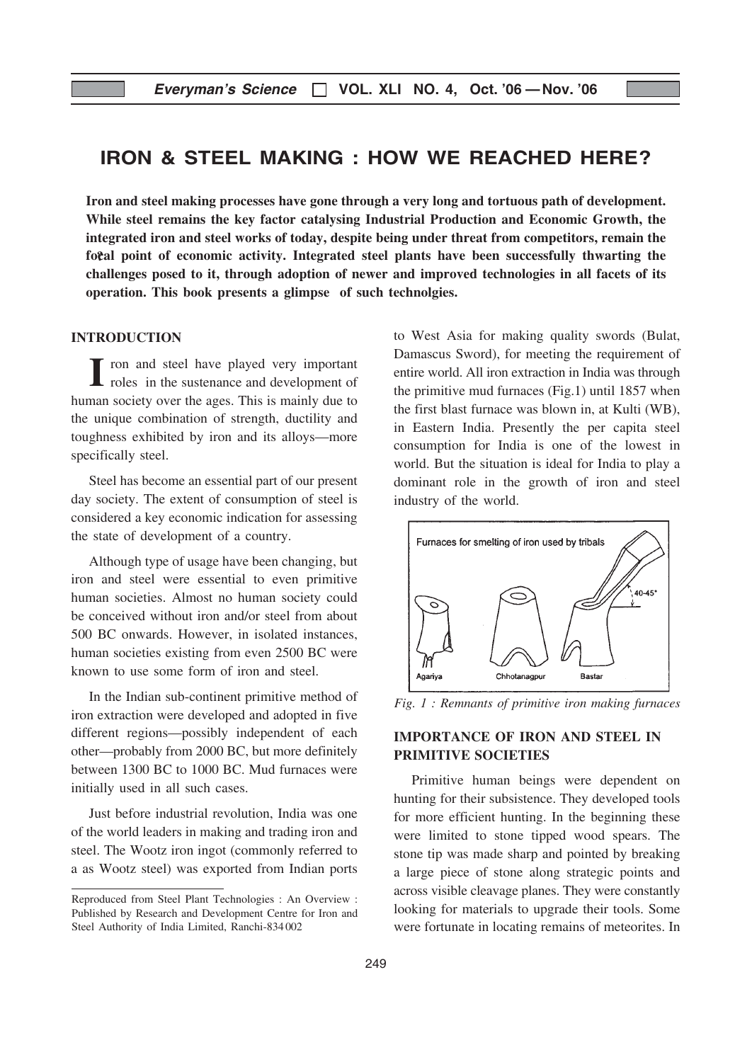# IRON & STEEL MAKING : HOW WE REACHED HERE?

**Iron and steel making processes have gone through a very long and tortuous path of development. While steel remains the key factor catalysing Industrial Production and Economic Growth, the integrated iron and steel works of today, despite being under threat from competitors, remain the focal point of economic activity. Integrated steel plants have been successfully thwarting the challenges posed to it, through adoption of newer and improved technologies in all facets of its operation. This book presents a glimpse of such technolgies.**

## INTRODUCTION

Iron and steel have played very important roles in the sustenance and development of human society over the ages. This is mainly due to the unique combination of strength, ductility and toughness exhibited by iron and its alloys—more specifically steel.

Steel has become an essential part of our present day society. The extent of consumption of steel is considered a key economic indication for assessing the state of development of a country.

Although type of usage have been changing, but iron and steel were essential to even primitive human societies. Almost no human society could be conceived without iron and/or steel from about 500 BC onwards. However, in isolated instances, human societies existing from even 2500 BC were known to use some form of iron and steel.

In the Indian sub-continent primitive method of iron extraction were developed and adopted in five different regions—possibly independent of each other—probably from 2000 BC, but more definitely between 1300 BC to 1000 BC. Mud furnaces were initially used in all such cases.

Just before industrial revolution, India was one of the world leaders in making and trading iron and steel. The Wootz iron ingot (commonly referred to a as Wootz steel) was exported from Indian ports to West Asia for making quality swords (Bulat, Damascus Sword), for meeting the requirement of entire world. All iron extraction in India was through the primitive mud furnaces (Fig.1) until 1857 when the first blast furnace was blown in, at Kulti (WB), in Eastern India. Presently the per capita steel consumption for India is one of the lowest in world. But the situation is ideal for India to play a dominant role in the growth of iron and steel industry of the world.

Furnaces for smelting of iron used by tribals

Agariya — Chhotanagpur — Bastar — 40-45°

*Fig. 1 : Remnants of primitive iron making furnaces*

## IMPORTANCE OF IRON AND STEEL IN PRIMITIVE SOCIETIES

Primitive human beings were dependent on hunting for their subsistence. They developed tools for more efficient hunting. In the beginning these were limited to stone tipped wood spears. The stone tip was made sharp and pointed by breaking a large piece of stone along strategic points and across visible cleavage planes. They were constantly looking for materials to upgrade their tools. Some were fortunate in locating remains of meteorites. In

---

Reproduced from Steel Plant Technologies : An Overview : Published by Research and Development Centre for Iron and Steel Authority of India Limited, Ranchi-834 002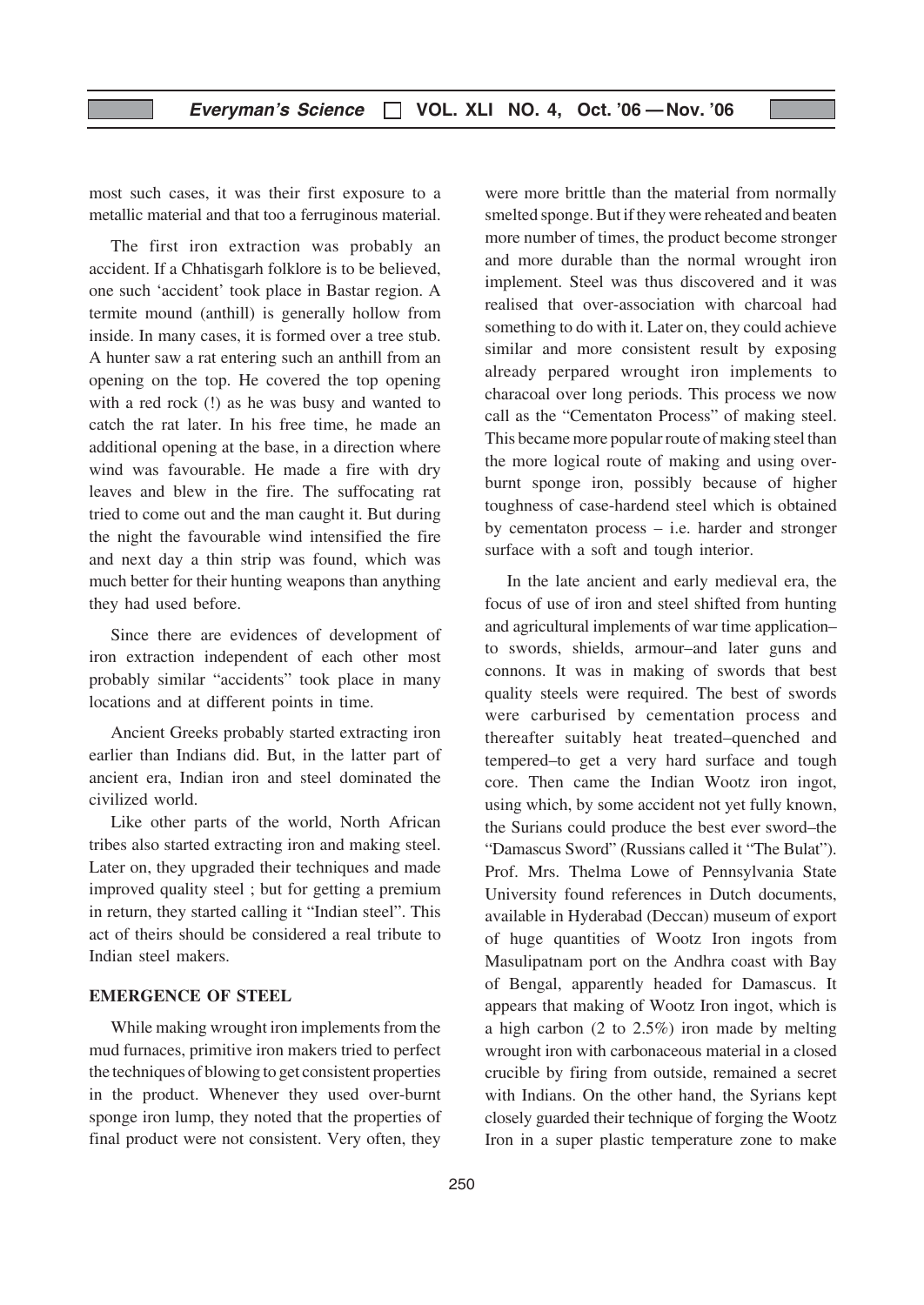most such cases, it was their first exposure to a metallic material and that too a ferruginous material.

The first iron extraction was probably an accident. If a Chhatisgarh folklore is to be believed, one such 'accident' took place in Bastar region. A termite mound (anthill) is generally hollow from inside. In many cases, it is formed over a tree stub. A hunter saw a rat entering such an anthill from an opening on the top. He covered the top opening with a red rock (!) as he was busy and wanted to catch the rat later. In his free time, he made an additional opening at the base, in a direction where wind was favourable. He made a fire with dry leaves and blew in the fire. The suffocating rat tried to come out and the man caught it. But during the night the favourable wind intensified the fire and next day a thin strip was found, which was much better for their hunting weapons than anything they had used before.

Since there are evidences of development of iron extraction independent of each other most probably similar "accidents" took place in many locations and at different points in time.

Ancient Greeks probably started extracting iron earlier than Indians did. But, in the latter part of ancient era, Indian iron and steel dominated the civilized world.

Like other parts of the world, North African tribes also started extracting iron and making steel. Later on, they upgraded their techniques and made improved quality steel ; but for getting a premium in return, they started calling it "Indian steel". This act of theirs should be considered a real tribute to Indian steel makers.

## EMERGENCE OF STEEL

While making wrought iron implements from the mud furnaces, primitive iron makers tried to perfect the techniques of blowing to get consistent properties in the product. Whenever they used over-burnt sponge iron lump, they noted that the properties of final product were not consistent. Very often, they were more brittle than the material from normally smelted sponge. But if they were reheated and beaten more number of times, the product become stronger and more durable than the normal wrought iron implement. Steel was thus discovered and it was realised that over-association with charcoal had something to do with it. Later on, they could achieve similar and more consistent result by exposing already perpared wrought iron implements to characoal over long periods. This process we now call as the "Cementaton Process" of making steel. This became more popular route of making steel than the more logical route of making and using over-burnt sponge iron, possibly because of higher toughness of case-hardend steel which is obtained by cementaton process – i.e. harder and stronger surface with a soft and tough interior.

In the late ancient and early medieval era, the focus of use of iron and steel shifted from hunting and agricultural implements of war time application– to swords, shields, armour–and later guns and connons. It was in making of swords that best quality steels were required. The best of swords were carburised by cementation process and thereafter suitably heat treated–quenched and tempered–to get a very hard surface and tough core. Then came the Indian Wootz iron ingot, using which, by some accident not yet fully known, the Surians could produce the best ever sword–the "Damascus Sword" (Russians called it "The Bulat"). Prof. Mrs. Thelma Lowe of Pennsylvania State University found references in Dutch documents, available in Hyderabad (Deccan) museum of export of huge quantities of Wootz Iron ingots from Masulipatnam port on the Andhra coast with Bay of Bengal, apparently headed for Damascus. It appears that making of Wootz Iron ingot, which is a high carbon (2 to 2.5%) iron made by melting wrought iron with carbonaceous material in a closed crucible by firing from outside, remained a secret with Indians. On the other hand, the Syrians kept closely guarded their technique of forging the Wootz Iron in a super plastic temperature zone to make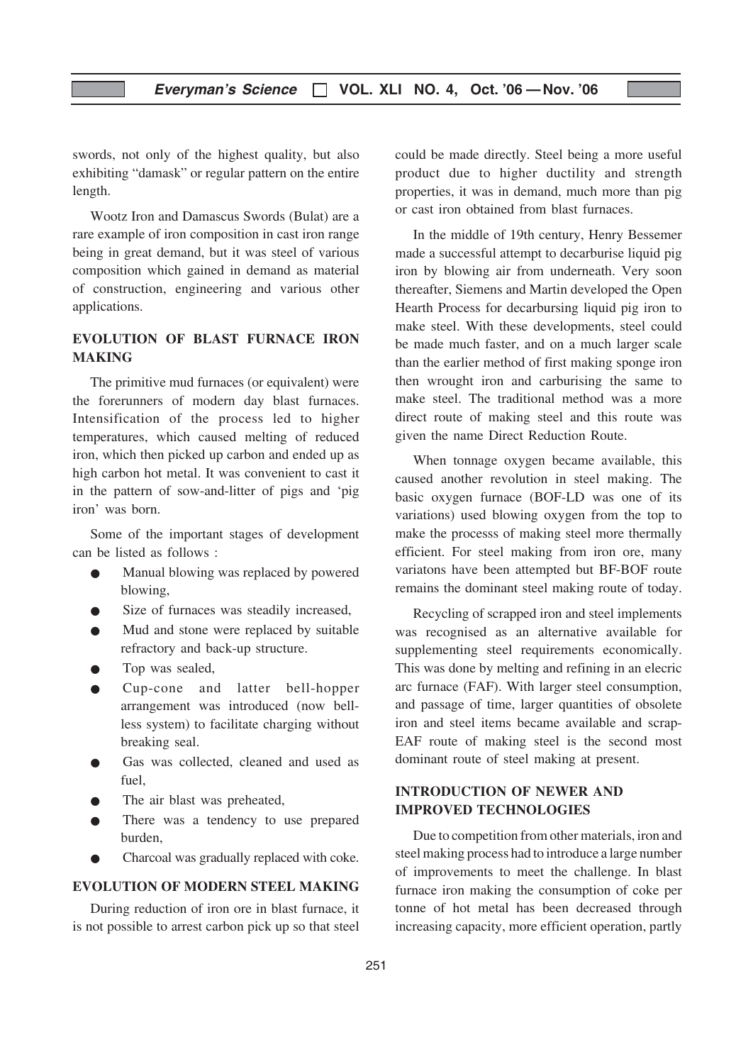swords, not only of the highest quality, but also exhibiting "damask" or regular pattern on the entire length.

Wootz Iron and Damascus Swords (Bulat) are a rare example of iron composition in cast iron range being in great demand, but it was steel of various composition which gained in demand as material of construction, engineering and various other applications.

## EVOLUTION OF BLAST FURNACE IRON MAKING

The primitive mud furnaces (or equivalent) were the forerunners of modern day blast furnaces. Intensification of the process led to higher temperatures, which caused melting of reduced iron, which then picked up carbon and ended up as high carbon hot metal. It was convenient to cast it in the pattern of sow-and-litter of pigs and 'pig iron' was born.

Some of the important stages of development can be listed as follows :

- Manual blowing was replaced by powered blowing,
- Size of furnaces was steadily increased,
- Mud and stone were replaced by suitable refractory and back-up structure.
- Top was sealed,
- Cup-cone and latter bell-hopper arrangement was introduced (now bell-less system) to facilitate charging without breaking seal.
- Gas was collected, cleaned and used as fuel,
- The air blast was preheated,
- There was a tendency to use prepared burden,
- Charcoal was gradually replaced with coke.

## EVOLUTION OF MODERN STEEL MAKING

During reduction of iron ore in blast furnace, it is not possible to arrest carbon pick up so that steel could be made directly. Steel being a more useful product due to higher ductility and strength properties, it was in demand, much more than pig or cast iron obtained from blast furnaces.

In the middle of 19th century, Henry Bessemer made a successful attempt to decarburise liquid pig iron by blowing air from underneath. Very soon thereafter, Siemens and Martin developed the Open Hearth Process for decarbursing liquid pig iron to make steel. With these developments, steel could be made much faster, and on a much larger scale than the earlier method of first making sponge iron then wrought iron and carburising the same to make steel. The traditional method was a more direct route of making steel and this route was given the name Direct Reduction Route.

When tonnage oxygen became available, this caused another revolution in steel making. The basic oxygen furnace (BOF-LD was one of its variations) used blowing oxygen from the top to make the processs of making steel more thermally efficient. For steel making from iron ore, many variatons have been attempted but BF-BOF route remains the dominant steel making route of today.

Recycling of scrapped iron and steel implements was recognised as an alternative available for supplementing steel requirements economically. This was done by melting and refining in an elecric arc furnace (FAF). With larger steel consumption, and passage of time, larger quantities of obsolete iron and steel items became available and scrap-EAF route of making steel is the second most dominant route of steel making at present.

## INTRODUCTION OF NEWER AND IMPROVED TECHNOLOGIES

Due to competition from other materials, iron and steel making process had to introduce a large number of improvements to meet the challenge. In blast furnace iron making the consumption of coke per tonne of hot metal has been decreased through increasing capacity, more efficient operation, partly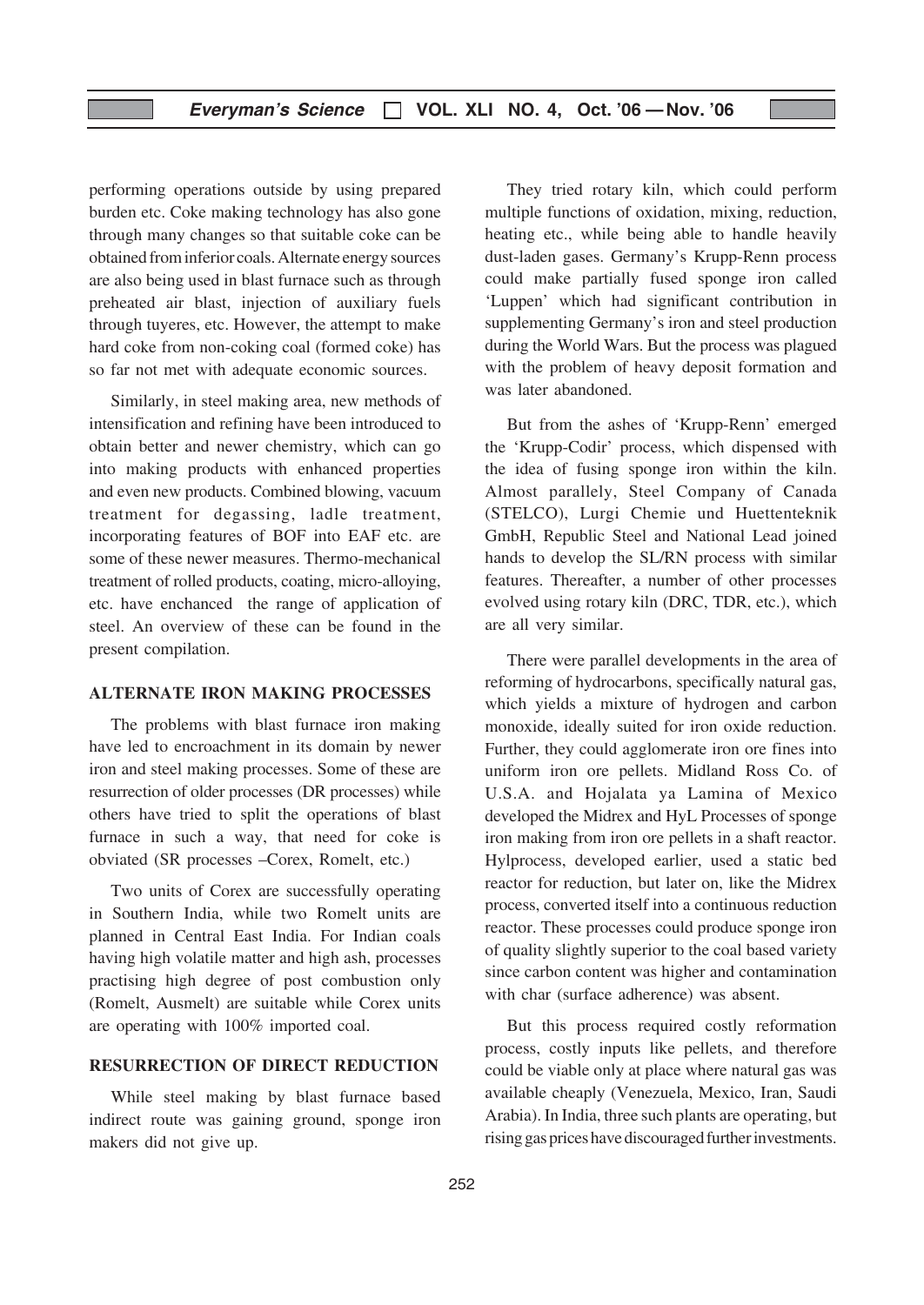performing operations outside by using prepared burden etc. Coke making technology has also gone through many changes so that suitable coke can be obtained from inferior coals. Alternate energy sources are also being used in blast furnace such as through preheated air blast, injection of auxiliary fuels through tuyeres, etc. However, the attempt to make hard coke from non-coking coal (formed coke) has so far not met with adequate economic sources.

Similarly, in steel making area, new methods of intensification and refining have been introduced to obtain better and newer chemistry, which can go into making products with enhanced properties and even new products. Combined blowing, vacuum treatment for degassing, ladle treatment, incorporating features of BOF into EAF etc. are some of these newer measures. Thermo-mechanical treatment of rolled products, coating, micro-alloying, etc. have enchanced the range of application of steel. An overview of these can be found in the present compilation.

## ALTERNATE IRON MAKING PROCESSES

The problems with blast furnace iron making have led to encroachment in its domain by newer iron and steel making processes. Some of these are resurrection of older processes (DR processes) while others have tried to split the operations of blast furnace in such a way, that need for coke is obviated (SR processes –Corex, Romelt, etc.)

Two units of Corex are successfully operating in Southern India, while two Romelt units are planned in Central East India. For Indian coals having high volatile matter and high ash, processes practising high degree of post combustion only (Romelt, Ausmelt) are suitable while Corex units are operating with 100% imported coal.

## RESURRECTION OF DIRECT REDUCTION

While steel making by blast furnace based indirect route was gaining ground, sponge iron makers did not give up.

They tried rotary kiln, which could perform multiple functions of oxidation, mixing, reduction, heating etc., while being able to handle heavily dust-laden gases. Germany's Krupp-Renn process could make partially fused sponge iron called 'Luppen' which had significant contribution in supplementing Germany's iron and steel production during the World Wars. But the process was plagued with the problem of heavy deposit formation and was later abandoned.

But from the ashes of 'Krupp-Renn' emerged the 'Krupp-Codir' process, which dispensed with the idea of fusing sponge iron within the kiln. Almost parallely, Steel Company of Canada (STELCO), Lurgi Chemie und Huettenteknik GmbH, Republic Steel and National Lead joined hands to develop the SL/RN process with similar features. Thereafter, a number of other processes evolved using rotary kiln (DRC, TDR, etc.), which are all very similar.

There were parallel developments in the area of reforming of hydrocarbons, specifically natural gas, which yields a mixture of hydrogen and carbon monoxide, ideally suited for iron oxide reduction. Further, they could agglomerate iron ore fines into uniform iron ore pellets. Midland Ross Co. of U.S.A. and Hojalata ya Lamina of Mexico developed the Midrex and HyL Processes of sponge iron making from iron ore pellets in a shaft reactor. Hylprocess, developed earlier, used a static bed reactor for reduction, but later on, like the Midrex process, converted itself into a continuous reduction reactor. These processes could produce sponge iron of quality slightly superior to the coal based variety since carbon content was higher and contamination with char (surface adherence) was absent.

But this process required costly reformation process, costly inputs like pellets, and therefore could be viable only at place where natural gas was available cheaply (Venezuela, Mexico, Iran, Saudi Arabia). In India, three such plants are operating, but rising gas prices have discouraged further investments.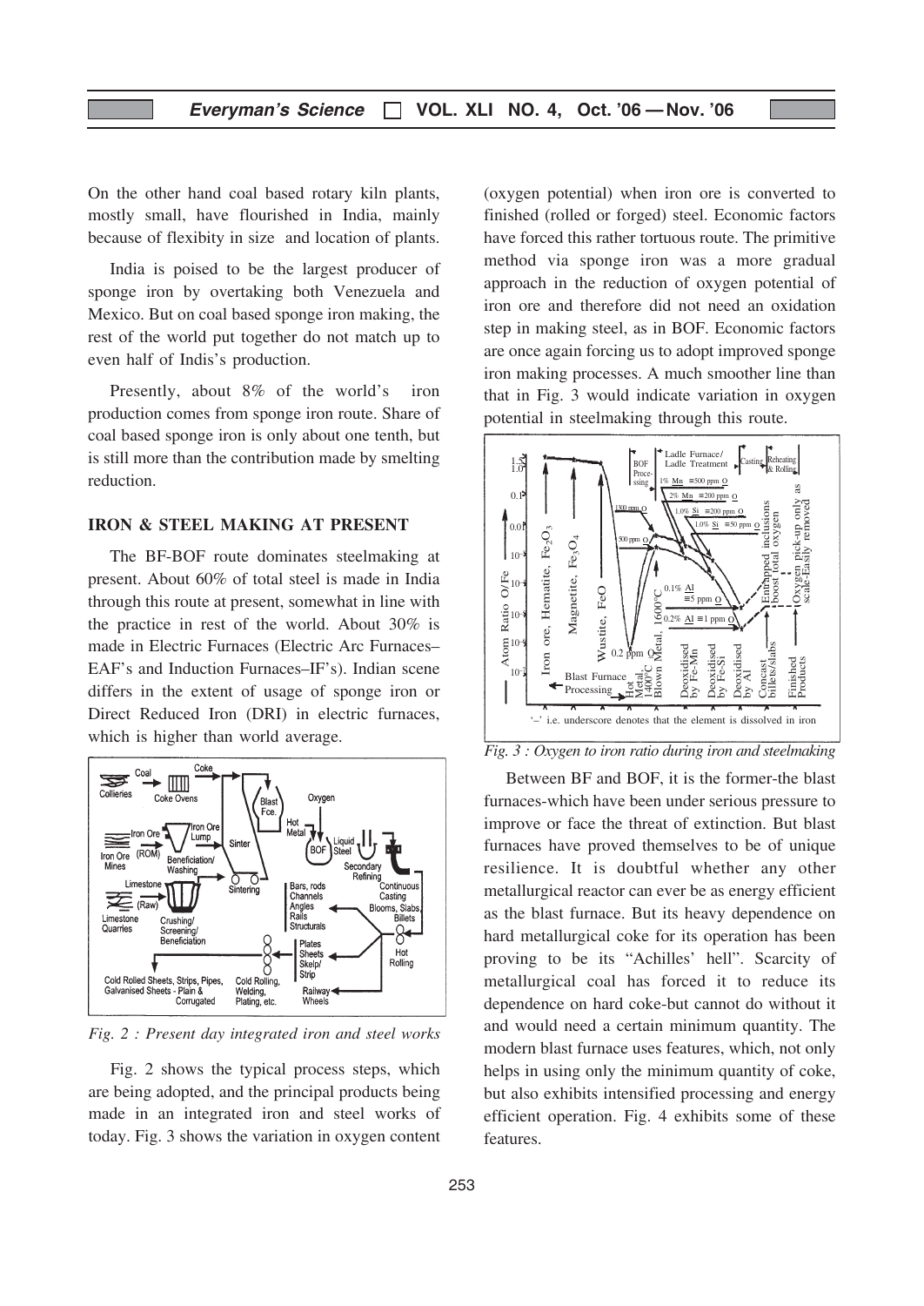On the other hand coal based rotary kiln plants, mostly small, have flourished in India, mainly because of flexibity in size and location of plants.

India is poised to be the largest producer of sponge iron by overtaking both Venezuela and Mexico. But on coal based sponge iron making, the rest of the world put together do not match up to even half of Indis's production.

Presently, about 8% of the world's iron production comes from sponge iron route. Share of coal based sponge iron is only about one tenth, but is still more than the contribution made by smelting reduction.

## IRON & STEEL MAKING AT PRESENT

The BF-BOF route dominates steelmaking at present. About 60% of total steel is made in India through this route at present, somewhat in line with the practice in rest of the world. About 30% is made in Electric Furnaces (Electric Arc Furnaces–EAF's and Induction Furnaces–IF's). Indian scene differs in the extent of usage of sponge iron or Direct Reduced Iron (DRI) in electric furnaces, which is higher than world average.

*Fig. 2 : Present day integrated iron and steel works*

Fig. 2 shows the typical process steps, which are being adopted, and the principal products being made in an integrated iron and steel works of today. Fig. 3 shows the variation in oxygen content (oxygen potential) when iron ore is converted to finished (rolled or forged) steel. Economic factors have forced this rather tortuous route. The primitive method via sponge iron was a more gradual approach in the reduction of oxygen potential of iron ore and therefore did not need an oxidation step in making steel, as in BOF. Economic factors are once again forcing us to adopt improved sponge iron making processes. A much smoother line than that in Fig. 3 would indicate variation in oxygen potential in steelmaking through this route.

*Fig. 3 : Oxygen to iron ratio during iron and steelmaking*

Between BF and BOF, it is the former-the blast furnaces-which have been under serious pressure to improve or face the threat of extinction. But blast furnaces have proved themselves to be of unique resilience. It is doubtful whether any other metallurgical reactor can ever be as energy efficient as the blast furnace. But its heavy dependence on hard metallurgical coke for its operation has been proving to be its "Achilles' hell". Scarcity of metallurgical coal has forced it to reduce its dependence on hard coke-but cannot do without it and would need a certain minimum quantity. The modern blast furnace uses features, which, not only helps in using only the minimum quantity of coke, but also exhibits intensified processing and energy efficient operation. Fig. 4 exhibits some of these features.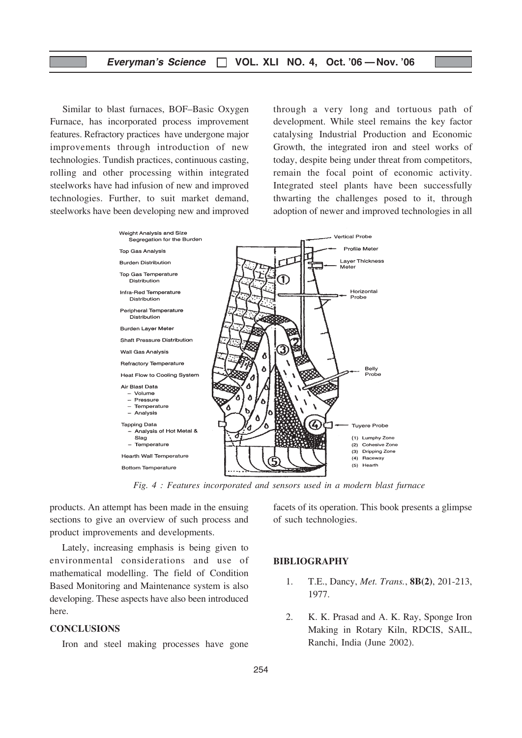Similar to blast furnaces, BOF–Basic Oxygen Furnace, has incorporated process improvement features. Refractory practices have undergone major improvements through introduction of new technologies. Tundish practices, continuous casting, rolling and other processing within integrated steelworks have had infusion of new and improved technologies. Further, to suit market demand, steelworks have been developing new and improved products. An attempt has been made in the ensuing sections to give an overview of such process and product improvements and developments.

Lately, increasing emphasis is being given to environmental considerations and use of mathematical modelling. The field of Condition Based Monitoring and Maintenance system is also developing. These aspects have also been introduced here.

## CONCLUSIONS

Iron and steel making processes have gone through a very long and tortuous path of development. While steel remains the key factor catalysing Industrial Production and Economic Growth, the integrated iron and steel works of today, despite being under threat from competitors, remain the focal point of economic activity. Integrated steel plants have been successfully thwarting the challenges posed to it, through adoption of newer and improved technologies in all facets of its operation. This book presents a glimpse of such technologies.

*Fig. 4 : Features incorporated and sensors used in a modern blast furnace*

## BIBLIOGRAPHY

1. T.E., Dancy, *Met. Trans.*, **8B(2)**, 201-213, 1977.

2. K. K. Prasad and A. K. Ray, Sponge Iron Making in Rotary Kiln, RDCIS, SAIL, Ranchi, India (June 2002).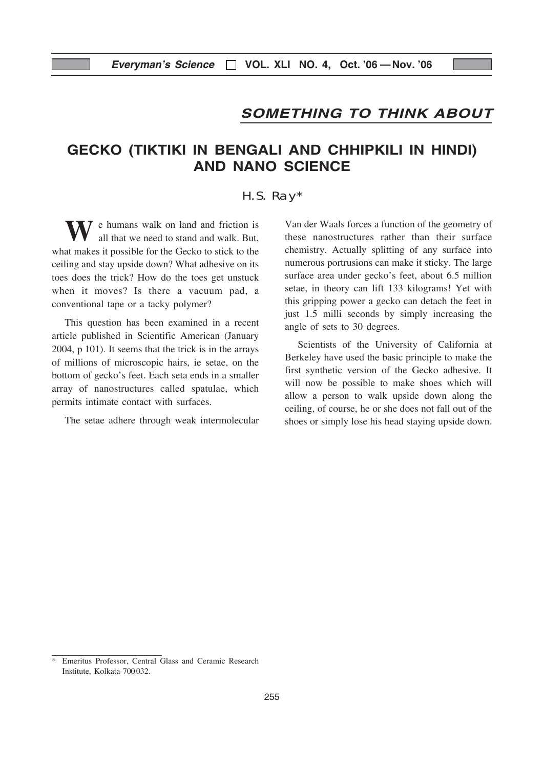## SOMETHING TO THINK ABOUT

# GECKO (TIKTIKI IN BENGALI AND CHHIPKILI IN HINDI) AND NANO SCIENCE

H.S. Ray*

We humans walk on land and friction is all that we need to stand and walk. But, what makes it possible for the Gecko to stick to the ceiling and stay upside down? What adhesive on its toes does the trick? How do the toes get unstuck when it moves? Is there a vacuum pad, a conventional tape or a tacky polymer?

This question has been examined in a recent article published in Scientific American (January 2004, p 101). It seems that the trick is in the arrays of millions of microscopic hairs, ie setae, on the bottom of gecko's feet. Each seta ends in a smaller array of nanostructures called spatulae, which permits intimate contact with surfaces.

The setae adhere through weak intermolecular Van der Waals forces a function of the geometry of these nanostructures rather than their surface chemistry. Actually splitting of any surface into numerous portrusions can make it sticky. The large surface area under gecko's feet, about 6.5 million setae, in theory can lift 133 kilograms! Yet with this gripping power a gecko can detach the feet in just 1.5 milli seconds by simply increasing the angle of sets to 30 degrees.

Scientists of the University of California at Berkeley have used the basic principle to make the first synthetic version of the Gecko adhesive. It will now be possible to make shoes which will allow a person to walk upside down along the ceiling, of course, he or she does not fall out of the shoes or simply lose his head staying upside down.

---

\* Emeritus Professor, Central Glass and Ceramic Research Institute, Kolkata-700032.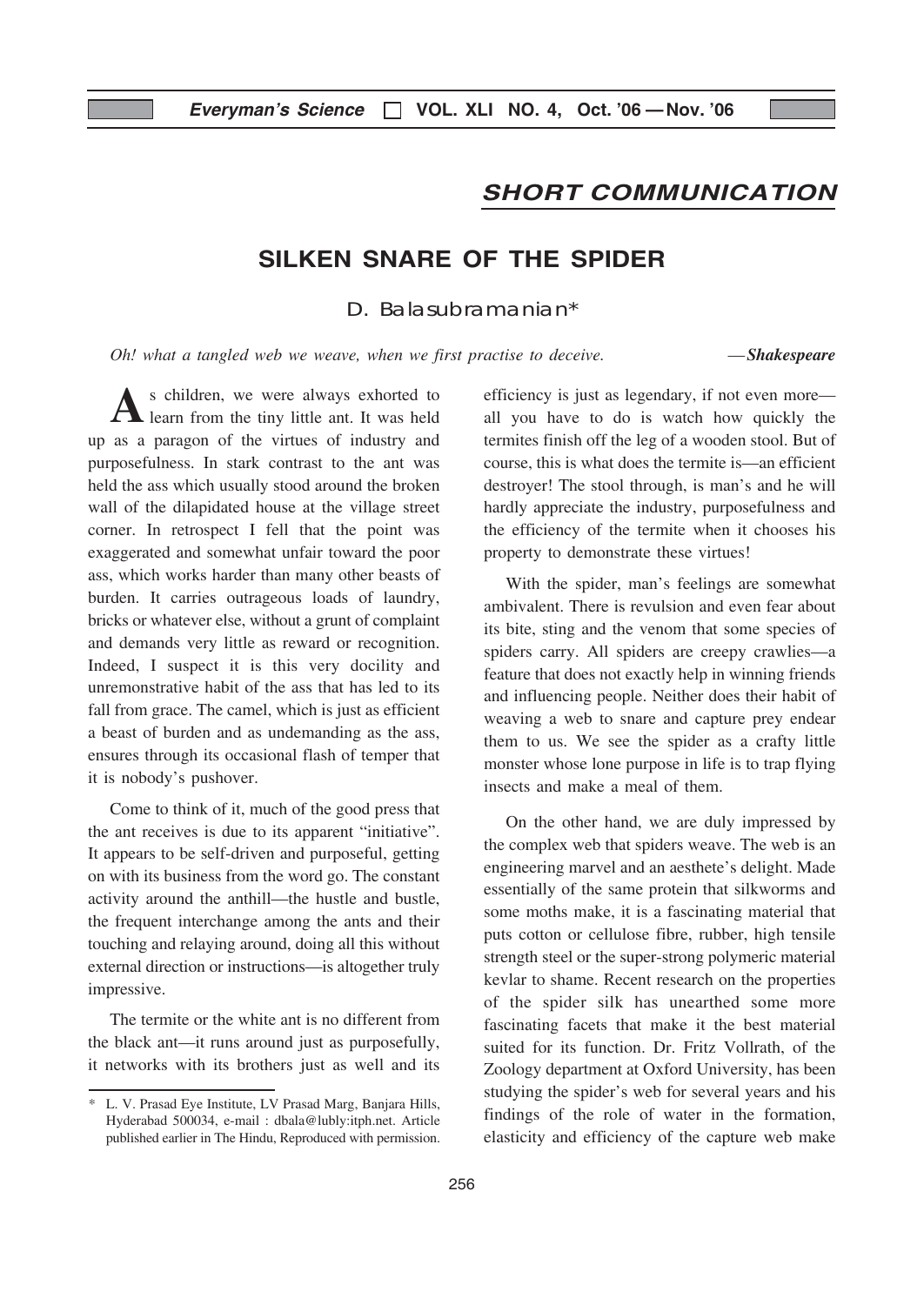## SHORT COMMUNICATION

# SILKEN SNARE OF THE SPIDER

D. Balasubramanian*

*Oh! what a tangled web we weave, when we first practise to deceive.* —***Shakespeare***

As children, we were always exhorted to learn from the tiny little ant. It was held up as a paragon of the virtues of industry and purposefulness. In stark contrast to the ant was held the ass which usually stood around the broken wall of the dilapidated house at the village street corner. In retrospect I fell that the point was exaggerated and somewhat unfair toward the poor ass, which works harder than many other beasts of burden. It carries outrageous loads of laundry, bricks or whatever else, without a grunt of complaint and demands very little as reward or recognition. Indeed, I suspect it is this very docility and unremonstrative habit of the ass that has led to its fall from grace. The camel, which is just as efficient a beast of burden and as undemanding as the ass, ensures through its occasional flash of temper that it is nobody's pushover.

Come to think of it, much of the good press that the ant receives is due to its apparent "initiative". It appears to be self-driven and purposeful, getting on with its business from the word go. The constant activity around the anthill—the hustle and bustle, the frequent interchange among the ants and their touching and relaying around, doing all this without external direction or instructions—is altogether truly impressive.

The termite or the white ant is no different from the black ant—it runs around just as purposefully, it networks with its brothers just as well and its efficiency is just as legendary, if not even more—all you have to do is watch how quickly the termites finish off the leg of a wooden stool. But of course, this is what does the termite is—an efficient destroyer! The stool through, is man's and he will hardly appreciate the industry, purposefulness and the efficiency of the termite when it chooses his property to demonstrate these virtues!

With the spider, man's feelings are somewhat ambivalent. There is revulsion and even fear about its bite, sting and the venom that some species of spiders carry. All spiders are creepy crawlies—a feature that does not exactly help in winning friends and influencing people. Neither does their habit of weaving a web to snare and capture prey endear them to us. We see the spider as a crafty little monster whose lone purpose in life is to trap flying insects and make a meal of them.

On the other hand, we are duly impressed by the complex web that spiders weave. The web is an engineering marvel and an aesthete's delight. Made essentially of the same protein that silkworms and some moths make, it is a fascinating material that puts cotton or cellulose fibre, rubber, high tensile strength steel or the super-strong polymeric material kevlar to shame. Recent research on the properties of the spider silk has unearthed some more fascinating facets that make it the best material suited for its function. Dr. Fritz Vollrath, of the Zoology department at Oxford University, has been studying the spider's web for several years and his findings of the role of water in the formation, elasticity and efficiency of the capture web make

---

\* L. V. Prasad Eye Institute, LV Prasad Marg, Banjara Hills, Hyderabad 500034, e-mail : dbala@lubly:itph.net. Article published earlier in The Hindu, Reproduced with permission.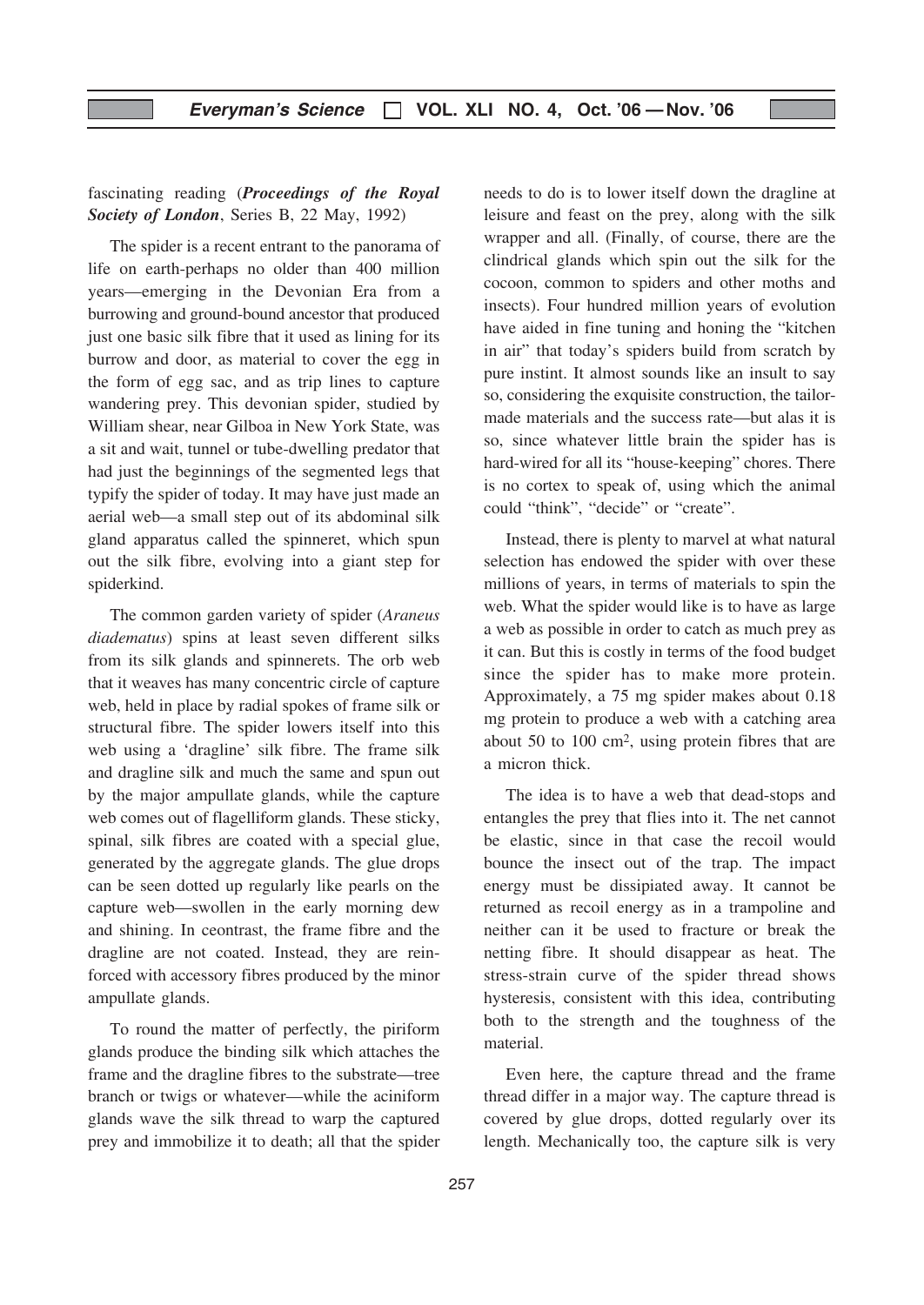fascinating reading (***Proceedings of the Royal Society of London***, Series B, 22 May, 1992)

The spider is a recent entrant to the panorama of life on earth-perhaps no older than 400 million years—emerging in the Devonian Era from a burrowing and ground-bound ancestor that produced just one basic silk fibre that it used as lining for its burrow and door, as material to cover the egg in the form of egg sac, and as trip lines to capture wandering prey. This devonian spider, studied by William shear, near Gilboa in New York State, was a sit and wait, tunnel or tube-dwelling predator that had just the beginnings of the segmented legs that typify the spider of today. It may have just made an aerial web—a small step out of its abdominal silk gland apparatus called the spinneret, which spun out the silk fibre, evolving into a giant step for spiderkind.

The common garden variety of spider (*Araneus diadematus*) spins at least seven different silks from its silk glands and spinnerets. The orb web that it weaves has many concentric circle of capture web, held in place by radial spokes of frame silk or structural fibre. The spider lowers itself into this web using a 'dragline' silk fibre. The frame silk and dragline silk and much the same and spun out by the major ampullate glands, while the capture web comes out of flagelliform glands. These sticky, spinal, silk fibres are coated with a special glue, generated by the aggregate glands. The glue drops can be seen dotted up regularly like pearls on the capture web—swollen in the early morning dew and shining. In ceontrast, the frame fibre and the dragline are not coated. Instead, they are reinforced with accessory fibres produced by the minor ampullate glands.

To round the matter of perfectly, the piriform glands produce the binding silk which attaches the frame and the dragline fibres to the substrate—tree branch or twigs or whatever—while the aciniform glands wave the silk thread to warp the captured prey and immobilize it to death; all that the spider needs to do is to lower itself down the dragline at leisure and feast on the prey, along with the silk wrapper and all. (Finally, of course, there are the clindrical glands which spin out the silk for the cocoon, common to spiders and other moths and insects). Four hundred million years of evolution have aided in fine tuning and honing the "kitchen in air" that today's spiders build from scratch by pure instint. It almost sounds like an insult to say so, considering the exquisite construction, the tailor-made materials and the success rate—but alas it is so, since whatever little brain the spider has is hard-wired for all its "house-keeping" chores. There is no cortex to speak of, using which the animal could "think", "decide" or "create".

Instead, there is plenty to marvel at what natural selection has endowed the spider with over these millions of years, in terms of materials to spin the web. What the spider would like is to have as large a web as possible in order to catch as much prey as it can. But this is costly in terms of the food budget since the spider has to make more protein. Approximately, a 75 mg spider makes about 0.18 mg protein to produce a web with a catching area about 50 to 100 $cm^2$, using protein fibres that are a micron thick.

The idea is to have a web that dead-stops and entangles the prey that flies into it. The net cannot be elastic, since in that case the recoil would bounce the insect out of the trap. The impact energy must be dissipiated away. It cannot be returned as recoil energy as in a trampoline and neither can it be used to fracture or break the netting fibre. It should disappear as heat. The stress-strain curve of the spider thread shows hysteresis, consistent with this idea, contributing both to the strength and the toughness of the material.

Even here, the capture thread and the frame thread differ in a major way. The capture thread is covered by glue drops, dotted regularly over its length. Mechanically too, the capture silk is very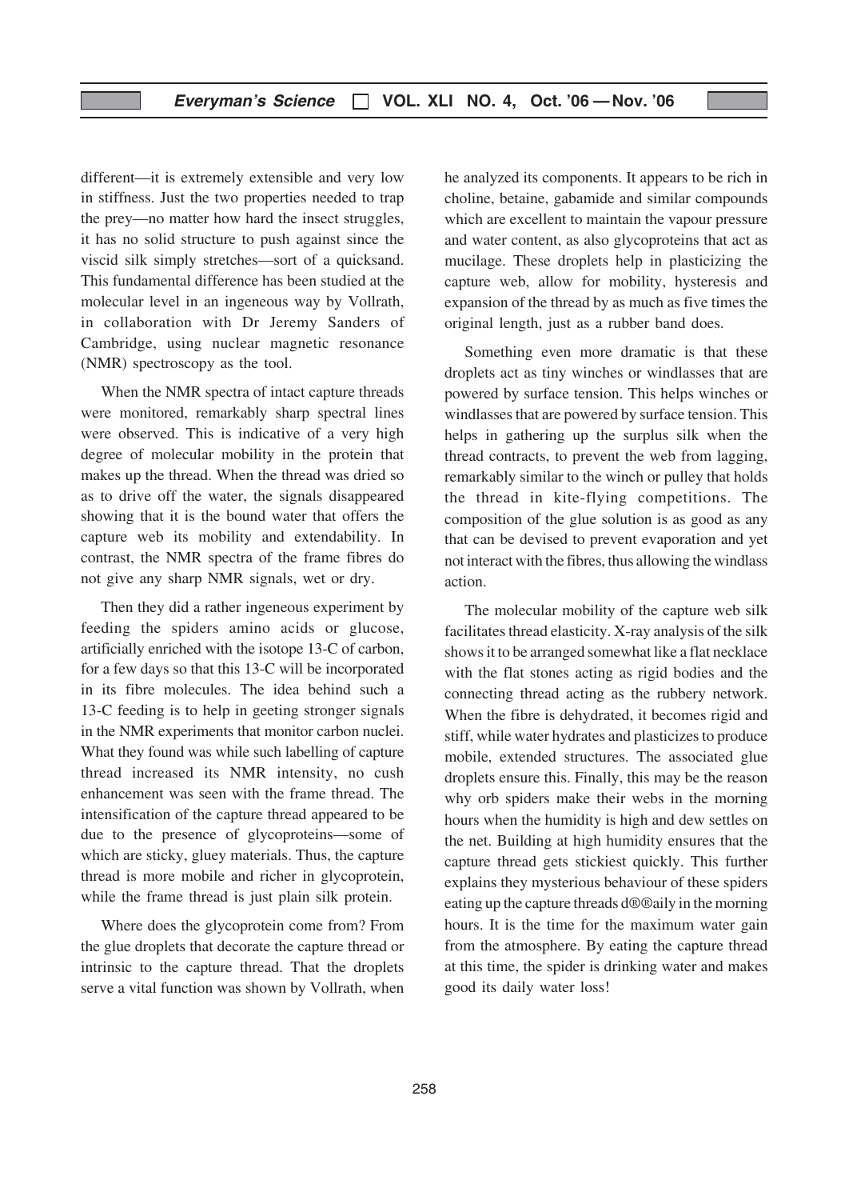different—it is extremely extensible and very low in stiffness. Just the two properties needed to trap the prey—no matter how hard the insect struggles, it has no solid structure to push against since the viscid silk simply stretches—sort of a quicksand. This fundamental difference has been studied at the molecular level in an ingeneous way by Vollrath, in collaboration with Dr Jeremy Sanders of Cambridge, using nuclear magnetic resonance (NMR) spectroscopy as the tool.

When the NMR spectra of intact capture threads were monitored, remarkably sharp spectral lines were observed. This is indicative of a very high degree of molecular mobility in the protein that makes up the thread. When the thread was dried so as to drive off the water, the signals disappeared showing that it is the bound water that offers the capture web its mobility and extendability. In contrast, the NMR spectra of the frame fibres do not give any sharp NMR signals, wet or dry.

Then they did a rather ingeneous experiment by feeding the spiders amino acids or glucose, artificially enriched with the isotope 13-C of carbon, for a few days so that this 13-C will be incorporated in its fibre molecules. The idea behind such a 13-C feeding is to help in geeting stronger signals in the NMR experiments that monitor carbon nuclei. What they found was while such labelling of capture thread increased its NMR intensity, no cush enhancement was seen with the frame thread. The intensification of the capture thread appeared to be due to the presence of glycoproteins—some of which are sticky, gluey materials. Thus, the capture thread is more mobile and richer in glycoprotein, while the frame thread is just plain silk protein.

Where does the glycoprotein come from? From the glue droplets that decorate the capture thread or intrinsic to the capture thread. That the droplets serve a vital function was shown by Vollrath, when he analyzed its components. It appears to be rich in choline, betaine, gabamide and similar compounds which are excellent to maintain the vapour pressure and water content, as also glycoproteins that act as mucilage. These droplets help in plasticizing the capture web, allow for mobility, hysteresis and expansion of the thread by as much as five times the original length, just as a rubber band does.

Something even more dramatic is that these droplets act as tiny winches or windlasses that are powered by surface tension. This helps winches or windlasses that are powered by surface tension. This helps in gathering up the surplus silk when the thread contracts, to prevent the web from lagging, remarkably similar to the winch or pulley that holds the thread in kite-flying competitions. The composition of the glue solution is as good as any that can be devised to prevent evaporation and yet not interact with the fibres, thus allowing the windlass action.

The molecular mobility of the capture web silk facilitates thread elasticity. X-ray analysis of the silk shows it to be arranged somewhat like a flat necklace with the flat stones acting as rigid bodies and the connecting thread acting as the rubbery network. When the fibre is dehydrated, it becomes rigid and stiff, while water hydrates and plasticizes to produce mobile, extended structures. The associated glue droplets ensure this. Finally, this may be the reason why orb spiders make their webs in the morning hours when the humidity is high and dew settles on the net. Building at high humidity ensures that the capture thread gets stickiest quickly. This further explains they mysterious behaviour of these spiders eating up the capture threads d®®aily in the morning hours. It is the time for the maximum water gain from the atmosphere. By eating the capture thread at this time, the spider is drinking water and makes good its daily water loss!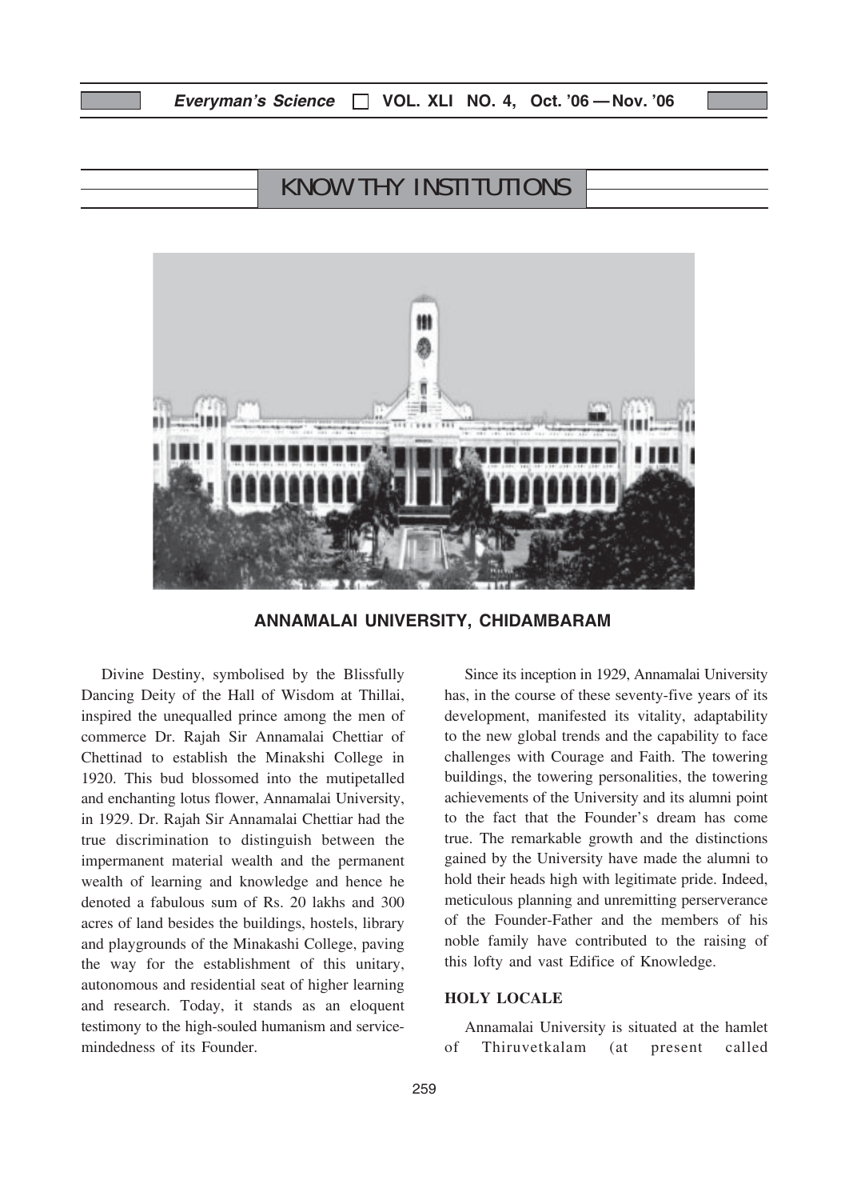## KNOW THY INSTITUTIONS

**ANNAMALAI UNIVERSITY, CHIDAMBARAM**

Divine Destiny, symbolised by the Blissfully Dancing Deity of the Hall of Wisdom at Thillai, inspired the unequalled prince among the men of commerce Dr. Rajah Sir Annamalai Chettiar of Chettinad to establish the Minakshi College in 1920. This bud blossomed into the mutipetalled and enchanting lotus flower, Annamalai University, in 1929. Dr. Rajah Sir Annamalai Chettiar had the true discrimination to distinguish between the impermanent material wealth and the permanent wealth of learning and knowledge and hence he denoted a fabulous sum of Rs. 20 lakhs and 300 acres of land besides the buildings, hostels, library and playgrounds of the Minakashi College, paving the way for the establishment of this unitary, autonomous and residential seat of higher learning and research. Today, it stands as an eloquent testimony to the high-souled humanism and service-mindedness of its Founder.

Since its inception in 1929, Annamalai University has, in the course of these seventy-five years of its development, manifested its vitality, adaptability to the new global trends and the capability to face challenges with Courage and Faith. The towering buildings, the towering personalities, the towering achievements of the University and its alumni point to the fact that the Founder's dream has come true. The remarkable growth and the distinctions gained by the University have made the alumni to hold their heads high with legitimate pride. Indeed, meticulous planning and unremitting perserverance of the Founder-Father and the members of his noble family have contributed to the raising of this lofty and vast Edifice of Knowledge.

### HOLY LOCALE

Annamalai University is situated at the hamlet of Thiruvetkalam (at present called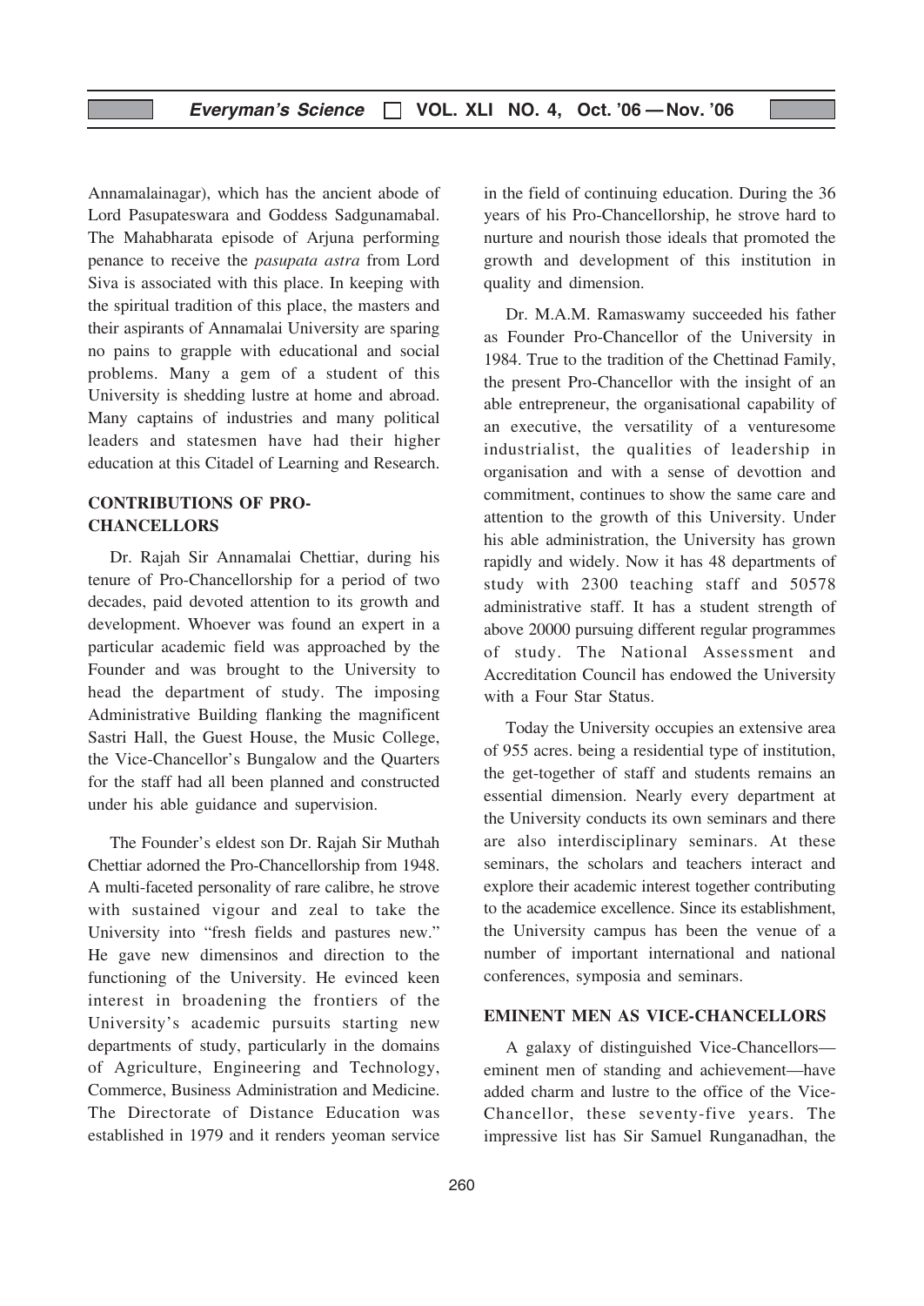Annamalainagar), which has the ancient abode of Lord Pasupateswara and Goddess Sadgunamabal. The Mahabharata episode of Arjuna performing penance to receive the *pasupata astra* from Lord Siva is associated with this place. In keeping with the spiritual tradition of this place, the masters and their aspirants of Annamalai University are sparing no pains to grapple with educational and social problems. Many a gem of a student of this University is shedding lustre at home and abroad. Many captains of industries and many political leaders and statesmen have had their higher education at this Citadel of Learning and Research.

## CONTRIBUTIONS OF PRO-CHANCELLORS

Dr. Rajah Sir Annamalai Chettiar, during his tenure of Pro-Chancellorship for a period of two decades, paid devoted attention to its growth and development. Whoever was found an expert in a particular academic field was approached by the Founder and was brought to the University to head the department of study. The imposing Administrative Building flanking the magnificent Sastri Hall, the Guest House, the Music College, the Vice-Chancellor's Bungalow and the Quarters for the staff had all been planned and constructed under his able guidance and supervision.

The Founder's eldest son Dr. Rajah Sir Muthah Chettiar adorned the Pro-Chancellorship from 1948. A multi-faceted personality of rare calibre, he strove with sustained vigour and zeal to take the University into "fresh fields and pastures new." He gave new dimensinos and direction to the functioning of the University. He evinced keen interest in broadening the frontiers of the University's academic pursuits starting new departments of study, particularly in the domains of Agriculture, Engineering and Technology, Commerce, Business Administration and Medicine. The Directorate of Distance Education was established in 1979 and it renders yeoman service in the field of continuing education. During the 36 years of his Pro-Chancellorship, he strove hard to nurture and nourish those ideals that promoted the growth and development of this institution in quality and dimension.

Dr. M.A.M. Ramaswamy succeeded his father as Founder Pro-Chancellor of the University in 1984. True to the tradition of the Chettinad Family, the present Pro-Chancellor with the insight of an able entrepreneur, the organisational capability of an executive, the versatility of a venturesome industrialist, the qualities of leadership in organisation and with a sense of devottion and commitment, continues to show the same care and attention to the growth of this University. Under his able administration, the University has grown rapidly and widely. Now it has 48 departments of study with 2300 teaching staff and 50578 administrative staff. It has a student strength of above 20000 pursuing different regular programmes of study. The National Assessment and Accreditation Council has endowed the University with a Four Star Status.

Today the University occupies an extensive area of 955 acres. being a residential type of institution, the get-together of staff and students remains an essential dimension. Nearly every department at the University conducts its own seminars and there are also interdisciplinary seminars. At these seminars, the scholars and teachers interact and explore their academic interest together contributing to the academice excellence. Since its establishment, the University campus has been the venue of a number of important international and national conferences, symposia and seminars.

## EMINENT MEN AS VICE-CHANCELLORS

A galaxy of distinguished Vice-Chancellors—eminent men of standing and achievement—have added charm and lustre to the office of the Vice-Chancellor, these seventy-five years. The impressive list has Sir Samuel Runganadhan, the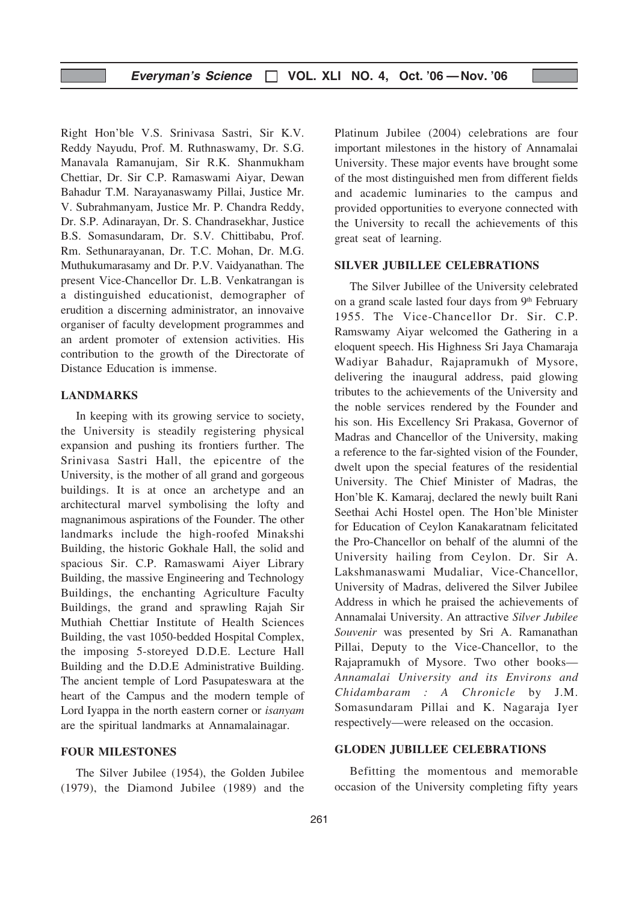Right Hon'ble V.S. Srinivasa Sastri, Sir K.V. Reddy Nayudu, Prof. M. Ruthnaswamy, Dr. S.G. Manavala Ramanujam, Sir R.K. Shanmukham Chettiar, Dr. Sir C.P. Ramaswami Aiyar, Dewan Bahadur T.M. Narayanaswamy Pillai, Justice Mr. V. Subrahmanyam, Justice Mr. P. Chandra Reddy, Dr. S.P. Adinarayan, Dr. S. Chandrasekhar, Justice B.S. Somasundaram, Dr. S.V. Chittibabu, Prof. Rm. Sethunarayanan, Dr. T.C. Mohan, Dr. M.G. Muthukumarasamy and Dr. P.V. Vaidyanathan. The present Vice-Chancellor Dr. L.B. Venkatrangan is a distinguished educationist, demographer of erudition a discerning administrator, an innovaive organiser of faculty development programmes and an ardent promoter of extension activities. His contribution to the growth of the Directorate of Distance Education is immense.

## LANDMARKS

In keeping with its growing service to society, the University is steadily registering physical expansion and pushing its frontiers further. The Srinivasa Sastri Hall, the epicentre of the University, is the mother of all grand and gorgeous buildings. It is at once an archetype and an architectural marvel symbolising the lofty and magnanimous aspirations of the Founder. The other landmarks include the high-roofed Minakshi Building, the historic Gokhale Hall, the solid and spacious Sir. C.P. Ramaswami Aiyer Library Building, the massive Engineering and Technology Buildings, the enchanting Agriculture Faculty Buildings, the grand and sprawling Rajah Sir Muthiah Chettiar Institute of Health Sciences Building, the vast 1050-bedded Hospital Complex, the imposing 5-storeyed D.D.E. Lecture Hall Building and the D.D.E Administrative Building. The ancient temple of Lord Pasupateswara at the heart of the Campus and the modern temple of Lord Iyappa in the north eastern corner or *isanyam* are the spiritual landmarks at Annamalainagar.

## FOUR MILESTONES

The Silver Jubilee (1954), the Golden Jubilee (1979), the Diamond Jubilee (1989) and the Platinum Jubilee (2004) celebrations are four important milestones in the history of Annamalai University. These major events have brought some of the most distinguished men from different fields and academic luminaries to the campus and provided opportunities to everyone connected with the University to recall the achievements of this great seat of learning.

## SILVER JUBILLEE CELEBRATIONS

The Silver Jubillee of the University celebrated on a grand scale lasted four days from 9th February 1955. The Vice-Chancellor Dr. Sir. C.P. Ramswamy Aiyar welcomed the Gathering in a eloquent speech. His Highness Sri Jaya Chamaraja Wadiyar Bahadur, Rajapramukh of Mysore, delivering the inaugural address, paid glowing tributes to the achievements of the University and the noble services rendered by the Founder and his son. His Excellency Sri Prakasa, Governor of Madras and Chancellor of the University, making a reference to the far-sighted vision of the Founder, dwelt upon the special features of the residential University. The Chief Minister of Madras, the Hon'ble K. Kamaraj, declared the newly built Rani Seethai Achi Hostel open. The Hon'ble Minister for Education of Ceylon Kanakaratnam felicitated the Pro-Chancellor on behalf of the alumni of the University hailing from Ceylon. Dr. Sir A. Lakshmanaswami Mudaliar, Vice-Chancellor, University of Madras, delivered the Silver Jubilee Address in which he praised the achievements of Annamalai University. An attractive *Silver Jubilee Souvenir* was presented by Sri A. Ramanathan Pillai, Deputy to the Vice-Chancellor, to the Rajapramukh of Mysore. Two other books—*Annamalai University and its Environs and Chidambaram : A Chronicle* by J.M. Somasundaram Pillai and K. Nagaraja Iyer respectively—were released on the occasion.

## GLODEN JUBILLEE CELEBRATIONS

Befitting the momentous and memorable occasion of the University completing fifty years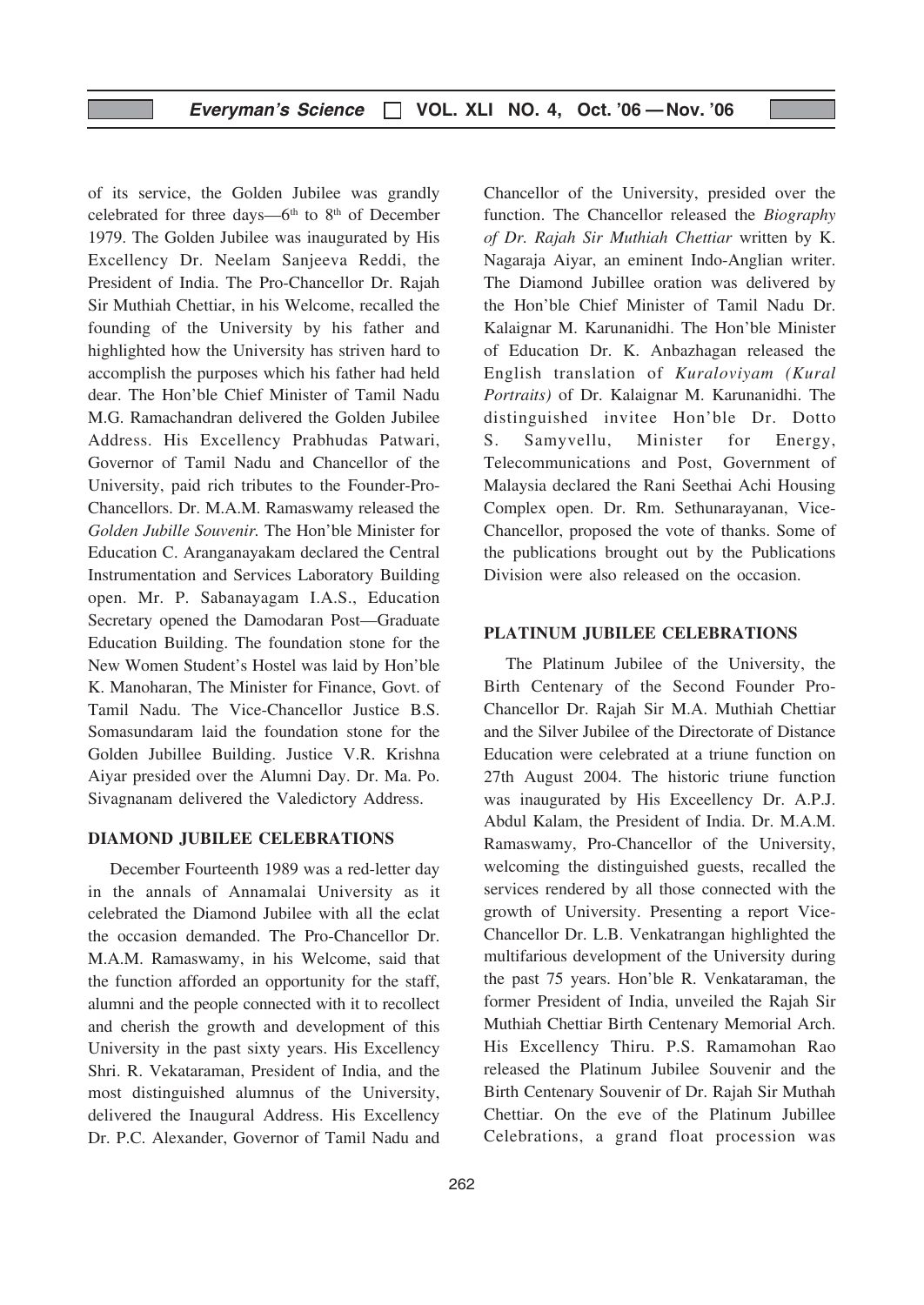of its service, the Golden Jubilee was grandly celebrated for three days—6th to 8th of December 1979. The Golden Jubilee was inaugurated by His Excellency Dr. Neelam Sanjeeva Reddi, the President of India. The Pro-Chancellor Dr. Rajah Sir Muthiah Chettiar, in his Welcome, recalled the founding of the University by his father and highlighted how the University has striven hard to accomplish the purposes which his father had held dear. The Hon'ble Chief Minister of Tamil Nadu M.G. Ramachandran delivered the Golden Jubilee Address. His Excellency Prabhudas Patwari, Governor of Tamil Nadu and Chancellor of the University, paid rich tributes to the Founder-Pro-Chancellors. Dr. M.A.M. Ramaswamy released the *Golden Jubille Souvenir.* The Hon'ble Minister for Education C. Aranganayakam declared the Central Instrumentation and Services Laboratory Building open. Mr. P. Sabanayagam I.A.S., Education Secretary opened the Damodaran Post—Graduate Education Building. The foundation stone for the New Women Student's Hostel was laid by Hon'ble K. Manoharan, The Minister for Finance, Govt. of Tamil Nadu. The Vice-Chancellor Justice B.S. Somasundaram laid the foundation stone for the Golden Jubillee Building. Justice V.R. Krishna Aiyar presided over the Alumni Day. Dr. Ma. Po. Sivagnanam delivered the Valedictory Address.

## DIAMOND JUBILEE CELEBRATIONS

December Fourteenth 1989 was a red-letter day in the annals of Annamalai University as it celebrated the Diamond Jubilee with all the eclat the occasion demanded. The Pro-Chancellor Dr. M.A.M. Ramaswamy, in his Welcome, said that the function afforded an opportunity for the staff, alumni and the people connected with it to recollect and cherish the growth and development of this University in the past sixty years. His Excellency Shri. R. Vekataraman, President of India, and the most distinguished alumnus of the University, delivered the Inaugural Address. His Excellency Dr. P.C. Alexander, Governor of Tamil Nadu and Chancellor of the University, presided over the function. The Chancellor released the *Biography of Dr. Rajah Sir Muthiah Chettiar* written by K. Nagaraja Aiyar, an eminent Indo-Anglian writer. The Diamond Jubillee oration was delivered by the Hon'ble Chief Minister of Tamil Nadu Dr. Kalaignar M. Karunanidhi. The Hon'ble Minister of Education Dr. K. Anbazhagan released the English translation of *Kuraloviyam (Kural Portraits)* of Dr. Kalaignar M. Karunanidhi. The distinguished invitee Hon'ble Dr. Dotto S. Samyvellu, Minister for Energy, Telecommunications and Post, Government of Malaysia declared the Rani Seethai Achi Housing Complex open. Dr. Rm. Sethunarayanan, Vice-Chancellor, proposed the vote of thanks. Some of the publications brought out by the Publications Division were also released on the occasion.

## PLATINUM JUBILEE CELEBRATIONS

The Platinum Jubilee of the University, the Birth Centenary of the Second Founder Pro-Chancellor Dr. Rajah Sir M.A. Muthiah Chettiar and the Silver Jubilee of the Directorate of Distance Education were celebrated at a triune function on 27th August 2004. The historic triune function was inaugurated by His Exceellency Dr. A.P.J. Abdul Kalam, the President of India. Dr. M.A.M. Ramaswamy, Pro-Chancellor of the University, welcoming the distinguished guests, recalled the services rendered by all those connected with the growth of University. Presenting a report Vice-Chancellor Dr. L.B. Venkatrangan highlighted the multifarious development of the University during the past 75 years. Hon'ble R. Venkataraman, the former President of India, unveiled the Rajah Sir Muthiah Chettiar Birth Centenary Memorial Arch. His Excellency Thiru. P.S. Ramamohan Rao released the Platinum Jubilee Souvenir and the Birth Centenary Souvenir of Dr. Rajah Sir Muthah Chettiar. On the eve of the Platinum Jubillee Celebrations, a grand float procession was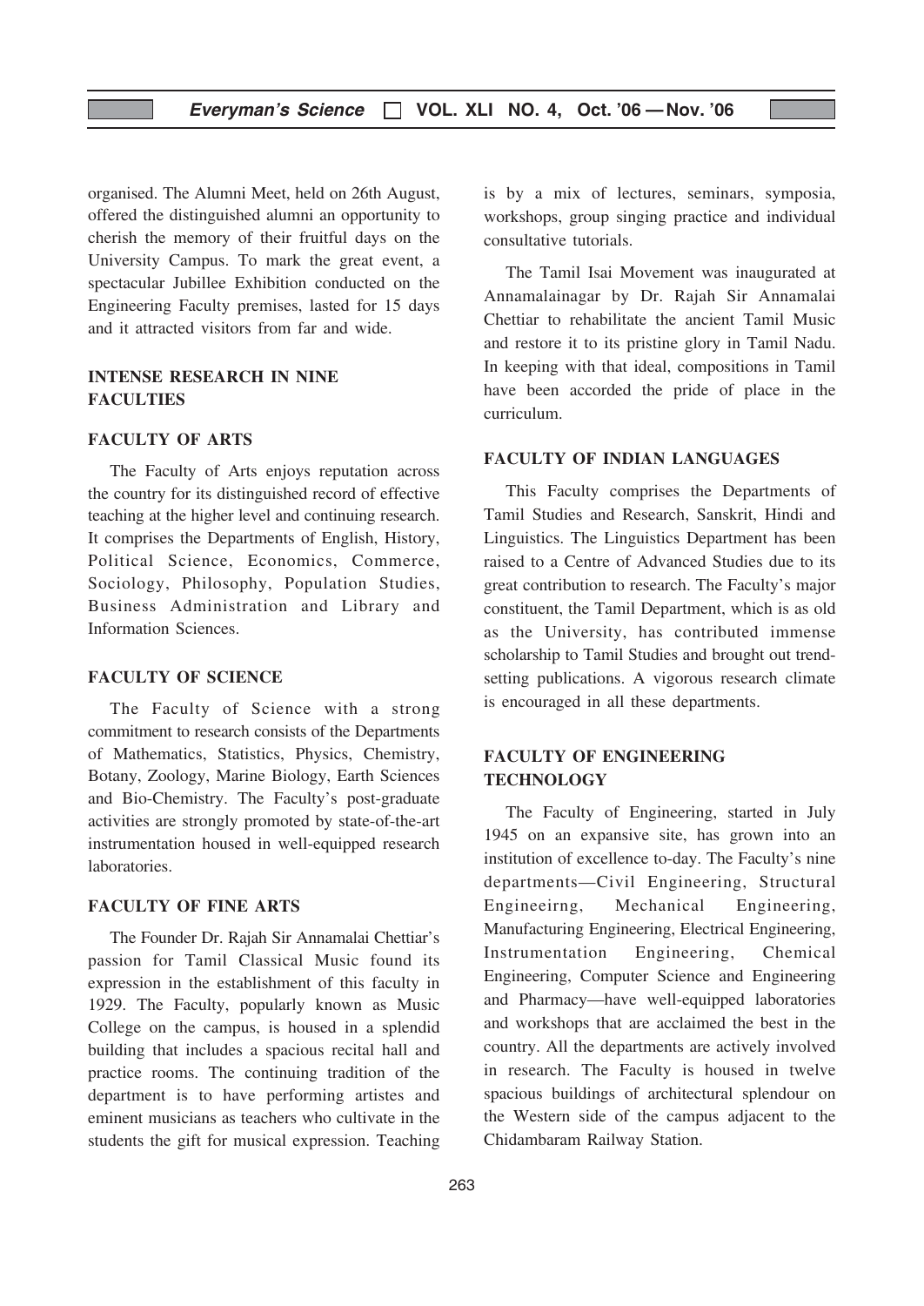organised. The Alumni Meet, held on 26th August, offered the distinguished alumni an opportunity to cherish the memory of their fruitful days on the University Campus. To mark the great event, a spectacular Jubillee Exhibition conducted on the Engineering Faculty premises, lasted for 15 days and it attracted visitors from far and wide.

## INTENSE RESEARCH IN NINE FACULTIES

### FACULTY OF ARTS

The Faculty of Arts enjoys reputation across the country for its distinguished record of effective teaching at the higher level and continuing research. It comprises the Departments of English, History, Political Science, Economics, Commerce, Sociology, Philosophy, Population Studies, Business Administration and Library and Information Sciences.

### FACULTY OF SCIENCE

The Faculty of Science with a strong commitment to research consists of the Departments of Mathematics, Statistics, Physics, Chemistry, Botany, Zoology, Marine Biology, Earth Sciences and Bio-Chemistry. The Faculty's post-graduate activities are strongly promoted by state-of-the-art instrumentation housed in well-equipped research laboratories.

### FACULTY OF FINE ARTS

The Founder Dr. Rajah Sir Annamalai Chettiar's passion for Tamil Classical Music found its expression in the establishment of this faculty in 1929. The Faculty, popularly known as Music College on the campus, is housed in a splendid building that includes a spacious recital hall and practice rooms. The continuing tradition of the department is to have performing artistes and eminent musicians as teachers who cultivate in the students the gift for musical expression. Teaching is by a mix of lectures, seminars, symposia, workshops, group singing practice and individual consultative tutorials.

The Tamil Isai Movement was inaugurated at Annamalainagar by Dr. Rajah Sir Annamalai Chettiar to rehabilitate the ancient Tamil Music and restore it to its pristine glory in Tamil Nadu. In keeping with that ideal, compositions in Tamil have been accorded the pride of place in the curriculum.

### FACULTY OF INDIAN LANGUAGES

This Faculty comprises the Departments of Tamil Studies and Research, Sanskrit, Hindi and Linguistics. The Linguistics Department has been raised to a Centre of Advanced Studies due to its great contribution to research. The Faculty's major constituent, the Tamil Department, which is as old as the University, has contributed immense scholarship to Tamil Studies and brought out trend-setting publications. A vigorous research climate is encouraged in all these departments.

### FACULTY OF ENGINEERING TECHNOLOGY

The Faculty of Engineering, started in July 1945 on an expansive site, has grown into an institution of excellence to-day. The Faculty's nine departments—Civil Engineering, Structural Engineeirng, Mechanical Engineering, Manufacturing Engineering, Electrical Engineering, Instrumentation Engineering, Chemical Engineering, Computer Science and Engineering and Pharmacy—have well-equipped laboratories and workshops that are acclaimed the best in the country. All the departments are actively involved in research. The Faculty is housed in twelve spacious buildings of architectural splendour on the Western side of the campus adjacent to the Chidambaram Railway Station.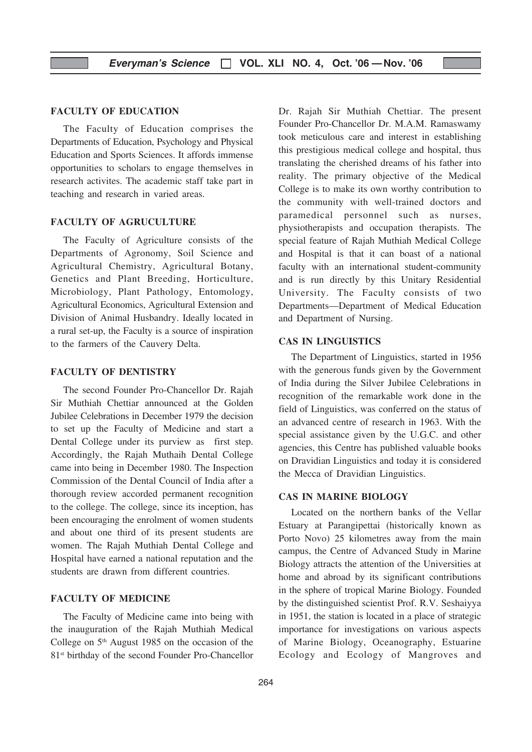### FACULTY OF EDUCATION

The Faculty of Education comprises the Departments of Education, Psychology and Physical Education and Sports Sciences. It affords immense opportunities to scholars to engage themselves in research activites. The academic staff take part in teaching and research in varied areas.

### FACULTY OF AGRUCULTURE

The Faculty of Agriculture consists of the Departments of Agronomy, Soil Science and Agricultural Chemistry, Agricultural Botany, Genetics and Plant Breeding, Horticulture, Microbiology, Plant Pathology, Entomology, Agricultural Economics, Agricultural Extension and Division of Animal Husbandry. Ideally located in a rural set-up, the Faculty is a source of inspiration to the farmers of the Cauvery Delta.

### FACULTY OF DENTISTRY

The second Founder Pro-Chancellor Dr. Rajah Sir Muthiah Chettiar announced at the Golden Jubilee Celebrations in December 1979 the decision to set up the Faculty of Medicine and start a Dental College under its purview as first step. Accordingly, the Rajah Muthaih Dental College came into being in December 1980. The Inspection Commission of the Dental Council of India after a thorough review accorded permanent recognition to the college. The college, since its inception, has been encouraging the enrolment of women students and about one third of its present students are women. The Rajah Muthiah Dental College and Hospital have earned a national reputation and the students are drawn from different countries.

### FACULTY OF MEDICINE

The Faculty of Medicine came into being with the inauguration of the Rajah Muthiah Medical College on 5th August 1985 on the occasion of the 81st birthday of the second Founder Pro-Chancellor Dr. Rajah Sir Muthiah Chettiar. The present Founder Pro-Chancellor Dr. M.A.M. Ramaswamy took meticulous care and interest in establishing this prestigious medical college and hospital, thus translating the cherished dreams of his father into reality. The primary objective of the Medical College is to make its own worthy contribution to the community with well-trained doctors and paramedical personnel such as nurses, physiotherapists and occupation therapists. The special feature of Rajah Muthiah Medical College and Hospital is that it can boast of a national faculty with an international student-community and is run directly by this Unitary Residential University. The Faculty consists of two Departments—Department of Medical Education and Department of Nursing.

### CAS IN LINGUISTICS

The Department of Linguistics, started in 1956 with the generous funds given by the Government of India during the Silver Jubilee Celebrations in recognition of the remarkable work done in the field of Linguistics, was conferred on the status of an advanced centre of research in 1963. With the special assistance given by the U.G.C. and other agencies, this Centre has published valuable books on Dravidian Linguistics and today it is considered the Mecca of Dravidian Linguistics.

### CAS IN MARINE BIOLOGY

Located on the northern banks of the Vellar Estuary at Parangipettai (historically known as Porto Novo) 25 kilometres away from the main campus, the Centre of Advanced Study in Marine Biology attracts the attention of the Universities at home and abroad by its significant contributions in the sphere of tropical Marine Biology. Founded by the distinguished scientist Prof. R.V. Seshaiyya in 1951, the station is located in a place of strategic importance for investigations on various aspects of Marine Biology, Oceanography, Estuarine Ecology and Ecology of Mangroves and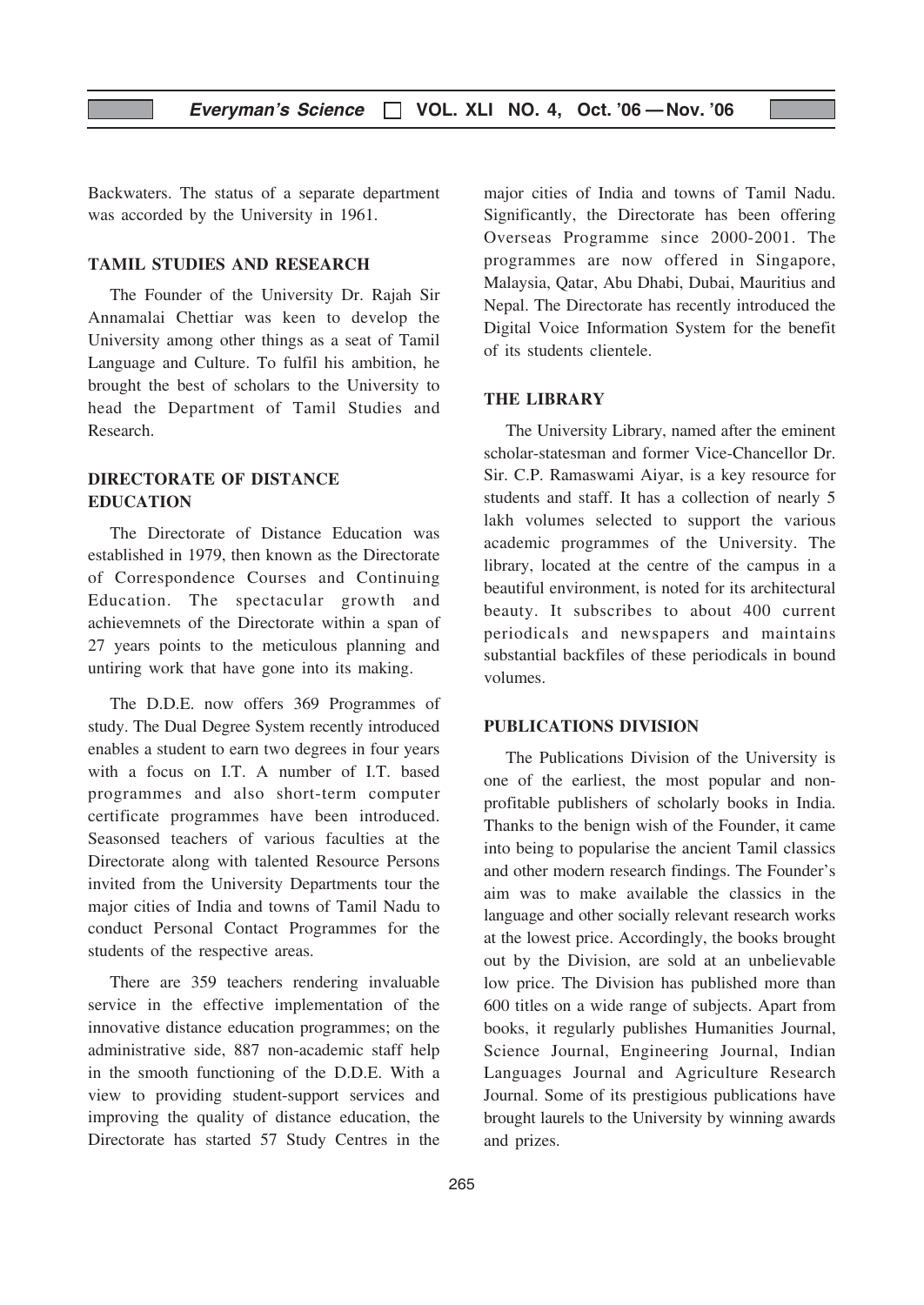Backwaters. The status of a separate department was accorded by the University in 1961.

## TAMIL STUDIES AND RESEARCH

The Founder of the University Dr. Rajah Sir Annamalai Chettiar was keen to develop the University among other things as a seat of Tamil Language and Culture. To fulfil his ambition, he brought the best of scholars to the University to head the Department of Tamil Studies and Research.

## DIRECTORATE OF DISTANCE EDUCATION

The Directorate of Distance Education was established in 1979, then known as the Directorate of Correspondence Courses and Continuing Education. The spectacular growth and achievemnets of the Directorate within a span of 27 years points to the meticulous planning and untiring work that have gone into its making.

The D.D.E. now offers 369 Programmes of study. The Dual Degree System recently introduced enables a student to earn two degrees in four years with a focus on I.T. A number of I.T. based programmes and also short-term computer certificate programmes have been introduced. Seasonsed teachers of various faculties at the Directorate along with talented Resource Persons invited from the University Departments tour the major cities of India and towns of Tamil Nadu to conduct Personal Contact Programmes for the students of the respective areas.

There are 359 teachers rendering invaluable service in the effective implementation of the innovative distance education programmes; on the administrative side, 887 non-academic staff help in the smooth functioning of the D.D.E. With a view to providing student-support services and improving the quality of distance education, the Directorate has started 57 Study Centres in the major cities of India and towns of Tamil Nadu. Significantly, the Directorate has been offering Overseas Programme since 2000-2001. The programmes are now offered in Singapore, Malaysia, Qatar, Abu Dhabi, Dubai, Mauritius and Nepal. The Directorate has recently introduced the Digital Voice Information System for the benefit of its students clientele.

## THE LIBRARY

The University Library, named after the eminent scholar-statesman and former Vice-Chancellor Dr. Sir. C.P. Ramaswami Aiyar, is a key resource for students and staff. It has a collection of nearly 5 lakh volumes selected to support the various academic programmes of the University. The library, located at the centre of the campus in a beautiful environment, is noted for its architectural beauty. It subscribes to about 400 current periodicals and newspapers and maintains substantial backfiles of these periodicals in bound volumes.

## PUBLICATIONS DIVISION

The Publications Division of the University is one of the earliest, the most popular and non-profitable publishers of scholarly books in India. Thanks to the benign wish of the Founder, it came into being to popularise the ancient Tamil classics and other modern research findings. The Founder's aim was to make available the classics in the language and other socially relevant research works at the lowest price. Accordingly, the books brought out by the Division, are sold at an unbelievable low price. The Division has published more than 600 titles on a wide range of subjects. Apart from books, it regularly publishes Humanities Journal, Science Journal, Engineering Journal, Indian Languages Journal and Agriculture Research Journal. Some of its prestigious publications have brought laurels to the University by winning awards and prizes.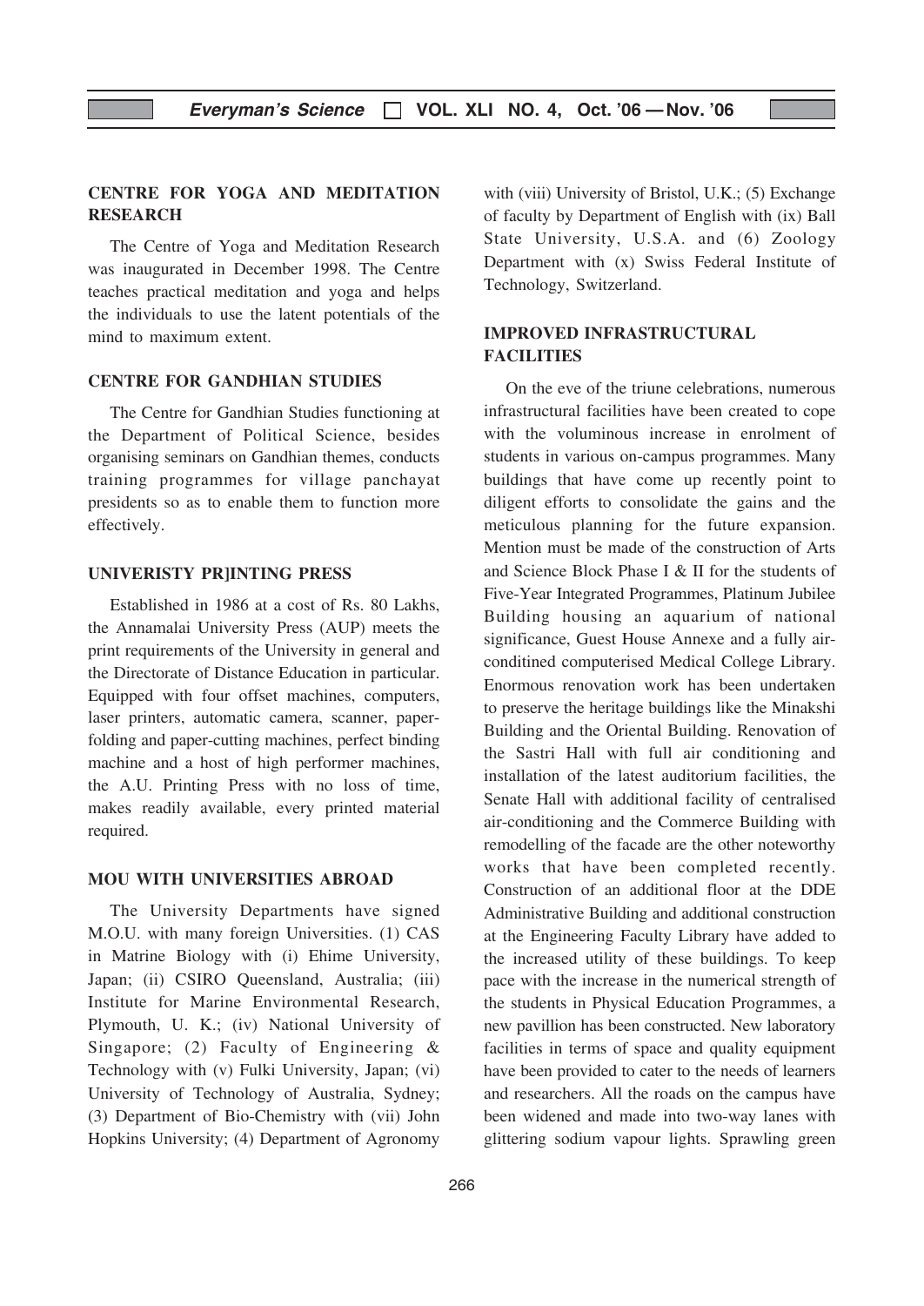## CENTRE FOR YOGA AND MEDITATION RESEARCH

The Centre of Yoga and Meditation Research was inaugurated in December 1998. The Centre teaches practical meditation and yoga and helps the individuals to use the latent potentials of the mind to maximum extent.

## CENTRE FOR GANDHIAN STUDIES

The Centre for Gandhian Studies functioning at the Department of Political Science, besides organising seminars on Gandhian themes, conducts training programmes for village panchayat presidents so as to enable them to function more effectively.

## UNIVERISTY PR]INTING PRESS

Established in 1986 at a cost of Rs. 80 Lakhs, the Annamalai University Press (AUP) meets the print requirements of the University in general and the Directorate of Distance Education in particular. Equipped with four offset machines, computers, laser printers, automatic camera, scanner, paper-folding and paper-cutting machines, perfect binding machine and a host of high performer machines, the A.U. Printing Press with no loss of time, makes readily available, every printed material required.

## MOU WITH UNIVERSITIES ABROAD

The University Departments have signed M.O.U. with many foreign Universities. (1) CAS in Matrine Biology with (i) Ehime University, Japan; (ii) CSIRO Queensland, Australia; (iii) Institute for Marine Environmental Research, Plymouth, U. K.; (iv) National University of Singapore; (2) Faculty of Engineering & Technology with (v) Fulki University, Japan; (vi) University of Technology of Australia, Sydney; (3) Department of Bio-Chemistry with (vii) John Hopkins University; (4) Department of Agronomy with (viii) University of Bristol, U.K.; (5) Exchange of faculty by Department of English with (ix) Ball State University, U.S.A. and (6) Zoology Department with (x) Swiss Federal Institute of Technology, Switzerland.

## IMPROVED INFRASTRUCTURAL FACILITIES

On the eve of the triune celebrations, numerous infrastructural facilities have been created to cope with the voluminous increase in enrolment of students in various on-campus programmes. Many buildings that have come up recently point to diligent efforts to consolidate the gains and the meticulous planning for the future expansion. Mention must be made of the construction of Arts and Science Block Phase I & II for the students of Five-Year Integrated Programmes, Platinum Jubilee Building housing an aquarium of national significance, Guest House Annexe and a fully air-conditined computerised Medical College Library. Enormous renovation work has been undertaken to preserve the heritage buildings like the Minakshi Building and the Oriental Building. Renovation of the Sastri Hall with full air conditioning and installation of the latest auditorium facilities, the Senate Hall with additional facility of centralised air-conditioning and the Commerce Building with remodelling of the facade are the other noteworthy works that have been completed recently. Construction of an additional floor at the DDE Administrative Building and additional construction at the Engineering Faculty Library have added to the increased utility of these buildings. To keep pace with the increase in the numerical strength of the students in Physical Education Programmes, a new pavillion has been constructed. New laboratory facilities in terms of space and quality equipment have been provided to cater to the needs of learners and researchers. All the roads on the campus have been widened and made into two-way lanes with glittering sodium vapour lights. Sprawling green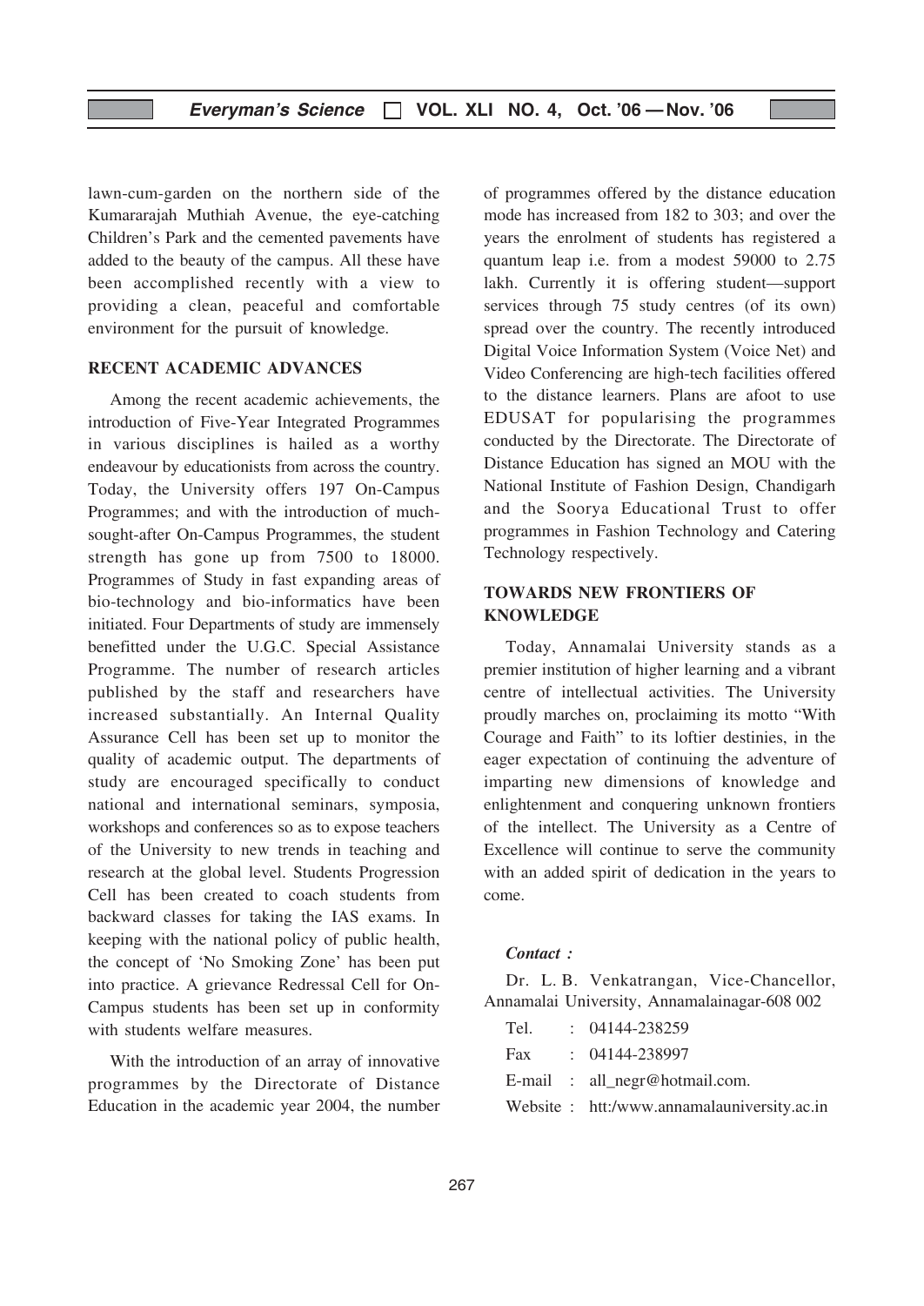lawn-cum-garden on the northern side of the Kumararajah Muthiah Avenue, the eye-catching Children's Park and the cemented pavements have added to the beauty of the campus. All these have been accomplished recently with a view to providing a clean, peaceful and comfortable environment for the pursuit of knowledge.

## RECENT ACADEMIC ADVANCES

Among the recent academic achievements, the introduction of Five-Year Integrated Programmes in various disciplines is hailed as a worthy endeavour by educationists from across the country. Today, the University offers 197 On-Campus Programmes; and with the introduction of much-sought-after On-Campus Programmes, the student strength has gone up from 7500 to 18000. Programmes of Study in fast expanding areas of bio-technology and bio-informatics have been initiated. Four Departments of study are immensely benefitted under the U.G.C. Special Assistance Programme. The number of research articles published by the staff and researchers have increased substantially. An Internal Quality Assurance Cell has been set up to monitor the quality of academic output. The departments of study are encouraged specifically to conduct national and international seminars, symposia, workshops and conferences so as to expose teachers of the University to new trends in teaching and research at the global level. Students Progression Cell has been created to coach students from backward classes for taking the IAS exams. In keeping with the national policy of public health, the concept of 'No Smoking Zone' has been put into practice. A grievance Redressal Cell for On-Campus students has been set up in conformity with students welfare measures.

With the introduction of an array of innovative programmes by the Directorate of Distance Education in the academic year 2004, the number of programmes offered by the distance education mode has increased from 182 to 303; and over the years the enrolment of students has registered a quantum leap i.e. from a modest 59000 to 2.75 lakh. Currently it is offering student—support services through 75 study centres (of its own) spread over the country. The recently introduced Digital Voice Information System (Voice Net) and Video Conferencing are high-tech facilities offered to the distance learners. Plans are afoot to use EDUSAT for popularising the programmes conducted by the Directorate. The Directorate of Distance Education has signed an MOU with the National Institute of Fashion Design, Chandigarh and the Soorya Educational Trust to offer programmes in Fashion Technology and Catering Technology respectively.

## TOWARDS NEW FRONTIERS OF KNOWLEDGE

Today, Annamalai University stands as a premier institution of higher learning and a vibrant centre of intellectual activities. The University proudly marches on, proclaiming its motto "With Courage and Faith" to its loftier destinies, in the eager expectation of continuing the adventure of imparting new dimensions of knowledge and enlightenment and conquering unknown frontiers of the intellect. The University as a Centre of Excellence will continue to serve the community with an added spirit of dedication in the years to come.

***Contact :***

Dr. L. B. Venkatrangan, Vice-Chancellor, Annamalai University, Annamalainagar-608 002

Tel. : 04144-238259

Fax : 04144-238997

E-mail : all_negr@hotmail.com.

Website : htt:/www.annamalauniversity.ac.in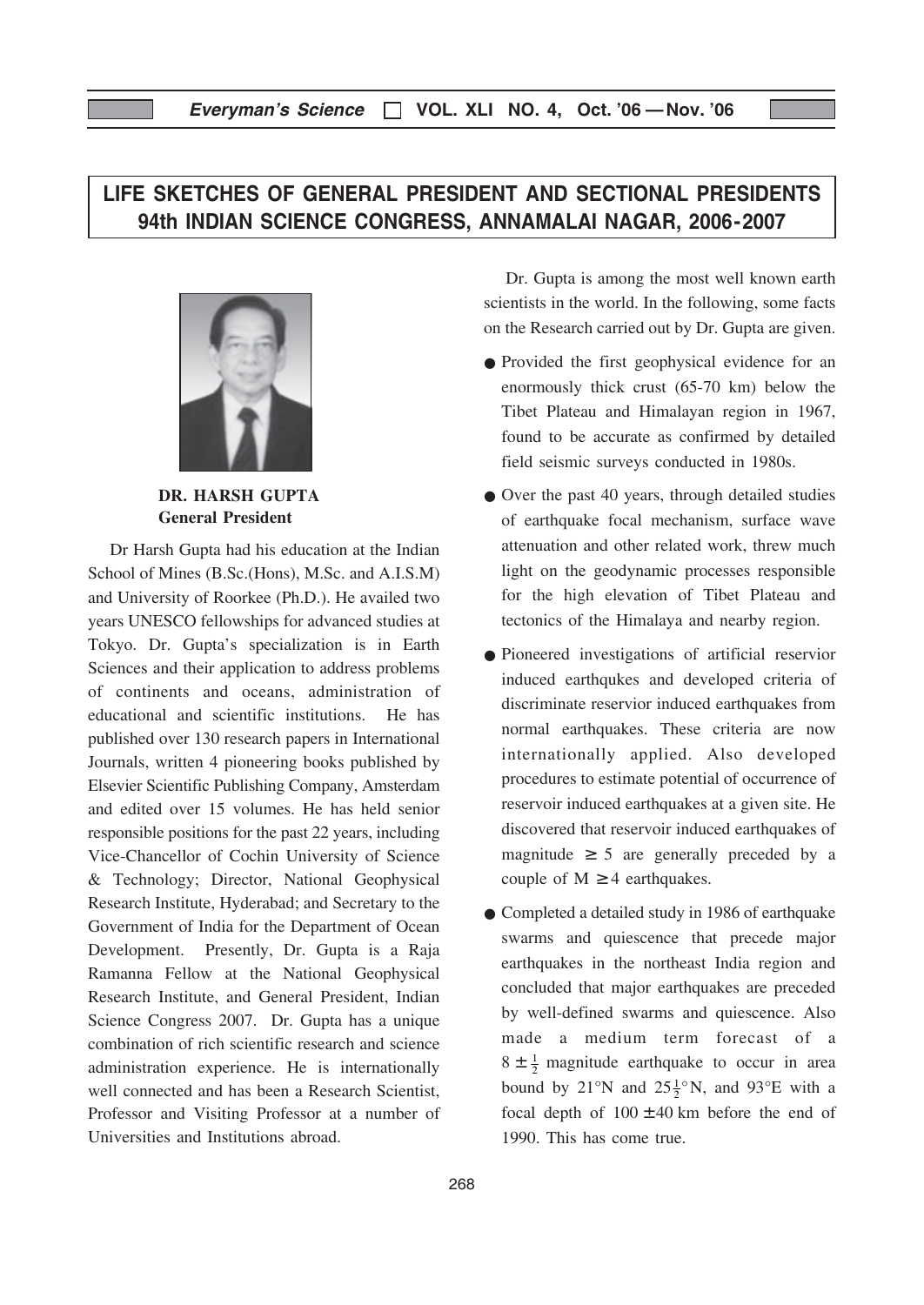# LIFE SKETCHES OF GENERAL PRESIDENT AND SECTIONAL PRESIDENTS 94th INDIAN SCIENCE CONGRESS, ANNAMALAI NAGAR, 2006-2007

**DR. HARSH GUPTA**
**General President**

Dr Harsh Gupta had his education at the Indian School of Mines (B.Sc.(Hons), M.Sc. and A.I.S.M) and University of Roorkee (Ph.D.). He availed two years UNESCO fellowships for advanced studies at Tokyo. Dr. Gupta's specialization is in Earth Sciences and their application to address problems of continents and oceans, administration of educational and scientific institutions. He has published over 130 research papers in International Journals, written 4 pioneering books published by Elsevier Scientific Publishing Company, Amsterdam and edited over 15 volumes. He has held senior responsible positions for the past 22 years, including Vice-Chancellor of Cochin University of Science & Technology; Director, National Geophysical Research Institute, Hyderabad; and Secretary to the Government of India for the Department of Ocean Development. Presently, Dr. Gupta is a Raja Ramanna Fellow at the National Geophysical Research Institute, and General President, Indian Science Congress 2007. Dr. Gupta has a unique combination of rich scientific research and science administration experience. He is internationally well connected and has been a Research Scientist, Professor and Visiting Professor at a number of Universities and Institutions abroad.

Dr. Gupta is among the most well known earth scientists in the world. In the following, some facts on the Research carried out by Dr. Gupta are given.

- Provided the first geophysical evidence for an enormously thick crust (65-70 km) below the Tibet Plateau and Himalayan region in 1967, found to be accurate as confirmed by detailed field seismic surveys conducted in 1980s.
- Over the past 40 years, through detailed studies of earthquake focal mechanism, surface wave attenuation and other related work, threw much light on the geodynamic processes responsible for the high elevation of Tibet Plateau and tectonics of the Himalaya and nearby region.
- Pioneered investigations of artificial reservior induced earthqukes and developed criteria of discriminate reservior induced earthquakes from normal earthquakes. These criteria are now internationally applied. Also developed procedures to estimate potential of occurrence of reservoir induced earthquakes at a given site. He discovered that reservoir induced earthquakes of magnitude $\geq 5$ are generally preceded by a couple of $M \geq 4$ earthquakes.
- Completed a detailed study in 1986 of earthquake swarms and quiescence that precede major earthquakes in the northeast India region and concluded that major earthquakes are preceded by well-defined swarms and quiescence. Also made a medium term forecast of a $8 \pm \frac{1}{2}$ magnitude earthquake to occur in area bound by 21°N and $25\frac{1}{2}$°N, and 93°E with a focal depth of $100 \pm 40$ km before the end of 1990. This has come true.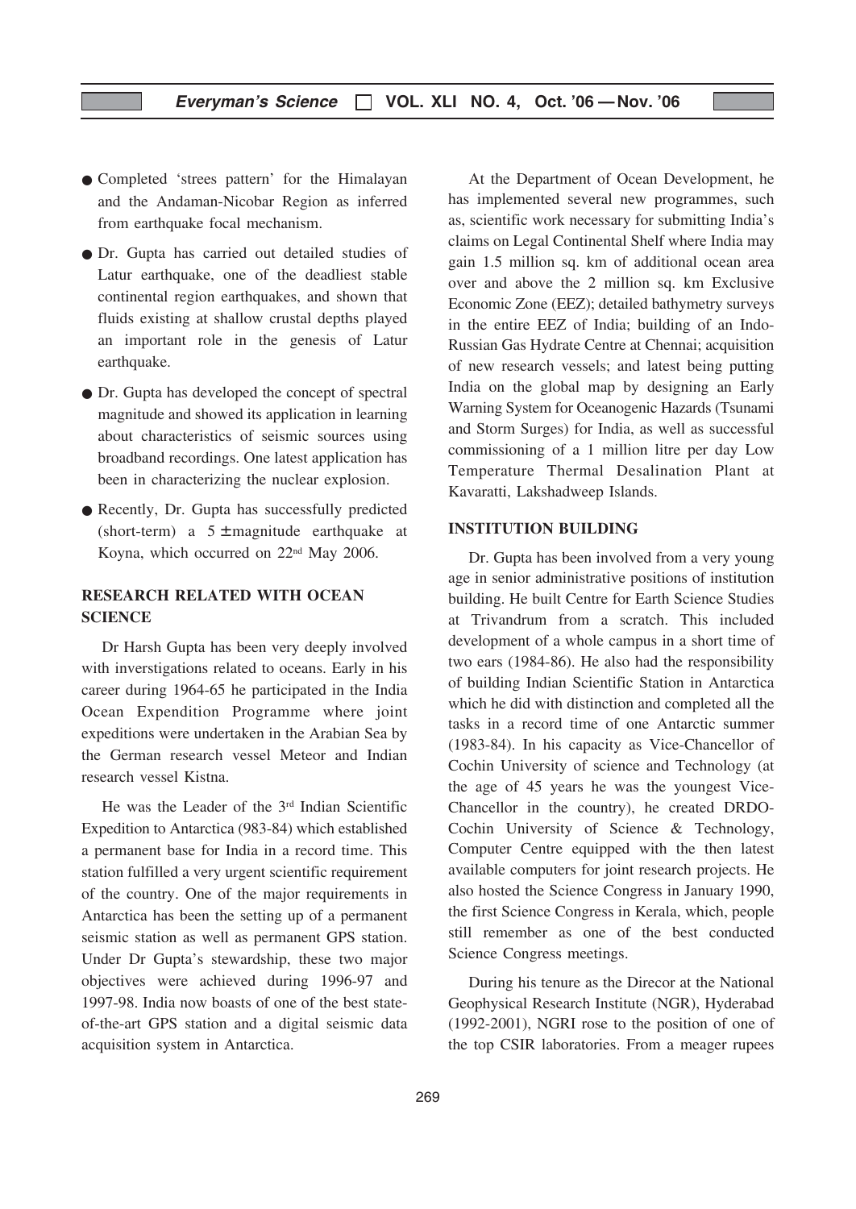- Completed 'strees pattern' for the Himalayan and the Andaman-Nicobar Region as inferred from earthquake focal mechanism.
- Dr. Gupta has carried out detailed studies of Latur earthquake, one of the deadliest stable continental region earthquakes, and shown that fluids existing at shallow crustal depths played an important role in the genesis of Latur earthquake.
- Dr. Gupta has developed the concept of spectral magnitude and showed its application in learning about characteristics of seismic sources using broadband recordings. One latest application has been in characterizing the nuclear explosion.
- Recently, Dr. Gupta has successfully predicted (short-term) a $5 \pm$ magnitude earthquake at Koyna, which occurred on 22nd May 2006.

## RESEARCH RELATED WITH OCEAN SCIENCE

Dr Harsh Gupta has been very deeply involved with inverstigations related to oceans. Early in his career during 1964-65 he participated in the India Ocean Expendition Programme where joint expeditions were undertaken in the Arabian Sea by the German research vessel Meteor and Indian research vessel Kistna.

He was the Leader of the 3rd Indian Scientific Expedition to Antarctica (983-84) which established a permanent base for India in a record time. This station fulfilled a very urgent scientific requirement of the country. One of the major requirements in Antarctica has been the setting up of a permanent seismic station as well as permanent GPS station. Under Dr Gupta's stewardship, these two major objectives were achieved during 1996-97 and 1997-98. India now boasts of one of the best state-of-the-art GPS station and a digital seismic data acquisition system in Antarctica.

At the Department of Ocean Development, he has implemented several new programmes, such as, scientific work necessary for submitting India's claims on Legal Continental Shelf where India may gain 1.5 million sq. km of additional ocean area over and above the 2 million sq. km Exclusive Economic Zone (EEZ); detailed bathymetry surveys in the entire EEZ of India; building of an Indo-Russian Gas Hydrate Centre at Chennai; acquisition of new research vessels; and latest being putting India on the global map by designing an Early Warning System for Oceanogenic Hazards (Tsunami and Storm Surges) for India, as well as successful commissioning of a 1 million litre per day Low Temperature Thermal Desalination Plant at Kavaratti, Lakshadweep Islands.

## INSTITUTION BUILDING

Dr. Gupta has been involved from a very young age in senior administrative positions of institution building. He built Centre for Earth Science Studies at Trivandrum from a scratch. This included development of a whole campus in a short time of two ears (1984-86). He also had the responsibility of building Indian Scientific Station in Antarctica which he did with distinction and completed all the tasks in a record time of one Antarctic summer (1983-84). In his capacity as Vice-Chancellor of Cochin University of science and Technology (at the age of 45 years he was the youngest Vice-Chancellor in the country), he created DRDO-Cochin University of Science & Technology, Computer Centre equipped with the then latest available computers for joint research projects. He also hosted the Science Congress in January 1990, the first Science Congress in Kerala, which, people still remember as one of the best conducted Science Congress meetings.

During his tenure as the Direcor at the National Geophysical Research Institute (NGR), Hyderabad (1992-2001), NGRI rose to the position of one of the top CSIR laboratories. From a meager rupees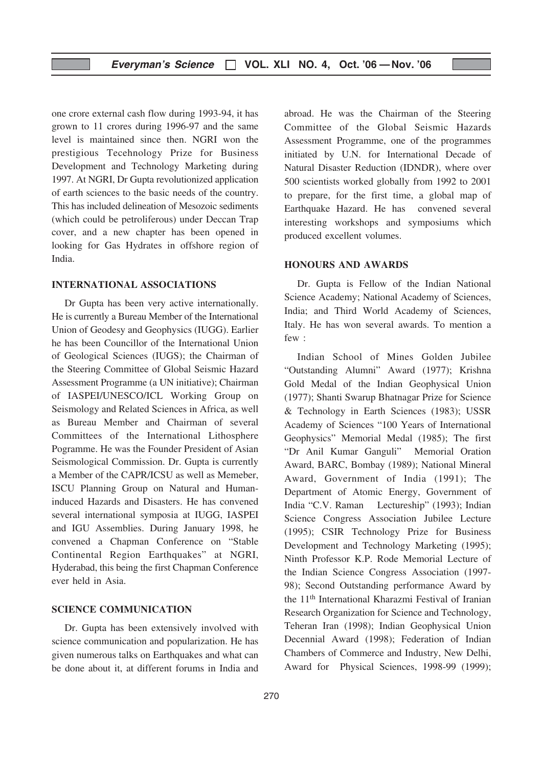one crore external cash flow during 1993-94, it has grown to 11 crores during 1996-97 and the same level is maintained since then. NGRI won the prestigious Tecehnology Prize for Business Development and Technology Marketing during 1997. At NGRI, Dr Gupta revolutionized application of earth sciences to the basic needs of the country. This has included delineation of Mesozoic sediments (which could be petroliferous) under Deccan Trap cover, and a new chapter has been opened in looking for Gas Hydrates in offshore region of India.

## INTERNATIONAL ASSOCIATIONS

Dr Gupta has been very active internationally. He is currently a Bureau Member of the International Union of Geodesy and Geophysics (IUGG). Earlier he has been Councillor of the International Union of Geological Sciences (IUGS); the Chairman of the Steering Committee of Global Seismic Hazard Assessment Programme (a UN initiative); Chairman of IASPEI/UNESCO/ICL Working Group on Seismology and Related Sciences in Africa, as well as Bureau Member and Chairman of several Committees of the International Lithosphere Pogramme. He was the Founder President of Asian Seismological Commission. Dr. Gupta is currently a Member of the CAPR/ICSU as well as Memeber, ISCU Planning Group on Natural and Human-induced Hazards and Disasters. He has convened several international symposia at IUGG, IASPEI and IGU Assemblies. During January 1998, he convened a Chapman Conference on "Stable Continental Region Earthquakes" at NGRI, Hyderabad, this being the first Chapman Conference ever held in Asia.

## SCIENCE COMMUNICATION

Dr. Gupta has been extensively involved with science communication and popularization. He has given numerous talks on Earthquakes and what can be done about it, at different forums in India and abroad. He was the Chairman of the Steering Committee of the Global Seismic Hazards Assessment Programme, one of the programmes initiated by U.N. for International Decade of Natural Disaster Reduction (IDNDR), where over 500 scientists worked globally from 1992 to 2001 to prepare, for the first time, a global map of Earthquake Hazard. He has convened several interesting workshops and symposiums which produced excellent volumes.

## HONOURS AND AWARDS

Dr. Gupta is Fellow of the Indian National Science Academy; National Academy of Sciences, India; and Third World Academy of Sciences, Italy. He has won several awards. To mention a few :

Indian School of Mines Golden Jubilee "Outstanding Alumni" Award (1977); Krishna Gold Medal of the Indian Geophysical Union (1977); Shanti Swarup Bhatnagar Prize for Science & Technology in Earth Sciences (1983); USSR Academy of Sciences "100 Years of International Geophysics" Memorial Medal (1985); The first "Dr Anil Kumar Ganguli" Memorial Oration Award, BARC, Bombay (1989); National Mineral Award, Government of India (1991); The Department of Atomic Energy, Government of India "C.V. Raman Lectureship" (1993); Indian Science Congress Association Jubilee Lecture (1995); CSIR Technology Prize for Business Development and Technology Marketing (1995); Ninth Professor K.P. Rode Memorial Lecture of the Indian Science Congress Association (1997-98); Second Outstanding performance Award by the 11th International Kharazmi Festival of Iranian Research Organization for Science and Technology, Teheran Iran (1998); Indian Geophysical Union Decennial Award (1998); Federation of Indian Chambers of Commerce and Industry, New Delhi, Award for Physical Sciences, 1998-99 (1999);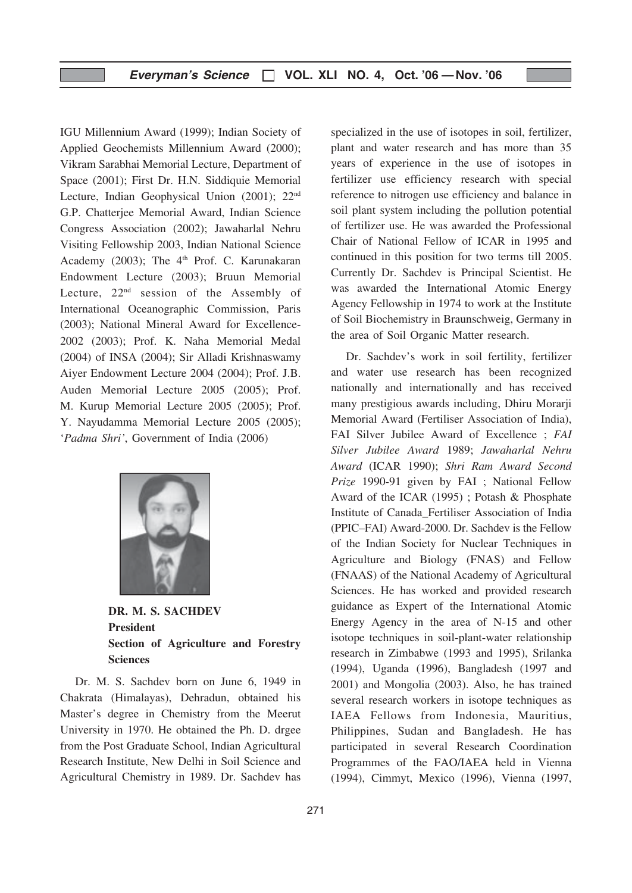IGU Millennium Award (1999); Indian Society of Applied Geochemists Millennium Award (2000); Vikram Sarabhai Memorial Lecture, Department of Space (2001); First Dr. H.N. Siddiquie Memorial Lecture, Indian Geophysical Union (2001); 22nd G.P. Chatterjee Memorial Award, Indian Science Congress Association (2002); Jawaharlal Nehru Visiting Fellowship 2003, Indian National Science Academy (2003); The 4th Prof. C. Karunakaran Endowment Lecture (2003); Bruun Memorial Lecture, 22nd session of the Assembly of International Oceanographic Commission, Paris (2003); National Mineral Award for Excellence-2002 (2003); Prof. K. Naha Memorial Medal (2004) of INSA (2004); Sir Alladi Krishnaswamy Aiyer Endowment Lecture 2004 (2004); Prof. J.B. Auden Memorial Lecture 2005 (2005); Prof. M. Kurup Memorial Lecture 2005 (2005); Prof. Y. Nayudamma Memorial Lecture 2005 (2005); '*Padma Shri'*, Government of India (2006)

**DR. M. S. SACHDEV**
**President**
**Section of Agriculture and Forestry Sciences**

Dr. M. S. Sachdev born on June 6, 1949 in Chakrata (Himalayas), Dehradun, obtained his Master's degree in Chemistry from the Meerut University in 1970. He obtained the Ph. D. drgee from the Post Graduate School, Indian Agricultural Research Institute, New Delhi in Soil Science and Agricultural Chemistry in 1989. Dr. Sachdev has specialized in the use of isotopes in soil, fertilizer, plant and water research and has more than 35 years of experience in the use of isotopes in fertilizer use efficiency research with special reference to nitrogen use efficiency and balance in soil plant system including the pollution potential of fertilizer use. He was awarded the Professional Chair of National Fellow of ICAR in 1995 and continued in this position for two terms till 2005. Currently Dr. Sachdev is Principal Scientist. He was awarded the International Atomic Energy Agency Fellowship in 1974 to work at the Institute of Soil Biochemistry in Braunschweig, Germany in the area of Soil Organic Matter research.

Dr. Sachdev's work in soil fertility, fertilizer and water use research has been recognized nationally and internationally and has received many prestigious awards including, Dhiru Morarji Memorial Award (Fertiliser Association of India), FAI Silver Jubilee Award of Excellence ; *FAI Silver Jubilee Award* 1989; *Jawaharlal Nehru Award* (ICAR 1990); *Shri Ram Award Second Prize* 1990-91 given by FAI ; National Fellow Award of the ICAR (1995) ; Potash & Phosphate Institute of Canada_Fertiliser Association of India (PPIC–FAI) Award-2000. Dr. Sachdev is the Fellow of the Indian Society for Nuclear Techniques in Agriculture and Biology (FNAS) and Fellow (FNAAS) of the National Academy of Agricultural Sciences. He has worked and provided research guidance as Expert of the International Atomic Energy Agency in the area of N-15 and other isotope techniques in soil-plant-water relationship research in Zimbabwe (1993 and 1995), Srilanka (1994), Uganda (1996), Bangladesh (1997 and 2001) and Mongolia (2003). Also, he has trained several research workers in isotope techniques as IAEA Fellows from Indonesia, Mauritius, Philippines, Sudan and Bangladesh. He has participated in several Research Coordination Programmes of the FAO/IAEA held in Vienna (1994), Cimmyt, Mexico (1996), Vienna (1997,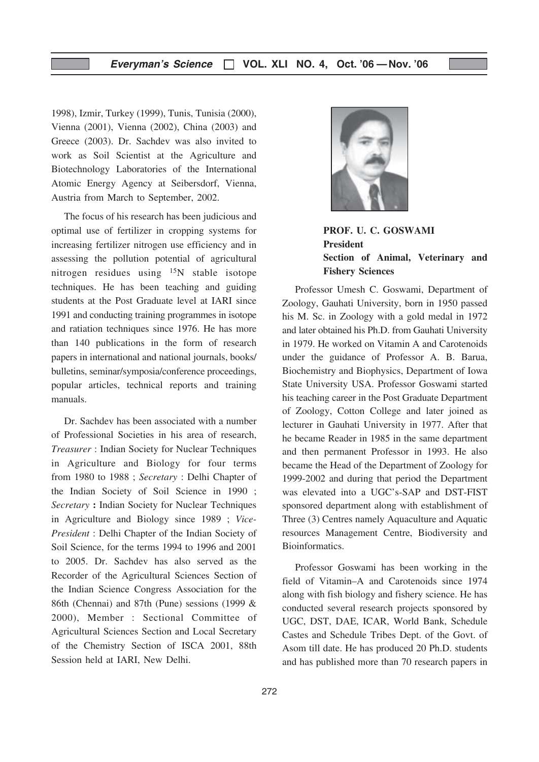1998), Izmir, Turkey (1999), Tunis, Tunisia (2000), Vienna (2001), Vienna (2002), China (2003) and Greece (2003). Dr. Sachdev was also invited to work as Soil Scientist at the Agriculture and Biotechnology Laboratories of the International Atomic Energy Agency at Seibersdorf, Vienna, Austria from March to September, 2002.

The focus of his research has been judicious and optimal use of fertilizer in cropping systems for increasing fertilizer nitrogen use efficiency and in assessing the pollution potential of agricultural nitrogen residues using $^{15}N$ stable isotope techniques. He has been teaching and guiding students at the Post Graduate level at IARI since 1991 and conducting training programmes in isotope and ratiation techniques since 1976. He has more than 140 publications in the form of research papers in international and national journals, books/ bulletins, seminar/symposia/conference proceedings, popular articles, technical reports and training manuals.

Dr. Sachdev has been associated with a number of Professional Societies in his area of research, *Treasurer* : Indian Society for Nuclear Techniques in Agriculture and Biology for four terms from 1980 to 1988 ; *Secretary* : Delhi Chapter of the Indian Society of Soil Science in 1990 ; *Secretary* **:** Indian Society for Nuclear Techniques in Agriculture and Biology since 1989 ; *Vice-President* : Delhi Chapter of the Indian Society of Soil Science, for the terms 1994 to 1996 and 2001 to 2005. Dr. Sachdev has also served as the Recorder of the Agricultural Sciences Section of the Indian Science Congress Association for the 86th (Chennai) and 87th (Pune) sessions (1999 & 2000), Member : Sectional Committee of Agricultural Sciences Section and Local Secretary of the Chemistry Section of ISCA 2001, 88th Session held at IARI, New Delhi.

**PROF. U. C. GOSWAMI**
**President**
**Section of Animal, Veterinary and Fishery Sciences**

Professor Umesh C. Goswami, Department of Zoology, Gauhati University, born in 1950 passed his M. Sc. in Zoology with a gold medal in 1972 and later obtained his Ph.D. from Gauhati University in 1979. He worked on Vitamin A and Carotenoids under the guidance of Professor A. B. Barua, Biochemistry and Biophysics, Department of Iowa State University USA. Professor Goswami started his teaching career in the Post Graduate Department of Zoology, Cotton College and later joined as lecturer in Gauhati University in 1977. After that he became Reader in 1985 in the same department and then permanent Professor in 1993. He also became the Head of the Department of Zoology for 1999-2002 and during that period the Department was elevated into a UGC's-SAP and DST-FIST sponsored department along with establishment of Three (3) Centres namely Aquaculture and Aquatic resources Management Centre, Biodiversity and Bioinformatics.

Professor Goswami has been working in the field of Vitamin–A and Carotenoids since 1974 along with fish biology and fishery science. He has conducted several research projects sponsored by UGC, DST, DAE, ICAR, World Bank, Schedule Castes and Schedule Tribes Dept. of the Govt. of Asom till date. He has produced 20 Ph.D. students and has published more than 70 research papers in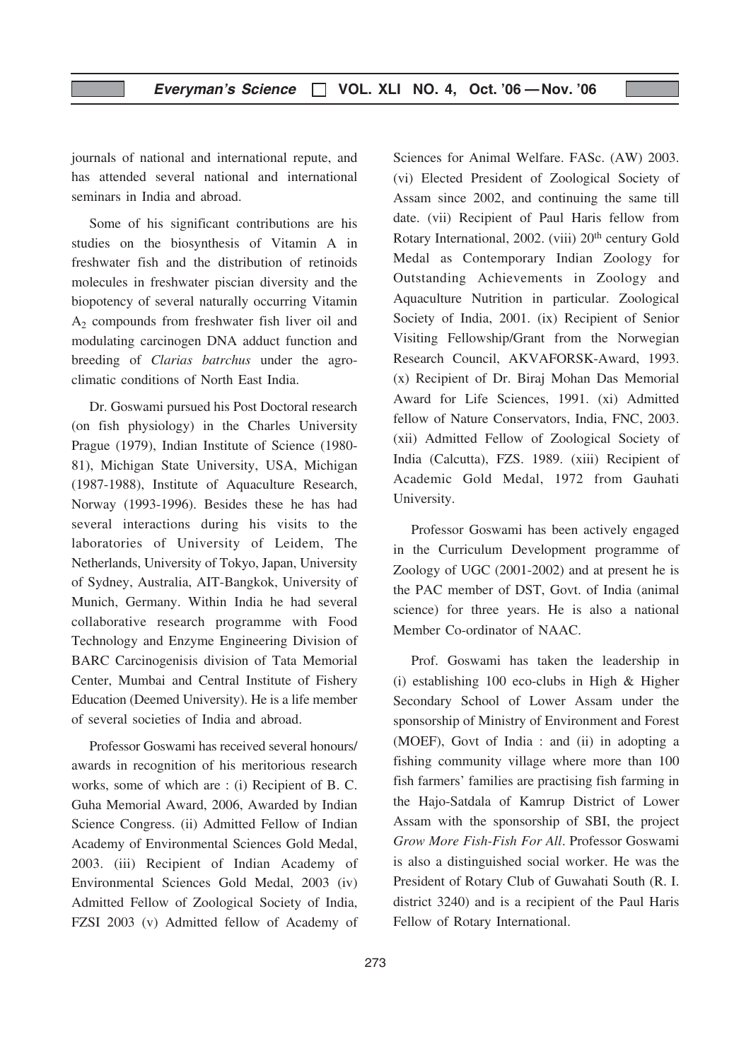journals of national and international repute, and has attended several national and international seminars in India and abroad.

Some of his significant contributions are his studies on the biosynthesis of Vitamin A in freshwater fish and the distribution of retinoids molecules in freshwater piscian diversity and the biopotency of several naturally occurring Vitamin $A_2$ compounds from freshwater fish liver oil and modulating carcinogen DNA adduct function and breeding of *Clarias batrchus* under the agro-climatic conditions of North East India.

Dr. Goswami pursued his Post Doctoral research (on fish physiology) in the Charles University Prague (1979), Indian Institute of Science (1980-81), Michigan State University, USA, Michigan (1987-1988), Institute of Aquaculture Research, Norway (1993-1996). Besides these he has had several interactions during his visits to the laboratories of University of Leidem, The Netherlands, University of Tokyo, Japan, University of Sydney, Australia, AIT-Bangkok, University of Munich, Germany. Within India he had several collaborative research programme with Food Technology and Enzyme Engineering Division of BARC Carcinogenisis division of Tata Memorial Center, Mumbai and Central Institute of Fishery Education (Deemed University). He is a life member of several societies of India and abroad.

Professor Goswami has received several honours/ awards in recognition of his meritorious research works, some of which are : (i) Recipient of B. C. Guha Memorial Award, 2006, Awarded by Indian Science Congress. (ii) Admitted Fellow of Indian Academy of Environmental Sciences Gold Medal, 2003. (iii) Recipient of Indian Academy of Environmental Sciences Gold Medal, 2003 (iv) Admitted Fellow of Zoological Society of India, FZSI 2003 (v) Admitted fellow of Academy of Sciences for Animal Welfare. FASc. (AW) 2003. (vi) Elected President of Zoological Society of Assam since 2002, and continuing the same till date. (vii) Recipient of Paul Haris fellow from Rotary International, 2002. (viii) 20th century Gold Medal as Contemporary Indian Zoology for Outstanding Achievements in Zoology and Aquaculture Nutrition in particular. Zoological Society of India, 2001. (ix) Recipient of Senior Visiting Fellowship/Grant from the Norwegian Research Council, AKVAFORSK-Award, 1993. (x) Recipient of Dr. Biraj Mohan Das Memorial Award for Life Sciences, 1991. (xi) Admitted fellow of Nature Conservators, India, FNC, 2003. (xii) Admitted Fellow of Zoological Society of India (Calcutta), FZS. 1989. (xiii) Recipient of Academic Gold Medal, 1972 from Gauhati University.

Professor Goswami has been actively engaged in the Curriculum Development programme of Zoology of UGC (2001-2002) and at present he is the PAC member of DST, Govt. of India (animal science) for three years. He is also a national Member Co-ordinator of NAAC.

Prof. Goswami has taken the leadership in (i) establishing 100 eco-clubs in High & Higher Secondary School of Lower Assam under the sponsorship of Ministry of Environment and Forest (MOEF), Govt of India : and (ii) in adopting a fishing community village where more than 100 fish farmers' families are practising fish farming in the Hajo-Satdala of Kamrup District of Lower Assam with the sponsorship of SBI, the project *Grow More Fish-Fish For All*. Professor Goswami is also a distinguished social worker. He was the President of Rotary Club of Guwahati South (R. I. district 3240) and is a recipient of the Paul Haris Fellow of Rotary International.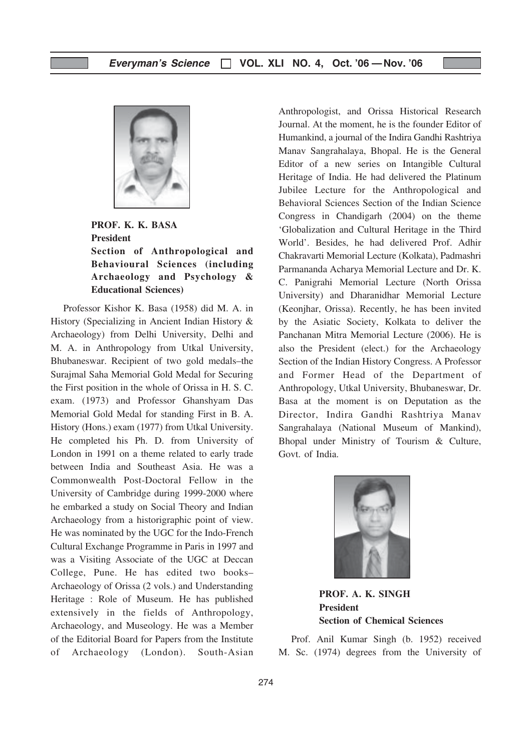**PROF. K. K. BASA**
**President**
**Section of Anthropological and Behavioural Sciences (including Archaeology and Psychology & Educational Sciences)**

Professor Kishor K. Basa (1958) did M. A. in History (Specializing in Ancient Indian History & Archaeology) from Delhi University, Delhi and M. A. in Anthropology from Utkal University, Bhubaneswar. Recipient of two gold medals–the Surajmal Saha Memorial Gold Medal for Securing the First position in the whole of Orissa in H. S. C. exam. (1973) and Professor Ghanshyam Das Memorial Gold Medal for standing First in B. A. History (Hons.) exam (1977) from Utkal University. He completed his Ph. D. from University of London in 1991 on a theme related to early trade between India and Southeast Asia. He was a Commonwealth Post-Doctoral Fellow in the University of Cambridge during 1999-2000 where he embarked a study on Social Theory and Indian Archaeology from a historigraphic point of view. He was nominated by the UGC for the Indo-French Cultural Exchange Programme in Paris in 1997 and was a Visiting Associate of the UGC at Deccan College, Pune. He has edited two books– Archaeology of Orissa (2 vols.) and Understanding Heritage : Role of Museum. He has published extensively in the fields of Anthropology, Archaeology, and Museology. He was a Member of the Editorial Board for Papers from the Institute of Archaeology (London). South-Asian Anthropologist, and Orissa Historical Research Journal. At the moment, he is the founder Editor of Humankind, a journal of the Indira Gandhi Rashtriya Manav Sangrahalaya, Bhopal. He is the General Editor of a new series on Intangible Cultural Heritage of India. He had delivered the Platinum Jubilee Lecture for the Anthropological and Behavioral Sciences Section of the Indian Science Congress in Chandigarh (2004) on the theme 'Globalization and Cultural Heritage in the Third World'. Besides, he had delivered Prof. Adhir Chakravarti Memorial Lecture (Kolkata), Padmashri Parmananda Acharya Memorial Lecture and Dr. K. C. Panigrahi Memorial Lecture (North Orissa University) and Dharanidhar Memorial Lecture (Keonjhar, Orissa). Recently, he has been invited by the Asiatic Society, Kolkata to deliver the Panchanan Mitra Memorial Lecture (2006). He is also the President (elect.) for the Archaeology Section of the Indian History Congress. A Professor and Former Head of the Department of Anthropology, Utkal University, Bhubaneswar, Dr. Basa at the moment is on Deputation as the Director, Indira Gandhi Rashtriya Manav Sangrahalaya (National Museum of Mankind), Bhopal under Ministry of Tourism & Culture, Govt. of India.

**PROF. A. K. SINGH**
**President**
**Section of Chemical Sciences**

Prof. Anil Kumar Singh (b. 1952) received M. Sc. (1974) degrees from the University of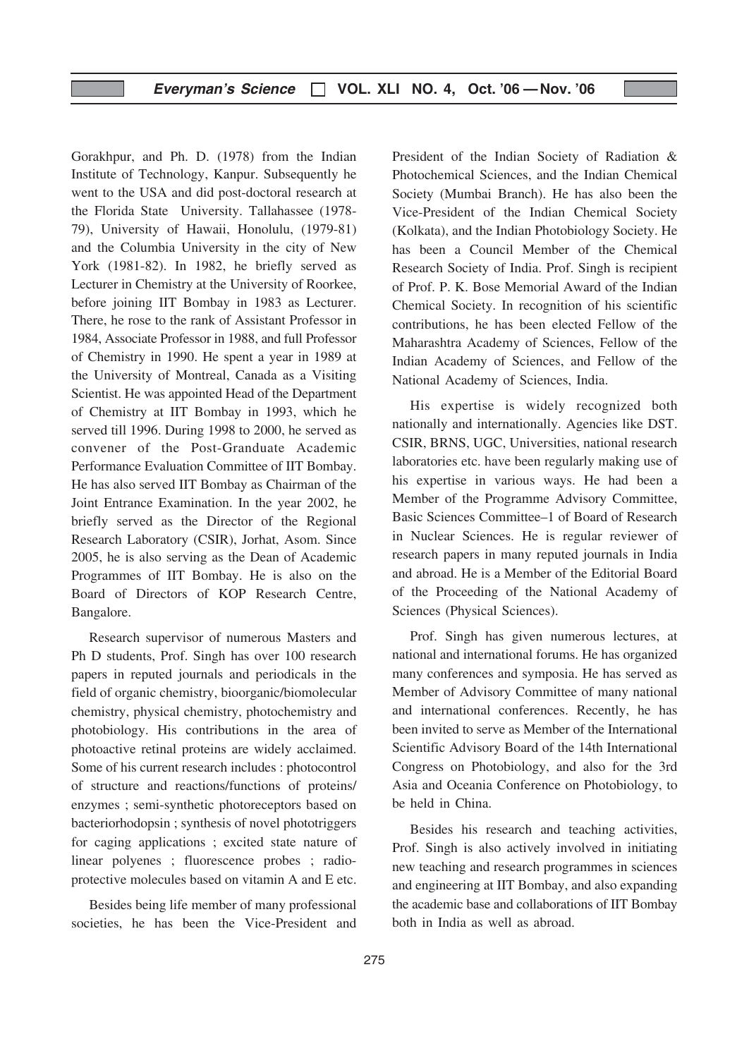Gorakhpur, and Ph. D. (1978) from the Indian Institute of Technology, Kanpur. Subsequently he went to the USA and did post-doctoral research at the Florida State University. Tallahassee (1978-79), University of Hawaii, Honolulu, (1979-81) and the Columbia University in the city of New York (1981-82). In 1982, he briefly served as Lecturer in Chemistry at the University of Roorkee, before joining IIT Bombay in 1983 as Lecturer. There, he rose to the rank of Assistant Professor in 1984, Associate Professor in 1988, and full Professor of Chemistry in 1990. He spent a year in 1989 at the University of Montreal, Canada as a Visiting Scientist. He was appointed Head of the Department of Chemistry at IIT Bombay in 1993, which he served till 1996. During 1998 to 2000, he served as convener of the Post-Granduate Academic Performance Evaluation Committee of IIT Bombay. He has also served IIT Bombay as Chairman of the Joint Entrance Examination. In the year 2002, he briefly served as the Director of the Regional Research Laboratory (CSIR), Jorhat, Asom. Since 2005, he is also serving as the Dean of Academic Programmes of IIT Bombay. He is also on the Board of Directors of KOP Research Centre, Bangalore.

Research supervisor of numerous Masters and Ph D students, Prof. Singh has over 100 research papers in reputed journals and periodicals in the field of organic chemistry, bioorganic/biomolecular chemistry, physical chemistry, photochemistry and photobiology. His contributions in the area of photoactive retinal proteins are widely acclaimed. Some of his current research includes : photocontrol of structure and reactions/functions of proteins/ enzymes ; semi-synthetic photoreceptors based on bacteriorhodopsin ; synthesis of novel phototriggers for caging applications ; excited state nature of linear polyenes ; fluorescence probes ; radio-protective molecules based on vitamin A and E etc.

Besides being life member of many professional societies, he has been the Vice-President and President of the Indian Society of Radiation & Photochemical Sciences, and the Indian Chemical Society (Mumbai Branch). He has also been the Vice-President of the Indian Chemical Society (Kolkata), and the Indian Photobiology Society. He has been a Council Member of the Chemical Research Society of India. Prof. Singh is recipient of Prof. P. K. Bose Memorial Award of the Indian Chemical Society. In recognition of his scientific contributions, he has been elected Fellow of the Maharashtra Academy of Sciences, Fellow of the Indian Academy of Sciences, and Fellow of the National Academy of Sciences, India.

His expertise is widely recognized both nationally and internationally. Agencies like DST. CSIR, BRNS, UGC, Universities, national research laboratories etc. have been regularly making use of his expertise in various ways. He had been a Member of the Programme Advisory Committee, Basic Sciences Committee–1 of Board of Research in Nuclear Sciences. He is regular reviewer of research papers in many reputed journals in India and abroad. He is a Member of the Editorial Board of the Proceeding of the National Academy of Sciences (Physical Sciences).

Prof. Singh has given numerous lectures, at national and international forums. He has organized many conferences and symposia. He has served as Member of Advisory Committee of many national and international conferences. Recently, he has been invited to serve as Member of the International Scientific Advisory Board of the 14th International Congress on Photobiology, and also for the 3rd Asia and Oceania Conference on Photobiology, to be held in China.

Besides his research and teaching activities, Prof. Singh is also actively involved in initiating new teaching and research programmes in sciences and engineering at IIT Bombay, and also expanding the academic base and collaborations of IIT Bombay both in India as well as abroad.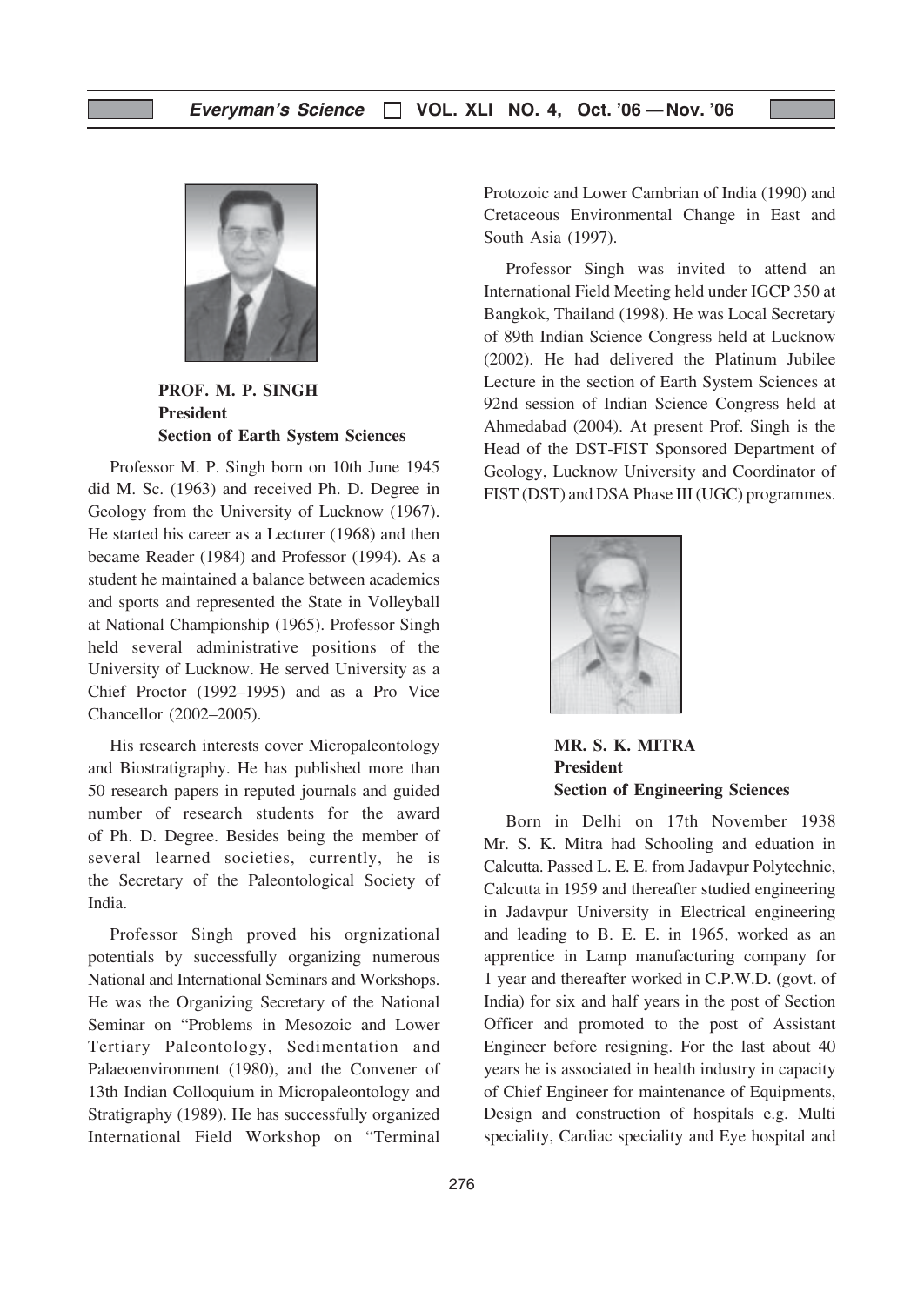**PROF. M. P. SINGH**
**President**
**Section of Earth System Sciences**

Professor M. P. Singh born on 10th June 1945 did M. Sc. (1963) and received Ph. D. Degree in Geology from the University of Lucknow (1967). He started his career as a Lecturer (1968) and then became Reader (1984) and Professor (1994). As a student he maintained a balance between academics and sports and represented the State in Volleyball at National Championship (1965). Professor Singh held several administrative positions of the University of Lucknow. He served University as a Chief Proctor (1992–1995) and as a Pro Vice Chancellor (2002–2005).

His research interests cover Micropaleontology and Biostratigraphy. He has published more than 50 research papers in reputed journals and guided number of research students for the award of Ph. D. Degree. Besides being the member of several learned societies, currently, he is the Secretary of the Paleontological Society of India.

Professor Singh proved his orgnizational potentials by successfully organizing numerous National and International Seminars and Workshops. He was the Organizing Secretary of the National Seminar on "Problems in Mesozoic and Lower Tertiary Paleontology, Sedimentation and Palaeoenvironment (1980), and the Convener of 13th Indian Colloquium in Micropaleontology and Stratigraphy (1989). He has successfully organized International Field Workshop on "Terminal Protozoic and Lower Cambrian of India (1990) and Cretaceous Environmental Change in East and South Asia (1997).

Professor Singh was invited to attend an International Field Meeting held under IGCP 350 at Bangkok, Thailand (1998). He was Local Secretary of 89th Indian Science Congress held at Lucknow (2002). He had delivered the Platinum Jubilee Lecture in the section of Earth System Sciences at 92nd session of Indian Science Congress held at Ahmedabad (2004). At present Prof. Singh is the Head of the DST-FIST Sponsored Department of Geology, Lucknow University and Coordinator of FIST (DST) and DSA Phase III (UGC) programmes.

**MR. S. K. MITRA**
**President**
**Section of Engineering Sciences**

Born in Delhi on 17th November 1938 Mr. S. K. Mitra had Schooling and eduation in Calcutta. Passed L. E. E. from Jadavpur Polytechnic, Calcutta in 1959 and thereafter studied engineering in Jadavpur University in Electrical engineering and leading to B. E. E. in 1965, worked as an apprentice in Lamp manufacturing company for 1 year and thereafter worked in C.P.W.D. (govt. of India) for six and half years in the post of Section Officer and promoted to the post of Assistant Engineer before resigning. For the last about 40 years he is associated in health industry in capacity of Chief Engineer for maintenance of Equipments, Design and construction of hospitals e.g. Multi speciality, Cardiac speciality and Eye hospital and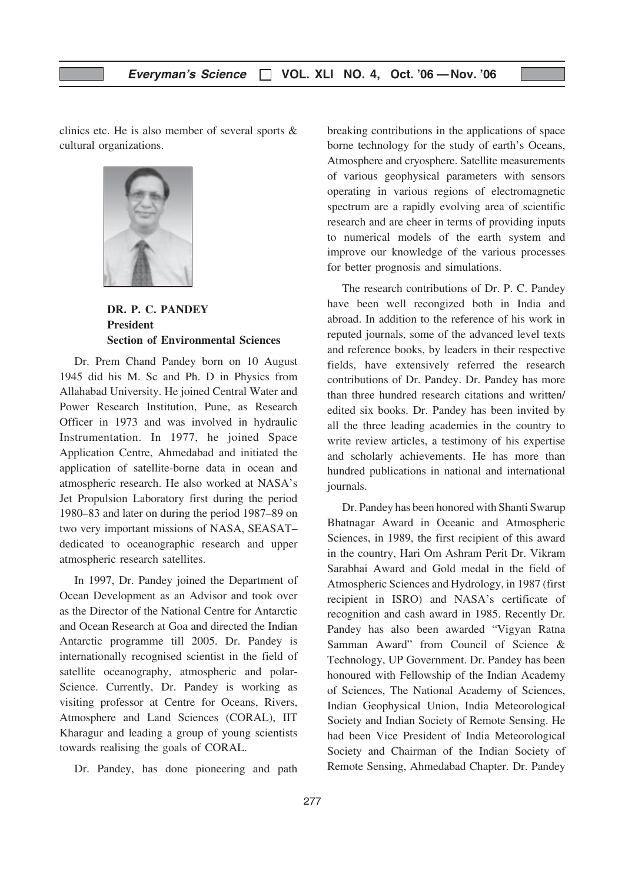clinics etc. He is also member of several sports & cultural organizations.

**DR. P. C. PANDEY**
**President**
**Section of Environmental Sciences**

Dr. Prem Chand Pandey born on 10 August 1945 did his M. Sc and Ph. D in Physics from Allahabad University. He joined Central Water and Power Research Institution, Pune, as Research Officer in 1973 and was involved in hydraulic Instrumentation. In 1977, he joined Space Application Centre, Ahmedabad and initiated the application of satellite-borne data in ocean and atmospheric research. He also worked at NASA's Jet Propulsion Laboratory first during the period 1980–83 and later on during the period 1987–89 on two very important missions of NASA, SEASAT–dedicated to oceanographic research and upper atmospheric research satellites.

In 1997, Dr. Pandey joined the Department of Ocean Development as an Advisor and took over as the Director of the National Centre for Antarctic and Ocean Research at Goa and directed the Indian Antarctic programme till 2005. Dr. Pandey is internationally recognised scientist in the field of satellite oceanography, atmospheric and polar-Science. Currently, Dr. Pandey is working as visiting professor at Centre for Oceans, Rivers, Atmosphere and Land Sciences (CORAL), IIT Kharagur and leading a group of young scientists towards realising the goals of CORAL.

Dr. Pandey, has done pioneering and path breaking contributions in the applications of space borne technology for the study of earth's Oceans, Atmosphere and cryosphere. Satellite measurements of various geophysical parameters with sensors operating in various regions of electromagnetic spectrum are a rapidly evolving area of scientific research and are cheer in terms of providing inputs to numerical models of the earth system and improve our knowledge of the various processes for better prognosis and simulations.

The research contributions of Dr. P. C. Pandey have been well recongized both in India and abroad. In addition to the reference of his work in reputed journals, some of the advanced level texts and reference books, by leaders in their respective fields, have extensively referred the research contributions of Dr. Pandey. Dr. Pandey has more than three hundred research citations and written/ edited six books. Dr. Pandey has been invited by all the three leading academies in the country to write review articles, a testimony of his expertise and scholarly achievements. He has more than hundred publications in national and international journals.

Dr. Pandey has been honored with Shanti Swarup Bhatnagar Award in Oceanic and Atmospheric Sciences, in 1989, the first recipient of this award in the country, Hari Om Ashram Perit Dr. Vikram Sarabhai Award and Gold medal in the field of Atmospheric Sciences and Hydrology, in 1987 (first recipient in ISRO) and NASA's certificate of recognition and cash award in 1985. Recently Dr. Pandey has also been awarded "Vigyan Ratna Samman Award" from Council of Science & Technology, UP Government. Dr. Pandey has been honoured with Fellowship of the Indian Academy of Sciences, The National Academy of Sciences, Indian Geophysical Union, India Meteorological Society and Indian Society of Remote Sensing. He had been Vice President of India Meteorological Society and Chairman of the Indian Society of Remote Sensing, Ahmedabad Chapter. Dr. Pandey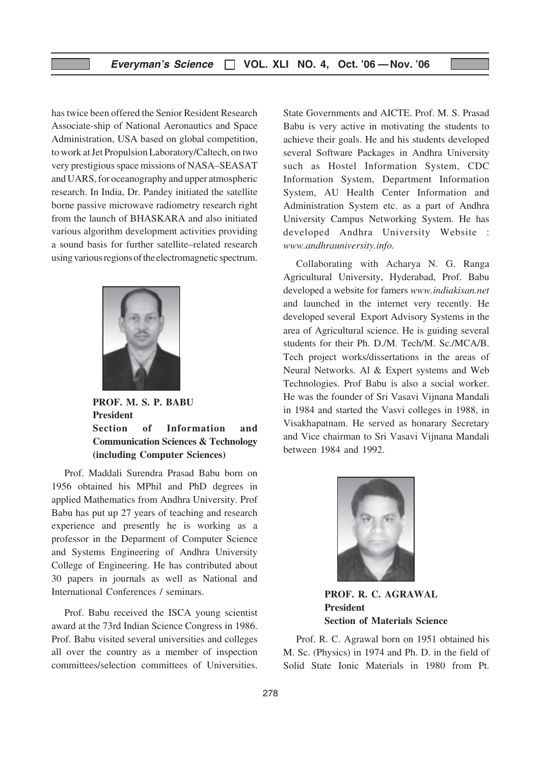has twice been offered the Senior Resident Research Associate-ship of National Aeronautics and Space Administration, USA based on global competition, to work at Jet Propulsion Laboratory/Caltech, on two very prestigious space missions of NASA–SEASAT and UARS, for oceanography and upper atmospheric research. In India, Dr. Pandey initiated the satellite borne passive microwave radiometry research right from the launch of BHASKARA and also initiated various algorithm development activities providing a sound basis for further satellite–related research using various regions of the electromagnetic spectrum.

**PROF. M. S. P. BABU**
**President**
**Section of Information and Communication Sciences & Technology (including Computer Sciences)**

Prof. Maddali Surendra Prasad Babu born on 1956 obtained his MPhil and PhD degrees in applied Mathematics from Andhra University. Prof Babu has put up 27 years of teaching and research experience and presently he is working as a professor in the Deparment of Computer Science and Systems Engineering of Andhra University College of Engineering. He has contributed about 30 papers in journals as well as National and International Conferences / seminars.

Prof. Babu received the ISCA young scientist award at the 73rd Indian Science Congress in 1986. Prof. Babu visited several universities and colleges all over the country as a member of inspection committees/selection committees of Universities. State Governments and AICTE. Prof. M. S. Prasad Babu is very active in motivating the students to achieve their goals. He and his students developed several Software Packages in Andhra University such as Hostel Information System, CDC Information System, Department Information System, AU Health Center Information and Administration System etc. as a part of Andhra University Campus Networking System. He has developed Andhra University Website : *www.andhrauniversity.info.*

Collaborating with Acharya N. G. Ranga Agricultural University, Hyderabad, Prof. Babu developed a website for famers *www.indiakisan.net* and launched in the internet very recently. He developed several Export Advisory Systems in the area of Agricultural science. He is guiding several students for their Ph. D./M. Tech/M. Sc./MCA/B. Tech project works/dissertations in the areas of Neural Networks. Al & Expert systems and Web Technologies. Prof Babu is also a social worker. He was the founder of Sri Vasavi Vijnana Mandali in 1984 and started the Vasvi colleges in 1988, in Visakhapatnam. He served as honarary Secretary and Vice chairman to Sri Vasavi Vijnana Mandali between 1984 and 1992.

**PROF. R. C. AGRAWAL**
**President**
**Section of Materials Science**

Prof. R. C. Agrawal born on 1951 obtained his M. Sc. (Physics) in 1974 and Ph. D. in the field of Solid State Ionic Materials in 1980 from Pt.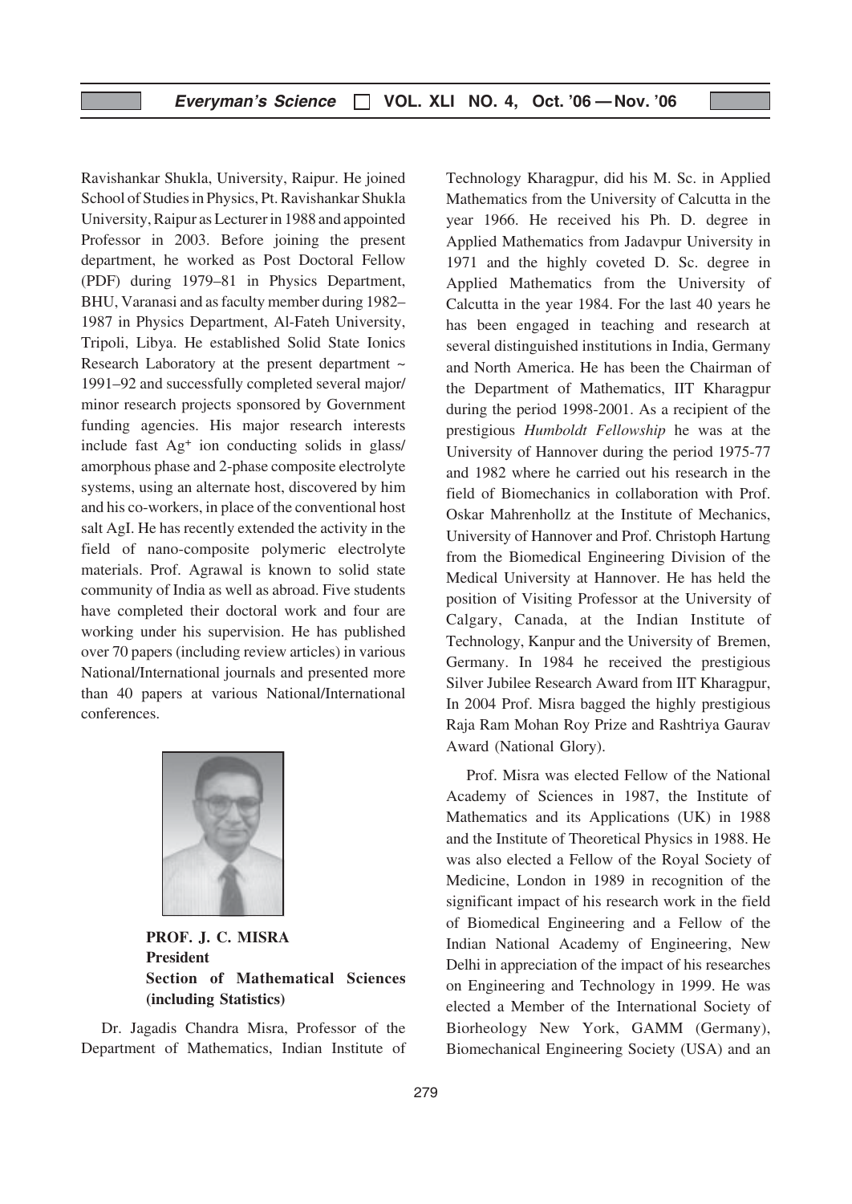Ravishankar Shukla, University, Raipur. He joined School of Studies in Physics, Pt. Ravishankar Shukla University, Raipur as Lecturer in 1988 and appointed Professor in 2003. Before joining the present department, he worked as Post Doctoral Fellow (PDF) during 1979–81 in Physics Department, BHU, Varanasi and as faculty member during 1982–1987 in Physics Department, Al-Fateh University, Tripoli, Libya. He established Solid State Ionics Research Laboratory at the present department ~ 1991–92 and successfully completed several major/ minor research projects sponsored by Government funding agencies. His major research interests include fast $Ag^+$ ion conducting solids in glass/ amorphous phase and 2-phase composite electrolyte systems, using an alternate host, discovered by him and his co-workers, in place of the conventional host salt AgI. He has recently extended the activity in the field of nano-composite polymeric electrolyte materials. Prof. Agrawal is known to solid state community of India as well as abroad. Five students have completed their doctoral work and four are working under his supervision. He has published over 70 papers (including review articles) in various National/International journals and presented more than 40 papers at various National/International conferences.

**PROF. J. C. MISRA**
**President**
**Section of Mathematical Sciences (including Statistics)**

Dr. Jagadis Chandra Misra, Professor of the Department of Mathematics, Indian Institute of Technology Kharagpur, did his M. Sc. in Applied Mathematics from the University of Calcutta in the year 1966. He received his Ph. D. degree in Applied Mathematics from Jadavpur University in 1971 and the highly coveted D. Sc. degree in Applied Mathematics from the University of Calcutta in the year 1984. For the last 40 years he has been engaged in teaching and research at several distinguished institutions in India, Germany and North America. He has been the Chairman of the Department of Mathematics, IIT Kharagpur during the period 1998-2001. As a recipient of the prestigious *Humboldt Fellowship* he was at the University of Hannover during the period 1975-77 and 1982 where he carried out his research in the field of Biomechanics in collaboration with Prof. Oskar Mahrenhollz at the Institute of Mechanics, University of Hannover and Prof. Christoph Hartung from the Biomedical Engineering Division of the Medical University at Hannover. He has held the position of Visiting Professor at the University of Calgary, Canada, at the Indian Institute of Technology, Kanpur and the University of Bremen, Germany. In 1984 he received the prestigious Silver Jubilee Research Award from IIT Kharagpur, In 2004 Prof. Misra bagged the highly prestigious Raja Ram Mohan Roy Prize and Rashtriya Gaurav Award (National Glory).

Prof. Misra was elected Fellow of the National Academy of Sciences in 1987, the Institute of Mathematics and its Applications (UK) in 1988 and the Institute of Theoretical Physics in 1988. He was also elected a Fellow of the Royal Society of Medicine, London in 1989 in recognition of the significant impact of his research work in the field of Biomedical Engineering and a Fellow of the Indian National Academy of Engineering, New Delhi in appreciation of the impact of his researches on Engineering and Technology in 1999. He was elected a Member of the International Society of Biorheology New York, GAMM (Germany), Biomechanical Engineering Society (USA) and an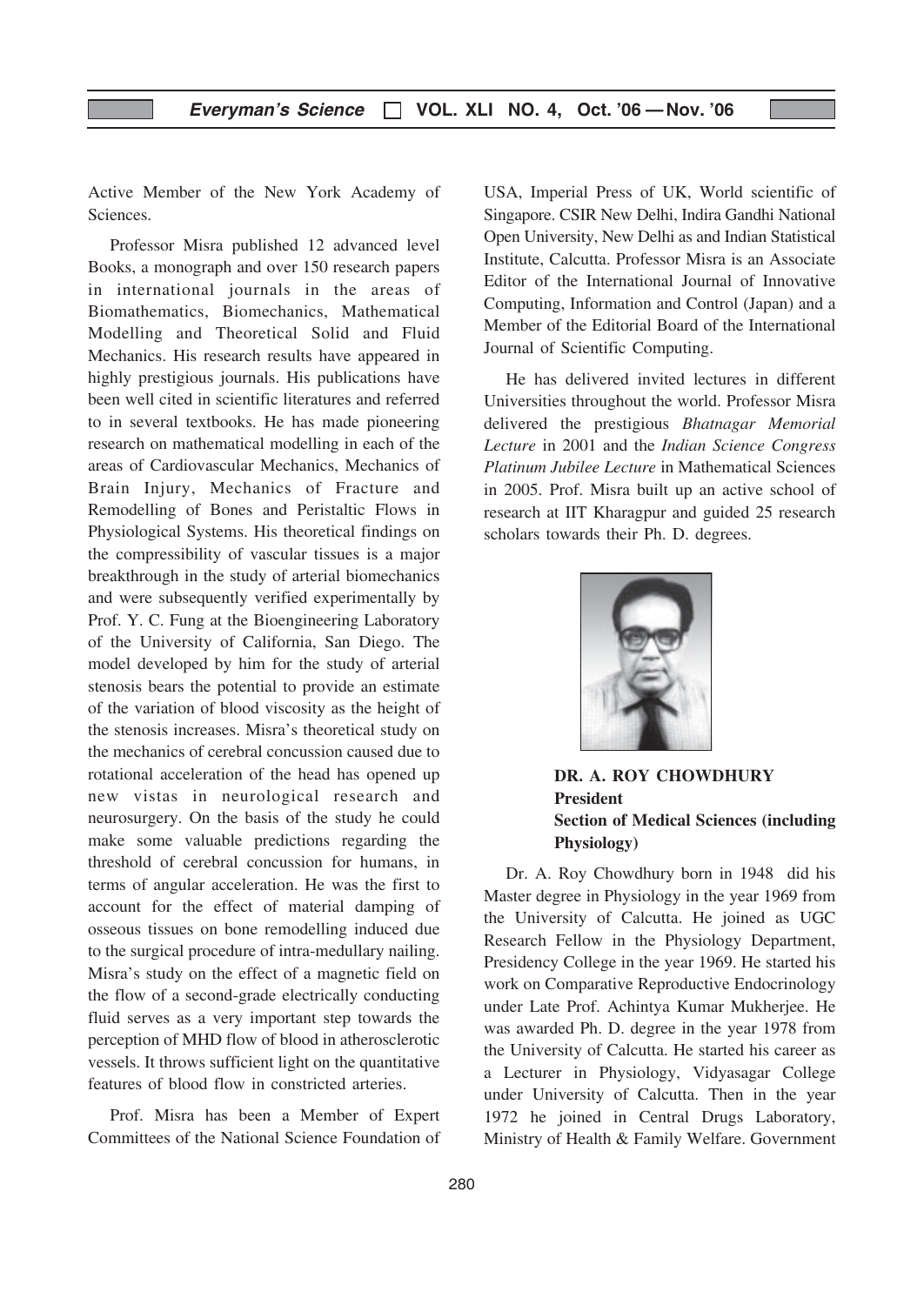Active Member of the New York Academy of Sciences.

Professor Misra published 12 advanced level Books, a monograph and over 150 research papers in international journals in the areas of Biomathematics, Biomechanics, Mathematical Modelling and Theoretical Solid and Fluid Mechanics. His research results have appeared in highly prestigious journals. His publications have been well cited in scientific literatures and referred to in several textbooks. He has made pioneering research on mathematical modelling in each of the areas of Cardiovascular Mechanics, Mechanics of Brain Injury, Mechanics of Fracture and Remodelling of Bones and Peristaltic Flows in Physiological Systems. His theoretical findings on the compressibility of vascular tissues is a major breakthrough in the study of arterial biomechanics and were subsequently verified experimentally by Prof. Y. C. Fung at the Bioengineering Laboratory of the University of California, San Diego. The model developed by him for the study of arterial stenosis bears the potential to provide an estimate of the variation of blood viscosity as the height of the stenosis increases. Misra's theoretical study on the mechanics of cerebral concussion caused due to rotational acceleration of the head has opened up new vistas in neurological research and neurosurgery. On the basis of the study he could make some valuable predictions regarding the threshold of cerebral concussion for humans, in terms of angular acceleration. He was the first to account for the effect of material damping of osseous tissues on bone remodelling induced due to the surgical procedure of intra-medullary nailing. Misra's study on the effect of a magnetic field on the flow of a second-grade electrically conducting fluid serves as a very important step towards the perception of MHD flow of blood in atherosclerotic vessels. It throws sufficient light on the quantitative features of blood flow in constricted arteries.

Prof. Misra has been a Member of Expert Committees of the National Science Foundation of USA, Imperial Press of UK, World scientific of Singapore. CSIR New Delhi, Indira Gandhi National Open University, New Delhi as and Indian Statistical Institute, Calcutta. Professor Misra is an Associate Editor of the International Journal of Innovative Computing, Information and Control (Japan) and a Member of the Editorial Board of the International Journal of Scientific Computing.

He has delivered invited lectures in different Universities throughout the world. Professor Misra delivered the prestigious *Bhatnagar Memorial Lecture* in 2001 and the *Indian Science Congress Platinum Jubilee Lecture* in Mathematical Sciences in 2005. Prof. Misra built up an active school of research at IIT Kharagpur and guided 25 research scholars towards their Ph. D. degrees.

**DR. A. ROY CHOWDHURY**
**President**
**Section of Medical Sciences (including Physiology)**

Dr. A. Roy Chowdhury born in 1948 did his Master degree in Physiology in the year 1969 from the University of Calcutta. He joined as UGC Research Fellow in the Physiology Department, Presidency College in the year 1969. He started his work on Comparative Reproductive Endocrinology under Late Prof. Achintya Kumar Mukherjee. He was awarded Ph. D. degree in the year 1978 from the University of Calcutta. He started his career as a Lecturer in Physiology, Vidyasagar College under University of Calcutta. Then in the year 1972 he joined in Central Drugs Laboratory, Ministry of Health & Family Welfare. Government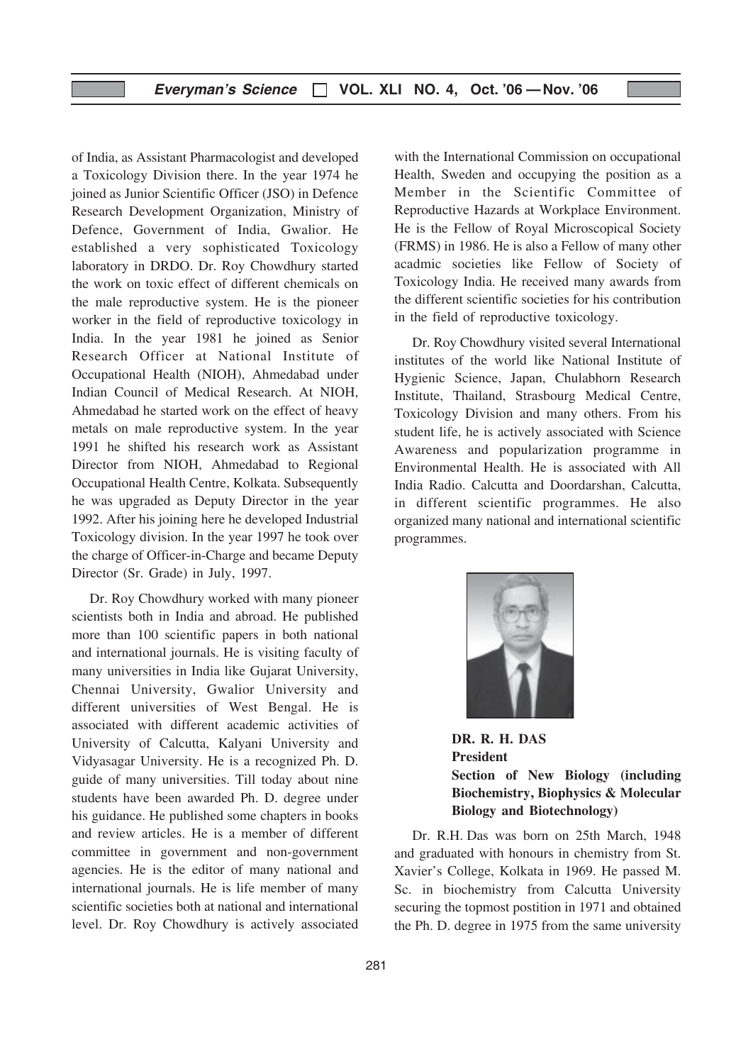of India, as Assistant Pharmacologist and developed a Toxicology Division there. In the year 1974 he joined as Junior Scientific Officer (JSO) in Defence Research Development Organization, Ministry of Defence, Government of India, Gwalior. He established a very sophisticated Toxicology laboratory in DRDO. Dr. Roy Chowdhury started the work on toxic effect of different chemicals on the male reproductive system. He is the pioneer worker in the field of reproductive toxicology in India. In the year 1981 he joined as Senior Research Officer at National Institute of Occupational Health (NIOH), Ahmedabad under Indian Council of Medical Research. At NIOH, Ahmedabad he started work on the effect of heavy metals on male reproductive system. In the year 1991 he shifted his research work as Assistant Director from NIOH, Ahmedabad to Regional Occupational Health Centre, Kolkata. Subsequently he was upgraded as Deputy Director in the year 1992. After his joining here he developed Industrial Toxicology division. In the year 1997 he took over the charge of Officer-in-Charge and became Deputy Director (Sr. Grade) in July, 1997.

Dr. Roy Chowdhury worked with many pioneer scientists both in India and abroad. He published more than 100 scientific papers in both national and international journals. He is visiting faculty of many universities in India like Gujarat University, Chennai University, Gwalior University and different universities of West Bengal. He is associated with different academic activities of University of Calcutta, Kalyani University and Vidyasagar University. He is a recognized Ph. D. guide of many universities. Till today about nine students have been awarded Ph. D. degree under his guidance. He published some chapters in books and review articles. He is a member of different committee in government and non-government agencies. He is the editor of many national and international journals. He is life member of many scientific societies both at national and international level. Dr. Roy Chowdhury is actively associated with the International Commission on occupational Health, Sweden and occupying the position as a Member in the Scientific Committee of Reproductive Hazards at Workplace Environment. He is the Fellow of Royal Microscopical Society (FRMS) in 1986. He is also a Fellow of many other acadmic societies like Fellow of Society of Toxicology India. He received many awards from the different scientific societies for his contribution in the field of reproductive toxicology.

Dr. Roy Chowdhury visited several International institutes of the world like National Institute of Hygienic Science, Japan, Chulabhorn Research Institute, Thailand, Strasbourg Medical Centre, Toxicology Division and many others. From his student life, he is actively associated with Science Awareness and popularization programme in Environmental Health. He is associated with All India Radio. Calcutta and Doordarshan, Calcutta, in different scientific programmes. He also organized many national and international scientific programmes.

**DR. R. H. DAS**
**President**
**Section of New Biology (including Biochemistry, Biophysics & Molecular Biology and Biotechnology)**

Dr. R.H. Das was born on 25th March, 1948 and graduated with honours in chemistry from St. Xavier's College, Kolkata in 1969. He passed M. Sc. in biochemistry from Calcutta University securing the topmost postition in 1971 and obtained the Ph. D. degree in 1975 from the same university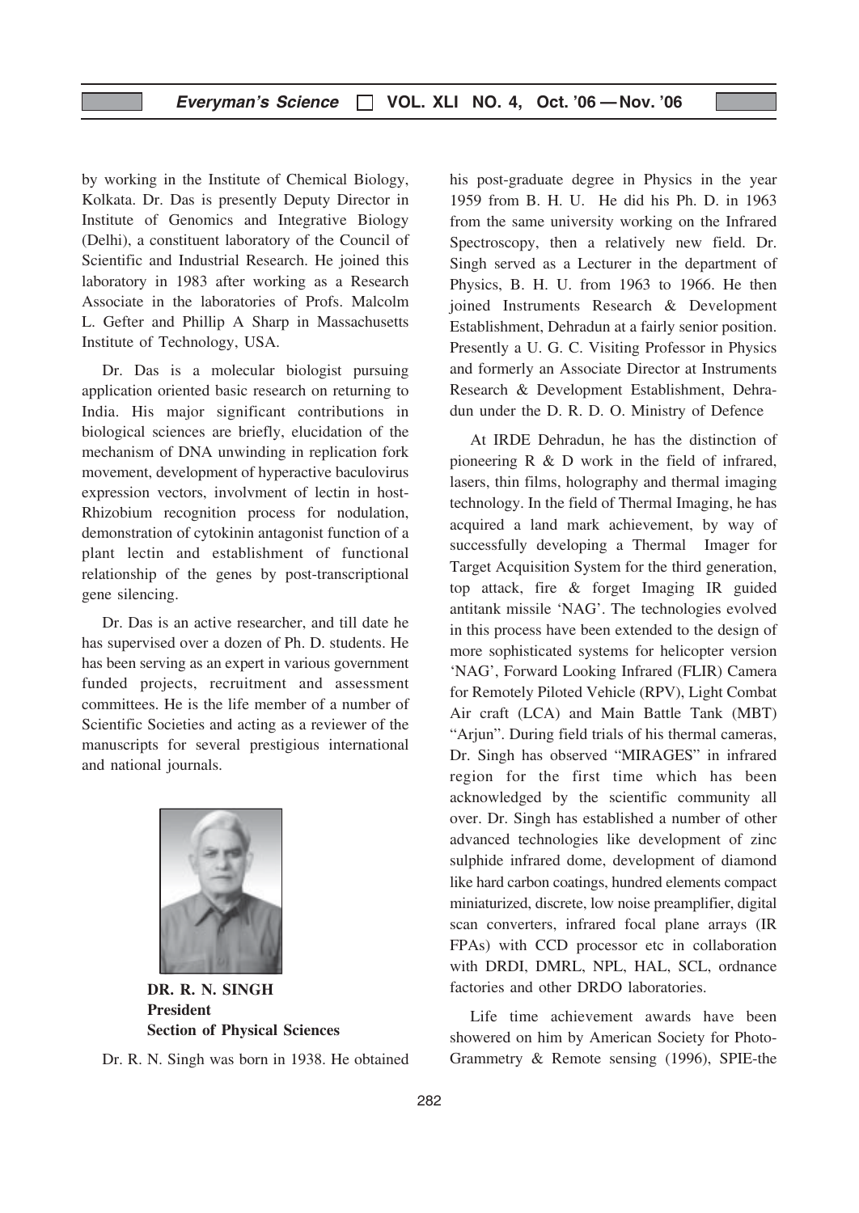by working in the Institute of Chemical Biology, Kolkata. Dr. Das is presently Deputy Director in Institute of Genomics and Integrative Biology (Delhi), a constituent laboratory of the Council of Scientific and Industrial Research. He joined this laboratory in 1983 after working as a Research Associate in the laboratories of Profs. Malcolm L. Gefter and Phillip A Sharp in Massachusetts Institute of Technology, USA.

Dr. Das is a molecular biologist pursuing application oriented basic research on returning to India. His major significant contributions in biological sciences are briefly, elucidation of the mechanism of DNA unwinding in replication fork movement, development of hyperactive baculovirus expression vectors, involvment of lectin in host-Rhizobium recognition process for nodulation, demonstration of cytokinin antagonist function of a plant lectin and establishment of functional relationship of the genes by post-transcriptional gene silencing.

Dr. Das is an active researcher, and till date he has supervised over a dozen of Ph. D. students. He has been serving as an expert in various government funded projects, recruitment and assessment committees. He is the life member of a number of Scientific Societies and acting as a reviewer of the manuscripts for several prestigious international and national journals.

**DR. R. N. SINGH**
**President**
**Section of Physical Sciences**

Dr. R. N. Singh was born in 1938. He obtained his post-graduate degree in Physics in the year 1959 from B. H. U. He did his Ph. D. in 1963 from the same university working on the Infrared Spectroscopy, then a relatively new field. Dr. Singh served as a Lecturer in the department of Physics, B. H. U. from 1963 to 1966. He then joined Instruments Research & Development Establishment, Dehradun at a fairly senior position. Presently a U. G. C. Visiting Professor in Physics and formerly an Associate Director at Instruments Research & Development Establishment, Dehradun under the D. R. D. O. Ministry of Defence

At IRDE Dehradun, he has the distinction of pioneering R & D work in the field of infrared, lasers, thin films, holography and thermal imaging technology. In the field of Thermal Imaging, he has acquired a land mark achievement, by way of successfully developing a Thermal Imager for Target Acquisition System for the third generation, top attack, fire & forget Imaging IR guided antitank missile 'NAG'. The technologies evolved in this process have been extended to the design of more sophisticated systems for helicopter version 'NAG', Forward Looking Infrared (FLIR) Camera for Remotely Piloted Vehicle (RPV), Light Combat Air craft (LCA) and Main Battle Tank (MBT) "Arjun". During field trials of his thermal cameras, Dr. Singh has observed "MIRAGES" in infrared region for the first time which has been acknowledged by the scientific community all over. Dr. Singh has established a number of other advanced technologies like development of zinc sulphide infrared dome, development of diamond like hard carbon coatings, hundred elements compact miniaturized, discrete, low noise preamplifier, digital scan converters, infrared focal plane arrays (IR FPAs) with CCD processor etc in collaboration with DRDI, DMRL, NPL, HAL, SCL, ordnance factories and other DRDO laboratories.

Life time achievement awards have been showered on him by American Society for Photo-Grammetry & Remote sensing (1996), SPIE-the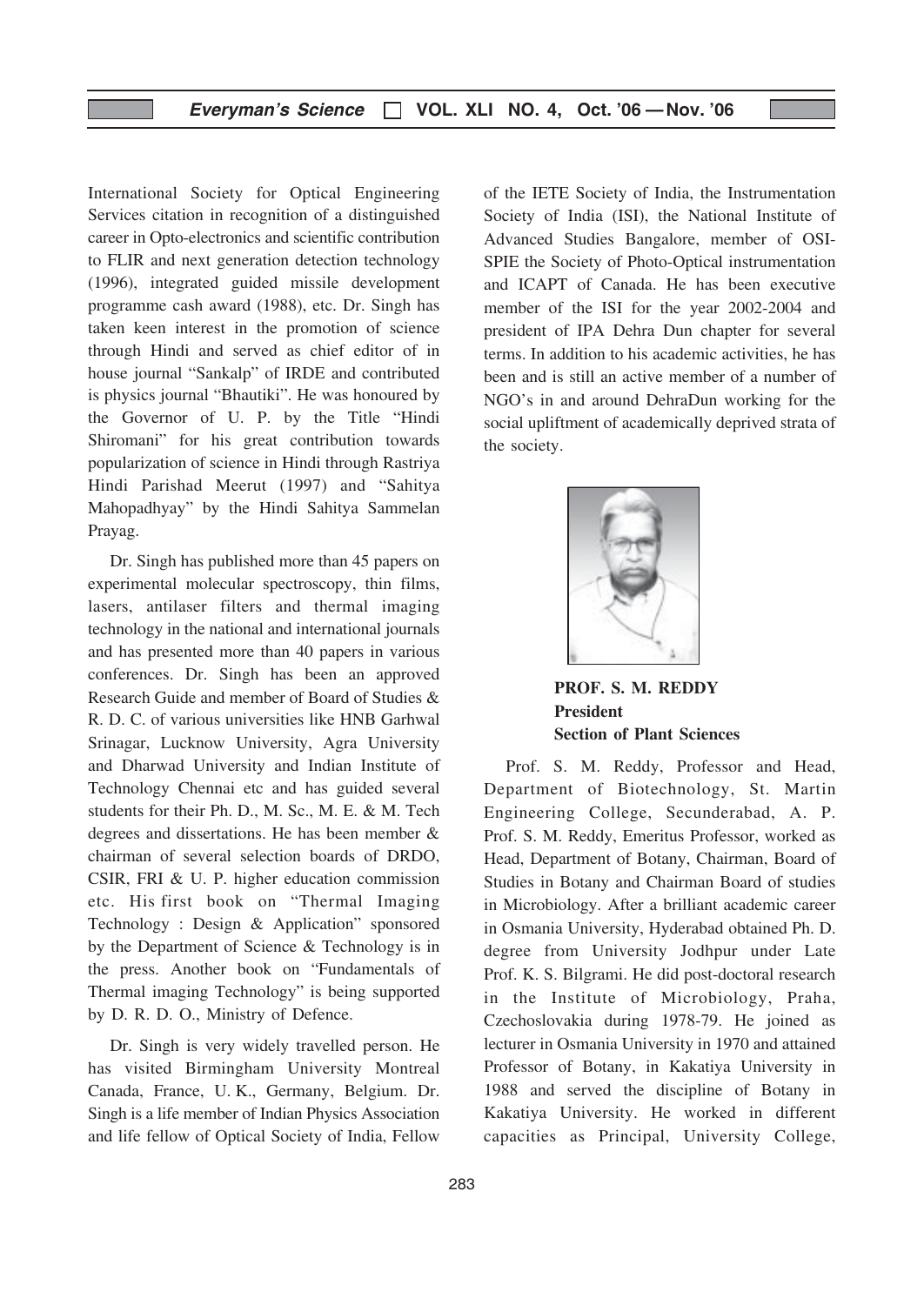International Society for Optical Engineering Services citation in recognition of a distinguished career in Opto-electronics and scientific contribution to FLIR and next generation detection technology (1996), integrated guided missile development programme cash award (1988), etc. Dr. Singh has taken keen interest in the promotion of science through Hindi and served as chief editor of in house journal "Sankalp" of IRDE and contributed is physics journal "Bhautiki". He was honoured by the Governor of U. P. by the Title "Hindi Shiromani" for his great contribution towards popularization of science in Hindi through Rastriya Hindi Parishad Meerut (1997) and "Sahitya Mahopadhyay" by the Hindi Sahitya Sammelan Prayag.

Dr. Singh has published more than 45 papers on experimental molecular spectroscopy, thin films, lasers, antilaser filters and thermal imaging technology in the national and international journals and has presented more than 40 papers in various conferences. Dr. Singh has been an approved Research Guide and member of Board of Studies & R. D. C. of various universities like HNB Garhwal Srinagar, Lucknow University, Agra University and Dharwad University and Indian Institute of Technology Chennai etc and has guided several students for their Ph. D., M. Sc., M. E. & M. Tech degrees and dissertations. He has been member & chairman of several selection boards of DRDO, CSIR, FRI & U. P. higher education commission etc. His first book on "Thermal Imaging Technology : Design & Application" sponsored by the Department of Science & Technology is in the press. Another book on "Fundamentals of Thermal imaging Technology" is being supported by D. R. D. O., Ministry of Defence.

Dr. Singh is very widely travelled person. He has visited Birmingham University Montreal Canada, France, U. K., Germany, Belgium. Dr. Singh is a life member of Indian Physics Association and life fellow of Optical Society of India, Fellow of the IETE Society of India, the Instrumentation Society of India (ISI), the National Institute of Advanced Studies Bangalore, member of OSI-SPIE the Society of Photo-Optical instrumentation and ICAPT of Canada. He has been executive member of the ISI for the year 2002-2004 and president of IPA Dehra Dun chapter for several terms. In addition to his academic activities, he has been and is still an active member of a number of NGO's in and around DehraDun working for the social upliftment of academically deprived strata of the society.

**PROF. S. M. REDDY**
**President**
**Section of Plant Sciences**

Prof. S. M. Reddy, Professor and Head, Department of Biotechnology, St. Martin Engineering College, Secunderabad, A. P. Prof. S. M. Reddy, Emeritus Professor, worked as Head, Department of Botany, Chairman, Board of Studies in Botany and Chairman Board of studies in Microbiology. After a brilliant academic career in Osmania University, Hyderabad obtained Ph. D. degree from University Jodhpur under Late Prof. K. S. Bilgrami. He did post-doctoral research in the Institute of Microbiology, Praha, Czechoslovakia during 1978-79. He joined as lecturer in Osmania University in 1970 and attained Professor of Botany, in Kakatiya University in 1988 and served the discipline of Botany in Kakatiya University. He worked in different capacities as Principal, University College,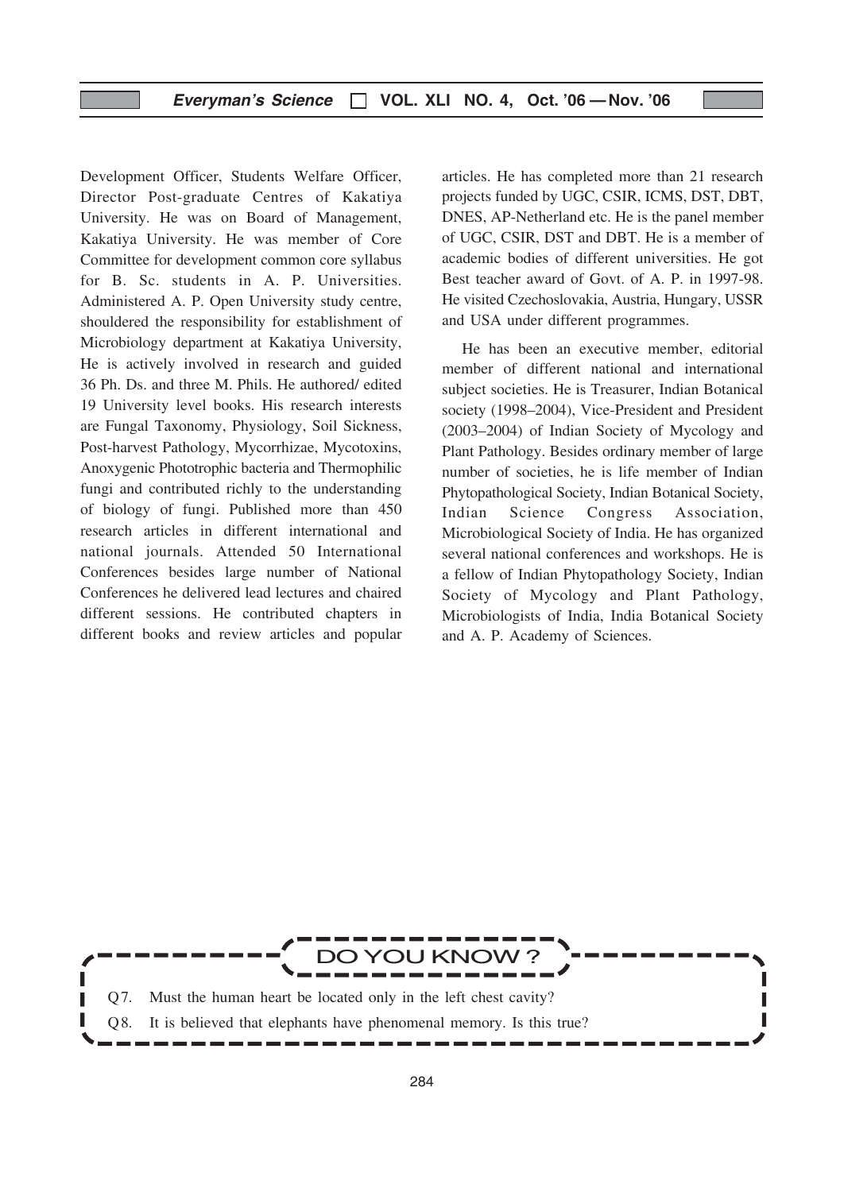Development Officer, Students Welfare Officer, Director Post-graduate Centres of Kakatiya University. He was on Board of Management, Kakatiya University. He was member of Core Committee for development common core syllabus for B. Sc. students in A. P. Universities. Administered A. P. Open University study centre, shouldered the responsibility for establishment of Microbiology department at Kakatiya University, He is actively involved in research and guided 36 Ph. Ds. and three M. Phils. He authored/ edited 19 University level books. His research interests are Fungal Taxonomy, Physiology, Soil Sickness, Post-harvest Pathology, Mycorrhizae, Mycotoxins, Anoxygenic Phototrophic bacteria and Thermophilic fungi and contributed richly to the understanding of biology of fungi. Published more than 450 research articles in different international and national journals. Attended 50 International Conferences besides large number of National Conferences he delivered lead lectures and chaired different sessions. He contributed chapters in different books and review articles and popular articles. He has completed more than 21 research projects funded by UGC, CSIR, ICMS, DST, DBT, DNES, AP-Netherland etc. He is the panel member of UGC, CSIR, DST and DBT. He is a member of academic bodies of different universities. He got Best teacher award of Govt. of A. P. in 1997-98. He visited Czechoslovakia, Austria, Hungary, USSR and USA under different programmes.

He has been an executive member, editorial member of different national and international subject societies. He is Treasurer, Indian Botanical society (1998–2004), Vice-President and President (2003–2004) of Indian Society of Mycology and Plant Pathology. Besides ordinary member of large number of societies, he is life member of Indian Phytopathological Society, Indian Botanical Society, Indian Science Congress Association, Microbiological Society of India. He has organized several national conferences and workshops. He is a fellow of Indian Phytopathology Society, Indian Society of Mycology and Plant Pathology, Microbiologists of India, India Botanical Society and A. P. Academy of Sciences.

## DO YOU KNOW ?

Q7. Must the human heart be located only in the left chest cavity?

Q8. It is believed that elephants have phenomenal memory. Is this true?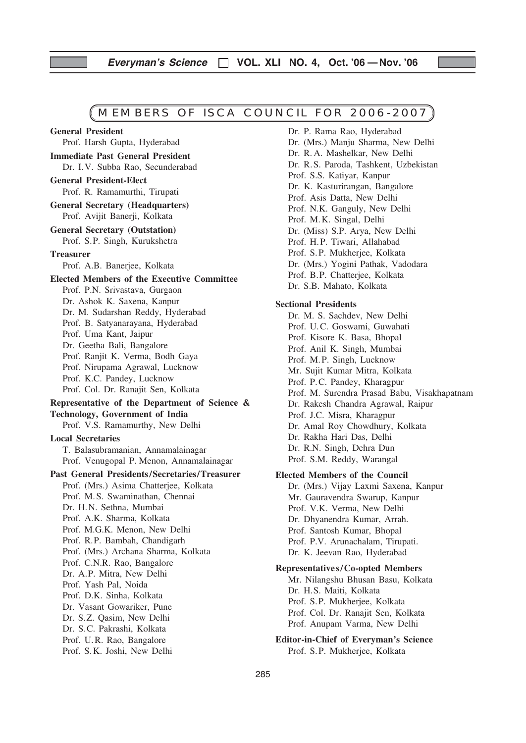# MEMBERS OF ISCA COUNCIL FOR 2006-2007

**General President**
Prof. Harsh Gupta, Hyderabad

**Immediate Past General President**
Dr. I.V. Subba Rao, Secunderabad

**General President-Elect**
Prof. R. Ramamurthi, Tirupati

**General Secretary (Headquarters)**
Prof. Avijit Banerji, Kolkata

**General Secretary (Outstation)**
Prof. S.P. Singh, Kurukshetra

**Treasurer**
Prof. A.B. Banerjee, Kolkata

**Elected Members of the Executive Committee**
Prof. P.N. Srivastava, Gurgaon
Dr. Ashok K. Saxena, Kanpur
Dr. M. Sudarshan Reddy, Hyderabad
Prof. B. Satyanarayana, Hyderabad
Prof. Uma Kant, Jaipur
Dr. Geetha Bali, Bangalore
Prof. Ranjit K. Verma, Bodh Gaya
Prof. Nirupama Agrawal, Lucknow
Prof. K.C. Pandey, Lucknow
Prof. Col. Dr. Ranajit Sen, Kolkata

**Representative of the Department of Science & Technology, Government of India**
Prof. V.S. Ramamurthy, New Delhi

**Local Secretaries**
T. Balasubramanian, Annamalainagar
Prof. Venugopal P. Menon, Annamalainagar

**Past General Presidents/Secretaries/Treasurer**
Prof. (Mrs.) Asima Chatterjee, Kolkata
Prof. M.S. Swaminathan, Chennai
Dr. H.N. Sethna, Mumbai
Prof. A.K. Sharma, Kolkata
Prof. M.G.K. Menon, New Delhi
Prof. R.P. Bambah, Chandigarh
Prof. (Mrs.) Archana Sharma, Kolkata
Prof. C.N.R. Rao, Bangalore
Dr. A.P. Mitra, New Delhi
Prof. Yash Pal, Noida
Prof. D.K. Sinha, Kolkata
Dr. Vasant Gowariker, Pune
Dr. S.Z. Qasim, New Delhi
Dr. S.C. Pakrashi, Kolkata
Prof. U.R. Rao, Bangalore
Prof. S.K. Joshi, New Delhi
Dr. P. Rama Rao, Hyderabad
Dr. (Mrs.) Manju Sharma, New Delhi
Dr. R.A. Mashelkar, New Delhi
Dr. R.S. Paroda, Tashkent, Uzbekistan
Prof. S.S. Katiyar, Kanpur
Dr. K. Kasturirangan, Bangalore
Prof. Asis Datta, New Delhi
Prof. N.K. Ganguly, New Delhi
Prof. M.K. Singal, Delhi
Dr. (Miss) S.P. Arya, New Delhi
Prof. H.P. Tiwari, Allahabad
Prof. S.P. Mukherjee, Kolkata
Dr. (Mrs.) Yogini Pathak, Vadodara
Prof. B.P. Chatterjee, Kolkata
Dr. S.B. Mahato, Kolkata

**Sectional Presidents**
Dr. M. S. Sachdev, New Delhi
Prof. U.C. Goswami, Guwahati
Prof. Kisore K. Basa, Bhopal
Prof. Anil K. Singh, Mumbai
Prof. M.P. Singh, Lucknow
Mr. Sujit Kumar Mitra, Kolkata
Prof. P.C. Pandey, Kharagpur
Prof. M. Surendra Prasad Babu, Visakhapatnam
Dr. Rakesh Chandra Agrawal, Raipur
Prof. J.C. Misra, Kharagpur
Dr. Amal Roy Chowdhury, Kolkata
Dr. Rakha Hari Das, Delhi
Dr. R.N. Singh, Dehra Dun
Prof. S.M. Reddy, Warangal

**Elected Members of the Council**
Dr. (Mrs.) Vijay Laxmi Saxena, Kanpur
Mr. Gauravendra Swarup, Kanpur
Prof. V.K. Verma, New Delhi
Dr. Dhyanendra Kumar, Arrah.
Prof. Santosh Kumar, Bhopal
Prof. P.V. Arunachalam, Tirupati.
Dr. K. Jeevan Rao, Hyderabad

**Representatives/Co-opted Members**
Mr. Nilangshu Bhusan Basu, Kolkata
Dr. H.S. Maiti, Kolkata
Prof. S.P. Mukherjee, Kolkata
Prof. Col. Dr. Ranajit Sen, Kolkata
Prof. Anupam Varma, New Delhi

**Editor-in-Chief of Everyman's Science**
Prof. S.P. Mukherjee, Kolkata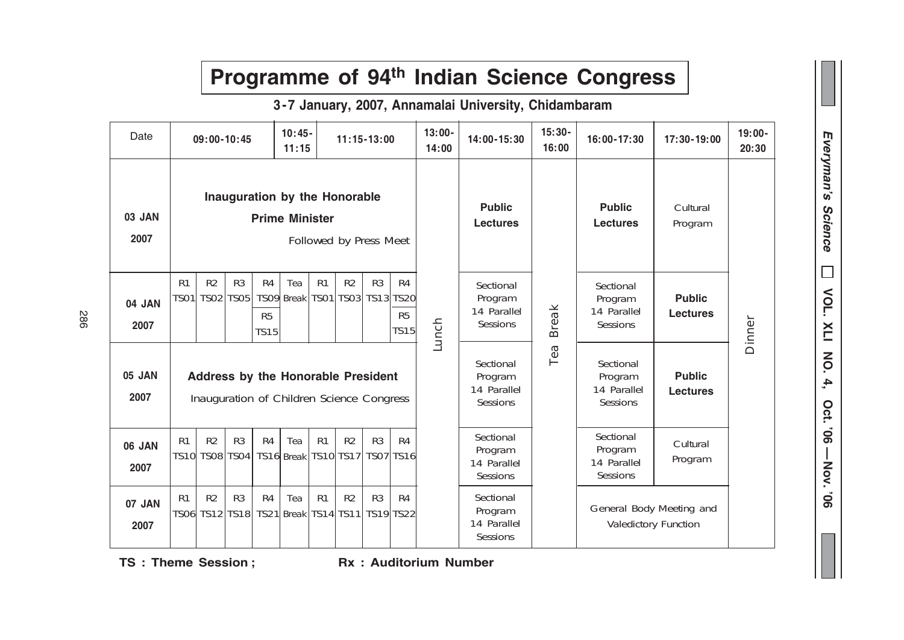# Programme of 94th Indian Science Congress

### 3-7 January, 2007, Annamalai University, Chidambaram

| Date | 09:00-10:45 | | | | 10:45-11:15 | 11:15-13:00 | | | | 13:00-14:00 | 14:00-15:30 | 15:30-16:00 | 16:00-17:30 | 17:30-19:00 | 19:00-20:30 |
|---|---|---|---|---|---|---|---|---|---|---|---|---|---|---|---|
| 03 JAN 2007 | **Inauguration by the Honorable Prime Minister** Followed by Press Meet | | | | | | | | | Lunch | **Public Lectures** | Tea Break | **Public Lectures** | Cultural Program | Dinner |
| 04 JAN 2007 | R1 TS01 | R2 TS02 | R3 TS05 | R4 TS09 R5 TS15 | Tea Break | R1 TS01 | R2 TS03 | R3 TS13 | R4 TS20 R5 TS15 | Lunch | Sectional Program 14 Parallel Sessions | Tea Break | Sectional Program 14 Parallel Sessions | **Public Lectures** | Dinner |
| 05 JAN 2007 | **Address by the Honorable President** Inauguration of Children Science Congress | | | | | | | | | Lunch | Sectional Program 14 Parallel Sessions | Tea Break | Sectional Program 14 Parallel Sessions | **Public Lectures** | Dinner |
| 06 JAN 2007 | R1 TS10 | R2 TS08 | R3 TS04 | R4 TS16 | Tea Break | R1 TS10 | R2 TS17 | R3 TS07 | R4 TS16 | Lunch | Sectional Program 14 Parallel Sessions | Tea Break | Sectional Program 14 Parallel Sessions | Cultural Program | Dinner |
| 07 JAN 2007 | R1 TS06 | R2 TS12 | R3 TS18 | R4 TS21 | Tea Break | R1 TS14 | R2 TS11 | R3 TS19 | R4 TS22 | Lunch | Sectional Program 14 Parallel Sessions | Tea Break | General Body Meeting and Valedictory Function | | Dinner |

**TS : Theme Session ;** **Rx : Auditorium Number**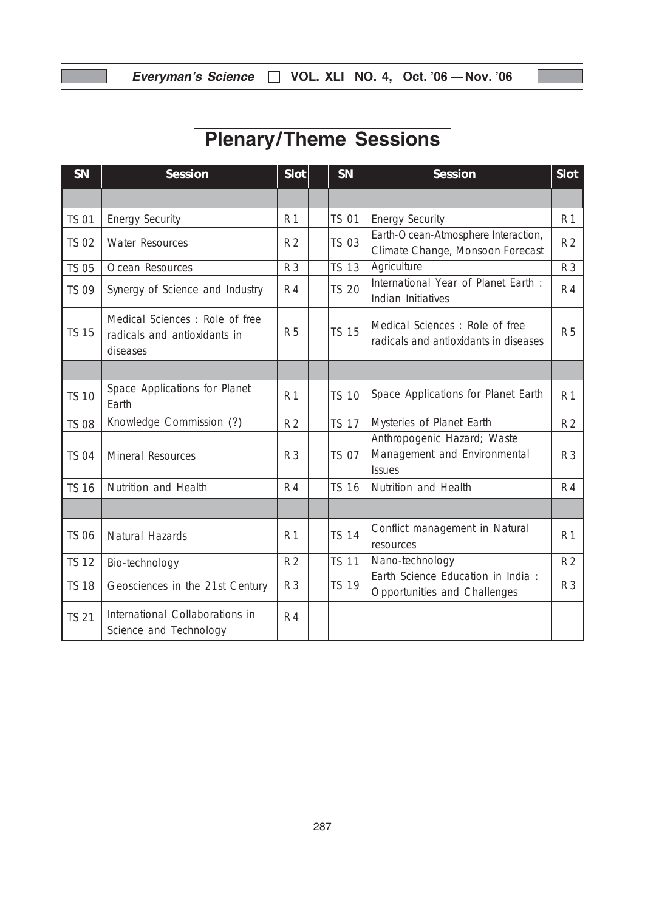# Plenary/Theme Sessions

| SN | Session | Slot | | SN | Session | Slot |
|---|---|---|---|---|---|---|
| | | | | | | |
| TS 01 | Energy Security | R 1 | | TS 01 | Energy Security | R 1 |
| TS 02 | Water Resources | R 2 | | TS 03 | Earth-Ocean-Atmosphere Interaction, Climate Change, Monsoon Forecast | R 2 |
| TS 05 | Ocean Resources | R 3 | | TS 13 | Agriculture | R 3 |
| TS 09 | Synergy of Science and Industry | R 4 | | TS 20 | International Year of Planet Earth : Indian Initiatives | R 4 |
| TS 15 | Medical Sciences : Role of free radicals and antioxidants in diseases | R 5 | | TS 15 | Medical Sciences : Role of free radicals and antioxidants in diseases | R 5 |
| | | | | | | |
| TS 10 | Space Applications for Planet Earth | R 1 | | TS 10 | Space Applications for Planet Earth | R 1 |
| TS 08 | Knowledge Commission (?) | R 2 | | TS 17 | Mysteries of Planet Earth | R 2 |
| TS 04 | Mineral Resources | R 3 | | TS 07 | Anthropogenic Hazard; Waste Management and Environmental Issues | R 3 |
| TS 16 | Nutrition and Health | R 4 | | TS 16 | Nutrition and Health | R 4 |
| | | | | | | |
| TS 06 | Natural Hazards | R 1 | | TS 14 | Conflict management in Natural resources | R 1 |
| TS 12 | Bio-technology | R 2 | | TS 11 | Nano-technology | R 2 |
| TS 18 | Geosciences in the 21st Century | R 3 | | TS 19 | Earth Science Education in India : Opportunities and Challenges | R 3 |
| TS 21 | International Collaborations in Science and Technology | R 4 | | | | |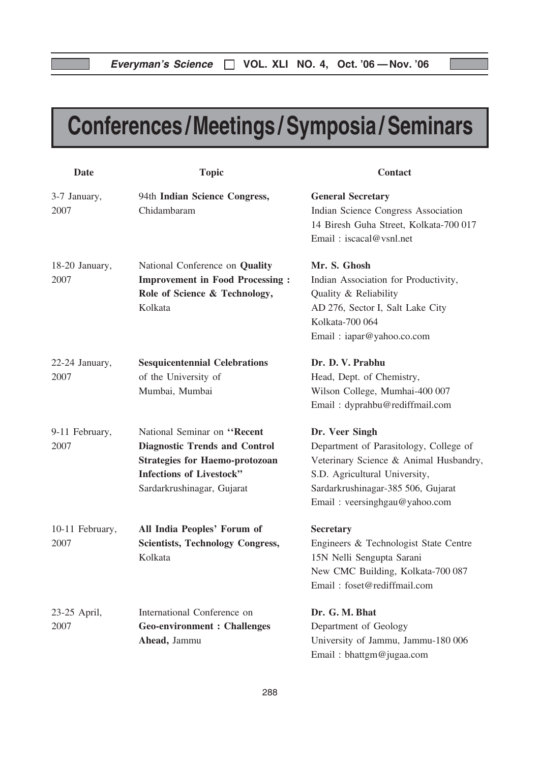# Conferences / Meetings / Symposia / Seminars

| Date | Topic | Contact |
| --- | --- | --- |
| 3-7 January, 2007 | 94th **Indian Science Congress,** Chidambaram | **General Secretary**<br>Indian Science Congress Association<br>14 Biresh Guha Street, Kolkata-700 017<br>Email : iscacal@vsnl.net |
| 18-20 January, 2007 | National Conference on **Quality Improvement in Food Processing : Role of Science & Technology,** Kolkata | **Mr. S. Ghosh**<br>Indian Association for Productivity, Quality & Reliability<br>AD 276, Sector I, Salt Lake City<br>Kolkata-700 064<br>Email : iapar@yahoo.co.com |
| 22-24 January, 2007 | **Sesquicentennial Celebrations** of the University of Mumbai, Mumbai | **Dr. D. V. Prabhu**<br>Head, Dept. of Chemistry,<br>Wilson College, Mumhai-400 007<br>Email : dyprahbu@rediffmail.com |
| 9-11 February, 2007 | National Seminar on **''Recent Diagnostic Trends and Control Strategies for Haemo-protozoan Infections of Livestock''** Sardarkrushinagar, Gujarat | **Dr. Veer Singh**<br>Department of Parasitology, College of Veterinary Science & Animal Husbandry,<br>S.D. Agricultural University,<br>Sardarkrushinagar-385 506, Gujarat<br>Email : veersinghgau@yahoo.com |
| 10-11 February, 2007 | **All India Peoples' Forum of Scientists, Technology Congress,** Kolkata | **Secretary**<br>Engineers & Technologist State Centre<br>15N Nelli Sengupta Sarani<br>New CMC Building, Kolkata-700 087<br>Email : foset@rediffmail.com |
| 23-25 April, 2007 | International Conference on **Geo-environment : Challenges Ahead,** Jammu | **Dr. G. M. Bhat**<br>Department of Geology<br>University of Jammu, Jammu-180 006<br>Email : bhattgm@jugaa.com |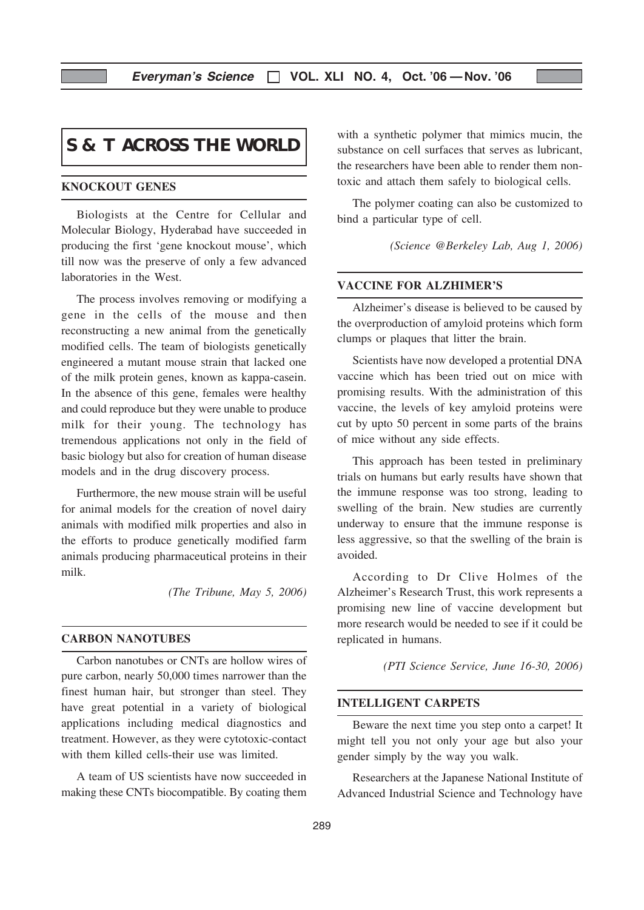# S & T ACROSS THE WORLD

## KNOCKOUT GENES

Biologists at the Centre for Cellular and Molecular Biology, Hyderabad have succeeded in producing the first 'gene knockout mouse', which till now was the preserve of only a few advanced laboratories in the West.

The process involves removing or modifying a gene in the cells of the mouse and then reconstructing a new animal from the genetically modified cells. The team of biologists genetically engineered a mutant mouse strain that lacked one of the milk protein genes, known as kappa-casein. In the absence of this gene, females were healthy and could reproduce but they were unable to produce milk for their young. The technology has tremendous applications not only in the field of basic biology but also for creation of human disease models and in the drug discovery process.

Furthermore, the new mouse strain will be useful for animal models for the creation of novel dairy animals with modified milk properties and also in the efforts to produce genetically modified farm animals producing pharmaceutical proteins in their milk.

*(The Tribune, May 5, 2006)*

## CARBON NANOTUBES

Carbon nanotubes or CNTs are hollow wires of pure carbon, nearly 50,000 times narrower than the finest human hair, but stronger than steel. They have great potential in a variety of biological applications including medical diagnostics and treatment. However, as they were cytotoxic-contact with them killed cells-their use was limited.

A team of US scientists have now succeeded in making these CNTs biocompatible. By coating them with a synthetic polymer that mimics mucin, the substance on cell surfaces that serves as lubricant, the researchers have been able to render them non-toxic and attach them safely to biological cells.

The polymer coating can also be customized to bind a particular type of cell.

*(Science @Berkeley Lab, Aug 1, 2006)*

## VACCINE FOR ALZHIMER'S

Alzheimer's disease is believed to be caused by the overproduction of amyloid proteins which form clumps or plaques that litter the brain.

Scientists have now developed a potential DNA vaccine which has been tried out on mice with promising results. With the administration of this vaccine, the levels of key amyloid proteins were cut by upto 50 percent in some parts of the brains of mice without any side effects.

This approach has been tested in preliminary trials on humans but early results have shown that the immune response was too strong, leading to swelling of the brain. New studies are currently underway to ensure that the immune response is less aggressive, so that the swelling of the brain is avoided.

According to Dr Clive Holmes of the Alzheimer's Research Trust, this work represents a promising new line of vaccine development but more research would be needed to see if it could be replicated in humans.

*(PTI Science Service, June 16-30, 2006)*

## INTELLIGENT CARPETS

Beware the next time you step onto a carpet! It might tell you not only your age but also your gender simply by the way you walk.

Researchers at the Japanese National Institute of Advanced Industrial Science and Technology have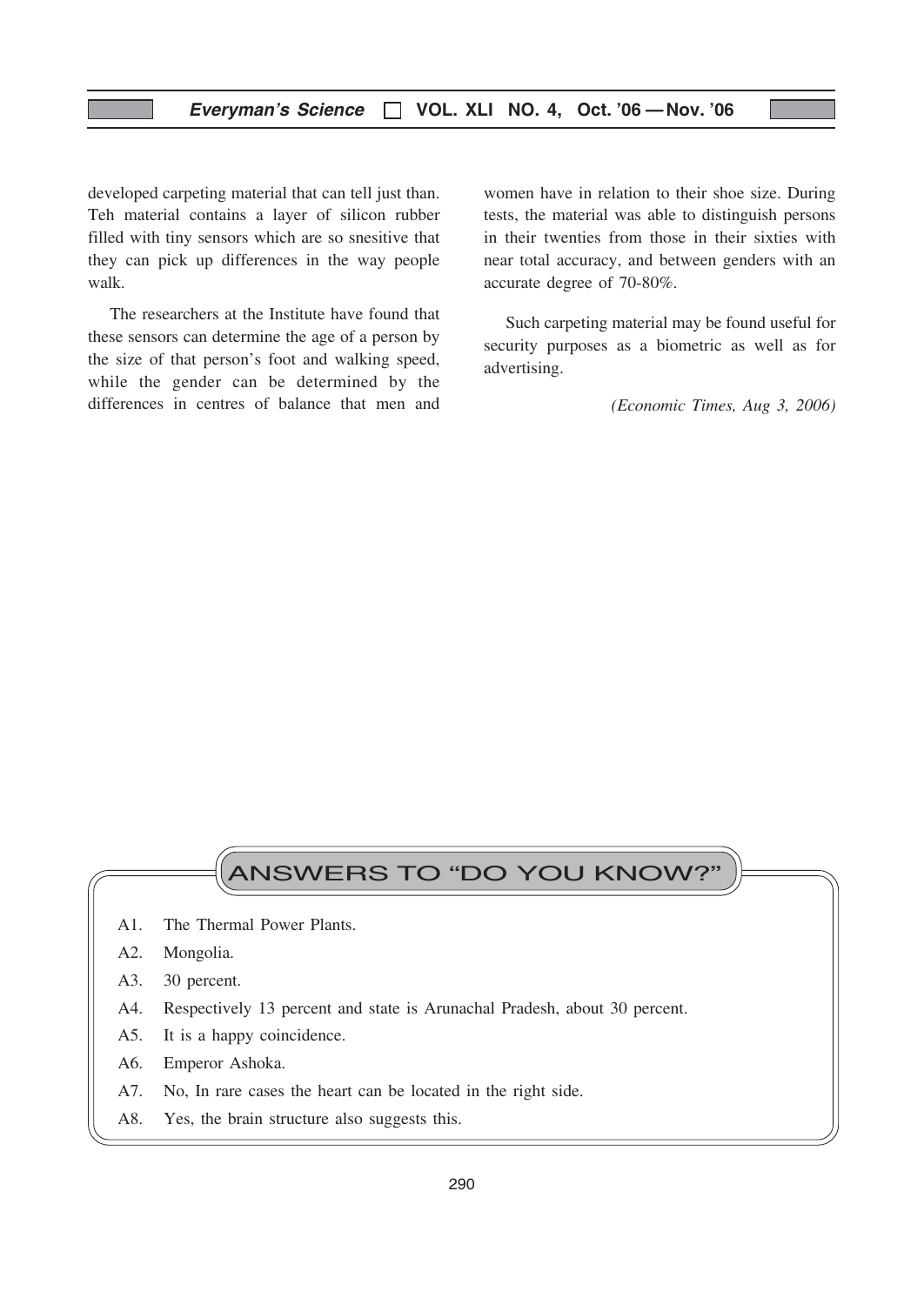developed carpeting material that can tell just than. Teh material contains a layer of silicon rubber filled with tiny sensors which are so snesitive that they can pick up differences in the way people walk.

The researchers at the Institute have found that these sensors can determine the age of a person by the size of that person's foot and walking speed, while the gender can be determined by the differences in centres of balance that men and women have in relation to their shoe size. During tests, the material was able to distinguish persons in their twenties from those in their sixties with near total accuracy, and between genders with an accurate degree of 70-80%.

Such carpeting material may be found useful for security purposes as a biometric as well as for advertising.

*(Economic Times, Aug 3, 2006)*

## ANSWERS TO "DO YOU KNOW?"

A1. The Thermal Power Plants.

A2. Mongolia.

A3. 30 percent.

A4. Respectively 13 percent and state is Arunachal Pradesh, about 30 percent.

A5. It is a happy coincidence.

A6. Emperor Ashoka.

A7. No, In rare cases the heart can be located in the right side.

A8. Yes, the brain structure also suggests this.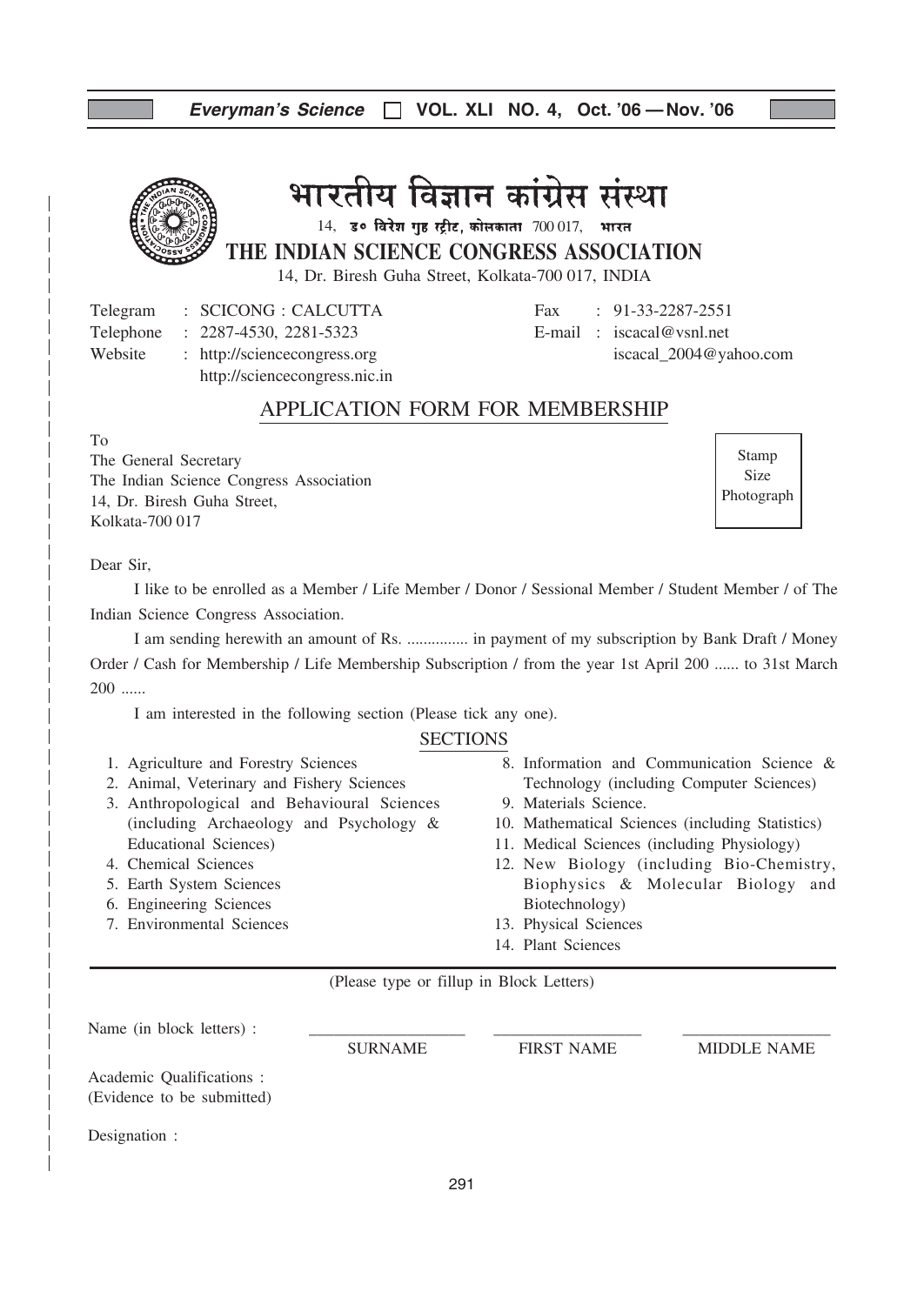# भारतीय विज्ञान कांग्रेस संस्था

14, डॉ० बिरेश गुह स्ट्रीट, कोलकाता 700 017, भारत

## THE INDIAN SCIENCE CONGRESS ASSOCIATION

14, Dr. Biresh Guha Street, Kolkata-700 017, INDIA

Telegram : SCICONG : CALCUTTA
Telephone : 2287-4530, 2281-5323
Website : http://sciencecongress.org
http://sciencecongress.nic.in

Fax : 91-33-2287-2551
E-mail : iscacal@vsnl.net
iscacal_2004@yahoo.com

## APPLICATION FORM FOR MEMBERSHIP

To
The General Secretary
The Indian Science Congress Association
14, Dr. Biresh Guha Street,
Kolkata-700 017

Stamp Size Photograph

Dear Sir,

I like to be enrolled as a Member / Life Member / Donor / Sessional Member / Student Member / of The Indian Science Congress Association.

I am sending herewith an amount of Rs. ............... in payment of my subscription by Bank Draft / Money Order / Cash for Membership / Life Membership Subscription / from the year 1st April 200 ...... to 31st March 200 ......

I am interested in the following section (Please tick any one).

### SECTIONS

1. Agriculture and Forestry Sciences
2. Animal, Veterinary and Fishery Sciences
3. Anthropological and Behavioural Sciences (including Archaeology and Psychology & Educational Sciences)
4. Chemical Sciences
5. Earth System Sciences
6. Engineering Sciences
7. Environmental Sciences
8. Information and Communication Science & Technology (including Computer Sciences)
9. Materials Science.
10. Mathematical Sciences (including Statistics)
11. Medical Sciences (including Physiology)
12. New Biology (including Bio-Chemistry, Biophysics & Molecular Biology and Biotechnology)
13. Physical Sciences
14. Plant Sciences

(Please type or fillup in Block Letters)

Name (in block letters) : ____________ ____________ ____________
SURNAME FIRST NAME MIDDLE NAME

Academic Qualifications :
(Evidence to be submitted)

Designation :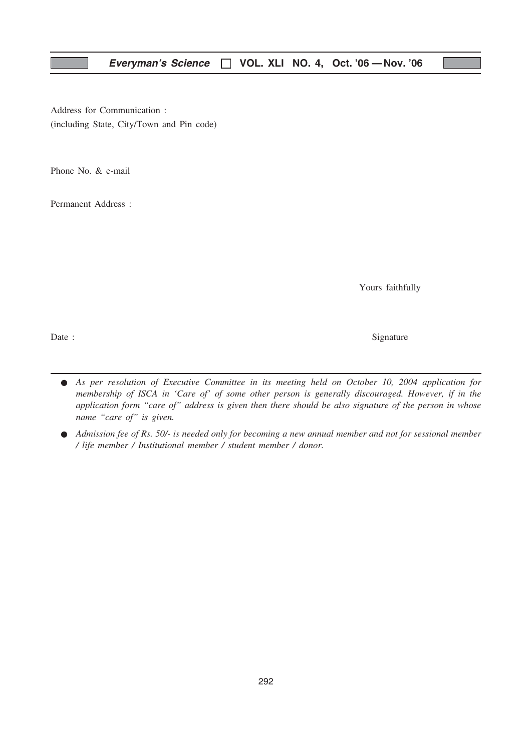Address for Communication :
(including State, City/Town and Pin code)

Phone No. & e-mail

Permanent Address :

Yours faithfully

Date :

Signature

---

- *As per resolution of Executive Committee in its meeting held on October 10, 2004 application for membership of ISCA in 'Care of' of some other person is generally discouraged. However, if in the application form "care of" address is given then there should be also signature of the person in whose name "care of" is given.*
- *Admission fee of Rs. 50/- is needed only for becoming a new annual member and not for sessional member / life member / Institutional member / student member / donor.*